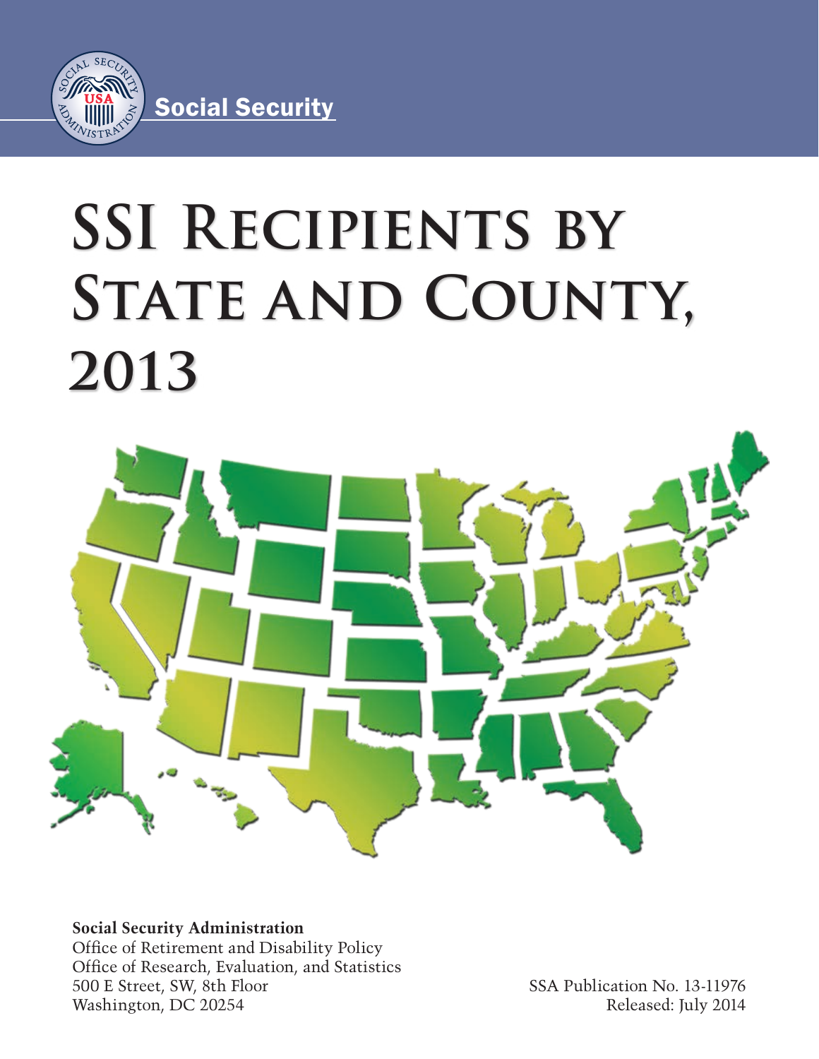Social Security

# SSI Recipients by State and County, 2013

**Social Security Administration**
Office of Retirement and Disability Policy
Office of Research, Evaluation, and Statistics
500 E Street, SW, 8th Floor
Washington, DC 20254

SSA Publication No. 13-11976
Released: July 2014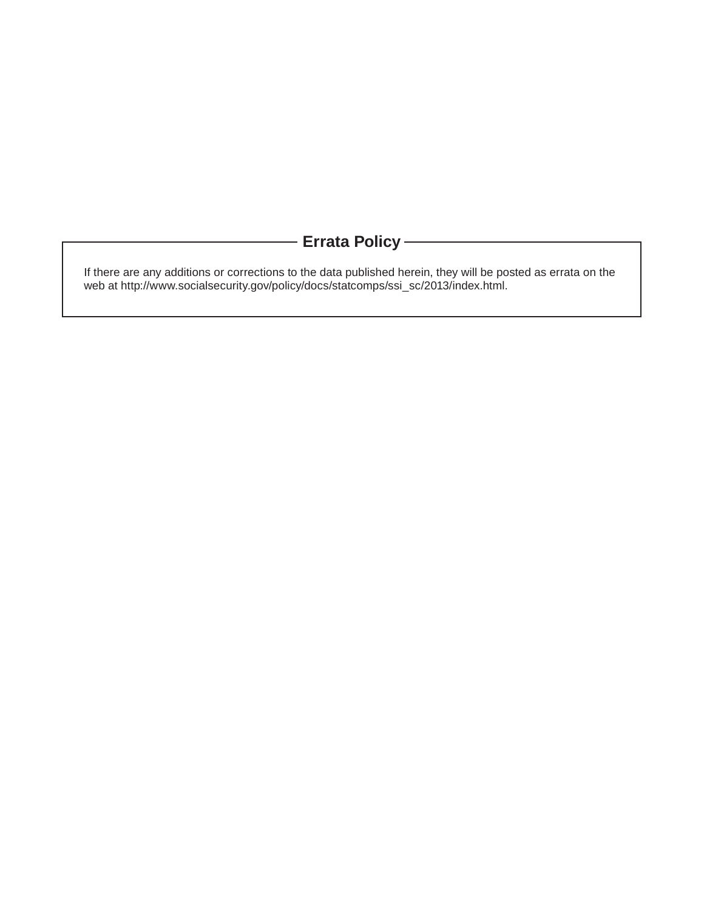## Errata Policy

If there are any additions or corrections to the data published herein, they will be posted as errata on the web at http://www.socialsecurity.gov/policy/docs/statcomps/ssi_sc/2013/index.html.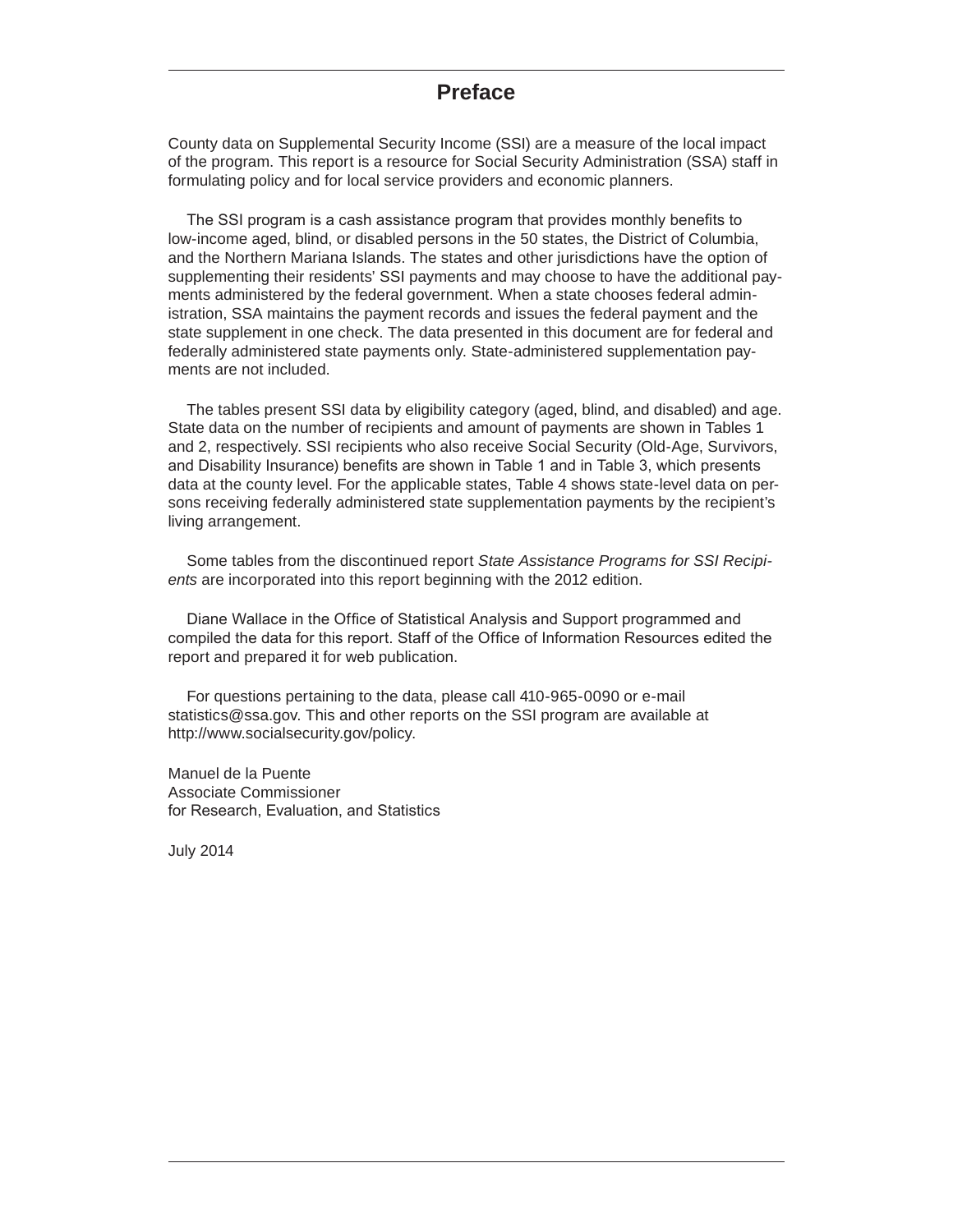# Preface

County data on Supplemental Security Income (SSI) are a measure of the local impact of the program. This report is a resource for Social Security Administration (SSA) staff in formulating policy and for local service providers and economic planners.

The SSI program is a cash assistance program that provides monthly benefits to low-income aged, blind, or disabled persons in the 50 states, the District of Columbia, and the Northern Mariana Islands. The states and other jurisdictions have the option of supplementing their residents' SSI payments and may choose to have the additional payments administered by the federal government. When a state chooses federal administration, SSA maintains the payment records and issues the federal payment and the state supplement in one check. The data presented in this document are for federal and federally administered state payments only. State-administered supplementation payments are not included.

The tables present SSI data by eligibility category (aged, blind, and disabled) and age. State data on the number of recipients and amount of payments are shown in Tables 1 and 2, respectively. SSI recipients who also receive Social Security (Old-Age, Survivors, and Disability Insurance) benefits are shown in Table 1 and in Table 3, which presents data at the county level. For the applicable states, Table 4 shows state-level data on persons receiving federally administered state supplementation payments by the recipient's living arrangement.

Some tables from the discontinued report *State Assistance Programs for SSI Recipients* are incorporated into this report beginning with the 2012 edition.

Diane Wallace in the Office of Statistical Analysis and Support programmed and compiled the data for this report. Staff of the Office of Information Resources edited the report and prepared it for web publication.

For questions pertaining to the data, please call 410-965-0090 or e-mail statistics@ssa.gov. This and other reports on the SSI program are available at http://www.socialsecurity.gov/policy.

Manuel de la Puente
Associate Commissioner
for Research, Evaluation, and Statistics

July 2014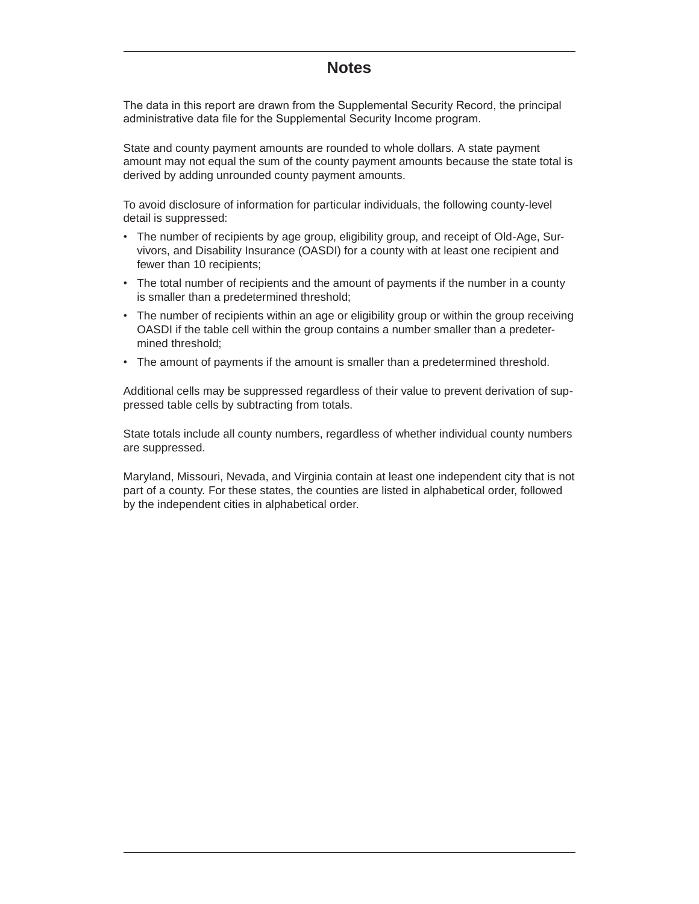# Notes

The data in this report are drawn from the Supplemental Security Record, the principal administrative data file for the Supplemental Security Income program.

State and county payment amounts are rounded to whole dollars. A state payment amount may not equal the sum of the county payment amounts because the state total is derived by adding unrounded county payment amounts.

To avoid disclosure of information for particular individuals, the following county-level detail is suppressed:

- The number of recipients by age group, eligibility group, and receipt of Old-Age, Survivors, and Disability Insurance (OASDI) for a county with at least one recipient and fewer than 10 recipients;
- The total number of recipients and the amount of payments if the number in a county is smaller than a predetermined threshold;
- The number of recipients within an age or eligibility group or within the group receiving OASDI if the table cell within the group contains a number smaller than a predetermined threshold;
- The amount of payments if the amount is smaller than a predetermined threshold.

Additional cells may be suppressed regardless of their value to prevent derivation of suppressed table cells by subtracting from totals.

State totals include all county numbers, regardless of whether individual county numbers are suppressed.

Maryland, Missouri, Nevada, and Virginia contain at least one independent city that is not part of a county. For these states, the counties are listed in alphabetical order, followed by the independent cities in alphabetical order.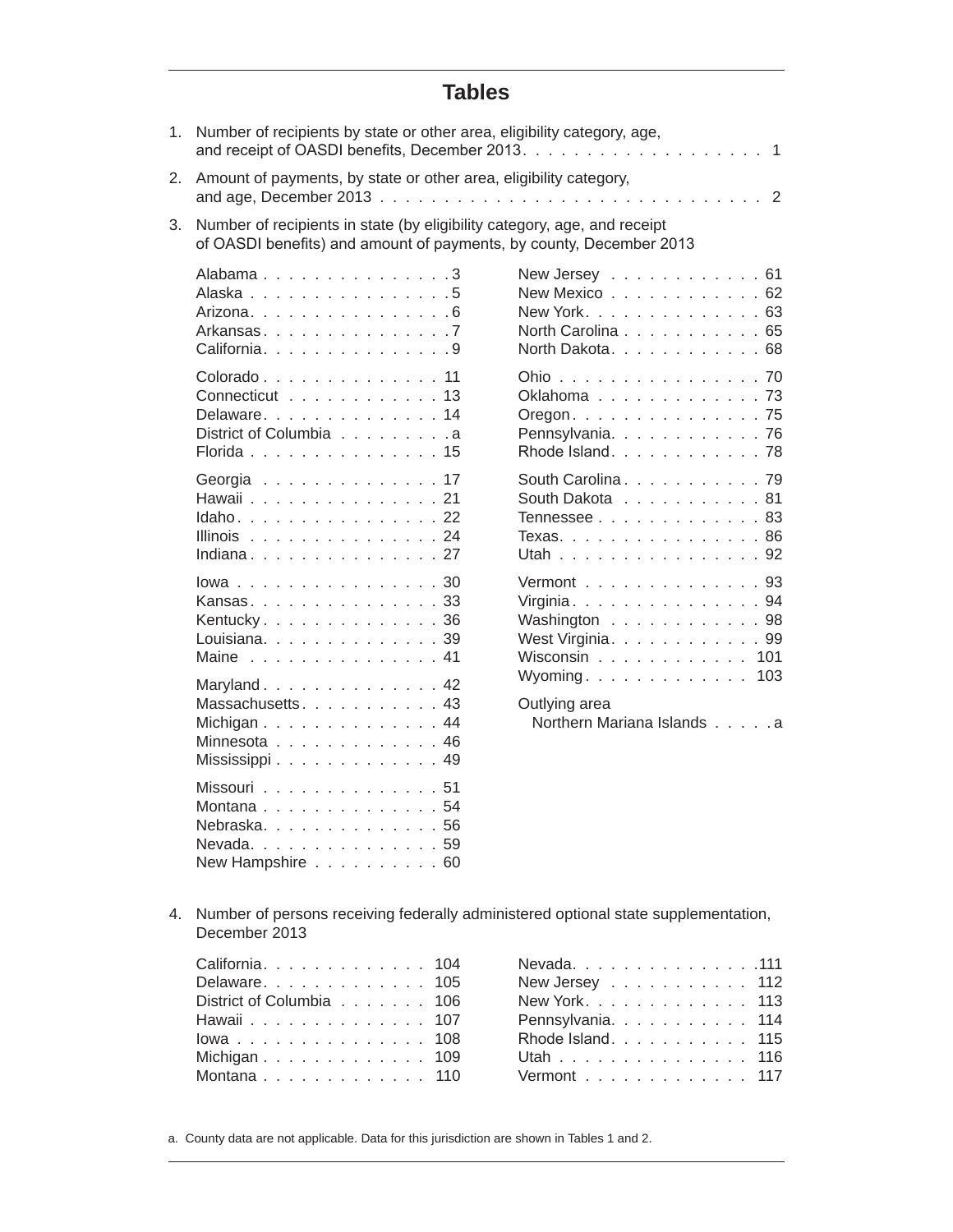# Tables

1. Number of recipients by state or other area, eligibility category, age, and receipt of OASDI benefits, December 2013 . . . . . 1

2. Amount of payments, by state or other area, eligibility category, and age, December 2013 . . . . . 2

3. Number of recipients in state (by eligibility category, age, and receipt of OASDI benefits) and amount of payments, by county, December 2013

| State | Page |
|---|---|
| Alabama | 3 |
| Alaska | 5 |
| Arizona | 6 |
| Arkansas | 7 |
| California | 9 |
| Colorado | 11 |
| Connecticut | 13 |
| Delaware | 14 |
| District of Columbia | a |
| Florida | 15 |
| Georgia | 17 |
| Hawaii | 21 |
| Idaho | 22 |
| Illinois | 24 |
| Indiana | 27 |
| Iowa | 30 |
| Kansas | 33 |
| Kentucky | 36 |
| Louisiana | 39 |
| Maine | 41 |
| Maryland | 42 |
| Massachusetts | 43 |
| Michigan | 44 |
| Minnesota | 46 |
| Mississippi | 49 |
| Missouri | 51 |
| Montana | 54 |
| Nebraska | 56 |
| Nevada | 59 |
| New Hampshire | 60 |
| New Jersey | 61 |
| New Mexico | 62 |
| New York | 63 |
| North Carolina | 65 |
| North Dakota | 68 |
| Ohio | 70 |
| Oklahoma | 73 |
| Oregon | 75 |
| Pennsylvania | 76 |
| Rhode Island | 78 |
| South Carolina | 79 |
| South Dakota | 81 |
| Tennessee | 83 |
| Texas | 86 |
| Utah | 92 |
| Vermont | 93 |
| Virginia | 94 |
| Washington | 98 |
| West Virginia | 99 |
| Wisconsin | 101 |
| Wyoming | 103 |
| Outlying area | |
| Northern Mariana Islands | a |

4. Number of persons receiving federally administered optional state supplementation, December 2013

| State | Page |
|---|---|
| California | 104 |
| Delaware | 105 |
| District of Columbia | 106 |
| Hawaii | 107 |
| Iowa | 108 |
| Michigan | 109 |
| Montana | 110 |
| Nevada | 111 |
| New Jersey | 112 |
| New York | 113 |
| Pennsylvania | 114 |
| Rhode Island | 115 |
| Utah | 116 |
| Vermont | 117 |

a. County data are not applicable. Data for this jurisdiction are shown in Tables 1 and 2.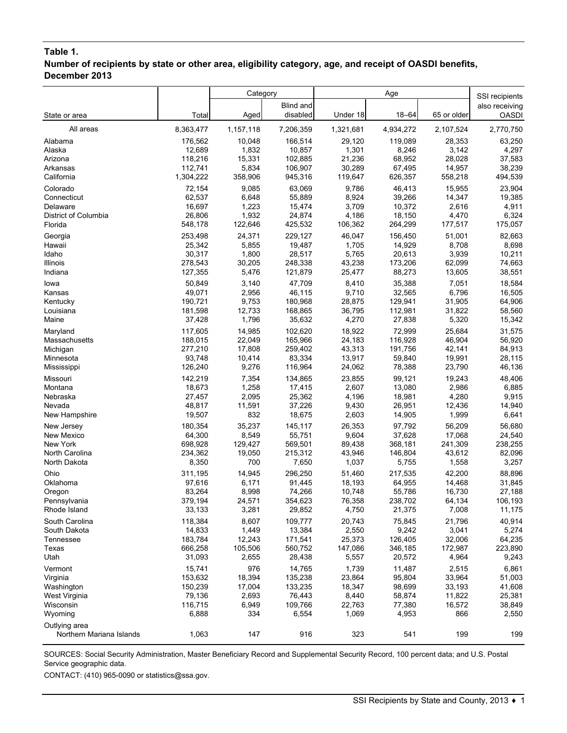**Table 1.**
**Number of recipients by state or other area, eligibility category, age, and receipt of OASDI benefits, December 2013**

| State or area | Total | Category | | Age | | | SSI recipients also receiving OASDI |
|---|---|---|---|---|---|---|---|
| | | Aged | Blind and disabled | Under 18 | 18–64 | 65 or older | |
| All areas | 8,363,477 | 1,157,118 | 7,206,359 | 1,321,681 | 4,934,272 | 2,107,524 | 2,770,750 |
| Alabama | 176,562 | 10,048 | 166,514 | 29,120 | 119,089 | 28,353 | 63,250 |
| Alaska | 12,689 | 1,832 | 10,857 | 1,301 | 8,246 | 3,142 | 4,297 |
| Arizona | 118,216 | 15,331 | 102,885 | 21,236 | 68,952 | 28,028 | 37,583 |
| Arkansas | 112,741 | 5,834 | 106,907 | 30,289 | 67,495 | 14,957 | 38,239 |
| California | 1,304,222 | 358,906 | 945,316 | 119,647 | 626,357 | 558,218 | 494,539 |
| Colorado | 72,154 | 9,085 | 63,069 | 9,786 | 46,413 | 15,955 | 23,904 |
| Connecticut | 62,537 | 6,648 | 55,889 | 8,924 | 39,266 | 14,347 | 19,385 |
| Delaware | 16,697 | 1,223 | 15,474 | 3,709 | 10,372 | 2,616 | 4,911 |
| District of Columbia | 26,806 | 1,932 | 24,874 | 4,186 | 18,150 | 4,470 | 6,324 |
| Florida | 548,178 | 122,646 | 425,532 | 106,362 | 264,299 | 177,517 | 175,057 |
| Georgia | 253,498 | 24,371 | 229,127 | 46,047 | 156,450 | 51,001 | 82,663 |
| Hawaii | 25,342 | 5,855 | 19,487 | 1,705 | 14,929 | 8,708 | 8,698 |
| Idaho | 30,317 | 1,800 | 28,517 | 5,765 | 20,613 | 3,939 | 10,211 |
| Illinois | 278,543 | 30,205 | 248,338 | 43,238 | 173,206 | 62,099 | 74,663 |
| Indiana | 127,355 | 5,476 | 121,879 | 25,477 | 88,273 | 13,605 | 38,551 |
| Iowa | 50,849 | 3,140 | 47,709 | 8,410 | 35,388 | 7,051 | 18,584 |
| Kansas | 49,071 | 2,956 | 46,115 | 9,710 | 32,565 | 6,796 | 16,505 |
| Kentucky | 190,721 | 9,753 | 180,968 | 28,875 | 129,941 | 31,905 | 64,906 |
| Louisiana | 181,598 | 12,733 | 168,865 | 36,795 | 112,981 | 31,822 | 58,560 |
| Maine | 37,428 | 1,796 | 35,632 | 4,270 | 27,838 | 5,320 | 15,342 |
| Maryland | 117,605 | 14,985 | 102,620 | 18,922 | 72,999 | 25,684 | 31,575 |
| Massachusetts | 188,015 | 22,049 | 165,966 | 24,183 | 116,928 | 46,904 | 56,920 |
| Michigan | 277,210 | 17,808 | 259,402 | 43,313 | 191,756 | 42,141 | 84,913 |
| Minnesota | 93,748 | 10,414 | 83,334 | 13,917 | 59,840 | 19,991 | 28,115 |
| Mississippi | 126,240 | 9,276 | 116,964 | 24,062 | 78,388 | 23,790 | 46,136 |
| Missouri | 142,219 | 7,354 | 134,865 | 23,855 | 99,121 | 19,243 | 48,406 |
| Montana | 18,673 | 1,258 | 17,415 | 2,607 | 13,080 | 2,986 | 6,885 |
| Nebraska | 27,457 | 2,095 | 25,362 | 4,196 | 18,981 | 4,280 | 9,915 |
| Nevada | 48,817 | 11,591 | 37,226 | 9,430 | 26,951 | 12,436 | 14,940 |
| New Hampshire | 19,507 | 832 | 18,675 | 2,603 | 14,905 | 1,999 | 6,641 |
| New Jersey | 180,354 | 35,237 | 145,117 | 26,353 | 97,792 | 56,209 | 56,680 |
| New Mexico | 64,300 | 8,549 | 55,751 | 9,604 | 37,628 | 17,068 | 24,540 |
| New York | 698,928 | 129,427 | 569,501 | 89,438 | 368,181 | 241,309 | 238,255 |
| North Carolina | 234,362 | 19,050 | 215,312 | 43,946 | 146,804 | 43,612 | 82,096 |
| North Dakota | 8,350 | 700 | 7,650 | 1,037 | 5,755 | 1,558 | 3,257 |
| Ohio | 311,195 | 14,945 | 296,250 | 51,460 | 217,535 | 42,200 | 88,896 |
| Oklahoma | 97,616 | 6,171 | 91,445 | 18,193 | 64,955 | 14,468 | 31,845 |
| Oregon | 83,264 | 8,998 | 74,266 | 10,748 | 55,786 | 16,730 | 27,188 |
| Pennsylvania | 379,194 | 24,571 | 354,623 | 76,358 | 238,702 | 64,134 | 106,193 |
| Rhode Island | 33,133 | 3,281 | 29,852 | 4,750 | 21,375 | 7,008 | 11,175 |
| South Carolina | 118,384 | 8,607 | 109,777 | 20,743 | 75,845 | 21,796 | 40,914 |
| South Dakota | 14,833 | 1,449 | 13,384 | 2,550 | 9,242 | 3,041 | 5,274 |
| Tennessee | 183,784 | 12,243 | 171,541 | 25,373 | 126,405 | 32,006 | 64,235 |
| Texas | 666,258 | 105,506 | 560,752 | 147,086 | 346,185 | 172,987 | 223,890 |
| Utah | 31,093 | 2,655 | 28,438 | 5,557 | 20,572 | 4,964 | 9,243 |
| Vermont | 15,741 | 976 | 14,765 | 1,739 | 11,487 | 2,515 | 6,861 |
| Virginia | 153,632 | 18,394 | 135,238 | 23,864 | 95,804 | 33,964 | 51,003 |
| Washington | 150,239 | 17,004 | 133,235 | 18,347 | 98,699 | 33,193 | 41,608 |
| West Virginia | 79,136 | 2,693 | 76,443 | 8,440 | 58,874 | 11,822 | 25,381 |
| Wisconsin | 116,715 | 6,949 | 109,766 | 22,763 | 77,380 | 16,572 | 38,849 |
| Wyoming | 6,888 | 334 | 6,554 | 1,069 | 4,953 | 866 | 2,550 |
| Outlying area | | | | | | | |
| Northern Mariana Islands | 1,063 | 147 | 916 | 323 | 541 | 199 | 199 |

SOURCES: Social Security Administration, Master Beneficiary Record and Supplemental Security Record, 100 percent data; and U.S. Postal Service geographic data.

CONTACT: (410) 965-0090 or statistics@ssa.gov.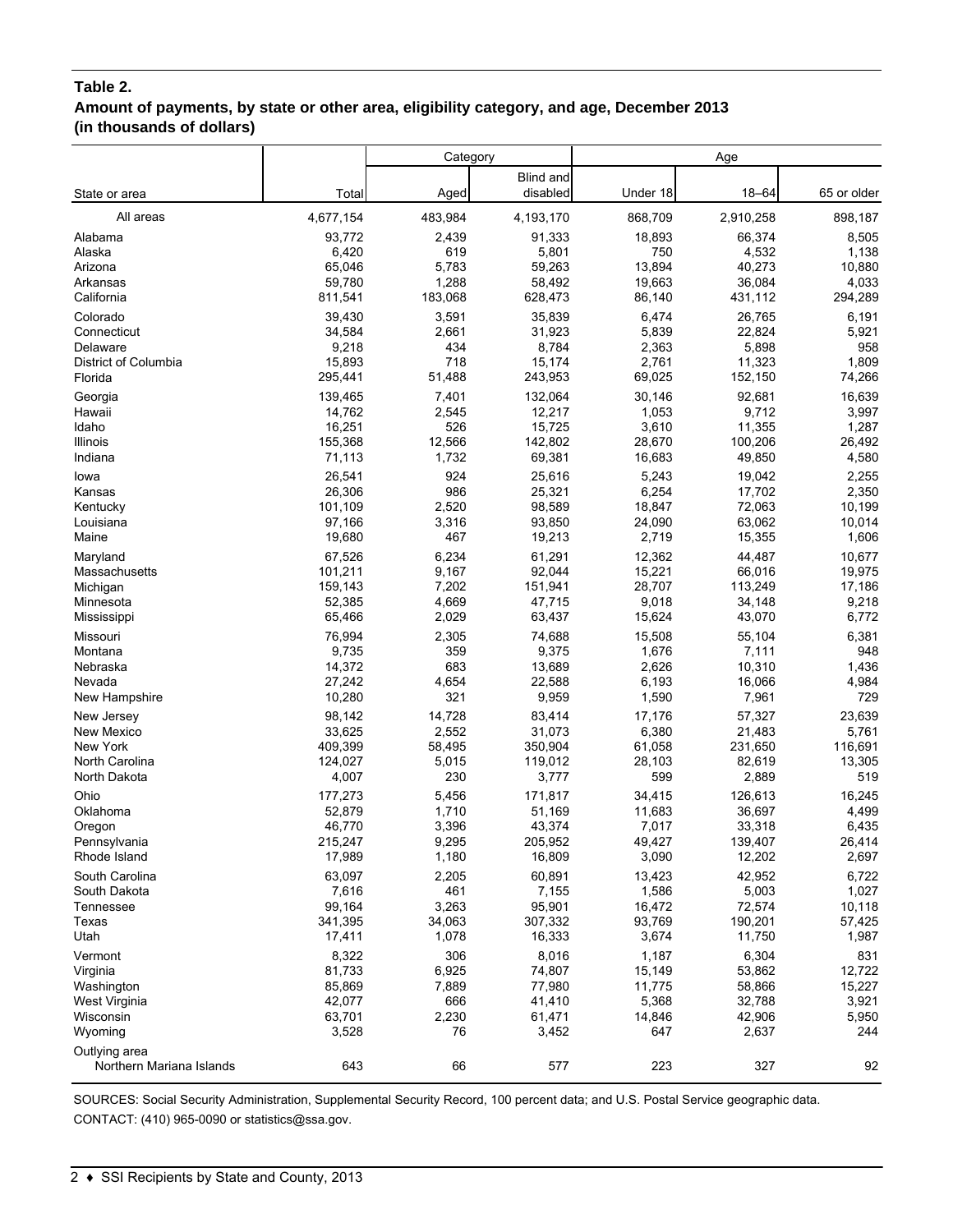**Table 2.**
**Amount of payments, by state or other area, eligibility category, and age, December 2013**
**(in thousands of dollars)**

| State or area | Total | Category | | Age | | |
|---|---|---|---|---|---|---|
| | | Aged | Blind and disabled | Under 18 | 18–64 | 65 or older |
| All areas | 4,677,154 | 483,984 | 4,193,170 | 868,709 | 2,910,258 | 898,187 |
| Alabama | 93,772 | 2,439 | 91,333 | 18,893 | 66,374 | 8,505 |
| Alaska | 6,420 | 619 | 5,801 | 750 | 4,532 | 1,138 |
| Arizona | 65,046 | 5,783 | 59,263 | 13,894 | 40,273 | 10,880 |
| Arkansas | 59,780 | 1,288 | 58,492 | 19,663 | 36,084 | 4,033 |
| California | 811,541 | 183,068 | 628,473 | 86,140 | 431,112 | 294,289 |
| Colorado | 39,430 | 3,591 | 35,839 | 6,474 | 26,765 | 6,191 |
| Connecticut | 34,584 | 2,661 | 31,923 | 5,839 | 22,824 | 5,921 |
| Delaware | 9,218 | 434 | 8,784 | 2,363 | 5,898 | 958 |
| District of Columbia | 15,893 | 718 | 15,174 | 2,761 | 11,323 | 1,809 |
| Florida | 295,441 | 51,488 | 243,953 | 69,025 | 152,150 | 74,266 |
| Georgia | 139,465 | 7,401 | 132,064 | 30,146 | 92,681 | 16,639 |
| Hawaii | 14,762 | 2,545 | 12,217 | 1,053 | 9,712 | 3,997 |
| Idaho | 16,251 | 526 | 15,725 | 3,610 | 11,355 | 1,287 |
| Illinois | 155,368 | 12,566 | 142,802 | 28,670 | 100,206 | 26,492 |
| Indiana | 71,113 | 1,732 | 69,381 | 16,683 | 49,850 | 4,580 |
| Iowa | 26,541 | 924 | 25,616 | 5,243 | 19,042 | 2,255 |
| Kansas | 26,306 | 986 | 25,321 | 6,254 | 17,702 | 2,350 |
| Kentucky | 101,109 | 2,520 | 98,589 | 18,847 | 72,063 | 10,199 |
| Louisiana | 97,166 | 3,316 | 93,850 | 24,090 | 63,062 | 10,014 |
| Maine | 19,680 | 467 | 19,213 | 2,719 | 15,355 | 1,606 |
| Maryland | 67,526 | 6,234 | 61,291 | 12,362 | 44,487 | 10,677 |
| Massachusetts | 101,211 | 9,167 | 92,044 | 15,221 | 66,016 | 19,975 |
| Michigan | 159,143 | 7,202 | 151,941 | 28,707 | 113,249 | 17,186 |
| Minnesota | 52,385 | 4,669 | 47,715 | 9,018 | 34,148 | 9,218 |
| Mississippi | 65,466 | 2,029 | 63,437 | 15,624 | 43,070 | 6,772 |
| Missouri | 76,994 | 2,305 | 74,688 | 15,508 | 55,104 | 6,381 |
| Montana | 9,735 | 359 | 9,375 | 1,676 | 7,111 | 948 |
| Nebraska | 14,372 | 683 | 13,689 | 2,626 | 10,310 | 1,436 |
| Nevada | 27,242 | 4,654 | 22,588 | 6,193 | 16,066 | 4,984 |
| New Hampshire | 10,280 | 321 | 9,959 | 1,590 | 7,961 | 729 |
| New Jersey | 98,142 | 14,728 | 83,414 | 17,176 | 57,327 | 23,639 |
| New Mexico | 33,625 | 2,552 | 31,073 | 6,380 | 21,483 | 5,761 |
| New York | 409,399 | 58,495 | 350,904 | 61,058 | 231,650 | 116,691 |
| North Carolina | 124,027 | 5,015 | 119,012 | 28,103 | 82,619 | 13,305 |
| North Dakota | 4,007 | 230 | 3,777 | 599 | 2,889 | 519 |
| Ohio | 177,273 | 5,456 | 171,817 | 34,415 | 126,613 | 16,245 |
| Oklahoma | 52,879 | 1,710 | 51,169 | 11,683 | 36,697 | 4,499 |
| Oregon | 46,770 | 3,396 | 43,374 | 7,017 | 33,318 | 6,435 |
| Pennsylvania | 215,247 | 9,295 | 205,952 | 49,427 | 139,407 | 26,414 |
| Rhode Island | 17,989 | 1,180 | 16,809 | 3,090 | 12,202 | 2,697 |
| South Carolina | 63,097 | 2,205 | 60,891 | 13,423 | 42,952 | 6,722 |
| South Dakota | 7,616 | 461 | 7,155 | 1,586 | 5,003 | 1,027 |
| Tennessee | 99,164 | 3,263 | 95,901 | 16,472 | 72,574 | 10,118 |
| Texas | 341,395 | 34,063 | 307,332 | 93,769 | 190,201 | 57,425 |
| Utah | 17,411 | 1,078 | 16,333 | 3,674 | 11,750 | 1,987 |
| Vermont | 8,322 | 306 | 8,016 | 1,187 | 6,304 | 831 |
| Virginia | 81,733 | 6,925 | 74,807 | 15,149 | 53,862 | 12,722 |
| Washington | 85,869 | 7,889 | 77,980 | 11,775 | 58,866 | 15,227 |
| West Virginia | 42,077 | 666 | 41,410 | 5,368 | 32,788 | 3,921 |
| Wisconsin | 63,701 | 2,230 | 61,471 | 14,846 | 42,906 | 5,950 |
| Wyoming | 3,528 | 76 | 3,452 | 647 | 2,637 | 244 |
| Outlying area | | | | | | |
| Northern Mariana Islands | 643 | 66 | 577 | 223 | 327 | 92 |

SOURCES: Social Security Administration, Supplemental Security Record, 100 percent data; and U.S. Postal Service geographic data.

CONTACT: (410) 965-0090 or statistics@ssa.gov.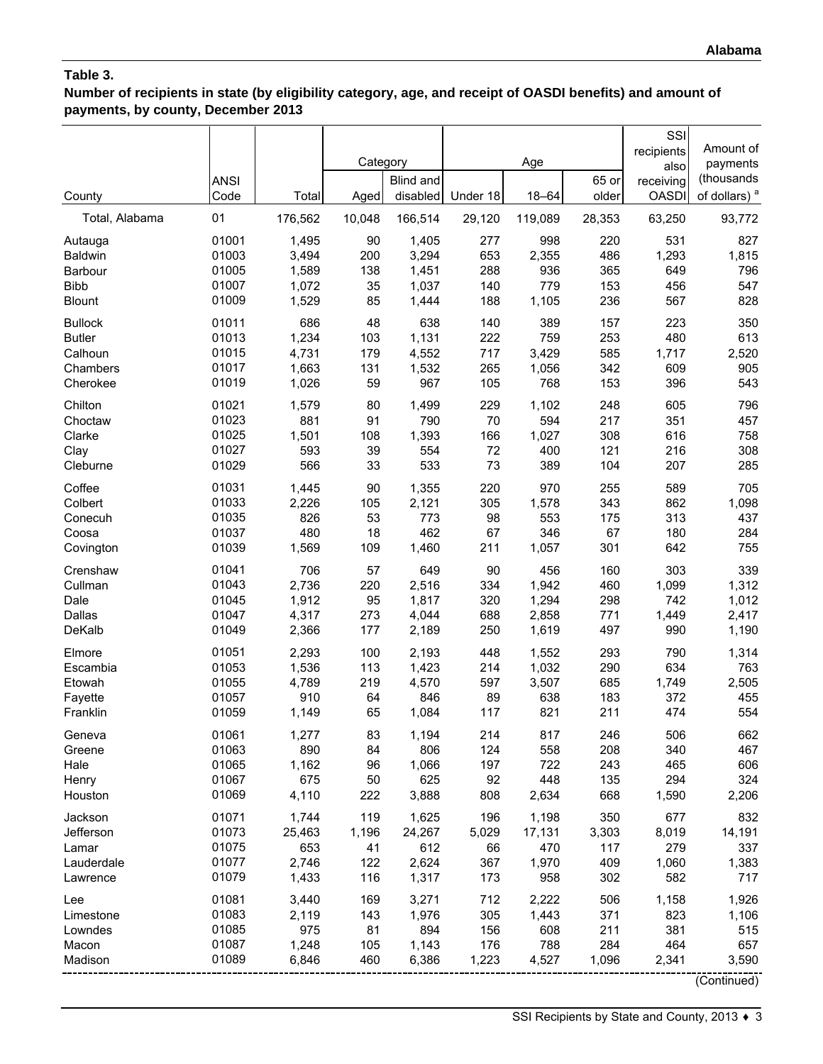Alabama

**Table 3.**
**Number of recipients in state (by eligibility category, age, and receipt of OASDI benefits) and amount of payments, by county, December 2013**

| County | ANSI Code | Total | Category | | Age | | | SSI recipients also receiving OASDI | Amount of payments (thousands of dollars) [a] |
|---|---|---|---|---|---|---|---|---|---|
| | | | Aged | Blind and disabled | Under 18 | 18–64 | 65 or older | | |
| Total, Alabama | 01 | 176,562 | 10,048 | 166,514 | 29,120 | 119,089 | 28,353 | 63,250 | 93,772 |
| Autauga | 01001 | 1,495 | 90 | 1,405 | 277 | 998 | 220 | 531 | 827 |
| Baldwin | 01003 | 3,494 | 200 | 3,294 | 653 | 2,355 | 486 | 1,293 | 1,815 |
| Barbour | 01005 | 1,589 | 138 | 1,451 | 288 | 936 | 365 | 649 | 796 |
| Bibb | 01007 | 1,072 | 35 | 1,037 | 140 | 779 | 153 | 456 | 547 |
| Blount | 01009 | 1,529 | 85 | 1,444 | 188 | 1,105 | 236 | 567 | 828 |
| Bullock | 01011 | 686 | 48 | 638 | 140 | 389 | 157 | 223 | 350 |
| Butler | 01013 | 1,234 | 103 | 1,131 | 222 | 759 | 253 | 480 | 613 |
| Calhoun | 01015 | 4,731 | 179 | 4,552 | 717 | 3,429 | 585 | 1,717 | 2,520 |
| Chambers | 01017 | 1,663 | 131 | 1,532 | 265 | 1,056 | 342 | 609 | 905 |
| Cherokee | 01019 | 1,026 | 59 | 967 | 105 | 768 | 153 | 396 | 543 |
| Chilton | 01021 | 1,579 | 80 | 1,499 | 229 | 1,102 | 248 | 605 | 796 |
| Choctaw | 01023 | 881 | 91 | 790 | 70 | 594 | 217 | 351 | 457 |
| Clarke | 01025 | 1,501 | 108 | 1,393 | 166 | 1,027 | 308 | 616 | 758 |
| Clay | 01027 | 593 | 39 | 554 | 72 | 400 | 121 | 216 | 308 |
| Cleburne | 01029 | 566 | 33 | 533 | 73 | 389 | 104 | 207 | 285 |
| Coffee | 01031 | 1,445 | 90 | 1,355 | 220 | 970 | 255 | 589 | 705 |
| Colbert | 01033 | 2,226 | 105 | 2,121 | 305 | 1,578 | 343 | 862 | 1,098 |
| Conecuh | 01035 | 826 | 53 | 773 | 98 | 553 | 175 | 313 | 437 |
| Coosa | 01037 | 480 | 18 | 462 | 67 | 346 | 67 | 180 | 284 |
| Covington | 01039 | 1,569 | 109 | 1,460 | 211 | 1,057 | 301 | 642 | 755 |
| Crenshaw | 01041 | 706 | 57 | 649 | 90 | 456 | 160 | 303 | 339 |
| Cullman | 01043 | 2,736 | 220 | 2,516 | 334 | 1,942 | 460 | 1,099 | 1,312 |
| Dale | 01045 | 1,912 | 95 | 1,817 | 320 | 1,294 | 298 | 742 | 1,012 |
| Dallas | 01047 | 4,317 | 273 | 4,044 | 688 | 2,858 | 771 | 1,449 | 2,417 |
| DeKalb | 01049 | 2,366 | 177 | 2,189 | 250 | 1,619 | 497 | 990 | 1,190 |
| Elmore | 01051 | 2,293 | 100 | 2,193 | 448 | 1,552 | 293 | 790 | 1,314 |
| Escambia | 01053 | 1,536 | 113 | 1,423 | 214 | 1,032 | 290 | 634 | 763 |
| Etowah | 01055 | 4,789 | 219 | 4,570 | 597 | 3,507 | 685 | 1,749 | 2,505 |
| Fayette | 01057 | 910 | 64 | 846 | 89 | 638 | 183 | 372 | 455 |
| Franklin | 01059 | 1,149 | 65 | 1,084 | 117 | 821 | 211 | 474 | 554 |
| Geneva | 01061 | 1,277 | 83 | 1,194 | 214 | 817 | 246 | 506 | 662 |
| Greene | 01063 | 890 | 84 | 806 | 124 | 558 | 208 | 340 | 467 |
| Hale | 01065 | 1,162 | 96 | 1,066 | 197 | 722 | 243 | 465 | 606 |
| Henry | 01067 | 675 | 50 | 625 | 92 | 448 | 135 | 294 | 324 |
| Houston | 01069 | 4,110 | 222 | 3,888 | 808 | 2,634 | 668 | 1,590 | 2,206 |
| Jackson | 01071 | 1,744 | 119 | 1,625 | 196 | 1,198 | 350 | 677 | 832 |
| Jefferson | 01073 | 25,463 | 1,196 | 24,267 | 5,029 | 17,131 | 3,303 | 8,019 | 14,191 |
| Lamar | 01075 | 653 | 41 | 612 | 66 | 470 | 117 | 279 | 337 |
| Lauderdale | 01077 | 2,746 | 122 | 2,624 | 367 | 1,970 | 409 | 1,060 | 1,383 |
| Lawrence | 01079 | 1,433 | 116 | 1,317 | 173 | 958 | 302 | 582 | 717 |
| Lee | 01081 | 3,440 | 169 | 3,271 | 712 | 2,222 | 506 | 1,158 | 1,926 |
| Limestone | 01083 | 2,119 | 143 | 1,976 | 305 | 1,443 | 371 | 823 | 1,106 |
| Lowndes | 01085 | 975 | 81 | 894 | 156 | 608 | 211 | 381 | 515 |
| Macon | 01087 | 1,248 | 105 | 1,143 | 176 | 788 | 284 | 464 | 657 |
| Madison | 01089 | 6,846 | 460 | 6,386 | 1,223 | 4,527 | 1,096 | 2,341 | 3,590 |

(Continued)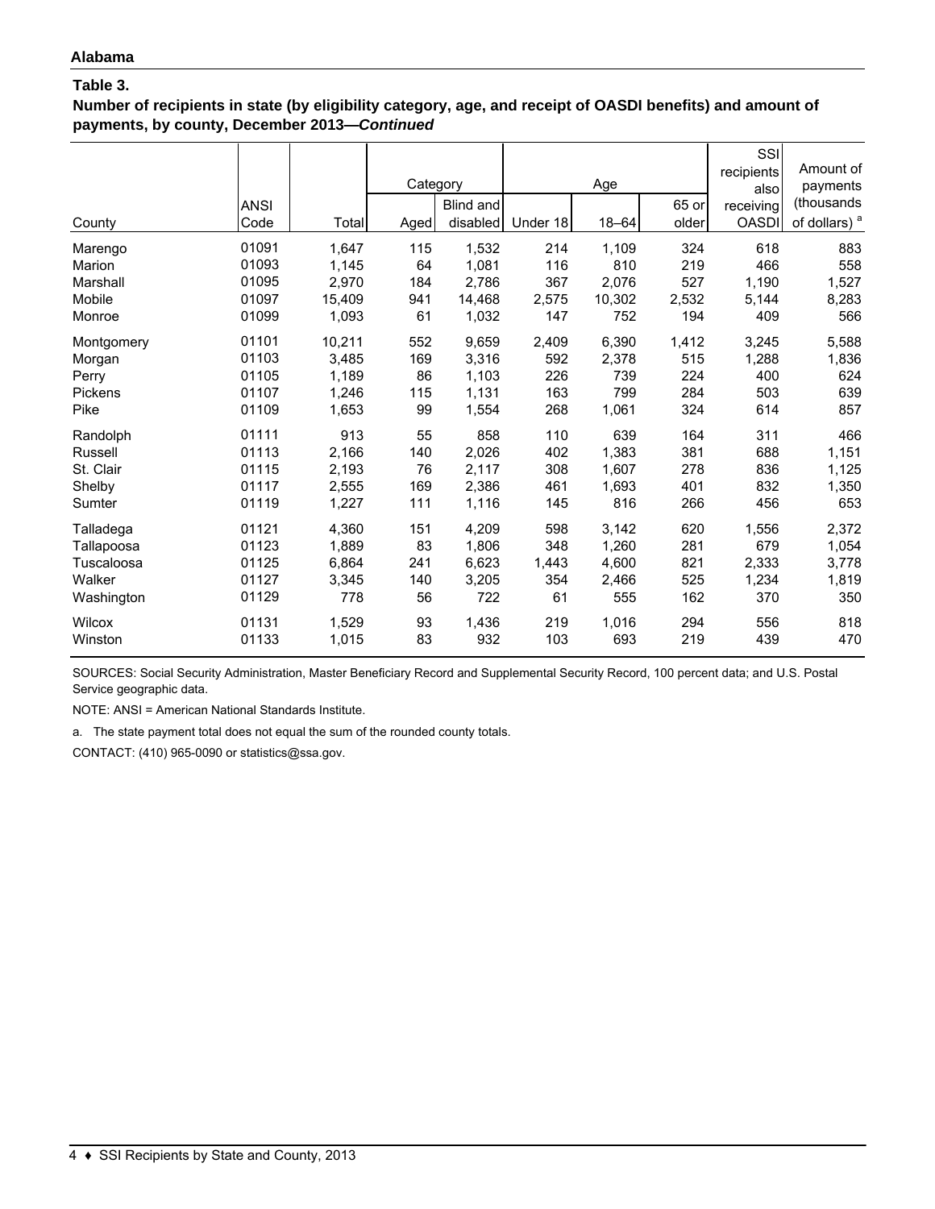**Alabama**

**Table 3.**

**Number of recipients in state (by eligibility category, age, and receipt of OASDI benefits) and amount of payments, by county, December 2013—*Continued***

| County | ANSI Code | Total | Category | | Age | | | SSI recipients also receiving OASDI | Amount of payments (thousands of dollars) [a] |
|---|---|---|---|---|---|---|---|---|---|
| | | | Aged | Blind and disabled | Under 18 | 18–64 | 65 or older | | |
| Marengo | 01091 | 1,647 | 115 | 1,532 | 214 | 1,109 | 324 | 618 | 883 |
| Marion | 01093 | 1,145 | 64 | 1,081 | 116 | 810 | 219 | 466 | 558 |
| Marshall | 01095 | 2,970 | 184 | 2,786 | 367 | 2,076 | 527 | 1,190 | 1,527 |
| Mobile | 01097 | 15,409 | 941 | 14,468 | 2,575 | 10,302 | 2,532 | 5,144 | 8,283 |
| Monroe | 01099 | 1,093 | 61 | 1,032 | 147 | 752 | 194 | 409 | 566 |
| Montgomery | 01101 | 10,211 | 552 | 9,659 | 2,409 | 6,390 | 1,412 | 3,245 | 5,588 |
| Morgan | 01103 | 3,485 | 169 | 3,316 | 592 | 2,378 | 515 | 1,288 | 1,836 |
| Perry | 01105 | 1,189 | 86 | 1,103 | 226 | 739 | 224 | 400 | 624 |
| Pickens | 01107 | 1,246 | 115 | 1,131 | 163 | 799 | 284 | 503 | 639 |
| Pike | 01109 | 1,653 | 99 | 1,554 | 268 | 1,061 | 324 | 614 | 857 |
| Randolph | 01111 | 913 | 55 | 858 | 110 | 639 | 164 | 311 | 466 |
| Russell | 01113 | 2,166 | 140 | 2,026 | 402 | 1,383 | 381 | 688 | 1,151 |
| St. Clair | 01115 | 2,193 | 76 | 2,117 | 308 | 1,607 | 278 | 836 | 1,125 |
| Shelby | 01117 | 2,555 | 169 | 2,386 | 461 | 1,693 | 401 | 832 | 1,350 |
| Sumter | 01119 | 1,227 | 111 | 1,116 | 145 | 816 | 266 | 456 | 653 |
| Talladega | 01121 | 4,360 | 151 | 4,209 | 598 | 3,142 | 620 | 1,556 | 2,372 |
| Tallapoosa | 01123 | 1,889 | 83 | 1,806 | 348 | 1,260 | 281 | 679 | 1,054 |
| Tuscaloosa | 01125 | 6,864 | 241 | 6,623 | 1,443 | 4,600 | 821 | 2,333 | 3,778 |
| Walker | 01127 | 3,345 | 140 | 3,205 | 354 | 2,466 | 525 | 1,234 | 1,819 |
| Washington | 01129 | 778 | 56 | 722 | 61 | 555 | 162 | 370 | 350 |
| Wilcox | 01131 | 1,529 | 93 | 1,436 | 219 | 1,016 | 294 | 556 | 818 |
| Winston | 01133 | 1,015 | 83 | 932 | 103 | 693 | 219 | 439 | 470 |

SOURCES: Social Security Administration, Master Beneficiary Record and Supplemental Security Record, 100 percent data; and U.S. Postal Service geographic data.

NOTE: ANSI = American National Standards Institute.

a. The state payment total does not equal the sum of the rounded county totals.

CONTACT: (410) 965-0090 or statistics@ssa.gov.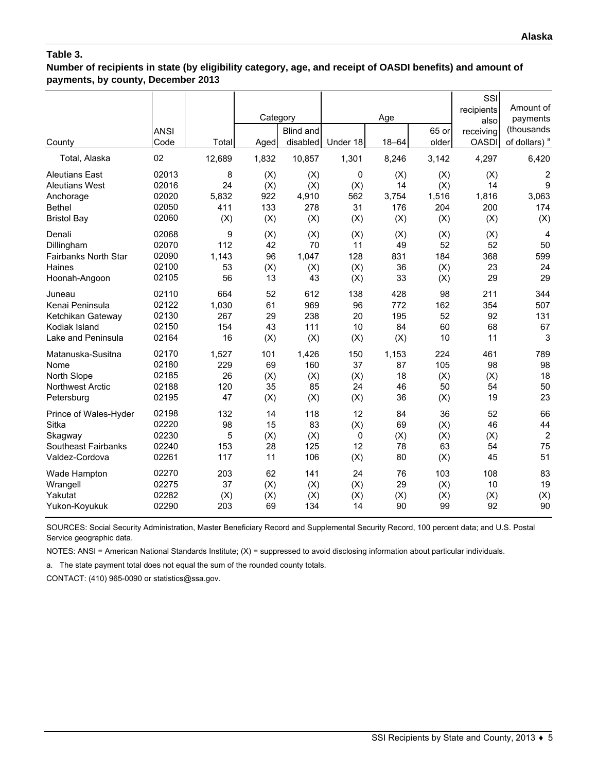**Table 3.**
**Number of recipients in state (by eligibility category, age, and receipt of OASDI benefits) and amount of payments, by county, December 2013**

| County | ANSI Code | Total | Category | | Age | | | SSI recipients also receiving OASDI | Amount of payments (thousands of dollars) [a] |
|---|---|---|---|---|---|---|---|---|---|
| | | | Aged | Blind and disabled | Under 18 | 18–64 | 65 or older | | |
| Total, Alaska | 02 | 12,689 | 1,832 | 10,857 | 1,301 | 8,246 | 3,142 | 4,297 | 6,420 |
| Aleutians East | 02013 | 8 | (X) | (X) | 0 | (X) | (X) | (X) | 2 |
| Aleutians West | 02016 | 24 | (X) | (X) | (X) | 14 | (X) | 14 | 9 |
| Anchorage | 02020 | 5,832 | 922 | 4,910 | 562 | 3,754 | 1,516 | 1,816 | 3,063 |
| Bethel | 02050 | 411 | 133 | 278 | 31 | 176 | 204 | 200 | 174 |
| Bristol Bay | 02060 | (X) | (X) | (X) | (X) | (X) | (X) | (X) | (X) |
| Denali | 02068 | 9 | (X) | (X) | (X) | (X) | (X) | (X) | 4 |
| Dillingham | 02070 | 112 | 42 | 70 | 11 | 49 | 52 | 52 | 50 |
| Fairbanks North Star | 02090 | 1,143 | 96 | 1,047 | 128 | 831 | 184 | 368 | 599 |
| Haines | 02100 | 53 | (X) | (X) | (X) | 36 | (X) | 23 | 24 |
| Hoonah-Angoon | 02105 | 56 | 13 | 43 | (X) | 33 | (X) | 29 | 29 |
| Juneau | 02110 | 664 | 52 | 612 | 138 | 428 | 98 | 211 | 344 |
| Kenai Peninsula | 02122 | 1,030 | 61 | 969 | 96 | 772 | 162 | 354 | 507 |
| Ketchikan Gateway | 02130 | 267 | 29 | 238 | 20 | 195 | 52 | 92 | 131 |
| Kodiak Island | 02150 | 154 | 43 | 111 | 10 | 84 | 60 | 68 | 67 |
| Lake and Peninsula | 02164 | 16 | (X) | (X) | (X) | (X) | 10 | 11 | 3 |
| Matanuska-Susitna | 02170 | 1,527 | 101 | 1,426 | 150 | 1,153 | 224 | 461 | 789 |
| Nome | 02180 | 229 | 69 | 160 | 37 | 87 | 105 | 98 | 98 |
| North Slope | 02185 | 26 | (X) | (X) | (X) | 18 | (X) | (X) | 18 |
| Northwest Arctic | 02188 | 120 | 35 | 85 | 24 | 46 | 50 | 54 | 50 |
| Petersburg | 02195 | 47 | (X) | (X) | (X) | 36 | (X) | 19 | 23 |
| Prince of Wales-Hyder | 02198 | 132 | 14 | 118 | 12 | 84 | 36 | 52 | 66 |
| Sitka | 02220 | 98 | 15 | 83 | (X) | 69 | (X) | 46 | 44 |
| Skagway | 02230 | 5 | (X) | (X) | 0 | (X) | (X) | (X) | 2 |
| Southeast Fairbanks | 02240 | 153 | 28 | 125 | 12 | 78 | 63 | 54 | 75 |
| Valdez-Cordova | 02261 | 117 | 11 | 106 | (X) | 80 | (X) | 45 | 51 |
| Wade Hampton | 02270 | 203 | 62 | 141 | 24 | 76 | 103 | 108 | 83 |
| Wrangell | 02275 | 37 | (X) | (X) | (X) | 29 | (X) | 10 | 19 |
| Yakutat | 02282 | (X) | (X) | (X) | (X) | (X) | (X) | (X) | (X) |
| Yukon-Koyukuk | 02290 | 203 | 69 | 134 | 14 | 90 | 99 | 92 | 90 |

SOURCES: Social Security Administration, Master Beneficiary Record and Supplemental Security Record, 100 percent data; and U.S. Postal Service geographic data.

NOTES: ANSI = American National Standards Institute; (X) = suppressed to avoid disclosing information about particular individuals.

a. The state payment total does not equal the sum of the rounded county totals.

CONTACT: (410) 965-0090 or statistics@ssa.gov.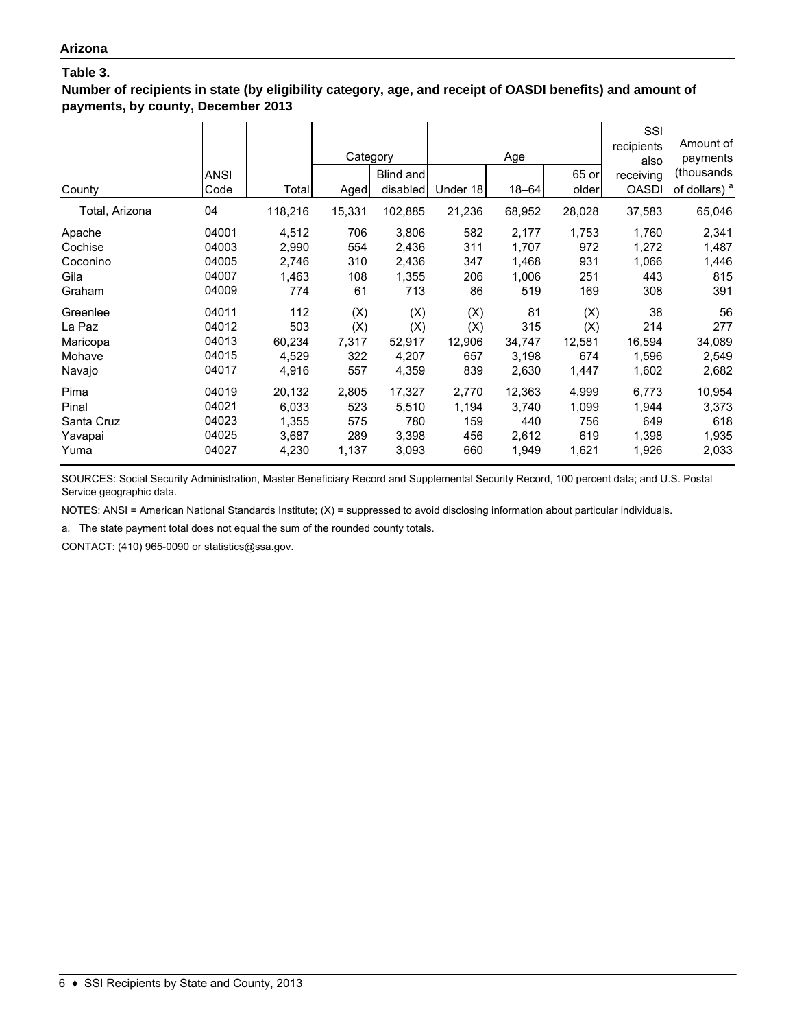**Arizona**

**Table 3.**

**Number of recipients in state (by eligibility category, age, and receipt of OASDI benefits) and amount of payments, by county, December 2013**

| County | ANSI Code | Total | Category | | Age | | | SSI recipients also receiving OASDI | Amount of payments (thousands of dollars) [a] |
|---|---|---|---|---|---|---|---|---|---|
| | | | Aged | Blind and disabled | Under 18 | 18–64 | 65 or older | | |
| Total, Arizona | 04 | 118,216 | 15,331 | 102,885 | 21,236 | 68,952 | 28,028 | 37,583 | 65,046 |
| Apache | 04001 | 4,512 | 706 | 3,806 | 582 | 2,177 | 1,753 | 1,760 | 2,341 |
| Cochise | 04003 | 2,990 | 554 | 2,436 | 311 | 1,707 | 972 | 1,272 | 1,487 |
| Coconino | 04005 | 2,746 | 310 | 2,436 | 347 | 1,468 | 931 | 1,066 | 1,446 |
| Gila | 04007 | 1,463 | 108 | 1,355 | 206 | 1,006 | 251 | 443 | 815 |
| Graham | 04009 | 774 | 61 | 713 | 86 | 519 | 169 | 308 | 391 |
| Greenlee | 04011 | 112 | (X) | (X) | (X) | 81 | (X) | 38 | 56 |
| La Paz | 04012 | 503 | (X) | (X) | (X) | 315 | (X) | 214 | 277 |
| Maricopa | 04013 | 60,234 | 7,317 | 52,917 | 12,906 | 34,747 | 12,581 | 16,594 | 34,089 |
| Mohave | 04015 | 4,529 | 322 | 4,207 | 657 | 3,198 | 674 | 1,596 | 2,549 |
| Navajo | 04017 | 4,916 | 557 | 4,359 | 839 | 2,630 | 1,447 | 1,602 | 2,682 |
| Pima | 04019 | 20,132 | 2,805 | 17,327 | 2,770 | 12,363 | 4,999 | 6,773 | 10,954 |
| Pinal | 04021 | 6,033 | 523 | 5,510 | 1,194 | 3,740 | 1,099 | 1,944 | 3,373 |
| Santa Cruz | 04023 | 1,355 | 575 | 780 | 159 | 440 | 756 | 649 | 618 |
| Yavapai | 04025 | 3,687 | 289 | 3,398 | 456 | 2,612 | 619 | 1,398 | 1,935 |
| Yuma | 04027 | 4,230 | 1,137 | 3,093 | 660 | 1,949 | 1,621 | 1,926 | 2,033 |

SOURCES: Social Security Administration, Master Beneficiary Record and Supplemental Security Record, 100 percent data; and U.S. Postal Service geographic data.

NOTES: ANSI = American National Standards Institute; (X) = suppressed to avoid disclosing information about particular individuals.

a. The state payment total does not equal the sum of the rounded county totals.

CONTACT: (410) 965-0090 or statistics@ssa.gov.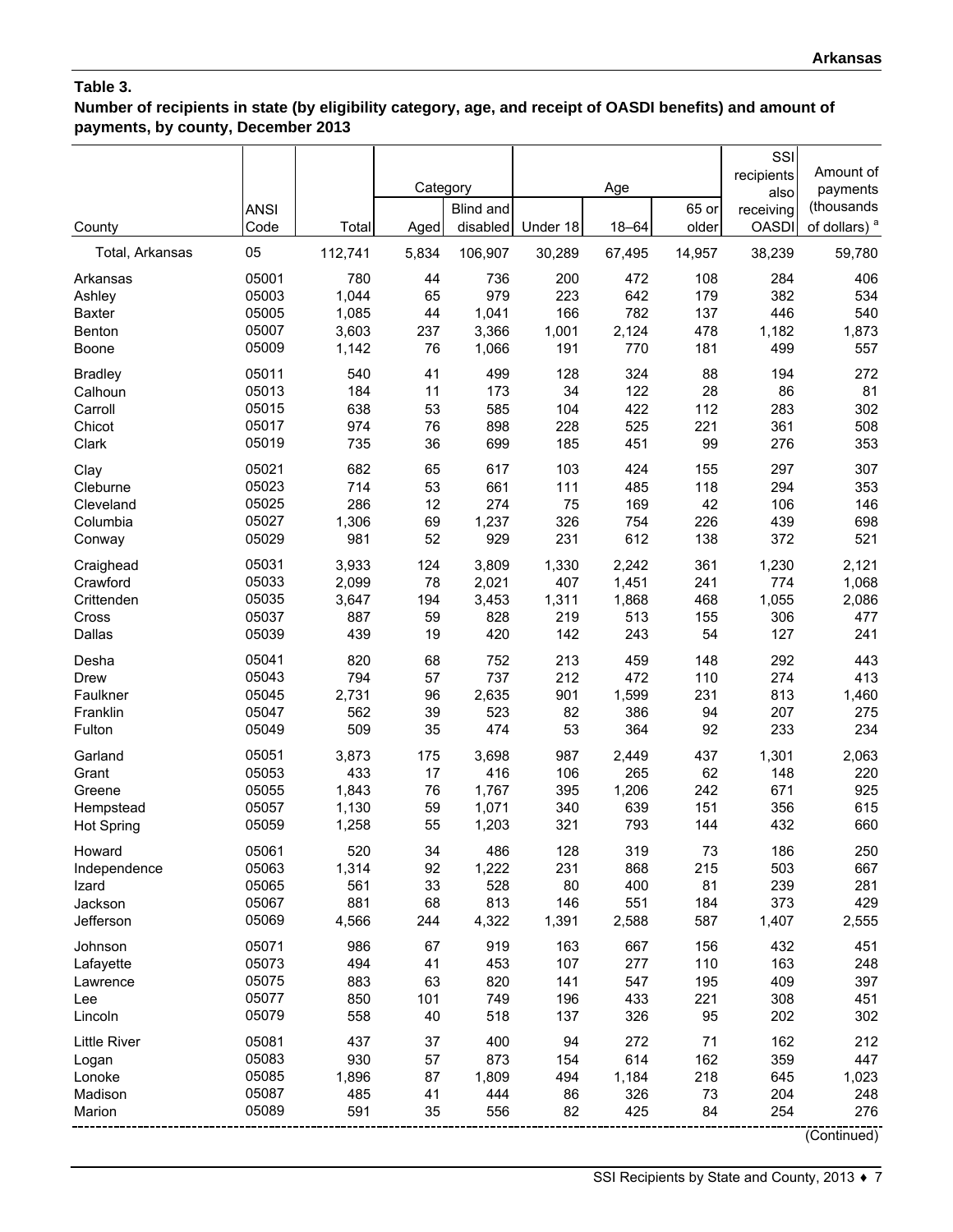**Table 3.**
**Number of recipients in state (by eligibility category, age, and receipt of OASDI benefits) and amount of payments, by county, December 2013**

| County | ANSI Code | Total | Category | | Age | | | SSI recipients also receiving OASDI | Amount of payments (thousands of dollars) [a] |
|---|---|---|---|---|---|---|---|---|---|
| | | | Aged | Blind and disabled | Under 18 | 18–64 | 65 or older | | |
| Total, Arkansas | 05 | 112,741 | 5,834 | 106,907 | 30,289 | 67,495 | 14,957 | 38,239 | 59,780 |
| Arkansas | 05001 | 780 | 44 | 736 | 200 | 472 | 108 | 284 | 406 |
| Ashley | 05003 | 1,044 | 65 | 979 | 223 | 642 | 179 | 382 | 534 |
| Baxter | 05005 | 1,085 | 44 | 1,041 | 166 | 782 | 137 | 446 | 540 |
| Benton | 05007 | 3,603 | 237 | 3,366 | 1,001 | 2,124 | 478 | 1,182 | 1,873 |
| Boone | 05009 | 1,142 | 76 | 1,066 | 191 | 770 | 181 | 499 | 557 |
| Bradley | 05011 | 540 | 41 | 499 | 128 | 324 | 88 | 194 | 272 |
| Calhoun | 05013 | 184 | 11 | 173 | 34 | 122 | 28 | 86 | 81 |
| Carroll | 05015 | 638 | 53 | 585 | 104 | 422 | 112 | 283 | 302 |
| Chicot | 05017 | 974 | 76 | 898 | 228 | 525 | 221 | 361 | 508 |
| Clark | 05019 | 735 | 36 | 699 | 185 | 451 | 99 | 276 | 353 |
| Clay | 05021 | 682 | 65 | 617 | 103 | 424 | 155 | 297 | 307 |
| Cleburne | 05023 | 714 | 53 | 661 | 111 | 485 | 118 | 294 | 353 |
| Cleveland | 05025 | 286 | 12 | 274 | 75 | 169 | 42 | 106 | 146 |
| Columbia | 05027 | 1,306 | 69 | 1,237 | 326 | 754 | 226 | 439 | 698 |
| Conway | 05029 | 981 | 52 | 929 | 231 | 612 | 138 | 372 | 521 |
| Craighead | 05031 | 3,933 | 124 | 3,809 | 1,330 | 2,242 | 361 | 1,230 | 2,121 |
| Crawford | 05033 | 2,099 | 78 | 2,021 | 407 | 1,451 | 241 | 774 | 1,068 |
| Crittenden | 05035 | 3,647 | 194 | 3,453 | 1,311 | 1,868 | 468 | 1,055 | 2,086 |
| Cross | 05037 | 887 | 59 | 828 | 219 | 513 | 155 | 306 | 477 |
| Dallas | 05039 | 439 | 19 | 420 | 142 | 243 | 54 | 127 | 241 |
| Desha | 05041 | 820 | 68 | 752 | 213 | 459 | 148 | 292 | 443 |
| Drew | 05043 | 794 | 57 | 737 | 212 | 472 | 110 | 274 | 413 |
| Faulkner | 05045 | 2,731 | 96 | 2,635 | 901 | 1,599 | 231 | 813 | 1,460 |
| Franklin | 05047 | 562 | 39 | 523 | 82 | 386 | 94 | 207 | 275 |
| Fulton | 05049 | 509 | 35 | 474 | 53 | 364 | 92 | 233 | 234 |
| Garland | 05051 | 3,873 | 175 | 3,698 | 987 | 2,449 | 437 | 1,301 | 2,063 |
| Grant | 05053 | 433 | 17 | 416 | 106 | 265 | 62 | 148 | 220 |
| Greene | 05055 | 1,843 | 76 | 1,767 | 395 | 1,206 | 242 | 671 | 925 |
| Hempstead | 05057 | 1,130 | 59 | 1,071 | 340 | 639 | 151 | 356 | 615 |
| Hot Spring | 05059 | 1,258 | 55 | 1,203 | 321 | 793 | 144 | 432 | 660 |
| Howard | 05061 | 520 | 34 | 486 | 128 | 319 | 73 | 186 | 250 |
| Independence | 05063 | 1,314 | 92 | 1,222 | 231 | 868 | 215 | 503 | 667 |
| Izard | 05065 | 561 | 33 | 528 | 80 | 400 | 81 | 239 | 281 |
| Jackson | 05067 | 881 | 68 | 813 | 146 | 551 | 184 | 373 | 429 |
| Jefferson | 05069 | 4,566 | 244 | 4,322 | 1,391 | 2,588 | 587 | 1,407 | 2,555 |
| Johnson | 05071 | 986 | 67 | 919 | 163 | 667 | 156 | 432 | 451 |
| Lafayette | 05073 | 494 | 41 | 453 | 107 | 277 | 110 | 163 | 248 |
| Lawrence | 05075 | 883 | 63 | 820 | 141 | 547 | 195 | 409 | 397 |
| Lee | 05077 | 850 | 101 | 749 | 196 | 433 | 221 | 308 | 451 |
| Lincoln | 05079 | 558 | 40 | 518 | 137 | 326 | 95 | 202 | 302 |
| Little River | 05081 | 437 | 37 | 400 | 94 | 272 | 71 | 162 | 212 |
| Logan | 05083 | 930 | 57 | 873 | 154 | 614 | 162 | 359 | 447 |
| Lonoke | 05085 | 1,896 | 87 | 1,809 | 494 | 1,184 | 218 | 645 | 1,023 |
| Madison | 05087 | 485 | 41 | 444 | 86 | 326 | 73 | 204 | 248 |
| Marion | 05089 | 591 | 35 | 556 | 82 | 425 | 84 | 254 | 276 |

(Continued)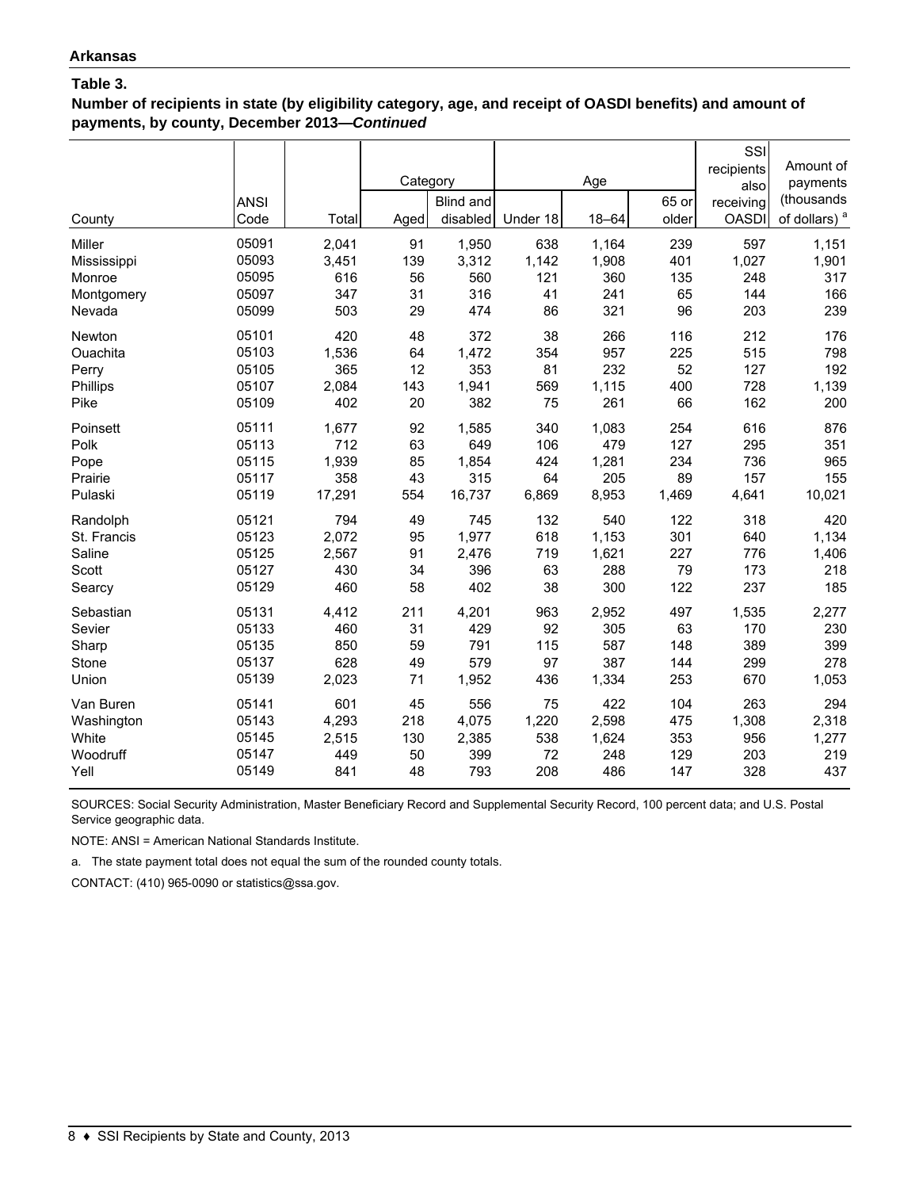**Arkansas**

**Table 3.**

**Number of recipients in state (by eligibility category, age, and receipt of OASDI benefits) and amount of payments, by county, December 2013—*Continued***

| County | ANSI Code | Total | Category | | Age | | | SSI recipients also receiving OASDI | Amount of payments (thousands of dollars) [a] |
|---|---|---|---|---|---|---|---|---|---|
| | | | Aged | Blind and disabled | Under 18 | 18–64 | 65 or older | | |
| Miller | 05091 | 2,041 | 91 | 1,950 | 638 | 1,164 | 239 | 597 | 1,151 |
| Mississippi | 05093 | 3,451 | 139 | 3,312 | 1,142 | 1,908 | 401 | 1,027 | 1,901 |
| Monroe | 05095 | 616 | 56 | 560 | 121 | 360 | 135 | 248 | 317 |
| Montgomery | 05097 | 347 | 31 | 316 | 41 | 241 | 65 | 144 | 166 |
| Nevada | 05099 | 503 | 29 | 474 | 86 | 321 | 96 | 203 | 239 |
| Newton | 05101 | 420 | 48 | 372 | 38 | 266 | 116 | 212 | 176 |
| Ouachita | 05103 | 1,536 | 64 | 1,472 | 354 | 957 | 225 | 515 | 798 |
| Perry | 05105 | 365 | 12 | 353 | 81 | 232 | 52 | 127 | 192 |
| Phillips | 05107 | 2,084 | 143 | 1,941 | 569 | 1,115 | 400 | 728 | 1,139 |
| Pike | 05109 | 402 | 20 | 382 | 75 | 261 | 66 | 162 | 200 |
| Poinsett | 05111 | 1,677 | 92 | 1,585 | 340 | 1,083 | 254 | 616 | 876 |
| Polk | 05113 | 712 | 63 | 649 | 106 | 479 | 127 | 295 | 351 |
| Pope | 05115 | 1,939 | 85 | 1,854 | 424 | 1,281 | 234 | 736 | 965 |
| Prairie | 05117 | 358 | 43 | 315 | 64 | 205 | 89 | 157 | 155 |
| Pulaski | 05119 | 17,291 | 554 | 16,737 | 6,869 | 8,953 | 1,469 | 4,641 | 10,021 |
| Randolph | 05121 | 794 | 49 | 745 | 132 | 540 | 122 | 318 | 420 |
| St. Francis | 05123 | 2,072 | 95 | 1,977 | 618 | 1,153 | 301 | 640 | 1,134 |
| Saline | 05125 | 2,567 | 91 | 2,476 | 719 | 1,621 | 227 | 776 | 1,406 |
| Scott | 05127 | 430 | 34 | 396 | 63 | 288 | 79 | 173 | 218 |
| Searcy | 05129 | 460 | 58 | 402 | 38 | 300 | 122 | 237 | 185 |
| Sebastian | 05131 | 4,412 | 211 | 4,201 | 963 | 2,952 | 497 | 1,535 | 2,277 |
| Sevier | 05133 | 460 | 31 | 429 | 92 | 305 | 63 | 170 | 230 |
| Sharp | 05135 | 850 | 59 | 791 | 115 | 587 | 148 | 389 | 399 |
| Stone | 05137 | 628 | 49 | 579 | 97 | 387 | 144 | 299 | 278 |
| Union | 05139 | 2,023 | 71 | 1,952 | 436 | 1,334 | 253 | 670 | 1,053 |
| Van Buren | 05141 | 601 | 45 | 556 | 75 | 422 | 104 | 263 | 294 |
| Washington | 05143 | 4,293 | 218 | 4,075 | 1,220 | 2,598 | 475 | 1,308 | 2,318 |
| White | 05145 | 2,515 | 130 | 2,385 | 538 | 1,624 | 353 | 956 | 1,277 |
| Woodruff | 05147 | 449 | 50 | 399 | 72 | 248 | 129 | 203 | 219 |
| Yell | 05149 | 841 | 48 | 793 | 208 | 486 | 147 | 328 | 437 |

SOURCES: Social Security Administration, Master Beneficiary Record and Supplemental Security Record, 100 percent data; and U.S. Postal Service geographic data.

NOTE: ANSI = American National Standards Institute.

a. The state payment total does not equal the sum of the rounded county totals.

CONTACT: (410) 965-0090 or statistics@ssa.gov.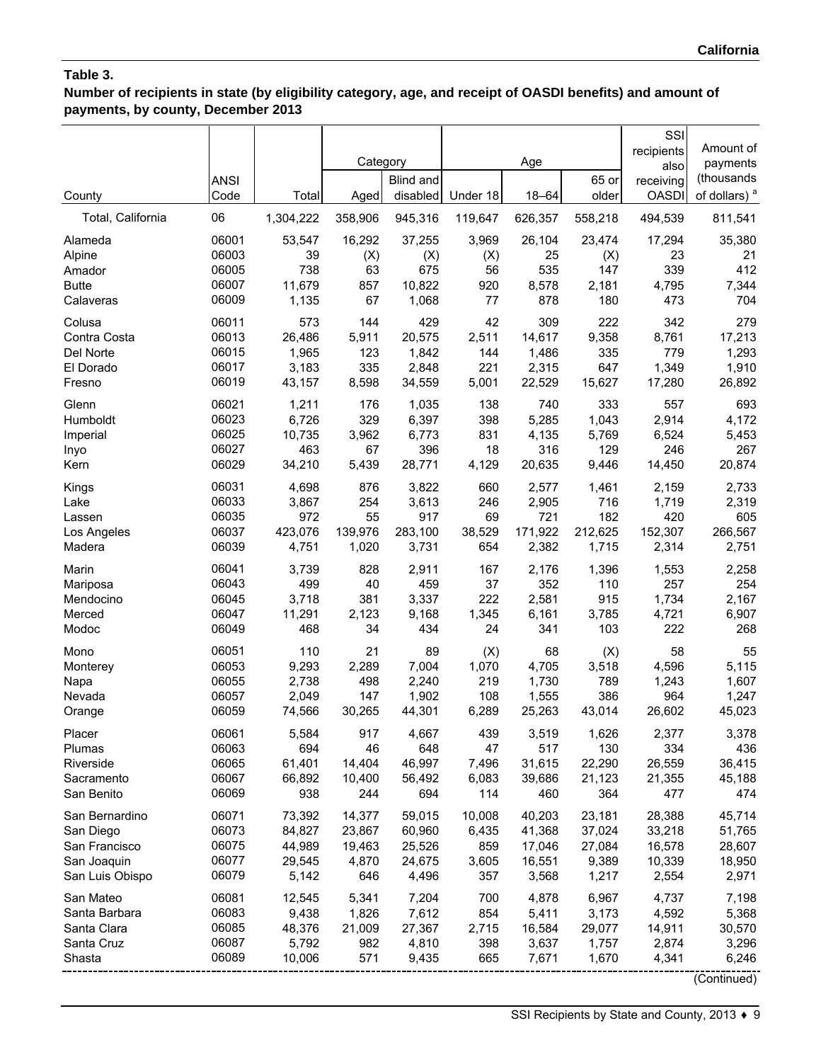### Table 3.

**Number of recipients in state (by eligibility category, age, and receipt of OASDI benefits) and amount of payments, by county, December 2013**

| County | ANSI Code | Total | Category | | Age | | | SSI recipients also receiving OASDI | Amount of payments (thousands of dollars) [a] |
|---|---|---|---|---|---|---|---|---|---|
| | | | Aged | Blind and disabled | Under 18 | 18–64 | 65 or older | | |
| Total, California | 06 | 1,304,222 | 358,906 | 945,316 | 119,647 | 626,357 | 558,218 | 494,539 | 811,541 |
| Alameda | 06001 | 53,547 | 16,292 | 37,255 | 3,969 | 26,104 | 23,474 | 17,294 | 35,380 |
| Alpine | 06003 | 39 | (X) | (X) | (X) | 25 | (X) | 23 | 21 |
| Amador | 06005 | 738 | 63 | 675 | 56 | 535 | 147 | 339 | 412 |
| Butte | 06007 | 11,679 | 857 | 10,822 | 920 | 8,578 | 2,181 | 4,795 | 7,344 |
| Calaveras | 06009 | 1,135 | 67 | 1,068 | 77 | 878 | 180 | 473 | 704 |
| Colusa | 06011 | 573 | 144 | 429 | 42 | 309 | 222 | 342 | 279 |
| Contra Costa | 06013 | 26,486 | 5,911 | 20,575 | 2,511 | 14,617 | 9,358 | 8,761 | 17,213 |
| Del Norte | 06015 | 1,965 | 123 | 1,842 | 144 | 1,486 | 335 | 779 | 1,293 |
| El Dorado | 06017 | 3,183 | 335 | 2,848 | 221 | 2,315 | 647 | 1,349 | 1,910 |
| Fresno | 06019 | 43,157 | 8,598 | 34,559 | 5,001 | 22,529 | 15,627 | 17,280 | 26,892 |
| Glenn | 06021 | 1,211 | 176 | 1,035 | 138 | 740 | 333 | 557 | 693 |
| Humboldt | 06023 | 6,726 | 329 | 6,397 | 398 | 5,285 | 1,043 | 2,914 | 4,172 |
| Imperial | 06025 | 10,735 | 3,962 | 6,773 | 831 | 4,135 | 5,769 | 6,524 | 5,453 |
| Inyo | 06027 | 463 | 67 | 396 | 18 | 316 | 129 | 246 | 267 |
| Kern | 06029 | 34,210 | 5,439 | 28,771 | 4,129 | 20,635 | 9,446 | 14,450 | 20,874 |
| Kings | 06031 | 4,698 | 876 | 3,822 | 660 | 2,577 | 1,461 | 2,159 | 2,733 |
| Lake | 06033 | 3,867 | 254 | 3,613 | 246 | 2,905 | 716 | 1,719 | 2,319 |
| Lassen | 06035 | 972 | 55 | 917 | 69 | 721 | 182 | 420 | 605 |
| Los Angeles | 06037 | 423,076 | 139,976 | 283,100 | 38,529 | 171,922 | 212,625 | 152,307 | 266,567 |
| Madera | 06039 | 4,751 | 1,020 | 3,731 | 654 | 2,382 | 1,715 | 2,314 | 2,751 |
| Marin | 06041 | 3,739 | 828 | 2,911 | 167 | 2,176 | 1,396 | 1,553 | 2,258 |
| Mariposa | 06043 | 499 | 40 | 459 | 37 | 352 | 110 | 257 | 254 |
| Mendocino | 06045 | 3,718 | 381 | 3,337 | 222 | 2,581 | 915 | 1,734 | 2,167 |
| Merced | 06047 | 11,291 | 2,123 | 9,168 | 1,345 | 6,161 | 3,785 | 4,721 | 6,907 |
| Modoc | 06049 | 468 | 34 | 434 | 24 | 341 | 103 | 222 | 268 |
| Mono | 06051 | 110 | 21 | 89 | (X) | 68 | (X) | 58 | 55 |
| Monterey | 06053 | 9,293 | 2,289 | 7,004 | 1,070 | 4,705 | 3,518 | 4,596 | 5,115 |
| Napa | 06055 | 2,738 | 498 | 2,240 | 219 | 1,730 | 789 | 1,243 | 1,607 |
| Nevada | 06057 | 2,049 | 147 | 1,902 | 108 | 1,555 | 386 | 964 | 1,247 |
| Orange | 06059 | 74,566 | 30,265 | 44,301 | 6,289 | 25,263 | 43,014 | 26,602 | 45,023 |
| Placer | 06061 | 5,584 | 917 | 4,667 | 439 | 3,519 | 1,626 | 2,377 | 3,378 |
| Plumas | 06063 | 694 | 46 | 648 | 47 | 517 | 130 | 334 | 436 |
| Riverside | 06065 | 61,401 | 14,404 | 46,997 | 7,496 | 31,615 | 22,290 | 26,559 | 36,415 |
| Sacramento | 06067 | 66,892 | 10,400 | 56,492 | 6,083 | 39,686 | 21,123 | 21,355 | 45,188 |
| San Benito | 06069 | 938 | 244 | 694 | 114 | 460 | 364 | 477 | 474 |
| San Bernardino | 06071 | 73,392 | 14,377 | 59,015 | 10,008 | 40,203 | 23,181 | 28,388 | 45,714 |
| San Diego | 06073 | 84,827 | 23,867 | 60,960 | 6,435 | 41,368 | 37,024 | 33,218 | 51,765 |
| San Francisco | 06075 | 44,989 | 19,463 | 25,526 | 859 | 17,046 | 27,084 | 16,578 | 28,607 |
| San Joaquin | 06077 | 29,545 | 4,870 | 24,675 | 3,605 | 16,551 | 9,389 | 10,339 | 18,950 |
| San Luis Obispo | 06079 | 5,142 | 646 | 4,496 | 357 | 3,568 | 1,217 | 2,554 | 2,971 |
| San Mateo | 06081 | 12,545 | 5,341 | 7,204 | 700 | 4,878 | 6,967 | 4,737 | 7,198 |
| Santa Barbara | 06083 | 9,438 | 1,826 | 7,612 | 854 | 5,411 | 3,173 | 4,592 | 5,368 |
| Santa Clara | 06085 | 48,376 | 21,009 | 27,367 | 2,715 | 16,584 | 29,077 | 14,911 | 30,570 |
| Santa Cruz | 06087 | 5,792 | 982 | 4,810 | 398 | 3,637 | 1,757 | 2,874 | 3,296 |
| Shasta | 06089 | 10,006 | 571 | 9,435 | 665 | 7,671 | 1,670 | 4,341 | 6,246 |

(Continued)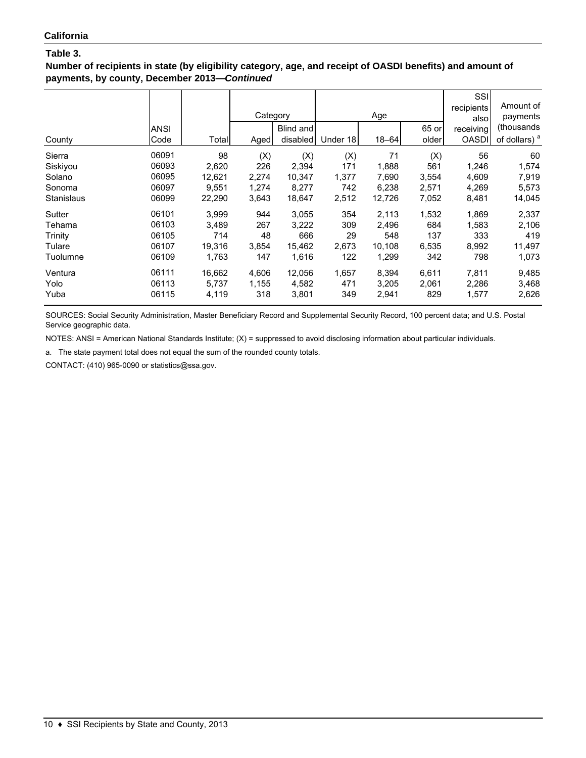**California**

**Table 3.**

**Number of recipients in state (by eligibility category, age, and receipt of OASDI benefits) and amount of payments, by county, December 2013—*Continued***

| County | ANSI Code | Total | Category | | Age | | | SSI recipients also receiving OASDI | Amount of payments (thousands of dollars) [a] |
|---|---|---|---|---|---|---|---|---|---|
| | | | Aged | Blind and disabled | Under 18 | 18–64 | 65 or older | | |
| Sierra | 06091 | 98 | (X) | (X) | (X) | 71 | (X) | 56 | 60 |
| Siskiyou | 06093 | 2,620 | 226 | 2,394 | 171 | 1,888 | 561 | 1,246 | 1,574 |
| Solano | 06095 | 12,621 | 2,274 | 10,347 | 1,377 | 7,690 | 3,554 | 4,609 | 7,919 |
| Sonoma | 06097 | 9,551 | 1,274 | 8,277 | 742 | 6,238 | 2,571 | 4,269 | 5,573 |
| Stanislaus | 06099 | 22,290 | 3,643 | 18,647 | 2,512 | 12,726 | 7,052 | 8,481 | 14,045 |
| Sutter | 06101 | 3,999 | 944 | 3,055 | 354 | 2,113 | 1,532 | 1,869 | 2,337 |
| Tehama | 06103 | 3,489 | 267 | 3,222 | 309 | 2,496 | 684 | 1,583 | 2,106 |
| Trinity | 06105 | 714 | 48 | 666 | 29 | 548 | 137 | 333 | 419 |
| Tulare | 06107 | 19,316 | 3,854 | 15,462 | 2,673 | 10,108 | 6,535 | 8,992 | 11,497 |
| Tuolumne | 06109 | 1,763 | 147 | 1,616 | 122 | 1,299 | 342 | 798 | 1,073 |
| Ventura | 06111 | 16,662 | 4,606 | 12,056 | 1,657 | 8,394 | 6,611 | 7,811 | 9,485 |
| Yolo | 06113 | 5,737 | 1,155 | 4,582 | 471 | 3,205 | 2,061 | 2,286 | 3,468 |
| Yuba | 06115 | 4,119 | 318 | 3,801 | 349 | 2,941 | 829 | 1,577 | 2,626 |

SOURCES: Social Security Administration, Master Beneficiary Record and Supplemental Security Record, 100 percent data; and U.S. Postal Service geographic data.

NOTES: ANSI = American National Standards Institute; (X) = suppressed to avoid disclosing information about particular individuals.

a. The state payment total does not equal the sum of the rounded county totals.

CONTACT: (410) 965-0090 or statistics@ssa.gov.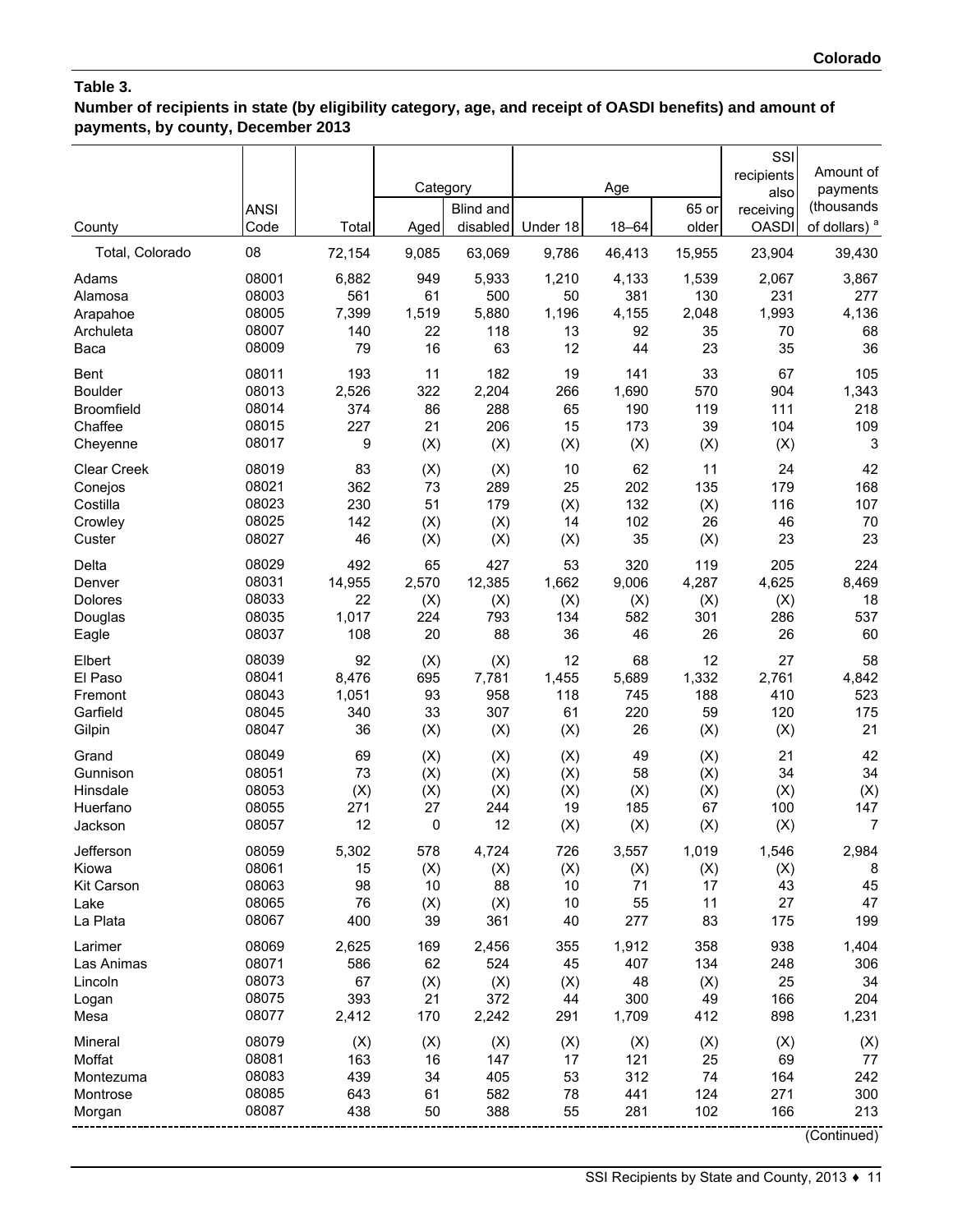**Colorado**

## Table 3.

**Number of recipients in state (by eligibility category, age, and receipt of OASDI benefits) and amount of payments, by county, December 2013**

| County | ANSI Code | Total | Category | | Age | | | SSI recipients also receiving OASDI | Amount of payments (thousands of dollars) [a] |
|---|---|---|---|---|---|---|---|---|---|
| | | | Aged | Blind and disabled | Under 18 | 18–64 | 65 or older | | |
| Total, Colorado | 08 | 72,154 | 9,085 | 63,069 | 9,786 | 46,413 | 15,955 | 23,904 | 39,430 |
| Adams | 08001 | 6,882 | 949 | 5,933 | 1,210 | 4,133 | 1,539 | 2,067 | 3,867 |
| Alamosa | 08003 | 561 | 61 | 500 | 50 | 381 | 130 | 231 | 277 |
| Arapahoe | 08005 | 7,399 | 1,519 | 5,880 | 1,196 | 4,155 | 2,048 | 1,993 | 4,136 |
| Archuleta | 08007 | 140 | 22 | 118 | 13 | 92 | 35 | 70 | 68 |
| Baca | 08009 | 79 | 16 | 63 | 12 | 44 | 23 | 35 | 36 |
| Bent | 08011 | 193 | 11 | 182 | 19 | 141 | 33 | 67 | 105 |
| Boulder | 08013 | 2,526 | 322 | 2,204 | 266 | 1,690 | 570 | 904 | 1,343 |
| Broomfield | 08014 | 374 | 86 | 288 | 65 | 190 | 119 | 111 | 218 |
| Chaffee | 08015 | 227 | 21 | 206 | 15 | 173 | 39 | 104 | 109 |
| Cheyenne | 08017 | 9 | (X) | (X) | (X) | (X) | (X) | (X) | 3 |
| Clear Creek | 08019 | 83 | (X) | (X) | 10 | 62 | 11 | 24 | 42 |
| Conejos | 08021 | 362 | 73 | 289 | 25 | 202 | 135 | 179 | 168 |
| Costilla | 08023 | 230 | 51 | 179 | (X) | 132 | (X) | 116 | 107 |
| Crowley | 08025 | 142 | (X) | (X) | 14 | 102 | 26 | 46 | 70 |
| Custer | 08027 | 46 | (X) | (X) | (X) | 35 | (X) | 23 | 23 |
| Delta | 08029 | 492 | 65 | 427 | 53 | 320 | 119 | 205 | 224 |
| Denver | 08031 | 14,955 | 2,570 | 12,385 | 1,662 | 9,006 | 4,287 | 4,625 | 8,469 |
| Dolores | 08033 | 22 | (X) | (X) | (X) | (X) | (X) | (X) | 18 |
| Douglas | 08035 | 1,017 | 224 | 793 | 134 | 582 | 301 | 286 | 537 |
| Eagle | 08037 | 108 | 20 | 88 | 36 | 46 | 26 | 26 | 60 |
| Elbert | 08039 | 92 | (X) | (X) | 12 | 68 | 12 | 27 | 58 |
| El Paso | 08041 | 8,476 | 695 | 7,781 | 1,455 | 5,689 | 1,332 | 2,761 | 4,842 |
| Fremont | 08043 | 1,051 | 93 | 958 | 118 | 745 | 188 | 410 | 523 |
| Garfield | 08045 | 340 | 33 | 307 | 61 | 220 | 59 | 120 | 175 |
| Gilpin | 08047 | 36 | (X) | (X) | (X) | 26 | (X) | (X) | 21 |
| Grand | 08049 | 69 | (X) | (X) | (X) | 49 | (X) | 21 | 42 |
| Gunnison | 08051 | 73 | (X) | (X) | (X) | 58 | (X) | 34 | 34 |
| Hinsdale | 08053 | (X) | (X) | (X) | (X) | (X) | (X) | (X) | (X) |
| Huerfano | 08055 | 271 | 27 | 244 | 19 | 185 | 67 | 100 | 147 |
| Jackson | 08057 | 12 | 0 | 12 | (X) | (X) | (X) | (X) | 7 |
| Jefferson | 08059 | 5,302 | 578 | 4,724 | 726 | 3,557 | 1,019 | 1,546 | 2,984 |
| Kiowa | 08061 | 15 | (X) | (X) | (X) | (X) | (X) | (X) | 8 |
| Kit Carson | 08063 | 98 | 10 | 88 | 10 | 71 | 17 | 43 | 45 |
| Lake | 08065 | 76 | (X) | (X) | 10 | 55 | 11 | 27 | 47 |
| La Plata | 08067 | 400 | 39 | 361 | 40 | 277 | 83 | 175 | 199 |
| Larimer | 08069 | 2,625 | 169 | 2,456 | 355 | 1,912 | 358 | 938 | 1,404 |
| Las Animas | 08071 | 586 | 62 | 524 | 45 | 407 | 134 | 248 | 306 |
| Lincoln | 08073 | 67 | (X) | (X) | (X) | 48 | (X) | 25 | 34 |
| Logan | 08075 | 393 | 21 | 372 | 44 | 300 | 49 | 166 | 204 |
| Mesa | 08077 | 2,412 | 170 | 2,242 | 291 | 1,709 | 412 | 898 | 1,231 |
| Mineral | 08079 | (X) | (X) | (X) | (X) | (X) | (X) | (X) | (X) |
| Moffat | 08081 | 163 | 16 | 147 | 17 | 121 | 25 | 69 | 77 |
| Montezuma | 08083 | 439 | 34 | 405 | 53 | 312 | 74 | 164 | 242 |
| Montrose | 08085 | 643 | 61 | 582 | 78 | 441 | 124 | 271 | 300 |
| Morgan | 08087 | 438 | 50 | 388 | 55 | 281 | 102 | 166 | 213 |

(Continued)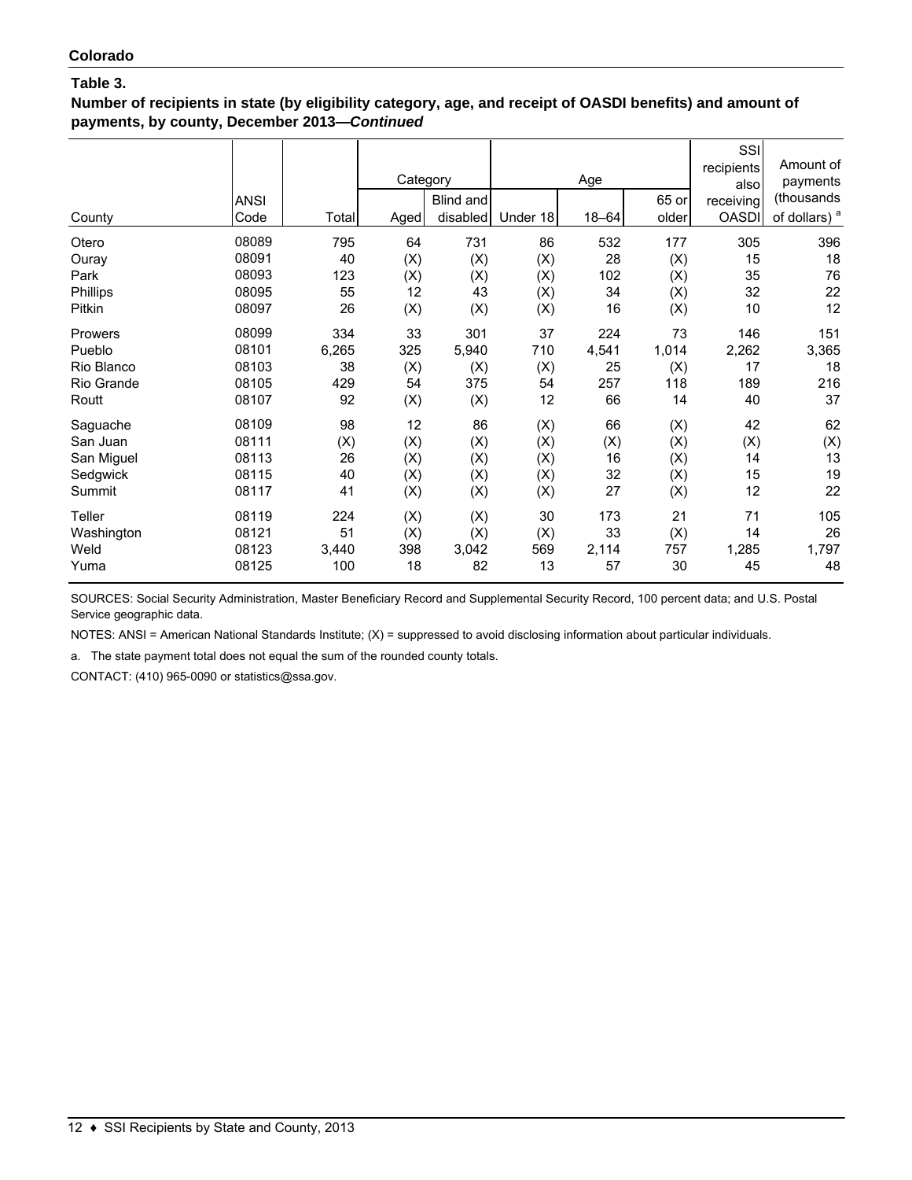**Colorado**

**Table 3.**

**Number of recipients in state (by eligibility category, age, and receipt of OASDI benefits) and amount of payments, by county, December 2013—*Continued***

| County | ANSI Code | Total | Category | | Age | | | SSI recipients also receiving OASDI | Amount of payments (thousands of dollars) [a] |
|---|---|---|---|---|---|---|---|---|---|
| | | | Aged | Blind and disabled | Under 18 | 18–64 | 65 or older | | |
| Otero | 08089 | 795 | 64 | 731 | 86 | 532 | 177 | 305 | 396 |
| Ouray | 08091 | 40 | (X) | (X) | (X) | 28 | (X) | 15 | 18 |
| Park | 08093 | 123 | (X) | (X) | (X) | 102 | (X) | 35 | 76 |
| Phillips | 08095 | 55 | 12 | 43 | (X) | 34 | (X) | 32 | 22 |
| Pitkin | 08097 | 26 | (X) | (X) | (X) | 16 | (X) | 10 | 12 |
| Prowers | 08099 | 334 | 33 | 301 | 37 | 224 | 73 | 146 | 151 |
| Pueblo | 08101 | 6,265 | 325 | 5,940 | 710 | 4,541 | 1,014 | 2,262 | 3,365 |
| Rio Blanco | 08103 | 38 | (X) | (X) | (X) | 25 | (X) | 17 | 18 |
| Rio Grande | 08105 | 429 | 54 | 375 | 54 | 257 | 118 | 189 | 216 |
| Routt | 08107 | 92 | (X) | (X) | 12 | 66 | 14 | 40 | 37 |
| Saguache | 08109 | 98 | 12 | 86 | (X) | 66 | (X) | 42 | 62 |
| San Juan | 08111 | (X) | (X) | (X) | (X) | (X) | (X) | (X) | (X) |
| San Miguel | 08113 | 26 | (X) | (X) | (X) | 16 | (X) | 14 | 13 |
| Sedgwick | 08115 | 40 | (X) | (X) | (X) | 32 | (X) | 15 | 19 |
| Summit | 08117 | 41 | (X) | (X) | (X) | 27 | (X) | 12 | 22 |
| Teller | 08119 | 224 | (X) | (X) | 30 | 173 | 21 | 71 | 105 |
| Washington | 08121 | 51 | (X) | (X) | (X) | 33 | (X) | 14 | 26 |
| Weld | 08123 | 3,440 | 398 | 3,042 | 569 | 2,114 | 757 | 1,285 | 1,797 |
| Yuma | 08125 | 100 | 18 | 82 | 13 | 57 | 30 | 45 | 48 |

SOURCES: Social Security Administration, Master Beneficiary Record and Supplemental Security Record, 100 percent data; and U.S. Postal Service geographic data.

NOTES: ANSI = American National Standards Institute; (X) = suppressed to avoid disclosing information about particular individuals.

a. The state payment total does not equal the sum of the rounded county totals.

CONTACT: (410) 965-0090 or statistics@ssa.gov.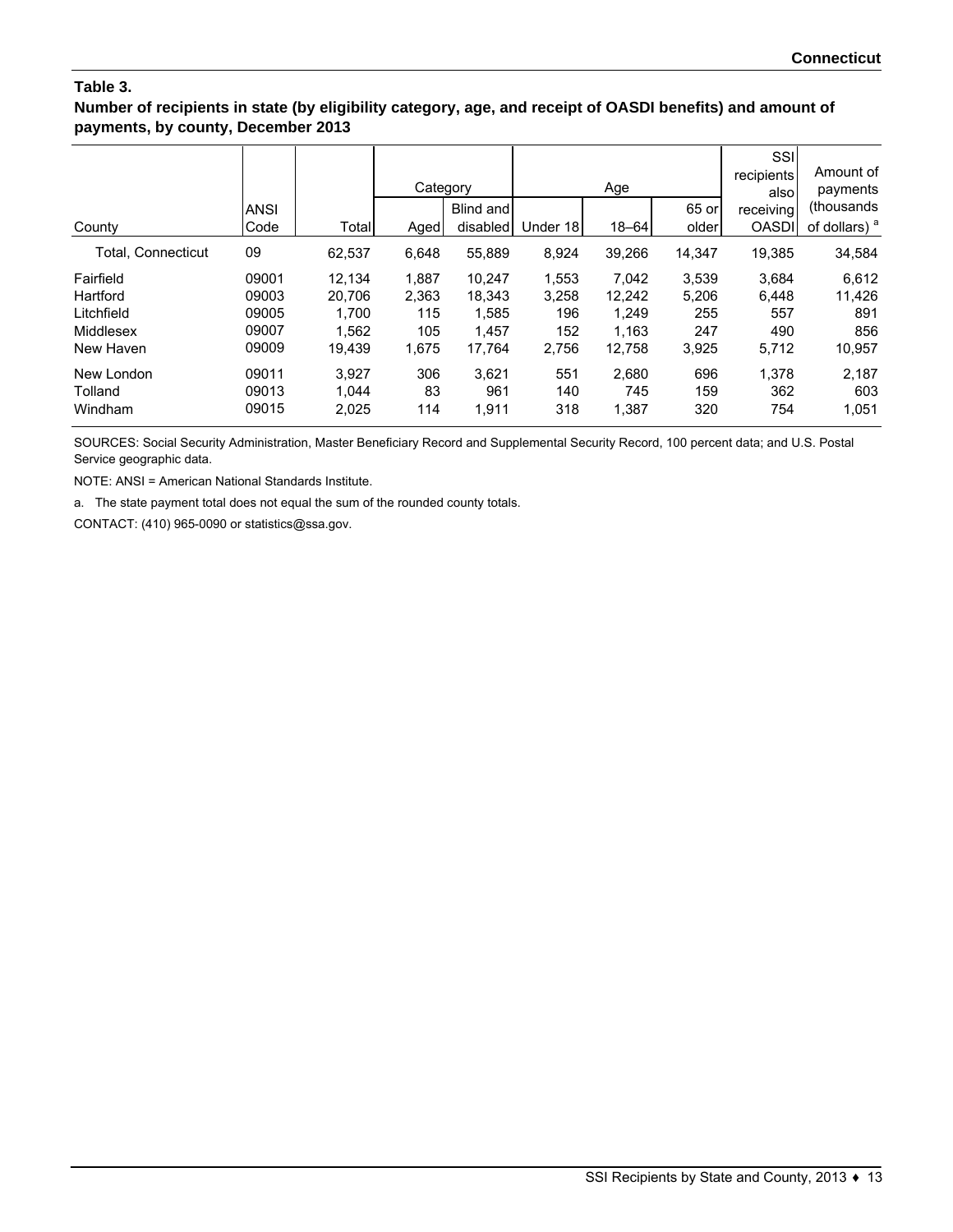**Connecticut**

**Table 3.**
**Number of recipients in state (by eligibility category, age, and receipt of OASDI benefits) and amount of payments, by county, December 2013**

| County | ANSI Code | Total | Category | | Age | | | SSI recipients also receiving OASDI | Amount of payments (thousands of dollars) [a] |
|---|---|---|---|---|---|---|---|---|---|
| | | | Aged | Blind and disabled | Under 18 | 18–64 | 65 or older | | |
| Total, Connecticut | 09 | 62,537 | 6,648 | 55,889 | 8,924 | 39,266 | 14,347 | 19,385 | 34,584 |
| Fairfield | 09001 | 12,134 | 1,887 | 10,247 | 1,553 | 7,042 | 3,539 | 3,684 | 6,612 |
| Hartford | 09003 | 20,706 | 2,363 | 18,343 | 3,258 | 12,242 | 5,206 | 6,448 | 11,426 |
| Litchfield | 09005 | 1,700 | 115 | 1,585 | 196 | 1,249 | 255 | 557 | 891 |
| Middlesex | 09007 | 1,562 | 105 | 1,457 | 152 | 1,163 | 247 | 490 | 856 |
| New Haven | 09009 | 19,439 | 1,675 | 17,764 | 2,756 | 12,758 | 3,925 | 5,712 | 10,957 |
| New London | 09011 | 3,927 | 306 | 3,621 | 551 | 2,680 | 696 | 1,378 | 2,187 |
| Tolland | 09013 | 1,044 | 83 | 961 | 140 | 745 | 159 | 362 | 603 |
| Windham | 09015 | 2,025 | 114 | 1,911 | 318 | 1,387 | 320 | 754 | 1,051 |

SOURCES: Social Security Administration, Master Beneficiary Record and Supplemental Security Record, 100 percent data; and U.S. Postal Service geographic data.

NOTE: ANSI = American National Standards Institute.

a. The state payment total does not equal the sum of the rounded county totals.

CONTACT: (410) 965-0090 or statistics@ssa.gov.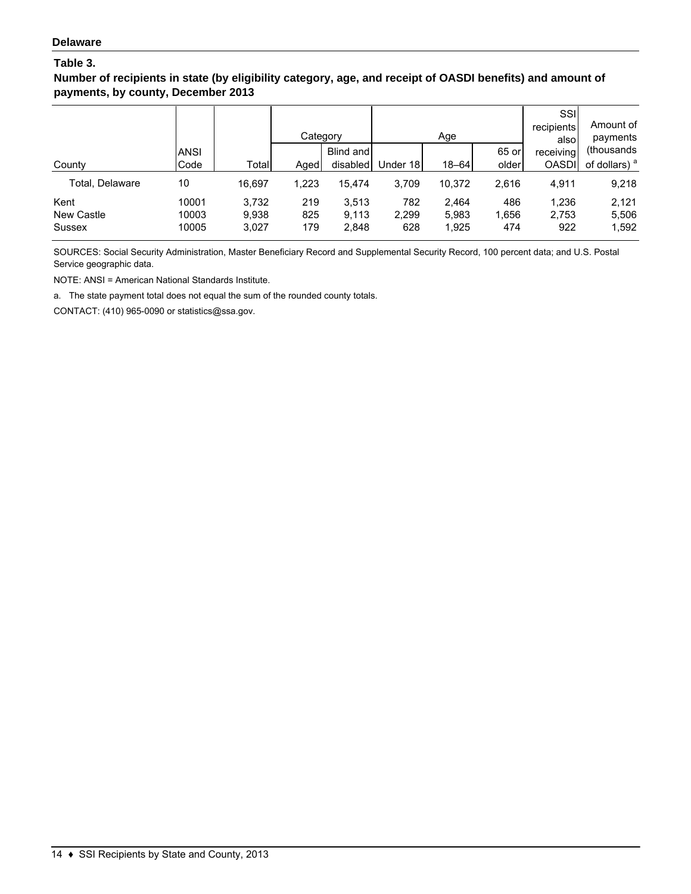**Delaware**

## Table 3.

### Number of recipients in state (by eligibility category, age, and receipt of OASDI benefits) and amount of payments, by county, December 2013

| County | ANSI Code | Total | Category | | Age | | | SSI recipients also receiving OASDI | Amount of payments (thousands of dollars) [a] |
|---|---|---|---|---|---|---|---|---|---|
| | | | Aged | Blind and disabled | Under 18 | 18–64 | 65 or older | | |
| Total, Delaware | 10 | 16,697 | 1,223 | 15,474 | 3,709 | 10,372 | 2,616 | 4,911 | 9,218 |
| Kent | 10001 | 3,732 | 219 | 3,513 | 782 | 2,464 | 486 | 1,236 | 2,121 |
| New Castle | 10003 | 9,938 | 825 | 9,113 | 2,299 | 5,983 | 1,656 | 2,753 | 5,506 |
| Sussex | 10005 | 3,027 | 179 | 2,848 | 628 | 1,925 | 474 | 922 | 1,592 |

SOURCES: Social Security Administration, Master Beneficiary Record and Supplemental Security Record, 100 percent data; and U.S. Postal Service geographic data.

NOTE: ANSI = American National Standards Institute.

a. The state payment total does not equal the sum of the rounded county totals.

CONTACT: (410) 965-0090 or statistics@ssa.gov.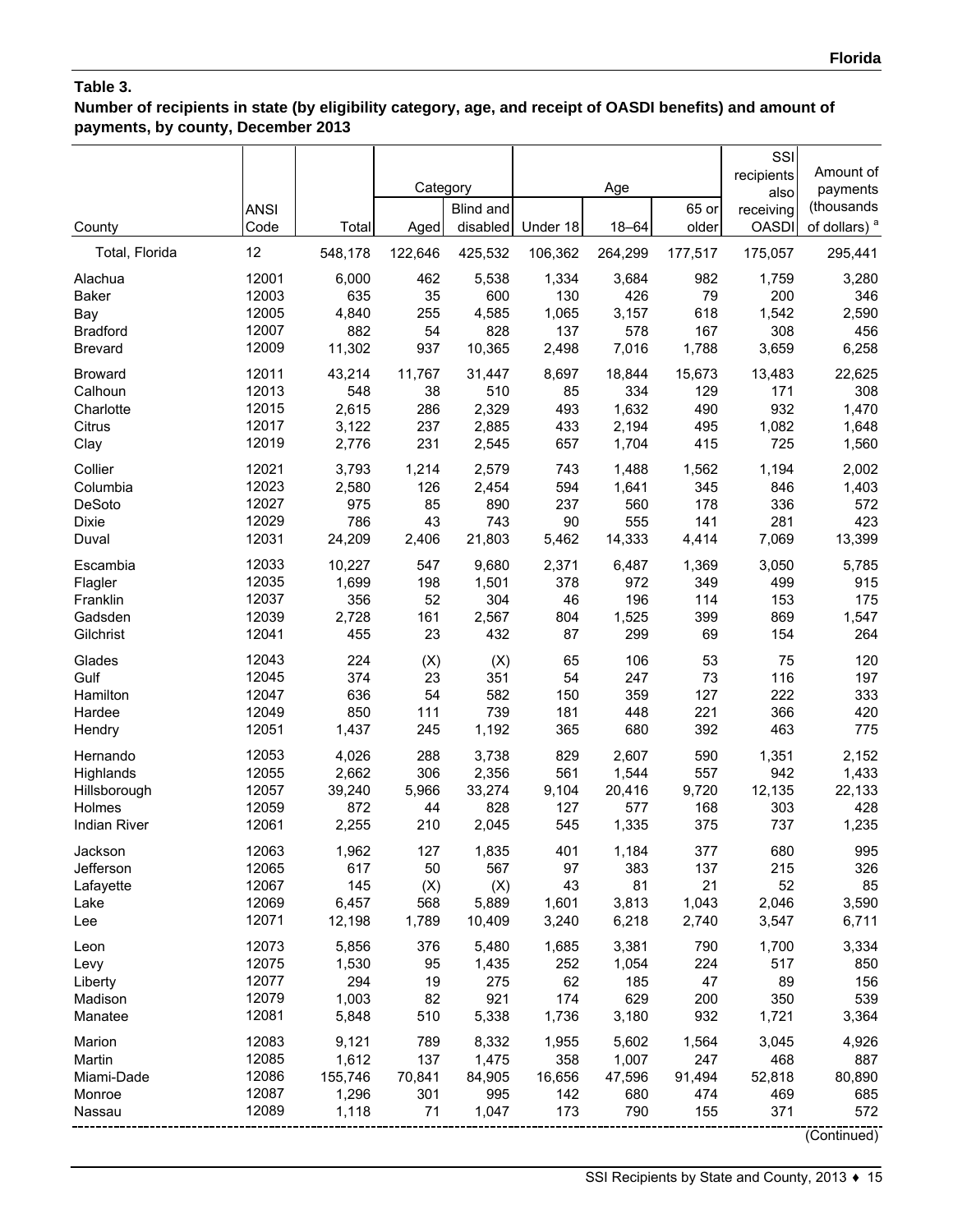**Table 3.**
**Number of recipients in state (by eligibility category, age, and receipt of OASDI benefits) and amount of payments, by county, December 2013**

| County | ANSI Code | Total | Category | | Age | | | SSI recipients also receiving OASDI | Amount of payments (thousands of dollars) [a] |
|---|---|---|---|---|---|---|---|---|---|
| | | | Aged | Blind and disabled | Under 18 | 18–64 | 65 or older | | |
| Total, Florida | 12 | 548,178 | 122,646 | 425,532 | 106,362 | 264,299 | 177,517 | 175,057 | 295,441 |
| Alachua | 12001 | 6,000 | 462 | 5,538 | 1,334 | 3,684 | 982 | 1,759 | 3,280 |
| Baker | 12003 | 635 | 35 | 600 | 130 | 426 | 79 | 200 | 346 |
| Bay | 12005 | 4,840 | 255 | 4,585 | 1,065 | 3,157 | 618 | 1,542 | 2,590 |
| Bradford | 12007 | 882 | 54 | 828 | 137 | 578 | 167 | 308 | 456 |
| Brevard | 12009 | 11,302 | 937 | 10,365 | 2,498 | 7,016 | 1,788 | 3,659 | 6,258 |
| Broward | 12011 | 43,214 | 11,767 | 31,447 | 8,697 | 18,844 | 15,673 | 13,483 | 22,625 |
| Calhoun | 12013 | 548 | 38 | 510 | 85 | 334 | 129 | 171 | 308 |
| Charlotte | 12015 | 2,615 | 286 | 2,329 | 493 | 1,632 | 490 | 932 | 1,470 |
| Citrus | 12017 | 3,122 | 237 | 2,885 | 433 | 2,194 | 495 | 1,082 | 1,648 |
| Clay | 12019 | 2,776 | 231 | 2,545 | 657 | 1,704 | 415 | 725 | 1,560 |
| Collier | 12021 | 3,793 | 1,214 | 2,579 | 743 | 1,488 | 1,562 | 1,194 | 2,002 |
| Columbia | 12023 | 2,580 | 126 | 2,454 | 594 | 1,641 | 345 | 846 | 1,403 |
| DeSoto | 12027 | 975 | 85 | 890 | 237 | 560 | 178 | 336 | 572 |
| Dixie | 12029 | 786 | 43 | 743 | 90 | 555 | 141 | 281 | 423 |
| Duval | 12031 | 24,209 | 2,406 | 21,803 | 5,462 | 14,333 | 4,414 | 7,069 | 13,399 |
| Escambia | 12033 | 10,227 | 547 | 9,680 | 2,371 | 6,487 | 1,369 | 3,050 | 5,785 |
| Flagler | 12035 | 1,699 | 198 | 1,501 | 378 | 972 | 349 | 499 | 915 |
| Franklin | 12037 | 356 | 52 | 304 | 46 | 196 | 114 | 153 | 175 |
| Gadsden | 12039 | 2,728 | 161 | 2,567 | 804 | 1,525 | 399 | 869 | 1,547 |
| Gilchrist | 12041 | 455 | 23 | 432 | 87 | 299 | 69 | 154 | 264 |
| Glades | 12043 | 224 | (X) | (X) | 65 | 106 | 53 | 75 | 120 |
| Gulf | 12045 | 374 | 23 | 351 | 54 | 247 | 73 | 116 | 197 |
| Hamilton | 12047 | 636 | 54 | 582 | 150 | 359 | 127 | 222 | 333 |
| Hardee | 12049 | 850 | 111 | 739 | 181 | 448 | 221 | 366 | 420 |
| Hendry | 12051 | 1,437 | 245 | 1,192 | 365 | 680 | 392 | 463 | 775 |
| Hernando | 12053 | 4,026 | 288 | 3,738 | 829 | 2,607 | 590 | 1,351 | 2,152 |
| Highlands | 12055 | 2,662 | 306 | 2,356 | 561 | 1,544 | 557 | 942 | 1,433 |
| Hillsborough | 12057 | 39,240 | 5,966 | 33,274 | 9,104 | 20,416 | 9,720 | 12,135 | 22,133 |
| Holmes | 12059 | 872 | 44 | 828 | 127 | 577 | 168 | 303 | 428 |
| Indian River | 12061 | 2,255 | 210 | 2,045 | 545 | 1,335 | 375 | 737 | 1,235 |
| Jackson | 12063 | 1,962 | 127 | 1,835 | 401 | 1,184 | 377 | 680 | 995 |
| Jefferson | 12065 | 617 | 50 | 567 | 97 | 383 | 137 | 215 | 326 |
| Lafayette | 12067 | 145 | (X) | (X) | 43 | 81 | 21 | 52 | 85 |
| Lake | 12069 | 6,457 | 568 | 5,889 | 1,601 | 3,813 | 1,043 | 2,046 | 3,590 |
| Lee | 12071 | 12,198 | 1,789 | 10,409 | 3,240 | 6,218 | 2,740 | 3,547 | 6,711 |
| Leon | 12073 | 5,856 | 376 | 5,480 | 1,685 | 3,381 | 790 | 1,700 | 3,334 |
| Levy | 12075 | 1,530 | 95 | 1,435 | 252 | 1,054 | 224 | 517 | 850 |
| Liberty | 12077 | 294 | 19 | 275 | 62 | 185 | 47 | 89 | 156 |
| Madison | 12079 | 1,003 | 82 | 921 | 174 | 629 | 200 | 350 | 539 |
| Manatee | 12081 | 5,848 | 510 | 5,338 | 1,736 | 3,180 | 932 | 1,721 | 3,364 |
| Marion | 12083 | 9,121 | 789 | 8,332 | 1,955 | 5,602 | 1,564 | 3,045 | 4,926 |
| Martin | 12085 | 1,612 | 137 | 1,475 | 358 | 1,007 | 247 | 468 | 887 |
| Miami-Dade | 12086 | 155,746 | 70,841 | 84,905 | 16,656 | 47,596 | 91,494 | 52,818 | 80,890 |
| Monroe | 12087 | 1,296 | 301 | 995 | 142 | 680 | 474 | 469 | 685 |
| Nassau | 12089 | 1,118 | 71 | 1,047 | 173 | 790 | 155 | 371 | 572 |

(Continued)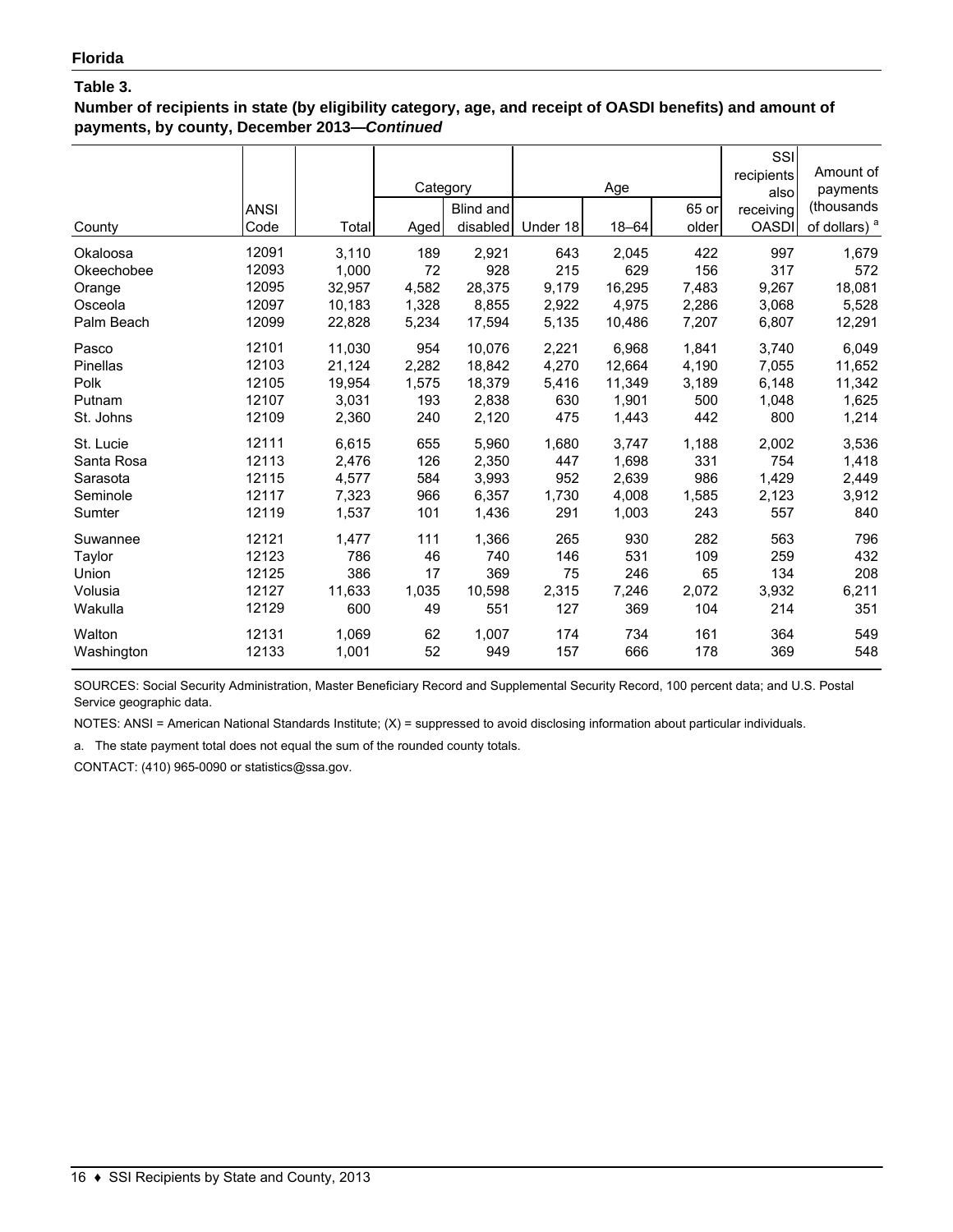**Florida**

**Table 3.**

**Number of recipients in state (by eligibility category, age, and receipt of OASDI benefits) and amount of payments, by county, December 2013—*Continued***

| County | ANSI Code | Total | Category | | Age | | | SSI recipients also receiving OASDI | Amount of payments (thousands of dollars) [a] |
|---|---|---|---|---|---|---|---|---|---|
| | | | Aged | Blind and disabled | Under 18 | 18–64 | 65 or older | | |
| Okaloosa | 12091 | 3,110 | 189 | 2,921 | 643 | 2,045 | 422 | 997 | 1,679 |
| Okeechobee | 12093 | 1,000 | 72 | 928 | 215 | 629 | 156 | 317 | 572 |
| Orange | 12095 | 32,957 | 4,582 | 28,375 | 9,179 | 16,295 | 7,483 | 9,267 | 18,081 |
| Osceola | 12097 | 10,183 | 1,328 | 8,855 | 2,922 | 4,975 | 2,286 | 3,068 | 5,528 |
| Palm Beach | 12099 | 22,828 | 5,234 | 17,594 | 5,135 | 10,486 | 7,207 | 6,807 | 12,291 |
| Pasco | 12101 | 11,030 | 954 | 10,076 | 2,221 | 6,968 | 1,841 | 3,740 | 6,049 |
| Pinellas | 12103 | 21,124 | 2,282 | 18,842 | 4,270 | 12,664 | 4,190 | 7,055 | 11,652 |
| Polk | 12105 | 19,954 | 1,575 | 18,379 | 5,416 | 11,349 | 3,189 | 6,148 | 11,342 |
| Putnam | 12107 | 3,031 | 193 | 2,838 | 630 | 1,901 | 500 | 1,048 | 1,625 |
| St. Johns | 12109 | 2,360 | 240 | 2,120 | 475 | 1,443 | 442 | 800 | 1,214 |
| St. Lucie | 12111 | 6,615 | 655 | 5,960 | 1,680 | 3,747 | 1,188 | 2,002 | 3,536 |
| Santa Rosa | 12113 | 2,476 | 126 | 2,350 | 447 | 1,698 | 331 | 754 | 1,418 |
| Sarasota | 12115 | 4,577 | 584 | 3,993 | 952 | 2,639 | 986 | 1,429 | 2,449 |
| Seminole | 12117 | 7,323 | 966 | 6,357 | 1,730 | 4,008 | 1,585 | 2,123 | 3,912 |
| Sumter | 12119 | 1,537 | 101 | 1,436 | 291 | 1,003 | 243 | 557 | 840 |
| Suwannee | 12121 | 1,477 | 111 | 1,366 | 265 | 930 | 282 | 563 | 796 |
| Taylor | 12123 | 786 | 46 | 740 | 146 | 531 | 109 | 259 | 432 |
| Union | 12125 | 386 | 17 | 369 | 75 | 246 | 65 | 134 | 208 |
| Volusia | 12127 | 11,633 | 1,035 | 10,598 | 2,315 | 7,246 | 2,072 | 3,932 | 6,211 |
| Wakulla | 12129 | 600 | 49 | 551 | 127 | 369 | 104 | 214 | 351 |
| Walton | 12131 | 1,069 | 62 | 1,007 | 174 | 734 | 161 | 364 | 549 |
| Washington | 12133 | 1,001 | 52 | 949 | 157 | 666 | 178 | 369 | 548 |

SOURCES: Social Security Administration, Master Beneficiary Record and Supplemental Security Record, 100 percent data; and U.S. Postal Service geographic data.

NOTES: ANSI = American National Standards Institute; (X) = suppressed to avoid disclosing information about particular individuals.

a. The state payment total does not equal the sum of the rounded county totals.

CONTACT: (410) 965-0090 or statistics@ssa.gov.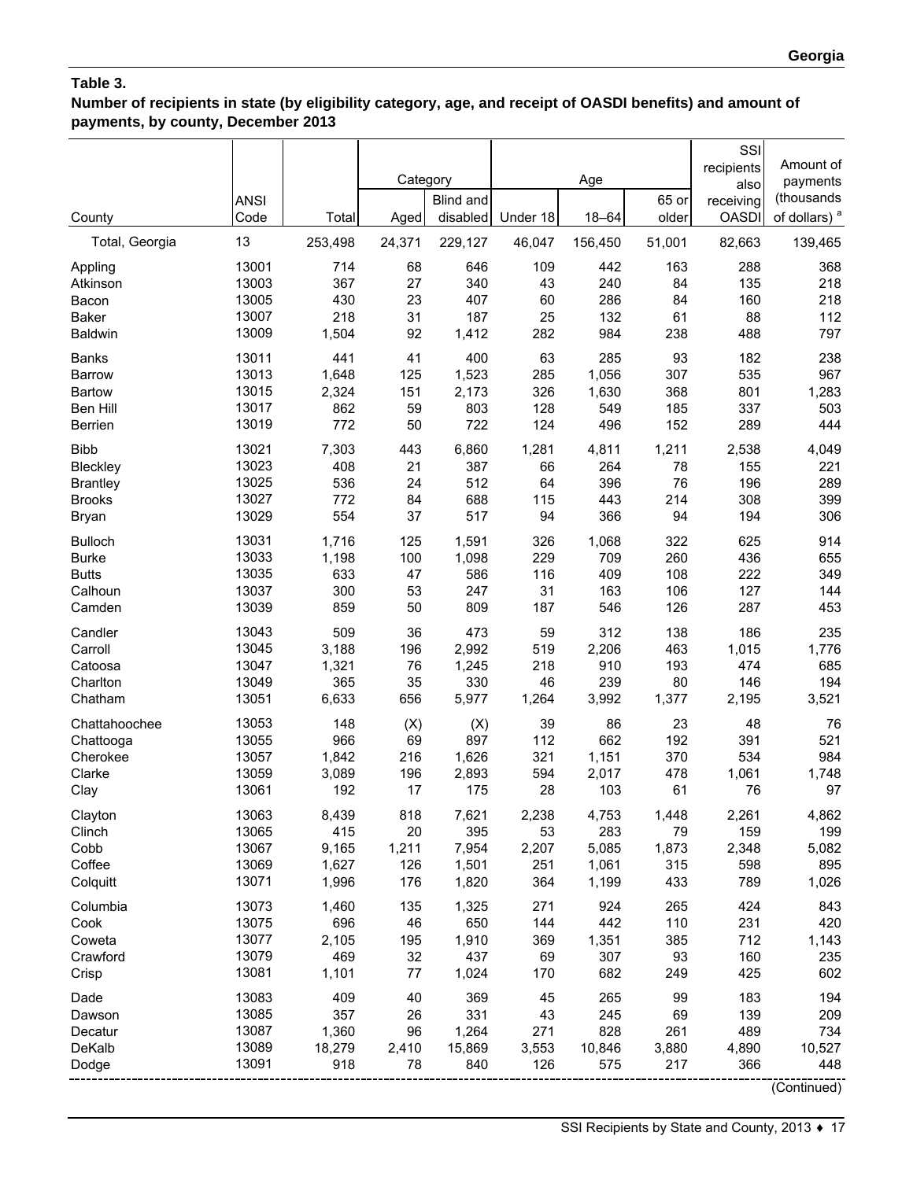**Table 3.**
**Number of recipients in state (by eligibility category, age, and receipt of OASDI benefits) and amount of payments, by county, December 2013**

| County | ANSI Code | Total | Category | | Age | | | SSI recipients also receiving OASDI | Amount of payments (thousands of dollars) [a] |
|---|---|---|---|---|---|---|---|---|---|
| | | | Aged | Blind and disabled | Under 18 | 18–64 | 65 or older | | |
| Total, Georgia | 13 | 253,498 | 24,371 | 229,127 | 46,047 | 156,450 | 51,001 | 82,663 | 139,465 |
| Appling | 13001 | 714 | 68 | 646 | 109 | 442 | 163 | 288 | 368 |
| Atkinson | 13003 | 367 | 27 | 340 | 43 | 240 | 84 | 135 | 218 |
| Bacon | 13005 | 430 | 23 | 407 | 60 | 286 | 84 | 160 | 218 |
| Baker | 13007 | 218 | 31 | 187 | 25 | 132 | 61 | 88 | 112 |
| Baldwin | 13009 | 1,504 | 92 | 1,412 | 282 | 984 | 238 | 488 | 797 |
| Banks | 13011 | 441 | 41 | 400 | 63 | 285 | 93 | 182 | 238 |
| Barrow | 13013 | 1,648 | 125 | 1,523 | 285 | 1,056 | 307 | 535 | 967 |
| Bartow | 13015 | 2,324 | 151 | 2,173 | 326 | 1,630 | 368 | 801 | 1,283 |
| Ben Hill | 13017 | 862 | 59 | 803 | 128 | 549 | 185 | 337 | 503 |
| Berrien | 13019 | 772 | 50 | 722 | 124 | 496 | 152 | 289 | 444 |
| Bibb | 13021 | 7,303 | 443 | 6,860 | 1,281 | 4,811 | 1,211 | 2,538 | 4,049 |
| Bleckley | 13023 | 408 | 21 | 387 | 66 | 264 | 78 | 155 | 221 |
| Brantley | 13025 | 536 | 24 | 512 | 64 | 396 | 76 | 196 | 289 |
| Brooks | 13027 | 772 | 84 | 688 | 115 | 443 | 214 | 308 | 399 |
| Bryan | 13029 | 554 | 37 | 517 | 94 | 366 | 94 | 194 | 306 |
| Bulloch | 13031 | 1,716 | 125 | 1,591 | 326 | 1,068 | 322 | 625 | 914 |
| Burke | 13033 | 1,198 | 100 | 1,098 | 229 | 709 | 260 | 436 | 655 |
| Butts | 13035 | 633 | 47 | 586 | 116 | 409 | 108 | 222 | 349 |
| Calhoun | 13037 | 300 | 53 | 247 | 31 | 163 | 106 | 127 | 144 |
| Camden | 13039 | 859 | 50 | 809 | 187 | 546 | 126 | 287 | 453 |
| Candler | 13043 | 509 | 36 | 473 | 59 | 312 | 138 | 186 | 235 |
| Carroll | 13045 | 3,188 | 196 | 2,992 | 519 | 2,206 | 463 | 1,015 | 1,776 |
| Catoosa | 13047 | 1,321 | 76 | 1,245 | 218 | 910 | 193 | 474 | 685 |
| Charlton | 13049 | 365 | 35 | 330 | 46 | 239 | 80 | 146 | 194 |
| Chatham | 13051 | 6,633 | 656 | 5,977 | 1,264 | 3,992 | 1,377 | 2,195 | 3,521 |
| Chattahoochee | 13053 | 148 | (X) | (X) | 39 | 86 | 23 | 48 | 76 |
| Chattooga | 13055 | 966 | 69 | 897 | 112 | 662 | 192 | 391 | 521 |
| Cherokee | 13057 | 1,842 | 216 | 1,626 | 321 | 1,151 | 370 | 534 | 984 |
| Clarke | 13059 | 3,089 | 196 | 2,893 | 594 | 2,017 | 478 | 1,061 | 1,748 |
| Clay | 13061 | 192 | 17 | 175 | 28 | 103 | 61 | 76 | 97 |
| Clayton | 13063 | 8,439 | 818 | 7,621 | 2,238 | 4,753 | 1,448 | 2,261 | 4,862 |
| Clinch | 13065 | 415 | 20 | 395 | 53 | 283 | 79 | 159 | 199 |
| Cobb | 13067 | 9,165 | 1,211 | 7,954 | 2,207 | 5,085 | 1,873 | 2,348 | 5,082 |
| Coffee | 13069 | 1,627 | 126 | 1,501 | 251 | 1,061 | 315 | 598 | 895 |
| Colquitt | 13071 | 1,996 | 176 | 1,820 | 364 | 1,199 | 433 | 789 | 1,026 |
| Columbia | 13073 | 1,460 | 135 | 1,325 | 271 | 924 | 265 | 424 | 843 |
| Cook | 13075 | 696 | 46 | 650 | 144 | 442 | 110 | 231 | 420 |
| Coweta | 13077 | 2,105 | 195 | 1,910 | 369 | 1,351 | 385 | 712 | 1,143 |
| Crawford | 13079 | 469 | 32 | 437 | 69 | 307 | 93 | 160 | 235 |
| Crisp | 13081 | 1,101 | 77 | 1,024 | 170 | 682 | 249 | 425 | 602 |
| Dade | 13083 | 409 | 40 | 369 | 45 | 265 | 99 | 183 | 194 |
| Dawson | 13085 | 357 | 26 | 331 | 43 | 245 | 69 | 139 | 209 |
| Decatur | 13087 | 1,360 | 96 | 1,264 | 271 | 828 | 261 | 489 | 734 |
| DeKalb | 13089 | 18,279 | 2,410 | 15,869 | 3,553 | 10,846 | 3,880 | 4,890 | 10,527 |
| Dodge | 13091 | 918 | 78 | 840 | 126 | 575 | 217 | 366 | 448 |

(Continued)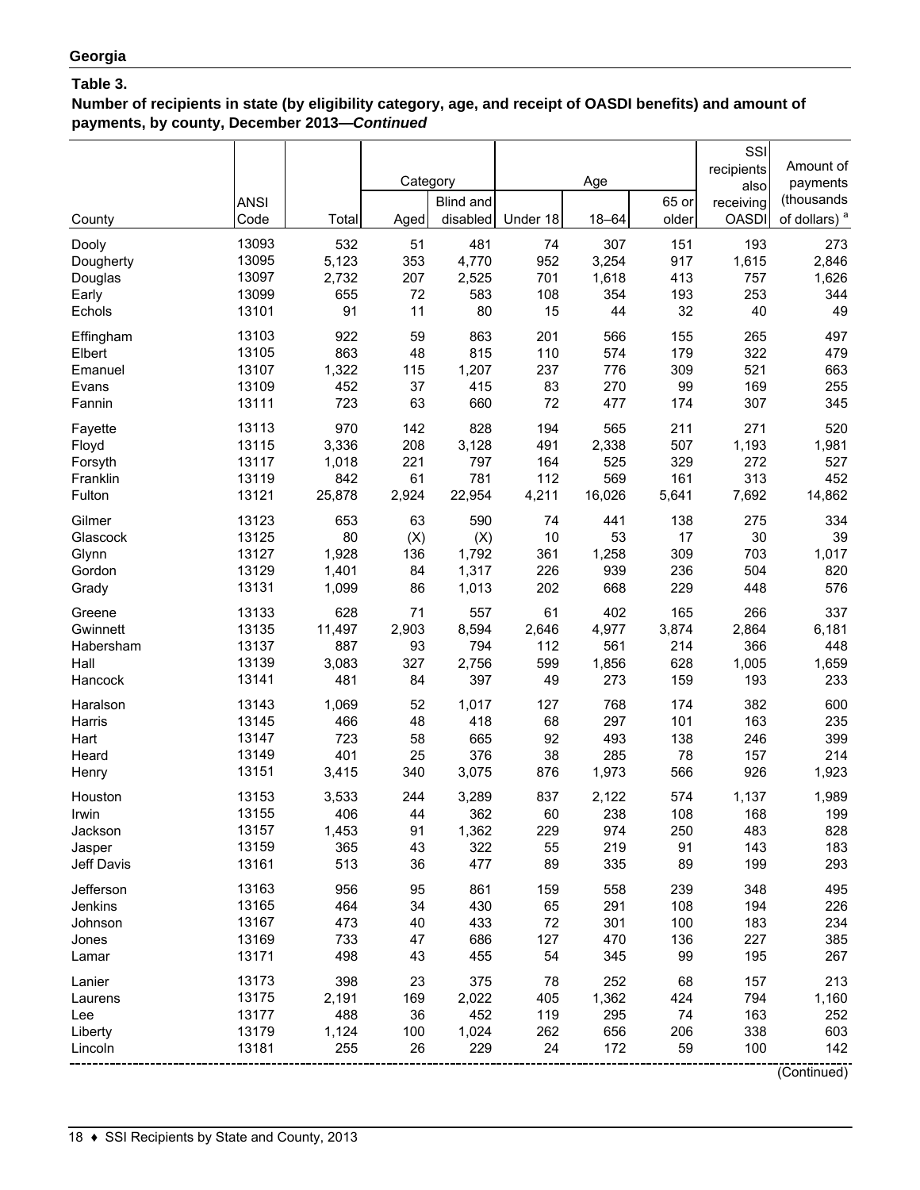## Georgia

### Table 3.

**Number of recipients in state (by eligibility category, age, and receipt of OASDI benefits) and amount of payments, by county, December 2013—*Continued***

| County | ANSI Code | Total | Category | | Age | | | SSI recipients also receiving OASDI | Amount of payments (thousands of dollars) [a] |
|---|---|---|---|---|---|---|---|---|---|
| | | | Aged | Blind and disabled | Under 18 | 18–64 | 65 or older | | |
| Dooly | 13093 | 532 | 51 | 481 | 74 | 307 | 151 | 193 | 273 |
| Dougherty | 13095 | 5,123 | 353 | 4,770 | 952 | 3,254 | 917 | 1,615 | 2,846 |
| Douglas | 13097 | 2,732 | 207 | 2,525 | 701 | 1,618 | 413 | 757 | 1,626 |
| Early | 13099 | 655 | 72 | 583 | 108 | 354 | 193 | 253 | 344 |
| Echols | 13101 | 91 | 11 | 80 | 15 | 44 | 32 | 40 | 49 |
| Effingham | 13103 | 922 | 59 | 863 | 201 | 566 | 155 | 265 | 497 |
| Elbert | 13105 | 863 | 48 | 815 | 110 | 574 | 179 | 322 | 479 |
| Emanuel | 13107 | 1,322 | 115 | 1,207 | 237 | 776 | 309 | 521 | 663 |
| Evans | 13109 | 452 | 37 | 415 | 83 | 270 | 99 | 169 | 255 |
| Fannin | 13111 | 723 | 63 | 660 | 72 | 477 | 174 | 307 | 345 |
| Fayette | 13113 | 970 | 142 | 828 | 194 | 565 | 211 | 271 | 520 |
| Floyd | 13115 | 3,336 | 208 | 3,128 | 491 | 2,338 | 507 | 1,193 | 1,981 |
| Forsyth | 13117 | 1,018 | 221 | 797 | 164 | 525 | 329 | 272 | 527 |
| Franklin | 13119 | 842 | 61 | 781 | 112 | 569 | 161 | 313 | 452 |
| Fulton | 13121 | 25,878 | 2,924 | 22,954 | 4,211 | 16,026 | 5,641 | 7,692 | 14,862 |
| Gilmer | 13123 | 653 | 63 | 590 | 74 | 441 | 138 | 275 | 334 |
| Glascock | 13125 | 80 | (X) | (X) | 10 | 53 | 17 | 30 | 39 |
| Glynn | 13127 | 1,928 | 136 | 1,792 | 361 | 1,258 | 309 | 703 | 1,017 |
| Gordon | 13129 | 1,401 | 84 | 1,317 | 226 | 939 | 236 | 504 | 820 |
| Grady | 13131 | 1,099 | 86 | 1,013 | 202 | 668 | 229 | 448 | 576 |
| Greene | 13133 | 628 | 71 | 557 | 61 | 402 | 165 | 266 | 337 |
| Gwinnett | 13135 | 11,497 | 2,903 | 8,594 | 2,646 | 4,977 | 3,874 | 2,864 | 6,181 |
| Habersham | 13137 | 887 | 93 | 794 | 112 | 561 | 214 | 366 | 448 |
| Hall | 13139 | 3,083 | 327 | 2,756 | 599 | 1,856 | 628 | 1,005 | 1,659 |
| Hancock | 13141 | 481 | 84 | 397 | 49 | 273 | 159 | 193 | 233 |
| Haralson | 13143 | 1,069 | 52 | 1,017 | 127 | 768 | 174 | 382 | 600 |
| Harris | 13145 | 466 | 48 | 418 | 68 | 297 | 101 | 163 | 235 |
| Hart | 13147 | 723 | 58 | 665 | 92 | 493 | 138 | 246 | 399 |
| Heard | 13149 | 401 | 25 | 376 | 38 | 285 | 78 | 157 | 214 |
| Henry | 13151 | 3,415 | 340 | 3,075 | 876 | 1,973 | 566 | 926 | 1,923 |
| Houston | 13153 | 3,533 | 244 | 3,289 | 837 | 2,122 | 574 | 1,137 | 1,989 |
| Irwin | 13155 | 406 | 44 | 362 | 60 | 238 | 108 | 168 | 199 |
| Jackson | 13157 | 1,453 | 91 | 1,362 | 229 | 974 | 250 | 483 | 828 |
| Jasper | 13159 | 365 | 43 | 322 | 55 | 219 | 91 | 143 | 183 |
| Jeff Davis | 13161 | 513 | 36 | 477 | 89 | 335 | 89 | 199 | 293 |
| Jefferson | 13163 | 956 | 95 | 861 | 159 | 558 | 239 | 348 | 495 |
| Jenkins | 13165 | 464 | 34 | 430 | 65 | 291 | 108 | 194 | 226 |
| Johnson | 13167 | 473 | 40 | 433 | 72 | 301 | 100 | 183 | 234 |
| Jones | 13169 | 733 | 47 | 686 | 127 | 470 | 136 | 227 | 385 |
| Lamar | 13171 | 498 | 43 | 455 | 54 | 345 | 99 | 195 | 267 |
| Lanier | 13173 | 398 | 23 | 375 | 78 | 252 | 68 | 157 | 213 |
| Laurens | 13175 | 2,191 | 169 | 2,022 | 405 | 1,362 | 424 | 794 | 1,160 |
| Lee | 13177 | 488 | 36 | 452 | 119 | 295 | 74 | 163 | 252 |
| Liberty | 13179 | 1,124 | 100 | 1,024 | 262 | 656 | 206 | 338 | 603 |
| Lincoln | 13181 | 255 | 26 | 229 | 24 | 172 | 59 | 100 | 142 |

(Continued)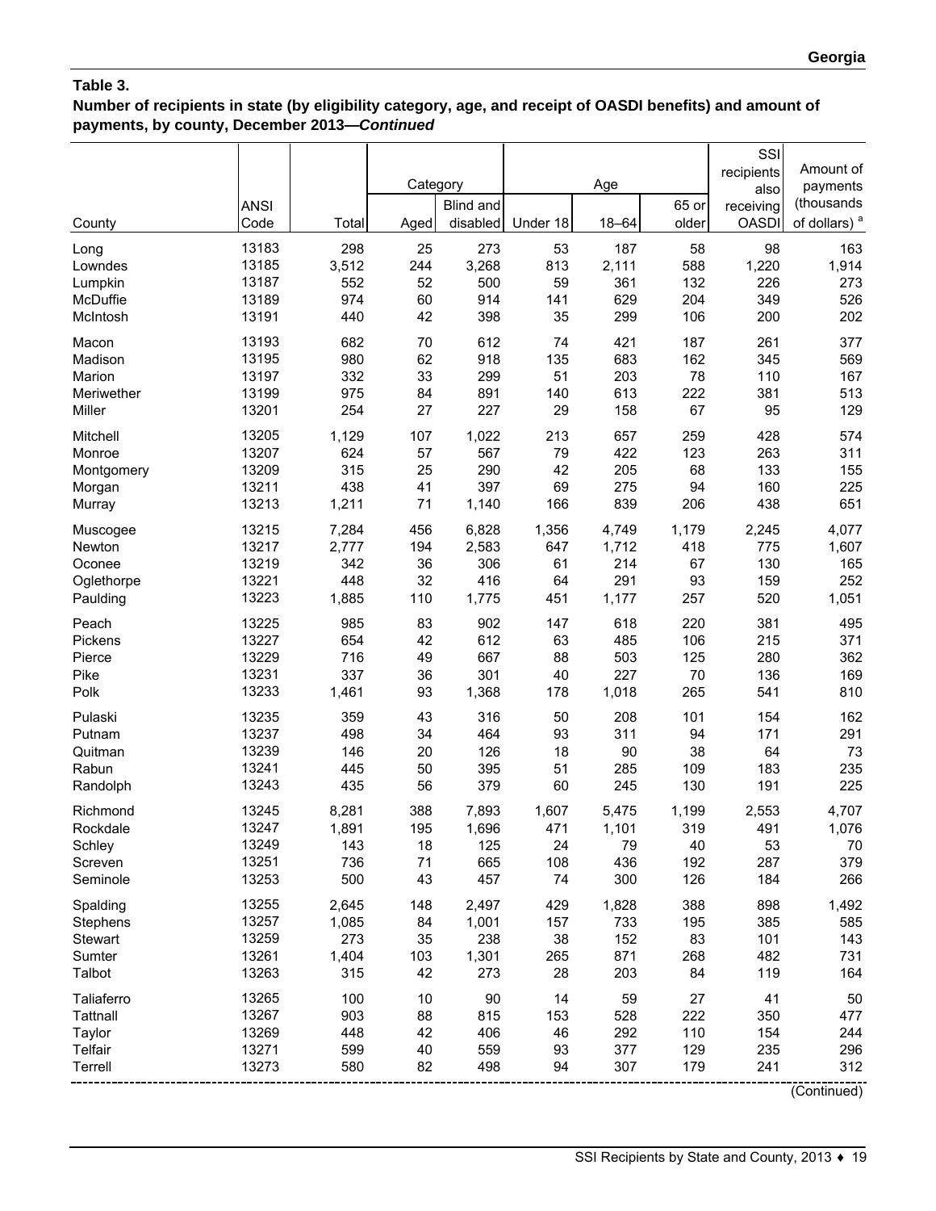**Table 3.**
**Number of recipients in state (by eligibility category, age, and receipt of OASDI benefits) and amount of payments, by county, December 2013—*Continued***

| County | ANSI Code | Total | Category | | Age | | | SSI recipients also receiving OASDI | Amount of payments (thousands of dollars) [a] |
|---|---|---|---|---|---|---|---|---|---|
| | | | Aged | Blind and disabled | Under 18 | 18–64 | 65 or older | | |
| Long | 13183 | 298 | 25 | 273 | 53 | 187 | 58 | 98 | 163 |
| Lowndes | 13185 | 3,512 | 244 | 3,268 | 813 | 2,111 | 588 | 1,220 | 1,914 |
| Lumpkin | 13187 | 552 | 52 | 500 | 59 | 361 | 132 | 226 | 273 |
| McDuffie | 13189 | 974 | 60 | 914 | 141 | 629 | 204 | 349 | 526 |
| McIntosh | 13191 | 440 | 42 | 398 | 35 | 299 | 106 | 200 | 202 |
| Macon | 13193 | 682 | 70 | 612 | 74 | 421 | 187 | 261 | 377 |
| Madison | 13195 | 980 | 62 | 918 | 135 | 683 | 162 | 345 | 569 |
| Marion | 13197 | 332 | 33 | 299 | 51 | 203 | 78 | 110 | 167 |
| Meriwether | 13199 | 975 | 84 | 891 | 140 | 613 | 222 | 381 | 513 |
| Miller | 13201 | 254 | 27 | 227 | 29 | 158 | 67 | 95 | 129 |
| Mitchell | 13205 | 1,129 | 107 | 1,022 | 213 | 657 | 259 | 428 | 574 |
| Monroe | 13207 | 624 | 57 | 567 | 79 | 422 | 123 | 263 | 311 |
| Montgomery | 13209 | 315 | 25 | 290 | 42 | 205 | 68 | 133 | 155 |
| Morgan | 13211 | 438 | 41 | 397 | 69 | 275 | 94 | 160 | 225 |
| Murray | 13213 | 1,211 | 71 | 1,140 | 166 | 839 | 206 | 438 | 651 |
| Muscogee | 13215 | 7,284 | 456 | 6,828 | 1,356 | 4,749 | 1,179 | 2,245 | 4,077 |
| Newton | 13217 | 2,777 | 194 | 2,583 | 647 | 1,712 | 418 | 775 | 1,607 |
| Oconee | 13219 | 342 | 36 | 306 | 61 | 214 | 67 | 130 | 165 |
| Oglethorpe | 13221 | 448 | 32 | 416 | 64 | 291 | 93 | 159 | 252 |
| Paulding | 13223 | 1,885 | 110 | 1,775 | 451 | 1,177 | 257 | 520 | 1,051 |
| Peach | 13225 | 985 | 83 | 902 | 147 | 618 | 220 | 381 | 495 |
| Pickens | 13227 | 654 | 42 | 612 | 63 | 485 | 106 | 215 | 371 |
| Pierce | 13229 | 716 | 49 | 667 | 88 | 503 | 125 | 280 | 362 |
| Pike | 13231 | 337 | 36 | 301 | 40 | 227 | 70 | 136 | 169 |
| Polk | 13233 | 1,461 | 93 | 1,368 | 178 | 1,018 | 265 | 541 | 810 |
| Pulaski | 13235 | 359 | 43 | 316 | 50 | 208 | 101 | 154 | 162 |
| Putnam | 13237 | 498 | 34 | 464 | 93 | 311 | 94 | 171 | 291 |
| Quitman | 13239 | 146 | 20 | 126 | 18 | 90 | 38 | 64 | 73 |
| Rabun | 13241 | 445 | 50 | 395 | 51 | 285 | 109 | 183 | 235 |
| Randolph | 13243 | 435 | 56 | 379 | 60 | 245 | 130 | 191 | 225 |
| Richmond | 13245 | 8,281 | 388 | 7,893 | 1,607 | 5,475 | 1,199 | 2,553 | 4,707 |
| Rockdale | 13247 | 1,891 | 195 | 1,696 | 471 | 1,101 | 319 | 491 | 1,076 |
| Schley | 13249 | 143 | 18 | 125 | 24 | 79 | 40 | 53 | 70 |
| Screven | 13251 | 736 | 71 | 665 | 108 | 436 | 192 | 287 | 379 |
| Seminole | 13253 | 500 | 43 | 457 | 74 | 300 | 126 | 184 | 266 |
| Spalding | 13255 | 2,645 | 148 | 2,497 | 429 | 1,828 | 388 | 898 | 1,492 |
| Stephens | 13257 | 1,085 | 84 | 1,001 | 157 | 733 | 195 | 385 | 585 |
| Stewart | 13259 | 273 | 35 | 238 | 38 | 152 | 83 | 101 | 143 |
| Sumter | 13261 | 1,404 | 103 | 1,301 | 265 | 871 | 268 | 482 | 731 |
| Talbot | 13263 | 315 | 42 | 273 | 28 | 203 | 84 | 119 | 164 |
| Taliaferro | 13265 | 100 | 10 | 90 | 14 | 59 | 27 | 41 | 50 |
| Tattnall | 13267 | 903 | 88 | 815 | 153 | 528 | 222 | 350 | 477 |
| Taylor | 13269 | 448 | 42 | 406 | 46 | 292 | 110 | 154 | 244 |
| Telfair | 13271 | 599 | 40 | 559 | 93 | 377 | 129 | 235 | 296 |
| Terrell | 13273 | 580 | 82 | 498 | 94 | 307 | 179 | 241 | 312 |

(Continued)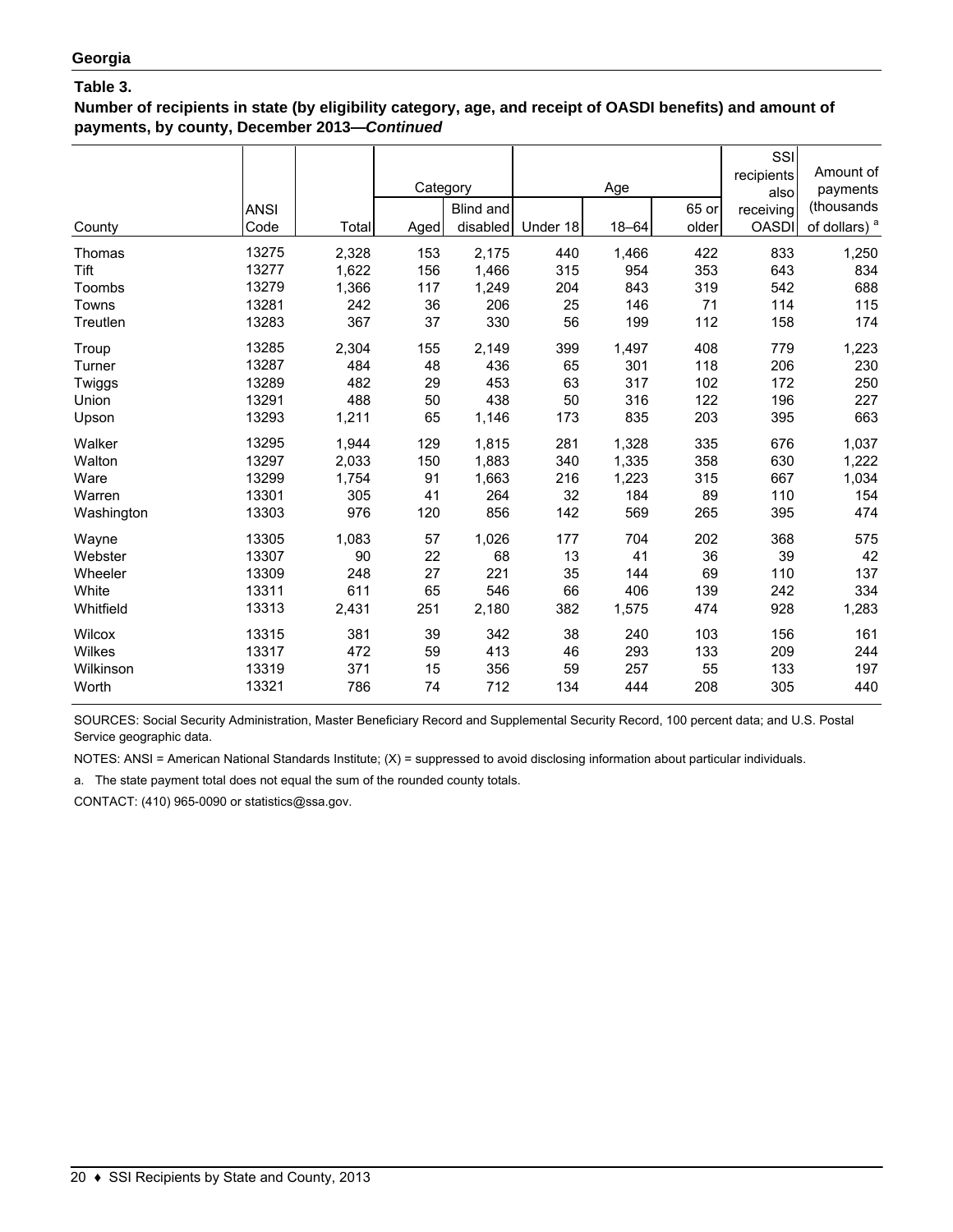**Georgia**

**Table 3.**

**Number of recipients in state (by eligibility category, age, and receipt of OASDI benefits) and amount of payments, by county, December 2013—*Continued***

| County | ANSI Code | Total | Category | | Age | | | SSI recipients also receiving OASDI | Amount of payments (thousands of dollars) [a] |
|---|---|---|---|---|---|---|---|---|---|
| | | | Aged | Blind and disabled | Under 18 | 18–64 | 65 or older | | |
| Thomas | 13275 | 2,328 | 153 | 2,175 | 440 | 1,466 | 422 | 833 | 1,250 |
| Tift | 13277 | 1,622 | 156 | 1,466 | 315 | 954 | 353 | 643 | 834 |
| Toombs | 13279 | 1,366 | 117 | 1,249 | 204 | 843 | 319 | 542 | 688 |
| Towns | 13281 | 242 | 36 | 206 | 25 | 146 | 71 | 114 | 115 |
| Treutlen | 13283 | 367 | 37 | 330 | 56 | 199 | 112 | 158 | 174 |
| Troup | 13285 | 2,304 | 155 | 2,149 | 399 | 1,497 | 408 | 779 | 1,223 |
| Turner | 13287 | 484 | 48 | 436 | 65 | 301 | 118 | 206 | 230 |
| Twiggs | 13289 | 482 | 29 | 453 | 63 | 317 | 102 | 172 | 250 |
| Union | 13291 | 488 | 50 | 438 | 50 | 316 | 122 | 196 | 227 |
| Upson | 13293 | 1,211 | 65 | 1,146 | 173 | 835 | 203 | 395 | 663 |
| Walker | 13295 | 1,944 | 129 | 1,815 | 281 | 1,328 | 335 | 676 | 1,037 |
| Walton | 13297 | 2,033 | 150 | 1,883 | 340 | 1,335 | 358 | 630 | 1,222 |
| Ware | 13299 | 1,754 | 91 | 1,663 | 216 | 1,223 | 315 | 667 | 1,034 |
| Warren | 13301 | 305 | 41 | 264 | 32 | 184 | 89 | 110 | 154 |
| Washington | 13303 | 976 | 120 | 856 | 142 | 569 | 265 | 395 | 474 |
| Wayne | 13305 | 1,083 | 57 | 1,026 | 177 | 704 | 202 | 368 | 575 |
| Webster | 13307 | 90 | 22 | 68 | 13 | 41 | 36 | 39 | 42 |
| Wheeler | 13309 | 248 | 27 | 221 | 35 | 144 | 69 | 110 | 137 |
| White | 13311 | 611 | 65 | 546 | 66 | 406 | 139 | 242 | 334 |
| Whitfield | 13313 | 2,431 | 251 | 2,180 | 382 | 1,575 | 474 | 928 | 1,283 |
| Wilcox | 13315 | 381 | 39 | 342 | 38 | 240 | 103 | 156 | 161 |
| Wilkes | 13317 | 472 | 59 | 413 | 46 | 293 | 133 | 209 | 244 |
| Wilkinson | 13319 | 371 | 15 | 356 | 59 | 257 | 55 | 133 | 197 |
| Worth | 13321 | 786 | 74 | 712 | 134 | 444 | 208 | 305 | 440 |

SOURCES: Social Security Administration, Master Beneficiary Record and Supplemental Security Record, 100 percent data; and U.S. Postal Service geographic data.

NOTES: ANSI = American National Standards Institute; (X) = suppressed to avoid disclosing information about particular individuals.

a. The state payment total does not equal the sum of the rounded county totals.

CONTACT: (410) 965-0090 or statistics@ssa.gov.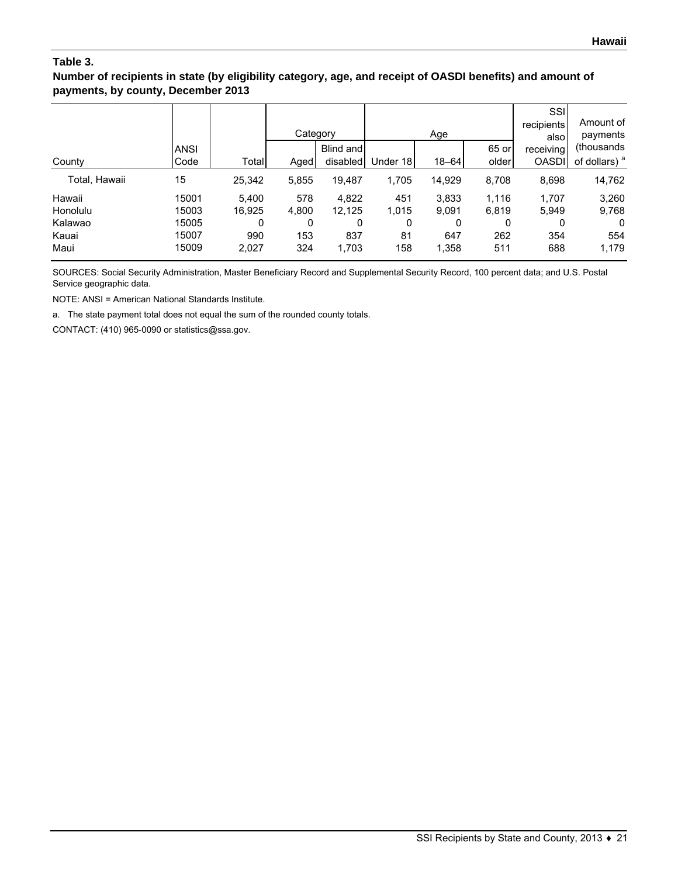**Table 3.**
**Number of recipients in state (by eligibility category, age, and receipt of OASDI benefits) and amount of payments, by county, December 2013**

| County | ANSI Code | Total | Category | | Age | | | SSI recipients also receiving OASDI | Amount of payments (thousands of dollars) [a] |
|---|---|---|---|---|---|---|---|---|---|
| | | | Aged | Blind and disabled | Under 18 | 18–64 | 65 or older | | |
| Total, Hawaii | 15 | 25,342 | 5,855 | 19,487 | 1,705 | 14,929 | 8,708 | 8,698 | 14,762 |
| Hawaii | 15001 | 5,400 | 578 | 4,822 | 451 | 3,833 | 1,116 | 1,707 | 3,260 |
| Honolulu | 15003 | 16,925 | 4,800 | 12,125 | 1,015 | 9,091 | 6,819 | 5,949 | 9,768 |
| Kalawao | 15005 | 0 | 0 | 0 | 0 | 0 | 0 | 0 | 0 |
| Kauai | 15007 | 990 | 153 | 837 | 81 | 647 | 262 | 354 | 554 |
| Maui | 15009 | 2,027 | 324 | 1,703 | 158 | 1,358 | 511 | 688 | 1,179 |

SOURCES: Social Security Administration, Master Beneficiary Record and Supplemental Security Record, 100 percent data; and U.S. Postal Service geographic data.

NOTE: ANSI = American National Standards Institute.

a. The state payment total does not equal the sum of the rounded county totals.

CONTACT: (410) 965-0090 or statistics@ssa.gov.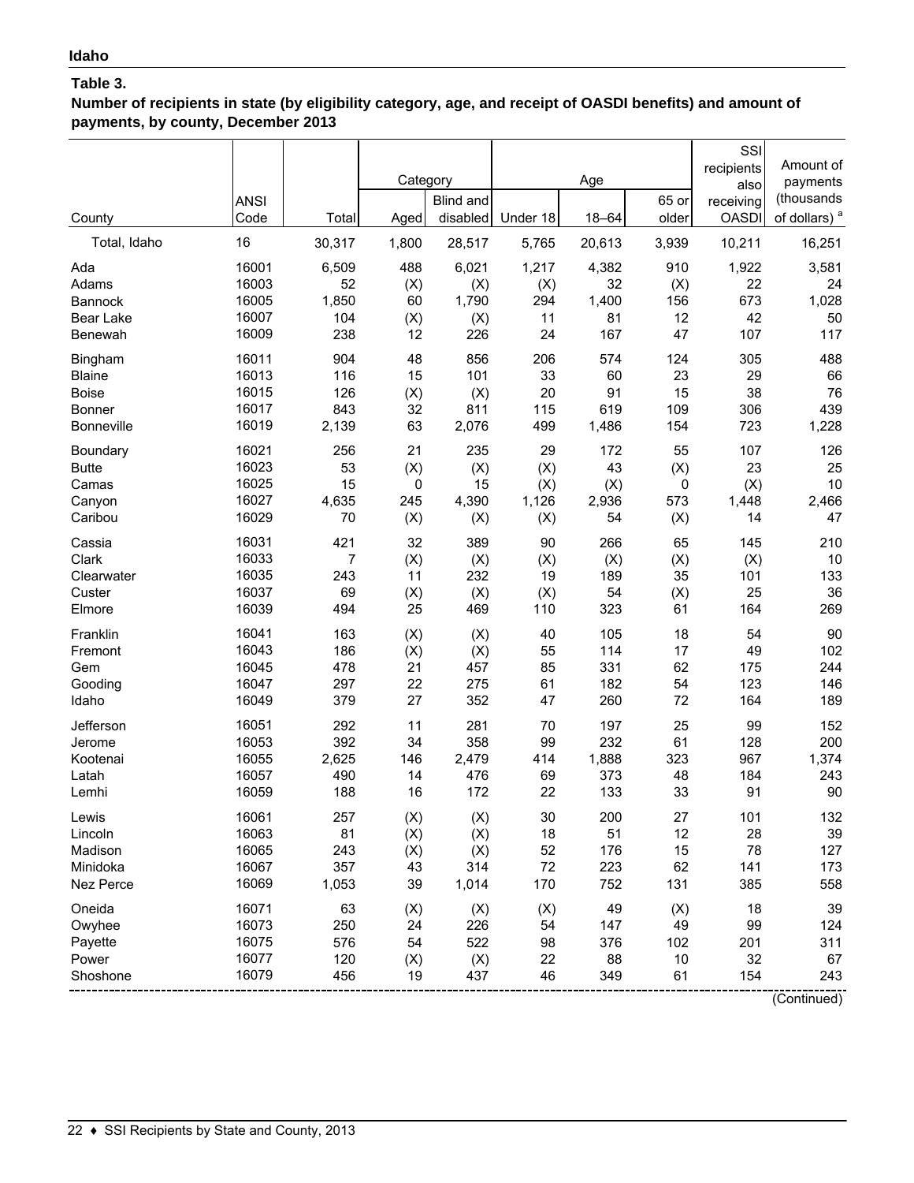**Idaho**

**Table 3.**
**Number of recipients in state (by eligibility category, age, and receipt of OASDI benefits) and amount of payments, by county, December 2013**

| County | ANSI Code | Total | Category | | Age | | | SSI recipients also receiving OASDI | Amount of payments (thousands of dollars) [a] |
|---|---|---|---|---|---|---|---|---|---|
| | | | Aged | Blind and disabled | Under 18 | 18–64 | 65 or older | | |
| Total, Idaho | 16 | 30,317 | 1,800 | 28,517 | 5,765 | 20,613 | 3,939 | 10,211 | 16,251 |
| Ada | 16001 | 6,509 | 488 | 6,021 | 1,217 | 4,382 | 910 | 1,922 | 3,581 |
| Adams | 16003 | 52 | (X) | (X) | (X) | 32 | (X) | 22 | 24 |
| Bannock | 16005 | 1,850 | 60 | 1,790 | 294 | 1,400 | 156 | 673 | 1,028 |
| Bear Lake | 16007 | 104 | (X) | (X) | 11 | 81 | 12 | 42 | 50 |
| Benewah | 16009 | 238 | 12 | 226 | 24 | 167 | 47 | 107 | 117 |
| Bingham | 16011 | 904 | 48 | 856 | 206 | 574 | 124 | 305 | 488 |
| Blaine | 16013 | 116 | 15 | 101 | 33 | 60 | 23 | 29 | 66 |
| Boise | 16015 | 126 | (X) | (X) | 20 | 91 | 15 | 38 | 76 |
| Bonner | 16017 | 843 | 32 | 811 | 115 | 619 | 109 | 306 | 439 |
| Bonneville | 16019 | 2,139 | 63 | 2,076 | 499 | 1,486 | 154 | 723 | 1,228 |
| Boundary | 16021 | 256 | 21 | 235 | 29 | 172 | 55 | 107 | 126 |
| Butte | 16023 | 53 | (X) | (X) | (X) | 43 | (X) | 23 | 25 |
| Camas | 16025 | 15 | 0 | 15 | (X) | (X) | 0 | (X) | 10 |
| Canyon | 16027 | 4,635 | 245 | 4,390 | 1,126 | 2,936 | 573 | 1,448 | 2,466 |
| Caribou | 16029 | 70 | (X) | (X) | (X) | 54 | (X) | 14 | 47 |
| Cassia | 16031 | 421 | 32 | 389 | 90 | 266 | 65 | 145 | 210 |
| Clark | 16033 | 7 | (X) | (X) | (X) | (X) | (X) | (X) | 10 |
| Clearwater | 16035 | 243 | 11 | 232 | 19 | 189 | 35 | 101 | 133 |
| Custer | 16037 | 69 | (X) | (X) | (X) | 54 | (X) | 25 | 36 |
| Elmore | 16039 | 494 | 25 | 469 | 110 | 323 | 61 | 164 | 269 |
| Franklin | 16041 | 163 | (X) | (X) | 40 | 105 | 18 | 54 | 90 |
| Fremont | 16043 | 186 | (X) | (X) | 55 | 114 | 17 | 49 | 102 |
| Gem | 16045 | 478 | 21 | 457 | 85 | 331 | 62 | 175 | 244 |
| Gooding | 16047 | 297 | 22 | 275 | 61 | 182 | 54 | 123 | 146 |
| Idaho | 16049 | 379 | 27 | 352 | 47 | 260 | 72 | 164 | 189 |
| Jefferson | 16051 | 292 | 11 | 281 | 70 | 197 | 25 | 99 | 152 |
| Jerome | 16053 | 392 | 34 | 358 | 99 | 232 | 61 | 128 | 200 |
| Kootenai | 16055 | 2,625 | 146 | 2,479 | 414 | 1,888 | 323 | 967 | 1,374 |
| Latah | 16057 | 490 | 14 | 476 | 69 | 373 | 48 | 184 | 243 |
| Lemhi | 16059 | 188 | 16 | 172 | 22 | 133 | 33 | 91 | 90 |
| Lewis | 16061 | 257 | (X) | (X) | 30 | 200 | 27 | 101 | 132 |
| Lincoln | 16063 | 81 | (X) | (X) | 18 | 51 | 12 | 28 | 39 |
| Madison | 16065 | 243 | (X) | (X) | 52 | 176 | 15 | 78 | 127 |
| Minidoka | 16067 | 357 | 43 | 314 | 72 | 223 | 62 | 141 | 173 |
| Nez Perce | 16069 | 1,053 | 39 | 1,014 | 170 | 752 | 131 | 385 | 558 |
| Oneida | 16071 | 63 | (X) | (X) | (X) | 49 | (X) | 18 | 39 |
| Owyhee | 16073 | 250 | 24 | 226 | 54 | 147 | 49 | 99 | 124 |
| Payette | 16075 | 576 | 54 | 522 | 98 | 376 | 102 | 201 | 311 |
| Power | 16077 | 120 | (X) | (X) | 22 | 88 | 10 | 32 | 67 |
| Shoshone | 16079 | 456 | 19 | 437 | 46 | 349 | 61 | 154 | 243 |

(Continued)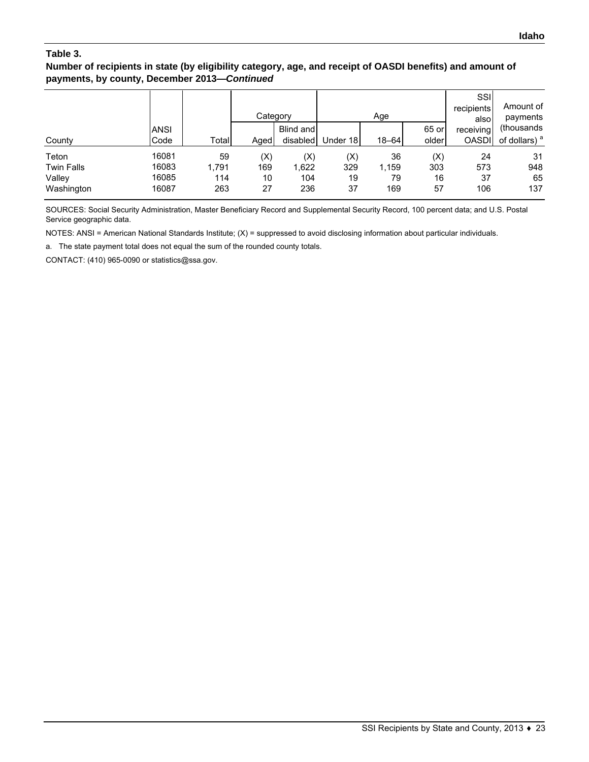**Idaho**

### Table 3.

**Number of recipients in state (by eligibility category, age, and receipt of OASDI benefits) and amount of payments, by county, December 2013—*Continued***

| County | ANSI Code | Total | Category | | Age | | | SSI recipients also receiving OASDI | Amount of payments (thousands of dollars) [a] |
|---|---|---|---|---|---|---|---|---|---|
| | | | Aged | Blind and disabled | Under 18 | 18–64 | 65 or older | | |
| Teton | 16081 | 59 | (X) | (X) | (X) | 36 | (X) | 24 | 31 |
| Twin Falls | 16083 | 1,791 | 169 | 1,622 | 329 | 1,159 | 303 | 573 | 948 |
| Valley | 16085 | 114 | 10 | 104 | 19 | 79 | 16 | 37 | 65 |
| Washington | 16087 | 263 | 27 | 236 | 37 | 169 | 57 | 106 | 137 |

SOURCES: Social Security Administration, Master Beneficiary Record and Supplemental Security Record, 100 percent data; and U.S. Postal Service geographic data.

NOTES: ANSI = American National Standards Institute; (X) = suppressed to avoid disclosing information about particular individuals.

a. The state payment total does not equal the sum of the rounded county totals.

CONTACT: (410) 965-0090 or statistics@ssa.gov.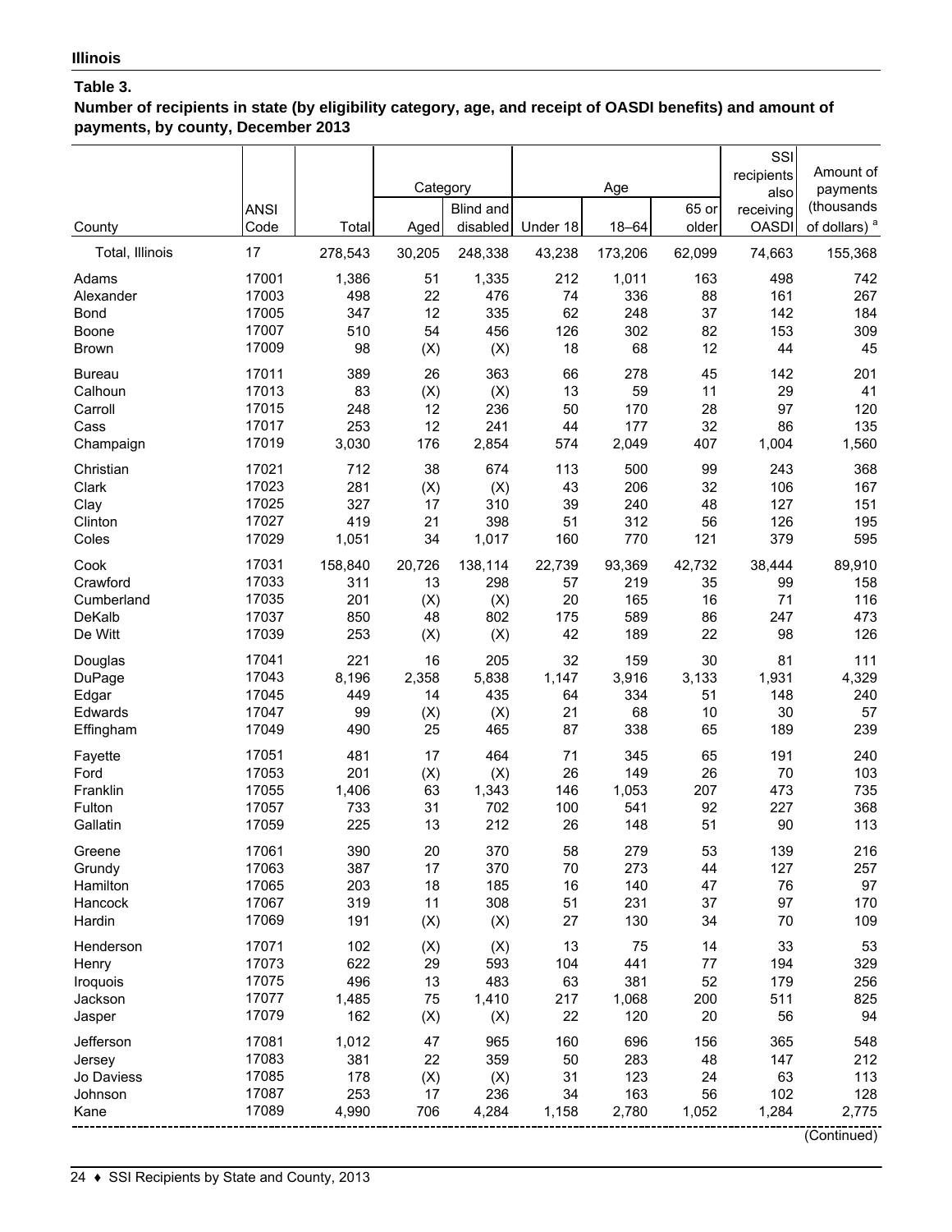**Illinois**

**Table 3.**

**Number of recipients in state (by eligibility category, age, and receipt of OASDI benefits) and amount of payments, by county, December 2013**

| County | ANSI Code | Total | Category | | Age | | | SSI recipients also receiving OASDI | Amount of payments (thousands of dollars) [a] |
|---|---|---|---|---|---|---|---|---|---|
| | | | Aged | Blind and disabled | Under 18 | 18–64 | 65 or older | | |
| Total, Illinois | 17 | 278,543 | 30,205 | 248,338 | 43,238 | 173,206 | 62,099 | 74,663 | 155,368 |
| Adams | 17001 | 1,386 | 51 | 1,335 | 212 | 1,011 | 163 | 498 | 742 |
| Alexander | 17003 | 498 | 22 | 476 | 74 | 336 | 88 | 161 | 267 |
| Bond | 17005 | 347 | 12 | 335 | 62 | 248 | 37 | 142 | 184 |
| Boone | 17007 | 510 | 54 | 456 | 126 | 302 | 82 | 153 | 309 |
| Brown | 17009 | 98 | (X) | (X) | 18 | 68 | 12 | 44 | 45 |
| Bureau | 17011 | 389 | 26 | 363 | 66 | 278 | 45 | 142 | 201 |
| Calhoun | 17013 | 83 | (X) | (X) | 13 | 59 | 11 | 29 | 41 |
| Carroll | 17015 | 248 | 12 | 236 | 50 | 170 | 28 | 97 | 120 |
| Cass | 17017 | 253 | 12 | 241 | 44 | 177 | 32 | 86 | 135 |
| Champaign | 17019 | 3,030 | 176 | 2,854 | 574 | 2,049 | 407 | 1,004 | 1,560 |
| Christian | 17021 | 712 | 38 | 674 | 113 | 500 | 99 | 243 | 368 |
| Clark | 17023 | 281 | (X) | (X) | 43 | 206 | 32 | 106 | 167 |
| Clay | 17025 | 327 | 17 | 310 | 39 | 240 | 48 | 127 | 151 |
| Clinton | 17027 | 419 | 21 | 398 | 51 | 312 | 56 | 126 | 195 |
| Coles | 17029 | 1,051 | 34 | 1,017 | 160 | 770 | 121 | 379 | 595 |
| Cook | 17031 | 158,840 | 20,726 | 138,114 | 22,739 | 93,369 | 42,732 | 38,444 | 89,910 |
| Crawford | 17033 | 311 | 13 | 298 | 57 | 219 | 35 | 99 | 158 |
| Cumberland | 17035 | 201 | (X) | (X) | 20 | 165 | 16 | 71 | 116 |
| DeKalb | 17037 | 850 | 48 | 802 | 175 | 589 | 86 | 247 | 473 |
| De Witt | 17039 | 253 | (X) | (X) | 42 | 189 | 22 | 98 | 126 |
| Douglas | 17041 | 221 | 16 | 205 | 32 | 159 | 30 | 81 | 111 |
| DuPage | 17043 | 8,196 | 2,358 | 5,838 | 1,147 | 3,916 | 3,133 | 1,931 | 4,329 |
| Edgar | 17045 | 449 | 14 | 435 | 64 | 334 | 51 | 148 | 240 |
| Edwards | 17047 | 99 | (X) | (X) | 21 | 68 | 10 | 30 | 57 |
| Effingham | 17049 | 490 | 25 | 465 | 87 | 338 | 65 | 189 | 239 |
| Fayette | 17051 | 481 | 17 | 464 | 71 | 345 | 65 | 191 | 240 |
| Ford | 17053 | 201 | (X) | (X) | 26 | 149 | 26 | 70 | 103 |
| Franklin | 17055 | 1,406 | 63 | 1,343 | 146 | 1,053 | 207 | 473 | 735 |
| Fulton | 17057 | 733 | 31 | 702 | 100 | 541 | 92 | 227 | 368 |
| Gallatin | 17059 | 225 | 13 | 212 | 26 | 148 | 51 | 90 | 113 |
| Greene | 17061 | 390 | 20 | 370 | 58 | 279 | 53 | 139 | 216 |
| Grundy | 17063 | 387 | 17 | 370 | 70 | 273 | 44 | 127 | 257 |
| Hamilton | 17065 | 203 | 18 | 185 | 16 | 140 | 47 | 76 | 97 |
| Hancock | 17067 | 319 | 11 | 308 | 51 | 231 | 37 | 97 | 170 |
| Hardin | 17069 | 191 | (X) | (X) | 27 | 130 | 34 | 70 | 109 |
| Henderson | 17071 | 102 | (X) | (X) | 13 | 75 | 14 | 33 | 53 |
| Henry | 17073 | 622 | 29 | 593 | 104 | 441 | 77 | 194 | 329 |
| Iroquois | 17075 | 496 | 13 | 483 | 63 | 381 | 52 | 179 | 256 |
| Jackson | 17077 | 1,485 | 75 | 1,410 | 217 | 1,068 | 200 | 511 | 825 |
| Jasper | 17079 | 162 | (X) | (X) | 22 | 120 | 20 | 56 | 94 |
| Jefferson | 17081 | 1,012 | 47 | 965 | 160 | 696 | 156 | 365 | 548 |
| Jersey | 17083 | 381 | 22 | 359 | 50 | 283 | 48 | 147 | 212 |
| Jo Daviess | 17085 | 178 | (X) | (X) | 31 | 123 | 24 | 63 | 113 |
| Johnson | 17087 | 253 | 17 | 236 | 34 | 163 | 56 | 102 | 128 |
| Kane | 17089 | 4,990 | 706 | 4,284 | 1,158 | 2,780 | 1,052 | 1,284 | 2,775 |

(Continued)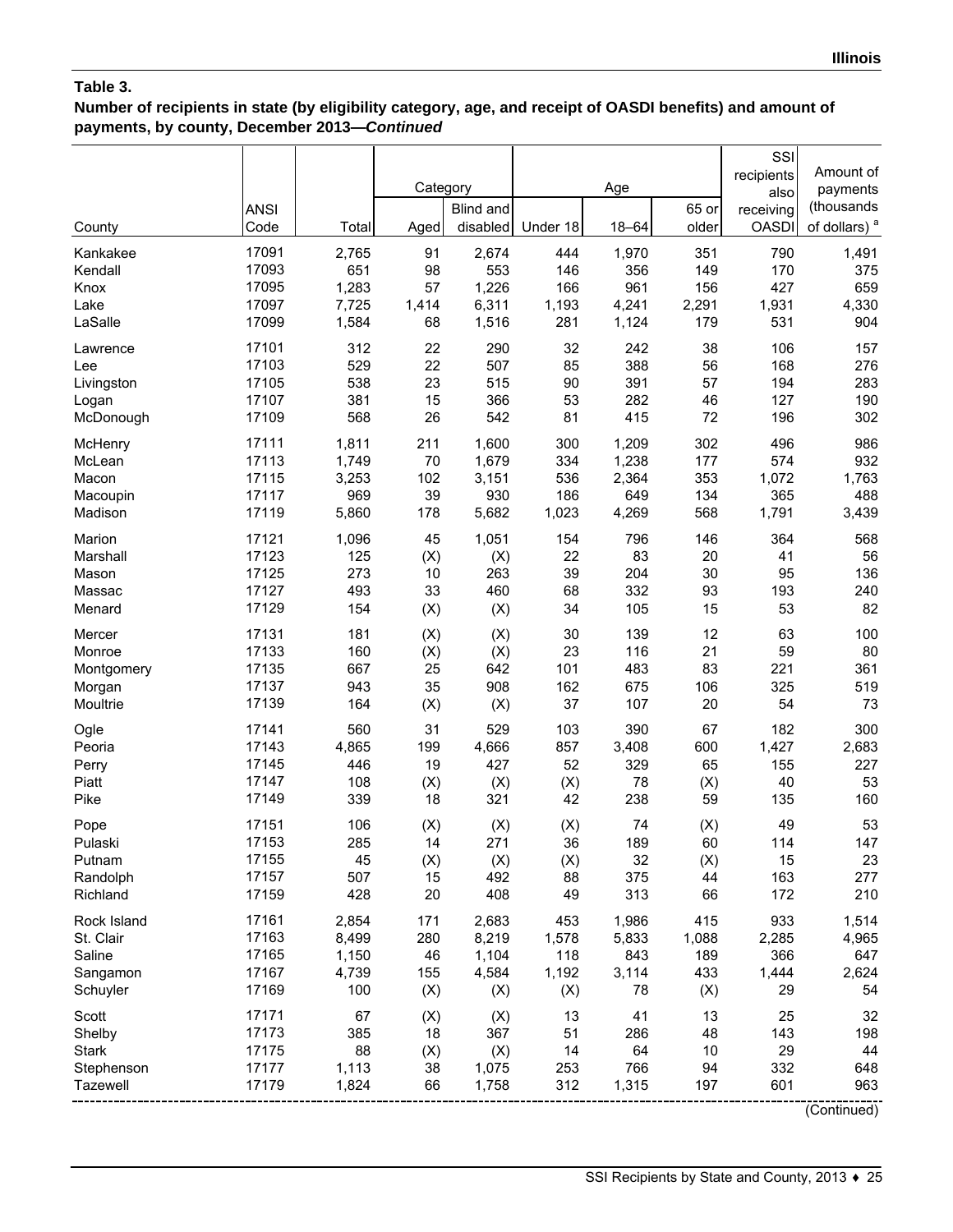**Table 3.**
**Number of recipients in state (by eligibility category, age, and receipt of OASDI benefits) and amount of payments, by county, December 2013—*Continued***

| County | ANSI Code | Total | Category | | Age | | | SSI recipients also receiving OASDI | Amount of payments (thousands of dollars) [a] |
|---|---|---|---|---|---|---|---|---|---|
| | | | Aged | Blind and disabled | Under 18 | 18–64 | 65 or older | | |
| Kankakee | 17091 | 2,765 | 91 | 2,674 | 444 | 1,970 | 351 | 790 | 1,491 |
| Kendall | 17093 | 651 | 98 | 553 | 146 | 356 | 149 | 170 | 375 |
| Knox | 17095 | 1,283 | 57 | 1,226 | 166 | 961 | 156 | 427 | 659 |
| Lake | 17097 | 7,725 | 1,414 | 6,311 | 1,193 | 4,241 | 2,291 | 1,931 | 4,330 |
| LaSalle | 17099 | 1,584 | 68 | 1,516 | 281 | 1,124 | 179 | 531 | 904 |
| Lawrence | 17101 | 312 | 22 | 290 | 32 | 242 | 38 | 106 | 157 |
| Lee | 17103 | 529 | 22 | 507 | 85 | 388 | 56 | 168 | 276 |
| Livingston | 17105 | 538 | 23 | 515 | 90 | 391 | 57 | 194 | 283 |
| Logan | 17107 | 381 | 15 | 366 | 53 | 282 | 46 | 127 | 190 |
| McDonough | 17109 | 568 | 26 | 542 | 81 | 415 | 72 | 196 | 302 |
| McHenry | 17111 | 1,811 | 211 | 1,600 | 300 | 1,209 | 302 | 496 | 986 |
| McLean | 17113 | 1,749 | 70 | 1,679 | 334 | 1,238 | 177 | 574 | 932 |
| Macon | 17115 | 3,253 | 102 | 3,151 | 536 | 2,364 | 353 | 1,072 | 1,763 |
| Macoupin | 17117 | 969 | 39 | 930 | 186 | 649 | 134 | 365 | 488 |
| Madison | 17119 | 5,860 | 178 | 5,682 | 1,023 | 4,269 | 568 | 1,791 | 3,439 |
| Marion | 17121 | 1,096 | 45 | 1,051 | 154 | 796 | 146 | 364 | 568 |
| Marshall | 17123 | 125 | (X) | (X) | 22 | 83 | 20 | 41 | 56 |
| Mason | 17125 | 273 | 10 | 263 | 39 | 204 | 30 | 95 | 136 |
| Massac | 17127 | 493 | 33 | 460 | 68 | 332 | 93 | 193 | 240 |
| Menard | 17129 | 154 | (X) | (X) | 34 | 105 | 15 | 53 | 82 |
| Mercer | 17131 | 181 | (X) | (X) | 30 | 139 | 12 | 63 | 100 |
| Monroe | 17133 | 160 | (X) | (X) | 23 | 116 | 21 | 59 | 80 |
| Montgomery | 17135 | 667 | 25 | 642 | 101 | 483 | 83 | 221 | 361 |
| Morgan | 17137 | 943 | 35 | 908 | 162 | 675 | 106 | 325 | 519 |
| Moultrie | 17139 | 164 | (X) | (X) | 37 | 107 | 20 | 54 | 73 |
| Ogle | 17141 | 560 | 31 | 529 | 103 | 390 | 67 | 182 | 300 |
| Peoria | 17143 | 4,865 | 199 | 4,666 | 857 | 3,408 | 600 | 1,427 | 2,683 |
| Perry | 17145 | 446 | 19 | 427 | 52 | 329 | 65 | 155 | 227 |
| Piatt | 17147 | 108 | (X) | (X) | (X) | 78 | (X) | 40 | 53 |
| Pike | 17149 | 339 | 18 | 321 | 42 | 238 | 59 | 135 | 160 |
| Pope | 17151 | 106 | (X) | (X) | (X) | 74 | (X) | 49 | 53 |
| Pulaski | 17153 | 285 | 14 | 271 | 36 | 189 | 60 | 114 | 147 |
| Putnam | 17155 | 45 | (X) | (X) | (X) | 32 | (X) | 15 | 23 |
| Randolph | 17157 | 507 | 15 | 492 | 88 | 375 | 44 | 163 | 277 |
| Richland | 17159 | 428 | 20 | 408 | 49 | 313 | 66 | 172 | 210 |
| Rock Island | 17161 | 2,854 | 171 | 2,683 | 453 | 1,986 | 415 | 933 | 1,514 |
| St. Clair | 17163 | 8,499 | 280 | 8,219 | 1,578 | 5,833 | 1,088 | 2,285 | 4,965 |
| Saline | 17165 | 1,150 | 46 | 1,104 | 118 | 843 | 189 | 366 | 647 |
| Sangamon | 17167 | 4,739 | 155 | 4,584 | 1,192 | 3,114 | 433 | 1,444 | 2,624 |
| Schuyler | 17169 | 100 | (X) | (X) | (X) | 78 | (X) | 29 | 54 |
| Scott | 17171 | 67 | (X) | (X) | 13 | 41 | 13 | 25 | 32 |
| Shelby | 17173 | 385 | 18 | 367 | 51 | 286 | 48 | 143 | 198 |
| Stark | 17175 | 88 | (X) | (X) | 14 | 64 | 10 | 29 | 44 |
| Stephenson | 17177 | 1,113 | 38 | 1,075 | 253 | 766 | 94 | 332 | 648 |
| Tazewell | 17179 | 1,824 | 66 | 1,758 | 312 | 1,315 | 197 | 601 | 963 |

(Continued)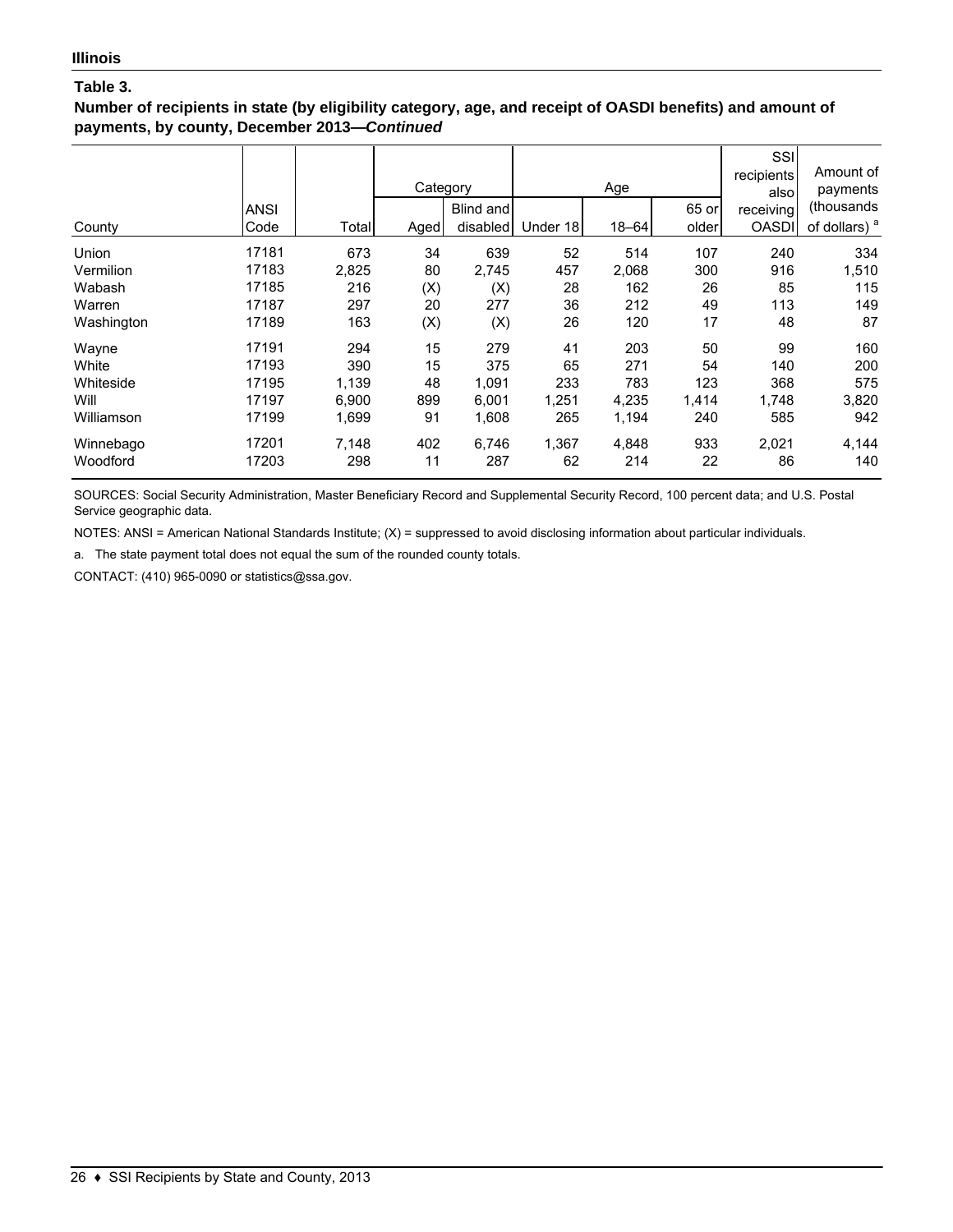**Illinois**

**Table 3.**

**Number of recipients in state (by eligibility category, age, and receipt of OASDI benefits) and amount of payments, by county, December 2013—*Continued***

| County | ANSI Code | Total | Category | | Age | | | SSI recipients also receiving OASDI | Amount of payments (thousands of dollars) [a] |
|---|---|---|---|---|---|---|---|---|---|
| | | | Aged | Blind and disabled | Under 18 | 18–64 | 65 or older | | |
| Union | 17181 | 673 | 34 | 639 | 52 | 514 | 107 | 240 | 334 |
| Vermilion | 17183 | 2,825 | 80 | 2,745 | 457 | 2,068 | 300 | 916 | 1,510 |
| Wabash | 17185 | 216 | (X) | (X) | 28 | 162 | 26 | 85 | 115 |
| Warren | 17187 | 297 | 20 | 277 | 36 | 212 | 49 | 113 | 149 |
| Washington | 17189 | 163 | (X) | (X) | 26 | 120 | 17 | 48 | 87 |
| Wayne | 17191 | 294 | 15 | 279 | 41 | 203 | 50 | 99 | 160 |
| White | 17193 | 390 | 15 | 375 | 65 | 271 | 54 | 140 | 200 |
| Whiteside | 17195 | 1,139 | 48 | 1,091 | 233 | 783 | 123 | 368 | 575 |
| Will | 17197 | 6,900 | 899 | 6,001 | 1,251 | 4,235 | 1,414 | 1,748 | 3,820 |
| Williamson | 17199 | 1,699 | 91 | 1,608 | 265 | 1,194 | 240 | 585 | 942 |
| Winnebago | 17201 | 7,148 | 402 | 6,746 | 1,367 | 4,848 | 933 | 2,021 | 4,144 |
| Woodford | 17203 | 298 | 11 | 287 | 62 | 214 | 22 | 86 | 140 |

SOURCES: Social Security Administration, Master Beneficiary Record and Supplemental Security Record, 100 percent data; and U.S. Postal Service geographic data.

NOTES: ANSI = American National Standards Institute; (X) = suppressed to avoid disclosing information about particular individuals.

a. The state payment total does not equal the sum of the rounded county totals.

CONTACT: (410) 965-0090 or statistics@ssa.gov.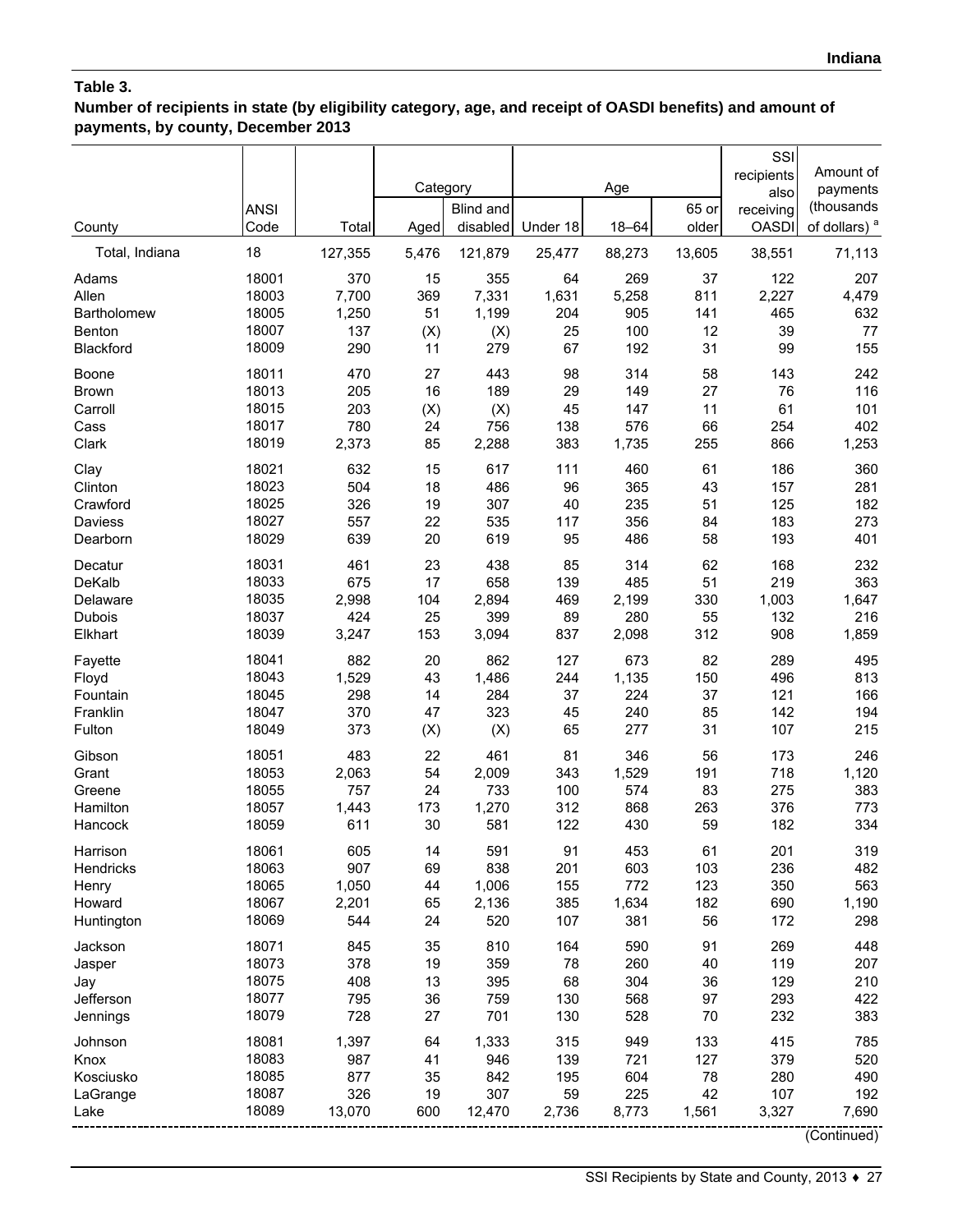**Table 3.**
**Number of recipients in state (by eligibility category, age, and receipt of OASDI benefits) and amount of payments, by county, December 2013**

| County | ANSI Code | Total | Category | | Age | | | SSI recipients also receiving OASDI | Amount of payments (thousands of dollars) [a] |
|---|---|---|---|---|---|---|---|---|---|
| | | | Aged | Blind and disabled | Under 18 | 18–64 | 65 or older | | |
| Total, Indiana | 18 | 127,355 | 5,476 | 121,879 | 25,477 | 88,273 | 13,605 | 38,551 | 71,113 |
| Adams | 18001 | 370 | 15 | 355 | 64 | 269 | 37 | 122 | 207 |
| Allen | 18003 | 7,700 | 369 | 7,331 | 1,631 | 5,258 | 811 | 2,227 | 4,479 |
| Bartholomew | 18005 | 1,250 | 51 | 1,199 | 204 | 905 | 141 | 465 | 632 |
| Benton | 18007 | 137 | (X) | (X) | 25 | 100 | 12 | 39 | 77 |
| Blackford | 18009 | 290 | 11 | 279 | 67 | 192 | 31 | 99 | 155 |
| Boone | 18011 | 470 | 27 | 443 | 98 | 314 | 58 | 143 | 242 |
| Brown | 18013 | 205 | 16 | 189 | 29 | 149 | 27 | 76 | 116 |
| Carroll | 18015 | 203 | (X) | (X) | 45 | 147 | 11 | 61 | 101 |
| Cass | 18017 | 780 | 24 | 756 | 138 | 576 | 66 | 254 | 402 |
| Clark | 18019 | 2,373 | 85 | 2,288 | 383 | 1,735 | 255 | 866 | 1,253 |
| Clay | 18021 | 632 | 15 | 617 | 111 | 460 | 61 | 186 | 360 |
| Clinton | 18023 | 504 | 18 | 486 | 96 | 365 | 43 | 157 | 281 |
| Crawford | 18025 | 326 | 19 | 307 | 40 | 235 | 51 | 125 | 182 |
| Daviess | 18027 | 557 | 22 | 535 | 117 | 356 | 84 | 183 | 273 |
| Dearborn | 18029 | 639 | 20 | 619 | 95 | 486 | 58 | 193 | 401 |
| Decatur | 18031 | 461 | 23 | 438 | 85 | 314 | 62 | 168 | 232 |
| DeKalb | 18033 | 675 | 17 | 658 | 139 | 485 | 51 | 219 | 363 |
| Delaware | 18035 | 2,998 | 104 | 2,894 | 469 | 2,199 | 330 | 1,003 | 1,647 |
| Dubois | 18037 | 424 | 25 | 399 | 89 | 280 | 55 | 132 | 216 |
| Elkhart | 18039 | 3,247 | 153 | 3,094 | 837 | 2,098 | 312 | 908 | 1,859 |
| Fayette | 18041 | 882 | 20 | 862 | 127 | 673 | 82 | 289 | 495 |
| Floyd | 18043 | 1,529 | 43 | 1,486 | 244 | 1,135 | 150 | 496 | 813 |
| Fountain | 18045 | 298 | 14 | 284 | 37 | 224 | 37 | 121 | 166 |
| Franklin | 18047 | 370 | 47 | 323 | 45 | 240 | 85 | 142 | 194 |
| Fulton | 18049 | 373 | (X) | (X) | 65 | 277 | 31 | 107 | 215 |
| Gibson | 18051 | 483 | 22 | 461 | 81 | 346 | 56 | 173 | 246 |
| Grant | 18053 | 2,063 | 54 | 2,009 | 343 | 1,529 | 191 | 718 | 1,120 |
| Greene | 18055 | 757 | 24 | 733 | 100 | 574 | 83 | 275 | 383 |
| Hamilton | 18057 | 1,443 | 173 | 1,270 | 312 | 868 | 263 | 376 | 773 |
| Hancock | 18059 | 611 | 30 | 581 | 122 | 430 | 59 | 182 | 334 |
| Harrison | 18061 | 605 | 14 | 591 | 91 | 453 | 61 | 201 | 319 |
| Hendricks | 18063 | 907 | 69 | 838 | 201 | 603 | 103 | 236 | 482 |
| Henry | 18065 | 1,050 | 44 | 1,006 | 155 | 772 | 123 | 350 | 563 |
| Howard | 18067 | 2,201 | 65 | 2,136 | 385 | 1,634 | 182 | 690 | 1,190 |
| Huntington | 18069 | 544 | 24 | 520 | 107 | 381 | 56 | 172 | 298 |
| Jackson | 18071 | 845 | 35 | 810 | 164 | 590 | 91 | 269 | 448 |
| Jasper | 18073 | 378 | 19 | 359 | 78 | 260 | 40 | 119 | 207 |
| Jay | 18075 | 408 | 13 | 395 | 68 | 304 | 36 | 129 | 210 |
| Jefferson | 18077 | 795 | 36 | 759 | 130 | 568 | 97 | 293 | 422 |
| Jennings | 18079 | 728 | 27 | 701 | 130 | 528 | 70 | 232 | 383 |
| Johnson | 18081 | 1,397 | 64 | 1,333 | 315 | 949 | 133 | 415 | 785 |
| Knox | 18083 | 987 | 41 | 946 | 139 | 721 | 127 | 379 | 520 |
| Kosciusko | 18085 | 877 | 35 | 842 | 195 | 604 | 78 | 280 | 490 |
| LaGrange | 18087 | 326 | 19 | 307 | 59 | 225 | 42 | 107 | 192 |
| Lake | 18089 | 13,070 | 600 | 12,470 | 2,736 | 8,773 | 1,561 | 3,327 | 7,690 |

(Continued)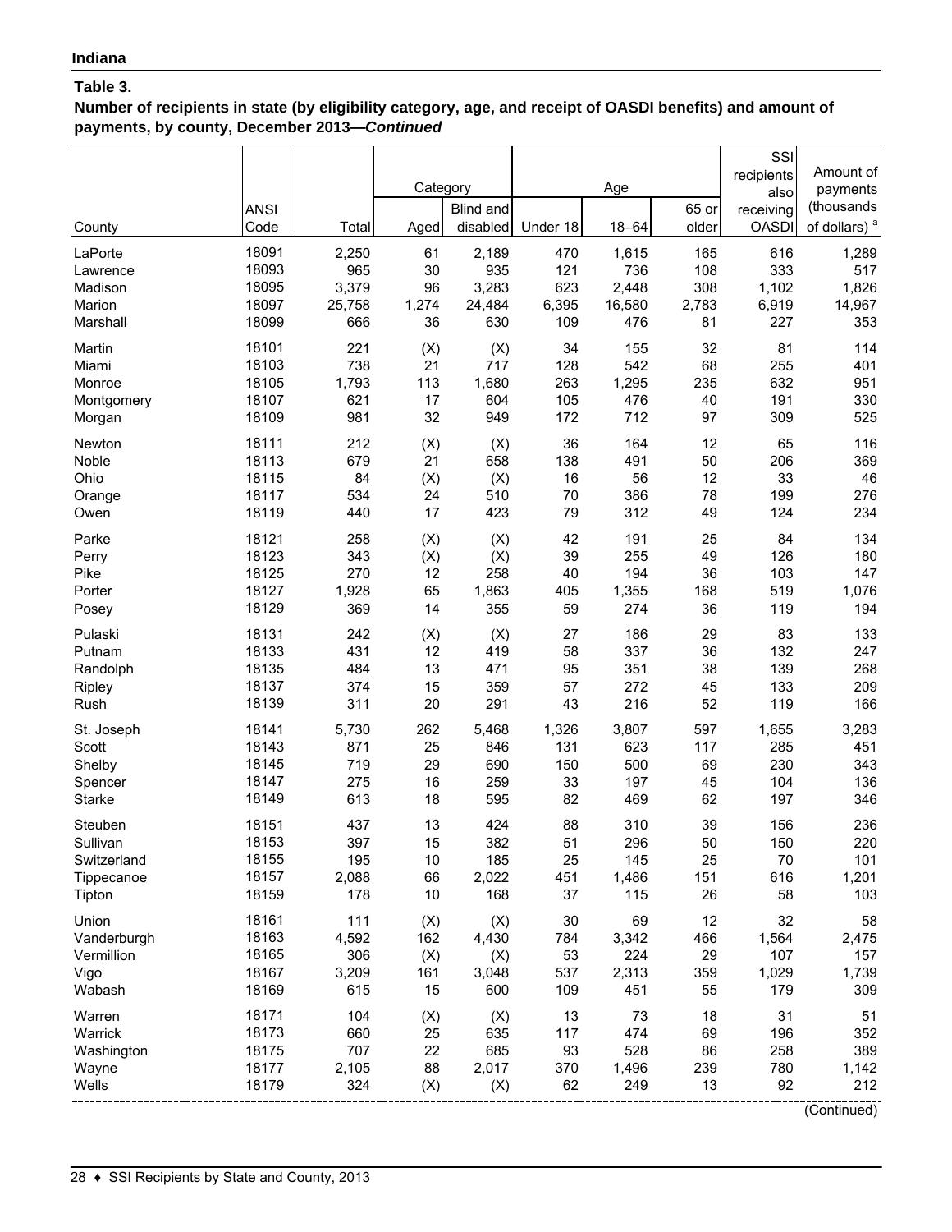## Indiana

### Table 3.

**Number of recipients in state (by eligibility category, age, and receipt of OASDI benefits) and amount of payments, by county, December 2013—*Continued***

| County | ANSI Code | Total | Category | | Age | | | SSI recipients also receiving OASDI | Amount of payments (thousands of dollars) [a] |
|---|---|---|---|---|---|---|---|---|---|
| | | | Aged | Blind and disabled | Under 18 | 18–64 | 65 or older | | |
| LaPorte | 18091 | 2,250 | 61 | 2,189 | 470 | 1,615 | 165 | 616 | 1,289 |
| Lawrence | 18093 | 965 | 30 | 935 | 121 | 736 | 108 | 333 | 517 |
| Madison | 18095 | 3,379 | 96 | 3,283 | 623 | 2,448 | 308 | 1,102 | 1,826 |
| Marion | 18097 | 25,758 | 1,274 | 24,484 | 6,395 | 16,580 | 2,783 | 6,919 | 14,967 |
| Marshall | 18099 | 666 | 36 | 630 | 109 | 476 | 81 | 227 | 353 |
| Martin | 18101 | 221 | (X) | (X) | 34 | 155 | 32 | 81 | 114 |
| Miami | 18103 | 738 | 21 | 717 | 128 | 542 | 68 | 255 | 401 |
| Monroe | 18105 | 1,793 | 113 | 1,680 | 263 | 1,295 | 235 | 632 | 951 |
| Montgomery | 18107 | 621 | 17 | 604 | 105 | 476 | 40 | 191 | 330 |
| Morgan | 18109 | 981 | 32 | 949 | 172 | 712 | 97 | 309 | 525 |
| Newton | 18111 | 212 | (X) | (X) | 36 | 164 | 12 | 65 | 116 |
| Noble | 18113 | 679 | 21 | 658 | 138 | 491 | 50 | 206 | 369 |
| Ohio | 18115 | 84 | (X) | (X) | 16 | 56 | 12 | 33 | 46 |
| Orange | 18117 | 534 | 24 | 510 | 70 | 386 | 78 | 199 | 276 |
| Owen | 18119 | 440 | 17 | 423 | 79 | 312 | 49 | 124 | 234 |
| Parke | 18121 | 258 | (X) | (X) | 42 | 191 | 25 | 84 | 134 |
| Perry | 18123 | 343 | (X) | (X) | 39 | 255 | 49 | 126 | 180 |
| Pike | 18125 | 270 | 12 | 258 | 40 | 194 | 36 | 103 | 147 |
| Porter | 18127 | 1,928 | 65 | 1,863 | 405 | 1,355 | 168 | 519 | 1,076 |
| Posey | 18129 | 369 | 14 | 355 | 59 | 274 | 36 | 119 | 194 |
| Pulaski | 18131 | 242 | (X) | (X) | 27 | 186 | 29 | 83 | 133 |
| Putnam | 18133 | 431 | 12 | 419 | 58 | 337 | 36 | 132 | 247 |
| Randolph | 18135 | 484 | 13 | 471 | 95 | 351 | 38 | 139 | 268 |
| Ripley | 18137 | 374 | 15 | 359 | 57 | 272 | 45 | 133 | 209 |
| Rush | 18139 | 311 | 20 | 291 | 43 | 216 | 52 | 119 | 166 |
| St. Joseph | 18141 | 5,730 | 262 | 5,468 | 1,326 | 3,807 | 597 | 1,655 | 3,283 |
| Scott | 18143 | 871 | 25 | 846 | 131 | 623 | 117 | 285 | 451 |
| Shelby | 18145 | 719 | 29 | 690 | 150 | 500 | 69 | 230 | 343 |
| Spencer | 18147 | 275 | 16 | 259 | 33 | 197 | 45 | 104 | 136 |
| Starke | 18149 | 613 | 18 | 595 | 82 | 469 | 62 | 197 | 346 |
| Steuben | 18151 | 437 | 13 | 424 | 88 | 310 | 39 | 156 | 236 |
| Sullivan | 18153 | 397 | 15 | 382 | 51 | 296 | 50 | 150 | 220 |
| Switzerland | 18155 | 195 | 10 | 185 | 25 | 145 | 25 | 70 | 101 |
| Tippecanoe | 18157 | 2,088 | 66 | 2,022 | 451 | 1,486 | 151 | 616 | 1,201 |
| Tipton | 18159 | 178 | 10 | 168 | 37 | 115 | 26 | 58 | 103 |
| Union | 18161 | 111 | (X) | (X) | 30 | 69 | 12 | 32 | 58 |
| Vanderburgh | 18163 | 4,592 | 162 | 4,430 | 784 | 3,342 | 466 | 1,564 | 2,475 |
| Vermillion | 18165 | 306 | (X) | (X) | 53 | 224 | 29 | 107 | 157 |
| Vigo | 18167 | 3,209 | 161 | 3,048 | 537 | 2,313 | 359 | 1,029 | 1,739 |
| Wabash | 18169 | 615 | 15 | 600 | 109 | 451 | 55 | 179 | 309 |
| Warren | 18171 | 104 | (X) | (X) | 13 | 73 | 18 | 31 | 51 |
| Warrick | 18173 | 660 | 25 | 635 | 117 | 474 | 69 | 196 | 352 |
| Washington | 18175 | 707 | 22 | 685 | 93 | 528 | 86 | 258 | 389 |
| Wayne | 18177 | 2,105 | 88 | 2,017 | 370 | 1,496 | 239 | 780 | 1,142 |
| Wells | 18179 | 324 | (X) | (X) | 62 | 249 | 13 | 92 | 212 |

(Continued)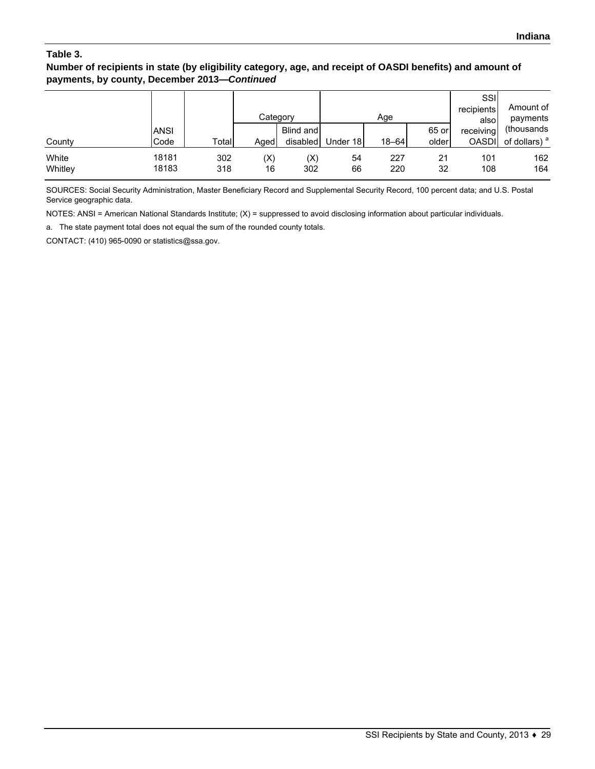**Table 3.**

**Number of recipients in state (by eligibility category, age, and receipt of OASDI benefits) and amount of payments, by county, December 2013—*Continued***

| County | ANSI Code | Total | Category | | Age | | | SSI recipients also receiving OASDI | Amount of payments (thousands of dollars) [a] |
|---|---|---|---|---|---|---|---|---|---|
| | | | Aged | Blind and disabled | Under 18 | 18–64 | 65 or older | | |
| White | 18181 | 302 | (X) | (X) | 54 | 227 | 21 | 101 | 162 |
| Whitley | 18183 | 318 | 16 | 302 | 66 | 220 | 32 | 108 | 164 |

SOURCES: Social Security Administration, Master Beneficiary Record and Supplemental Security Record, 100 percent data; and U.S. Postal Service geographic data.

NOTES: ANSI = American National Standards Institute; (X) = suppressed to avoid disclosing information about particular individuals.

a. The state payment total does not equal the sum of the rounded county totals.

CONTACT: (410) 965-0090 or statistics@ssa.gov.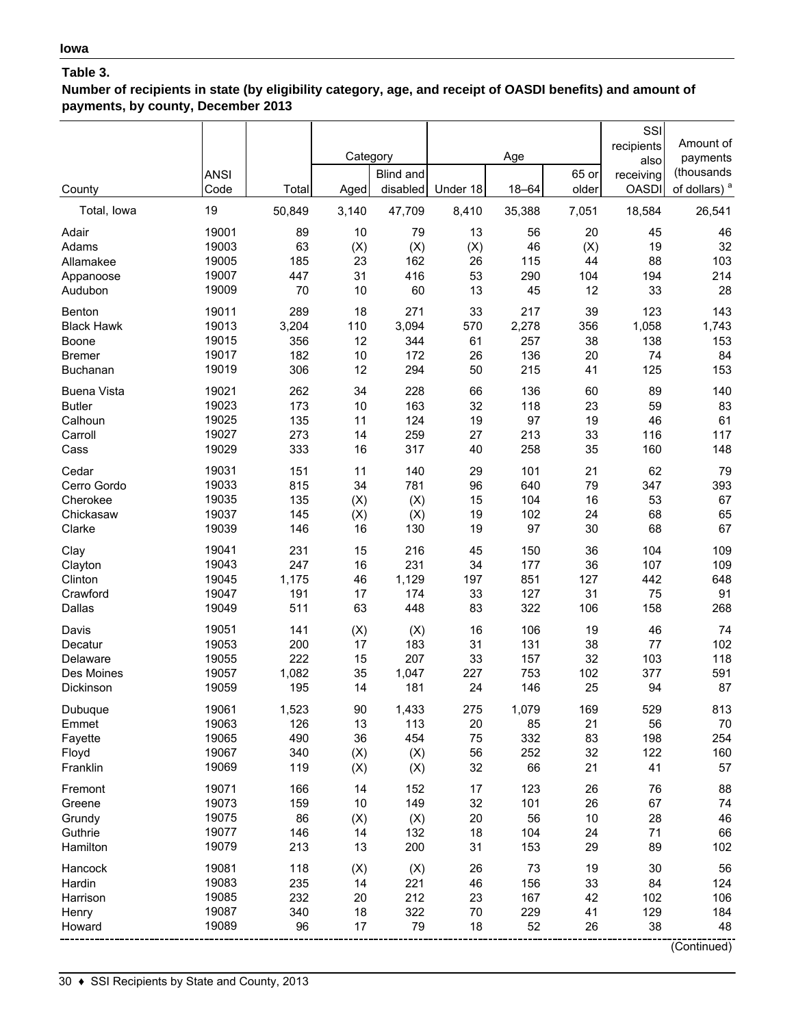**Iowa**

**Table 3.**

**Number of recipients in state (by eligibility category, age, and receipt of OASDI benefits) and amount of payments, by county, December 2013**

| County | ANSI Code | Total | Category | | Age | | | SSI recipients also receiving OASDI | Amount of payments (thousands of dollars) [a] |
|---|---|---|---|---|---|---|---|---|---|
| | | | Aged | Blind and disabled | Under 18 | 18–64 | 65 or older | | |
| Total, Iowa | 19 | 50,849 | 3,140 | 47,709 | 8,410 | 35,388 | 7,051 | 18,584 | 26,541 |
| Adair | 19001 | 89 | 10 | 79 | 13 | 56 | 20 | 45 | 46 |
| Adams | 19003 | 63 | (X) | (X) | (X) | 46 | (X) | 19 | 32 |
| Allamakee | 19005 | 185 | 23 | 162 | 26 | 115 | 44 | 88 | 103 |
| Appanoose | 19007 | 447 | 31 | 416 | 53 | 290 | 104 | 194 | 214 |
| Audubon | 19009 | 70 | 10 | 60 | 13 | 45 | 12 | 33 | 28 |
| Benton | 19011 | 289 | 18 | 271 | 33 | 217 | 39 | 123 | 143 |
| Black Hawk | 19013 | 3,204 | 110 | 3,094 | 570 | 2,278 | 356 | 1,058 | 1,743 |
| Boone | 19015 | 356 | 12 | 344 | 61 | 257 | 38 | 138 | 153 |
| Bremer | 19017 | 182 | 10 | 172 | 26 | 136 | 20 | 74 | 84 |
| Buchanan | 19019 | 306 | 12 | 294 | 50 | 215 | 41 | 125 | 153 |
| Buena Vista | 19021 | 262 | 34 | 228 | 66 | 136 | 60 | 89 | 140 |
| Butler | 19023 | 173 | 10 | 163 | 32 | 118 | 23 | 59 | 83 |
| Calhoun | 19025 | 135 | 11 | 124 | 19 | 97 | 19 | 46 | 61 |
| Carroll | 19027 | 273 | 14 | 259 | 27 | 213 | 33 | 116 | 117 |
| Cass | 19029 | 333 | 16 | 317 | 40 | 258 | 35 | 160 | 148 |
| Cedar | 19031 | 151 | 11 | 140 | 29 | 101 | 21 | 62 | 79 |
| Cerro Gordo | 19033 | 815 | 34 | 781 | 96 | 640 | 79 | 347 | 393 |
| Cherokee | 19035 | 135 | (X) | (X) | 15 | 104 | 16 | 53 | 67 |
| Chickasaw | 19037 | 145 | (X) | (X) | 19 | 102 | 24 | 68 | 65 |
| Clarke | 19039 | 146 | 16 | 130 | 19 | 97 | 30 | 68 | 67 |
| Clay | 19041 | 231 | 15 | 216 | 45 | 150 | 36 | 104 | 109 |
| Clayton | 19043 | 247 | 16 | 231 | 34 | 177 | 36 | 107 | 109 |
| Clinton | 19045 | 1,175 | 46 | 1,129 | 197 | 851 | 127 | 442 | 648 |
| Crawford | 19047 | 191 | 17 | 174 | 33 | 127 | 31 | 75 | 91 |
| Dallas | 19049 | 511 | 63 | 448 | 83 | 322 | 106 | 158 | 268 |
| Davis | 19051 | 141 | (X) | (X) | 16 | 106 | 19 | 46 | 74 |
| Decatur | 19053 | 200 | 17 | 183 | 31 | 131 | 38 | 77 | 102 |
| Delaware | 19055 | 222 | 15 | 207 | 33 | 157 | 32 | 103 | 118 |
| Des Moines | 19057 | 1,082 | 35 | 1,047 | 227 | 753 | 102 | 377 | 591 |
| Dickinson | 19059 | 195 | 14 | 181 | 24 | 146 | 25 | 94 | 87 |
| Dubuque | 19061 | 1,523 | 90 | 1,433 | 275 | 1,079 | 169 | 529 | 813 |
| Emmet | 19063 | 126 | 13 | 113 | 20 | 85 | 21 | 56 | 70 |
| Fayette | 19065 | 490 | 36 | 454 | 75 | 332 | 83 | 198 | 254 |
| Floyd | 19067 | 340 | (X) | (X) | 56 | 252 | 32 | 122 | 160 |
| Franklin | 19069 | 119 | (X) | (X) | 32 | 66 | 21 | 41 | 57 |
| Fremont | 19071 | 166 | 14 | 152 | 17 | 123 | 26 | 76 | 88 |
| Greene | 19073 | 159 | 10 | 149 | 32 | 101 | 26 | 67 | 74 |
| Grundy | 19075 | 86 | (X) | (X) | 20 | 56 | 10 | 28 | 46 |
| Guthrie | 19077 | 146 | 14 | 132 | 18 | 104 | 24 | 71 | 66 |
| Hamilton | 19079 | 213 | 13 | 200 | 31 | 153 | 29 | 89 | 102 |
| Hancock | 19081 | 118 | (X) | (X) | 26 | 73 | 19 | 30 | 56 |
| Hardin | 19083 | 235 | 14 | 221 | 46 | 156 | 33 | 84 | 124 |
| Harrison | 19085 | 232 | 20 | 212 | 23 | 167 | 42 | 102 | 106 |
| Henry | 19087 | 340 | 18 | 322 | 70 | 229 | 41 | 129 | 184 |
| Howard | 19089 | 96 | 17 | 79 | 18 | 52 | 26 | 38 | 48 |

(Continued)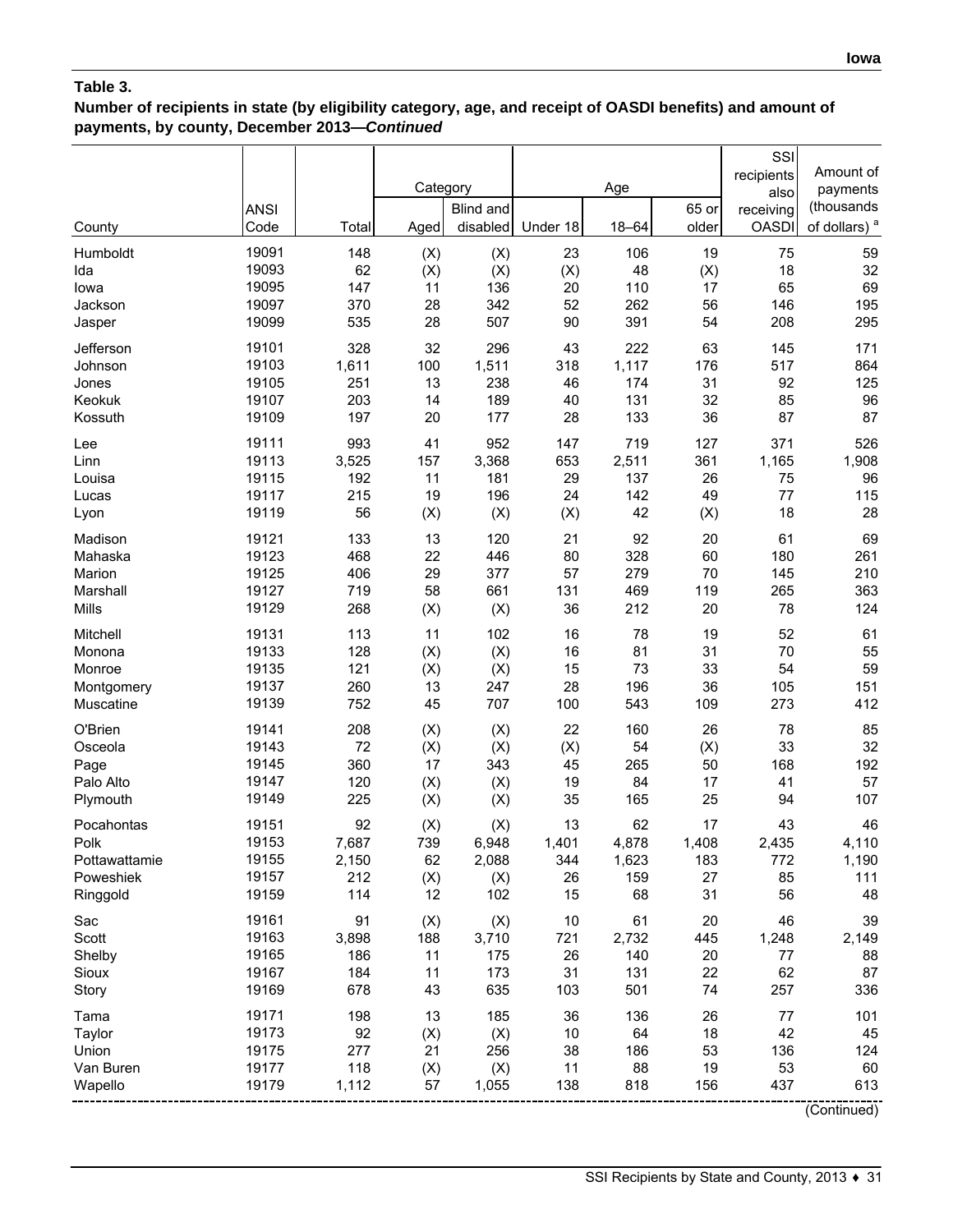**Table 3.**

**Number of recipients in state (by eligibility category, age, and receipt of OASDI benefits) and amount of payments, by county, December 2013—*Continued***

| County | ANSI Code | Total | Category | | Age | | | SSI recipients also receiving OASDI | Amount of payments (thousands of dollars) [a] |
|---|---|---|---|---|---|---|---|---|---|
| | | | Aged | Blind and disabled | Under 18 | 18–64 | 65 or older | | |
| Humboldt | 19091 | 148 | (X) | (X) | 23 | 106 | 19 | 75 | 59 |
| Ida | 19093 | 62 | (X) | (X) | (X) | 48 | (X) | 18 | 32 |
| Iowa | 19095 | 147 | 11 | 136 | 20 | 110 | 17 | 65 | 69 |
| Jackson | 19097 | 370 | 28 | 342 | 52 | 262 | 56 | 146 | 195 |
| Jasper | 19099 | 535 | 28 | 507 | 90 | 391 | 54 | 208 | 295 |
| Jefferson | 19101 | 328 | 32 | 296 | 43 | 222 | 63 | 145 | 171 |
| Johnson | 19103 | 1,611 | 100 | 1,511 | 318 | 1,117 | 176 | 517 | 864 |
| Jones | 19105 | 251 | 13 | 238 | 46 | 174 | 31 | 92 | 125 |
| Keokuk | 19107 | 203 | 14 | 189 | 40 | 131 | 32 | 85 | 96 |
| Kossuth | 19109 | 197 | 20 | 177 | 28 | 133 | 36 | 87 | 87 |
| Lee | 19111 | 993 | 41 | 952 | 147 | 719 | 127 | 371 | 526 |
| Linn | 19113 | 3,525 | 157 | 3,368 | 653 | 2,511 | 361 | 1,165 | 1,908 |
| Louisa | 19115 | 192 | 11 | 181 | 29 | 137 | 26 | 75 | 96 |
| Lucas | 19117 | 215 | 19 | 196 | 24 | 142 | 49 | 77 | 115 |
| Lyon | 19119 | 56 | (X) | (X) | (X) | 42 | (X) | 18 | 28 |
| Madison | 19121 | 133 | 13 | 120 | 21 | 92 | 20 | 61 | 69 |
| Mahaska | 19123 | 468 | 22 | 446 | 80 | 328 | 60 | 180 | 261 |
| Marion | 19125 | 406 | 29 | 377 | 57 | 279 | 70 | 145 | 210 |
| Marshall | 19127 | 719 | 58 | 661 | 131 | 469 | 119 | 265 | 363 |
| Mills | 19129 | 268 | (X) | (X) | 36 | 212 | 20 | 78 | 124 |
| Mitchell | 19131 | 113 | 11 | 102 | 16 | 78 | 19 | 52 | 61 |
| Monona | 19133 | 128 | (X) | (X) | 16 | 81 | 31 | 70 | 55 |
| Monroe | 19135 | 121 | (X) | (X) | 15 | 73 | 33 | 54 | 59 |
| Montgomery | 19137 | 260 | 13 | 247 | 28 | 196 | 36 | 105 | 151 |
| Muscatine | 19139 | 752 | 45 | 707 | 100 | 543 | 109 | 273 | 412 |
| O'Brien | 19141 | 208 | (X) | (X) | 22 | 160 | 26 | 78 | 85 |
| Osceola | 19143 | 72 | (X) | (X) | (X) | 54 | (X) | 33 | 32 |
| Page | 19145 | 360 | 17 | 343 | 45 | 265 | 50 | 168 | 192 |
| Palo Alto | 19147 | 120 | (X) | (X) | 19 | 84 | 17 | 41 | 57 |
| Plymouth | 19149 | 225 | (X) | (X) | 35 | 165 | 25 | 94 | 107 |
| Pocahontas | 19151 | 92 | (X) | (X) | 13 | 62 | 17 | 43 | 46 |
| Polk | 19153 | 7,687 | 739 | 6,948 | 1,401 | 4,878 | 1,408 | 2,435 | 4,110 |
| Pottawattamie | 19155 | 2,150 | 62 | 2,088 | 344 | 1,623 | 183 | 772 | 1,190 |
| Poweshiek | 19157 | 212 | (X) | (X) | 26 | 159 | 27 | 85 | 111 |
| Ringgold | 19159 | 114 | 12 | 102 | 15 | 68 | 31 | 56 | 48 |
| Sac | 19161 | 91 | (X) | (X) | 10 | 61 | 20 | 46 | 39 |
| Scott | 19163 | 3,898 | 188 | 3,710 | 721 | 2,732 | 445 | 1,248 | 2,149 |
| Shelby | 19165 | 186 | 11 | 175 | 26 | 140 | 20 | 77 | 88 |
| Sioux | 19167 | 184 | 11 | 173 | 31 | 131 | 22 | 62 | 87 |
| Story | 19169 | 678 | 43 | 635 | 103 | 501 | 74 | 257 | 336 |
| Tama | 19171 | 198 | 13 | 185 | 36 | 136 | 26 | 77 | 101 |
| Taylor | 19173 | 92 | (X) | (X) | 10 | 64 | 18 | 42 | 45 |
| Union | 19175 | 277 | 21 | 256 | 38 | 186 | 53 | 136 | 124 |
| Van Buren | 19177 | 118 | (X) | (X) | 11 | 88 | 19 | 53 | 60 |
| Wapello | 19179 | 1,112 | 57 | 1,055 | 138 | 818 | 156 | 437 | 613 |

(Continued)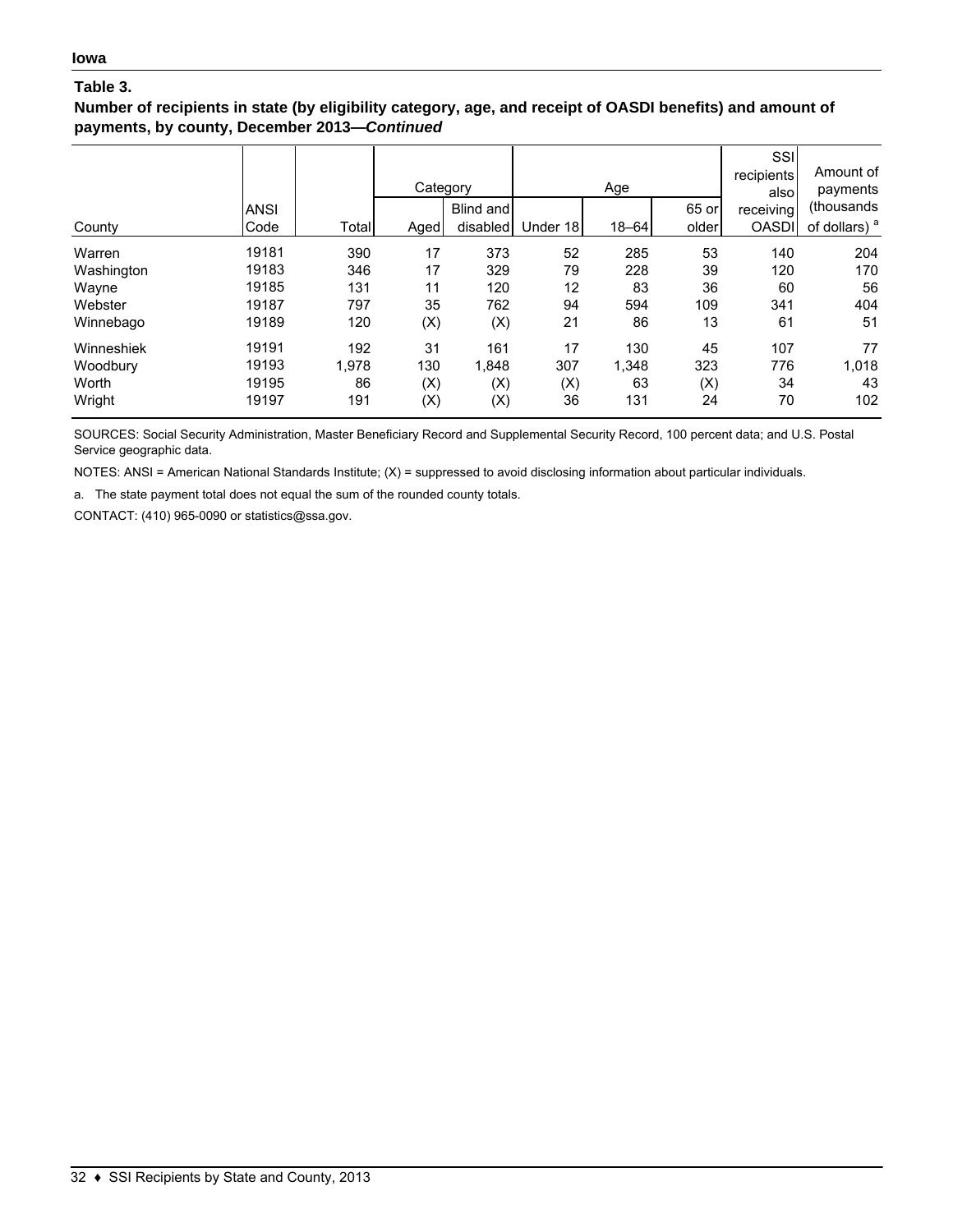**Iowa**

**Table 3.**

**Number of recipients in state (by eligibility category, age, and receipt of OASDI benefits) and amount of payments, by county, December 2013—*Continued***

| County | ANSI Code | Total | Category | | Age | | | SSI recipients also receiving OASDI | Amount of payments (thousands of dollars) [a] |
|---|---|---|---|---|---|---|---|---|---|
| | | | Aged | Blind and disabled | Under 18 | 18–64 | 65 or older | | |
| Warren | 19181 | 390 | 17 | 373 | 52 | 285 | 53 | 140 | 204 |
| Washington | 19183 | 346 | 17 | 329 | 79 | 228 | 39 | 120 | 170 |
| Wayne | 19185 | 131 | 11 | 120 | 12 | 83 | 36 | 60 | 56 |
| Webster | 19187 | 797 | 35 | 762 | 94 | 594 | 109 | 341 | 404 |
| Winnebago | 19189 | 120 | (X) | (X) | 21 | 86 | 13 | 61 | 51 |
| Winneshiek | 19191 | 192 | 31 | 161 | 17 | 130 | 45 | 107 | 77 |
| Woodbury | 19193 | 1,978 | 130 | 1,848 | 307 | 1,348 | 323 | 776 | 1,018 |
| Worth | 19195 | 86 | (X) | (X) | (X) | 63 | (X) | 34 | 43 |
| Wright | 19197 | 191 | (X) | (X) | 36 | 131 | 24 | 70 | 102 |

SOURCES: Social Security Administration, Master Beneficiary Record and Supplemental Security Record, 100 percent data; and U.S. Postal Service geographic data.

NOTES: ANSI = American National Standards Institute; (X) = suppressed to avoid disclosing information about particular individuals.

a. The state payment total does not equal the sum of the rounded county totals.

CONTACT: (410) 965-0090 or statistics@ssa.gov.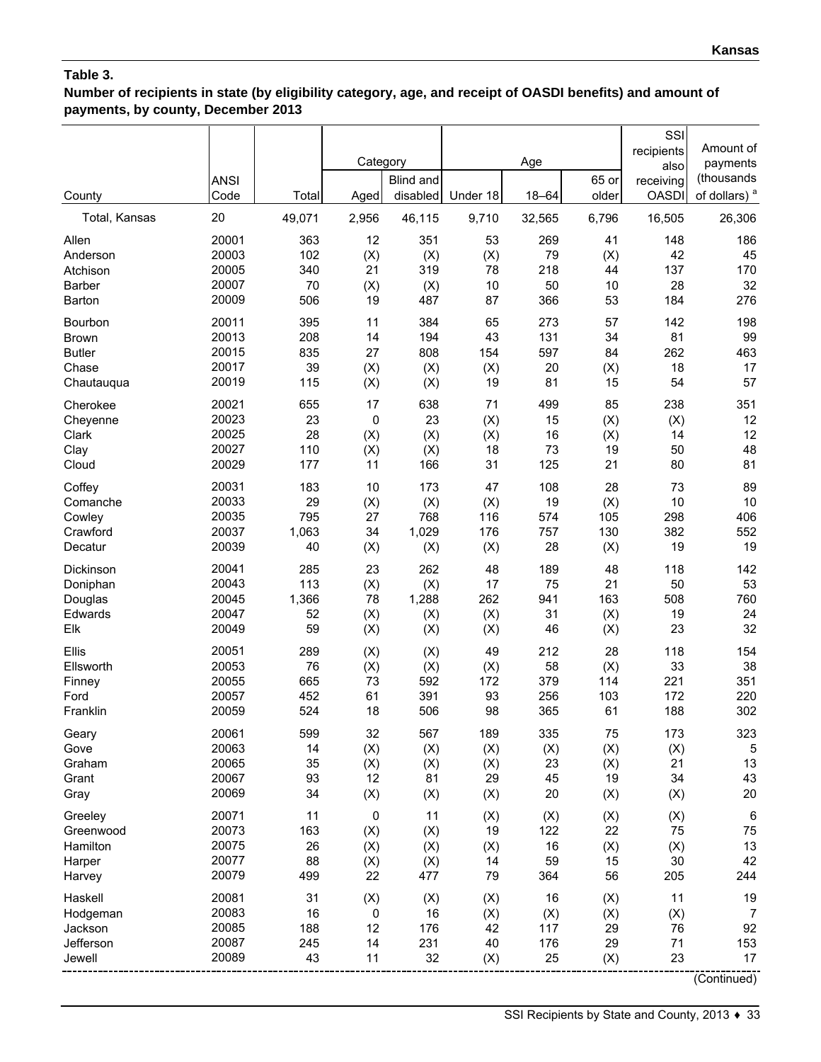**Table 3.**
**Number of recipients in state (by eligibility category, age, and receipt of OASDI benefits) and amount of payments, by county, December 2013**

| County | ANSI Code | Total | Category | | Age | | | SSI recipients also receiving OASDI | Amount of payments (thousands of dollars) [a] |
|---|---|---|---|---|---|---|---|---|---|
| | | | Aged | Blind and disabled | Under 18 | 18–64 | 65 or older | | |
| Total, Kansas | 20 | 49,071 | 2,956 | 46,115 | 9,710 | 32,565 | 6,796 | 16,505 | 26,306 |
| Allen | 20001 | 363 | 12 | 351 | 53 | 269 | 41 | 148 | 186 |
| Anderson | 20003 | 102 | (X) | (X) | (X) | 79 | (X) | 42 | 45 |
| Atchison | 20005 | 340 | 21 | 319 | 78 | 218 | 44 | 137 | 170 |
| Barber | 20007 | 70 | (X) | (X) | 10 | 50 | 10 | 28 | 32 |
| Barton | 20009 | 506 | 19 | 487 | 87 | 366 | 53 | 184 | 276 |
| Bourbon | 20011 | 395 | 11 | 384 | 65 | 273 | 57 | 142 | 198 |
| Brown | 20013 | 208 | 14 | 194 | 43 | 131 | 34 | 81 | 99 |
| Butler | 20015 | 835 | 27 | 808 | 154 | 597 | 84 | 262 | 463 |
| Chase | 20017 | 39 | (X) | (X) | (X) | 20 | (X) | 18 | 17 |
| Chautauqua | 20019 | 115 | (X) | (X) | 19 | 81 | 15 | 54 | 57 |
| Cherokee | 20021 | 655 | 17 | 638 | 71 | 499 | 85 | 238 | 351 |
| Cheyenne | 20023 | 23 | 0 | 23 | (X) | 15 | (X) | (X) | 12 |
| Clark | 20025 | 28 | (X) | (X) | (X) | 16 | (X) | 14 | 12 |
| Clay | 20027 | 110 | (X) | (X) | 18 | 73 | 19 | 50 | 48 |
| Cloud | 20029 | 177 | 11 | 166 | 31 | 125 | 21 | 80 | 81 |
| Coffey | 20031 | 183 | 10 | 173 | 47 | 108 | 28 | 73 | 89 |
| Comanche | 20033 | 29 | (X) | (X) | (X) | 19 | (X) | 10 | 10 |
| Cowley | 20035 | 795 | 27 | 768 | 116 | 574 | 105 | 298 | 406 |
| Crawford | 20037 | 1,063 | 34 | 1,029 | 176 | 757 | 130 | 382 | 552 |
| Decatur | 20039 | 40 | (X) | (X) | (X) | 28 | (X) | 19 | 19 |
| Dickinson | 20041 | 285 | 23 | 262 | 48 | 189 | 48 | 118 | 142 |
| Doniphan | 20043 | 113 | (X) | (X) | 17 | 75 | 21 | 50 | 53 |
| Douglas | 20045 | 1,366 | 78 | 1,288 | 262 | 941 | 163 | 508 | 760 |
| Edwards | 20047 | 52 | (X) | (X) | (X) | 31 | (X) | 19 | 24 |
| Elk | 20049 | 59 | (X) | (X) | (X) | 46 | (X) | 23 | 32 |
| Ellis | 20051 | 289 | (X) | (X) | 49 | 212 | 28 | 118 | 154 |
| Ellsworth | 20053 | 76 | (X) | (X) | (X) | 58 | (X) | 33 | 38 |
| Finney | 20055 | 665 | 73 | 592 | 172 | 379 | 114 | 221 | 351 |
| Ford | 20057 | 452 | 61 | 391 | 93 | 256 | 103 | 172 | 220 |
| Franklin | 20059 | 524 | 18 | 506 | 98 | 365 | 61 | 188 | 302 |
| Geary | 20061 | 599 | 32 | 567 | 189 | 335 | 75 | 173 | 323 |
| Gove | 20063 | 14 | (X) | (X) | (X) | (X) | (X) | (X) | 5 |
| Graham | 20065 | 35 | (X) | (X) | (X) | 23 | (X) | 21 | 13 |
| Grant | 20067 | 93 | 12 | 81 | 29 | 45 | 19 | 34 | 43 |
| Gray | 20069 | 34 | (X) | (X) | (X) | 20 | (X) | (X) | 20 |
| Greeley | 20071 | 11 | 0 | 11 | (X) | (X) | (X) | (X) | 6 |
| Greenwood | 20073 | 163 | (X) | (X) | 19 | 122 | 22 | 75 | 75 |
| Hamilton | 20075 | 26 | (X) | (X) | (X) | 16 | (X) | (X) | 13 |
| Harper | 20077 | 88 | (X) | (X) | 14 | 59 | 15 | 30 | 42 |
| Harvey | 20079 | 499 | 22 | 477 | 79 | 364 | 56 | 205 | 244 |
| Haskell | 20081 | 31 | (X) | (X) | (X) | 16 | (X) | 11 | 19 |
| Hodgeman | 20083 | 16 | 0 | 16 | (X) | (X) | (X) | (X) | 7 |
| Jackson | 20085 | 188 | 12 | 176 | 42 | 117 | 29 | 76 | 92 |
| Jefferson | 20087 | 245 | 14 | 231 | 40 | 176 | 29 | 71 | 153 |
| Jewell | 20089 | 43 | 11 | 32 | (X) | 25 | (X) | 23 | 17 |

(Continued)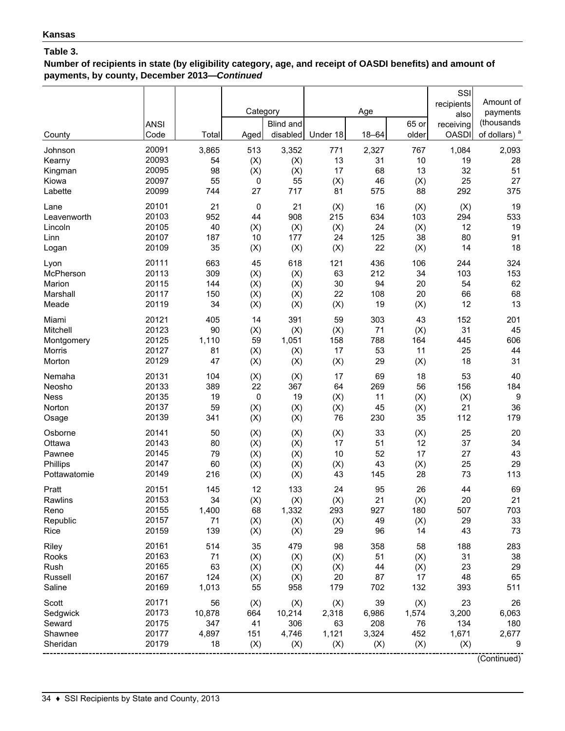**Kansas**

**Table 3.**
**Number of recipients in state (by eligibility category, age, and receipt of OASDI benefits) and amount of payments, by county, December 2013—*Continued***

| County | ANSI Code | Total | Category | | Age | | | SSI recipients also receiving OASDI | Amount of payments (thousands of dollars) [a] |
|---|---|---|---|---|---|---|---|---|---|
| | | | Aged | Blind and disabled | Under 18 | 18–64 | 65 or older | | |
| Johnson | 20091 | 3,865 | 513 | 3,352 | 771 | 2,327 | 767 | 1,084 | 2,093 |
| Kearny | 20093 | 54 | (X) | (X) | 13 | 31 | 10 | 19 | 28 |
| Kingman | 20095 | 98 | (X) | (X) | 17 | 68 | 13 | 32 | 51 |
| Kiowa | 20097 | 55 | 0 | 55 | (X) | 46 | (X) | 25 | 27 |
| Labette | 20099 | 744 | 27 | 717 | 81 | 575 | 88 | 292 | 375 |
| Lane | 20101 | 21 | 0 | 21 | (X) | 16 | (X) | (X) | 19 |
| Leavenworth | 20103 | 952 | 44 | 908 | 215 | 634 | 103 | 294 | 533 |
| Lincoln | 20105 | 40 | (X) | (X) | (X) | 24 | (X) | 12 | 19 |
| Linn | 20107 | 187 | 10 | 177 | 24 | 125 | 38 | 80 | 91 |
| Logan | 20109 | 35 | (X) | (X) | (X) | 22 | (X) | 14 | 18 |
| Lyon | 20111 | 663 | 45 | 618 | 121 | 436 | 106 | 244 | 324 |
| McPherson | 20113 | 309 | (X) | (X) | 63 | 212 | 34 | 103 | 153 |
| Marion | 20115 | 144 | (X) | (X) | 30 | 94 | 20 | 54 | 62 |
| Marshall | 20117 | 150 | (X) | (X) | 22 | 108 | 20 | 66 | 68 |
| Meade | 20119 | 34 | (X) | (X) | (X) | 19 | (X) | 12 | 13 |
| Miami | 20121 | 405 | 14 | 391 | 59 | 303 | 43 | 152 | 201 |
| Mitchell | 20123 | 90 | (X) | (X) | (X) | 71 | (X) | 31 | 45 |
| Montgomery | 20125 | 1,110 | 59 | 1,051 | 158 | 788 | 164 | 445 | 606 |
| Morris | 20127 | 81 | (X) | (X) | 17 | 53 | 11 | 25 | 44 |
| Morton | 20129 | 47 | (X) | (X) | (X) | 29 | (X) | 18 | 31 |
| Nemaha | 20131 | 104 | (X) | (X) | 17 | 69 | 18 | 53 | 40 |
| Neosho | 20133 | 389 | 22 | 367 | 64 | 269 | 56 | 156 | 184 |
| Ness | 20135 | 19 | 0 | 19 | (X) | 11 | (X) | (X) | 9 |
| Norton | 20137 | 59 | (X) | (X) | (X) | 45 | (X) | 21 | 36 |
| Osage | 20139 | 341 | (X) | (X) | 76 | 230 | 35 | 112 | 179 |
| Osborne | 20141 | 50 | (X) | (X) | (X) | 33 | (X) | 25 | 20 |
| Ottawa | 20143 | 80 | (X) | (X) | 17 | 51 | 12 | 37 | 34 |
| Pawnee | 20145 | 79 | (X) | (X) | 10 | 52 | 17 | 27 | 43 |
| Phillips | 20147 | 60 | (X) | (X) | (X) | 43 | (X) | 25 | 29 |
| Pottawatomie | 20149 | 216 | (X) | (X) | 43 | 145 | 28 | 73 | 113 |
| Pratt | 20151 | 145 | 12 | 133 | 24 | 95 | 26 | 44 | 69 |
| Rawlins | 20153 | 34 | (X) | (X) | (X) | 21 | (X) | 20 | 21 |
| Reno | 20155 | 1,400 | 68 | 1,332 | 293 | 927 | 180 | 507 | 703 |
| Republic | 20157 | 71 | (X) | (X) | (X) | 49 | (X) | 29 | 33 |
| Rice | 20159 | 139 | (X) | (X) | 29 | 96 | 14 | 43 | 73 |
| Riley | 20161 | 514 | 35 | 479 | 98 | 358 | 58 | 188 | 283 |
| Rooks | 20163 | 71 | (X) | (X) | (X) | 51 | (X) | 31 | 38 |
| Rush | 20165 | 63 | (X) | (X) | (X) | 44 | (X) | 23 | 29 |
| Russell | 20167 | 124 | (X) | (X) | 20 | 87 | 17 | 48 | 65 |
| Saline | 20169 | 1,013 | 55 | 958 | 179 | 702 | 132 | 393 | 511 |
| Scott | 20171 | 56 | (X) | (X) | (X) | 39 | (X) | 23 | 26 |
| Sedgwick | 20173 | 10,878 | 664 | 10,214 | 2,318 | 6,986 | 1,574 | 3,200 | 6,063 |
| Seward | 20175 | 347 | 41 | 306 | 63 | 208 | 76 | 134 | 180 |
| Shawnee | 20177 | 4,897 | 151 | 4,746 | 1,121 | 3,324 | 452 | 1,671 | 2,677 |
| Sheridan | 20179 | 18 | (X) | (X) | (X) | (X) | (X) | (X) | 9 |

(Continued)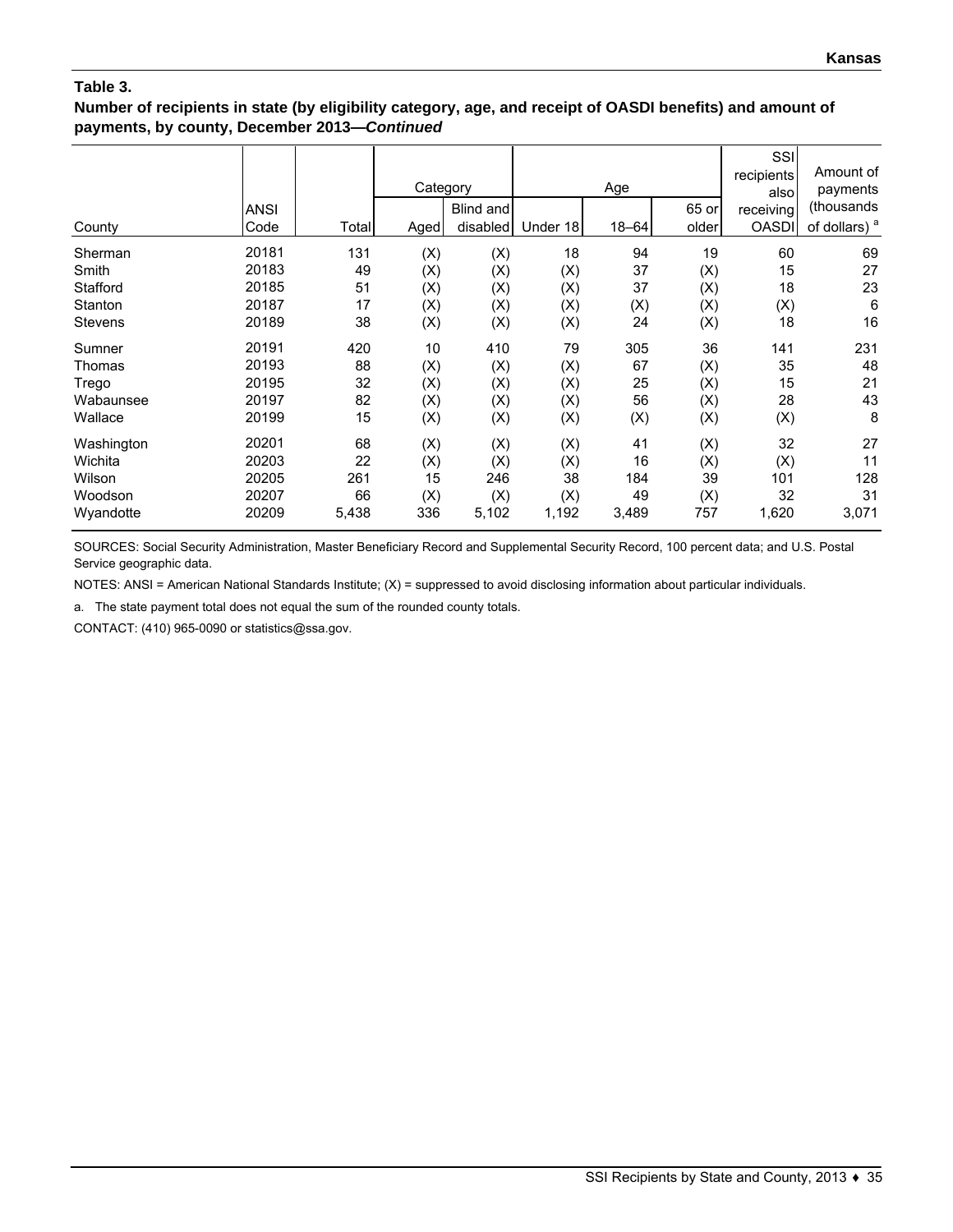**Table 3.**

**Number of recipients in state (by eligibility category, age, and receipt of OASDI benefits) and amount of payments, by county, December 2013—*Continued***

| County | ANSI Code | Total | Category | | Age | | | SSI recipients also receiving OASDI | Amount of payments (thousands of dollars) [a] |
|---|---|---|---|---|---|---|---|---|---|
| | | | Aged | Blind and disabled | Under 18 | 18–64 | 65 or older | | |
| Sherman | 20181 | 131 | (X) | (X) | 18 | 94 | 19 | 60 | 69 |
| Smith | 20183 | 49 | (X) | (X) | (X) | 37 | (X) | 15 | 27 |
| Stafford | 20185 | 51 | (X) | (X) | (X) | 37 | (X) | 18 | 23 |
| Stanton | 20187 | 17 | (X) | (X) | (X) | (X) | (X) | (X) | 6 |
| Stevens | 20189 | 38 | (X) | (X) | (X) | 24 | (X) | 18 | 16 |
| Sumner | 20191 | 420 | 10 | 410 | 79 | 305 | 36 | 141 | 231 |
| Thomas | 20193 | 88 | (X) | (X) | (X) | 67 | (X) | 35 | 48 |
| Trego | 20195 | 32 | (X) | (X) | (X) | 25 | (X) | 15 | 21 |
| Wabaunsee | 20197 | 82 | (X) | (X) | (X) | 56 | (X) | 28 | 43 |
| Wallace | 20199 | 15 | (X) | (X) | (X) | (X) | (X) | (X) | 8 |
| Washington | 20201 | 68 | (X) | (X) | (X) | 41 | (X) | 32 | 27 |
| Wichita | 20203 | 22 | (X) | (X) | (X) | 16 | (X) | (X) | 11 |
| Wilson | 20205 | 261 | 15 | 246 | 38 | 184 | 39 | 101 | 128 |
| Woodson | 20207 | 66 | (X) | (X) | (X) | 49 | (X) | 32 | 31 |
| Wyandotte | 20209 | 5,438 | 336 | 5,102 | 1,192 | 3,489 | 757 | 1,620 | 3,071 |

SOURCES: Social Security Administration, Master Beneficiary Record and Supplemental Security Record, 100 percent data; and U.S. Postal Service geographic data.

NOTES: ANSI = American National Standards Institute; (X) = suppressed to avoid disclosing information about particular individuals.

a. The state payment total does not equal the sum of the rounded county totals.

CONTACT: (410) 965-0090 or statistics@ssa.gov.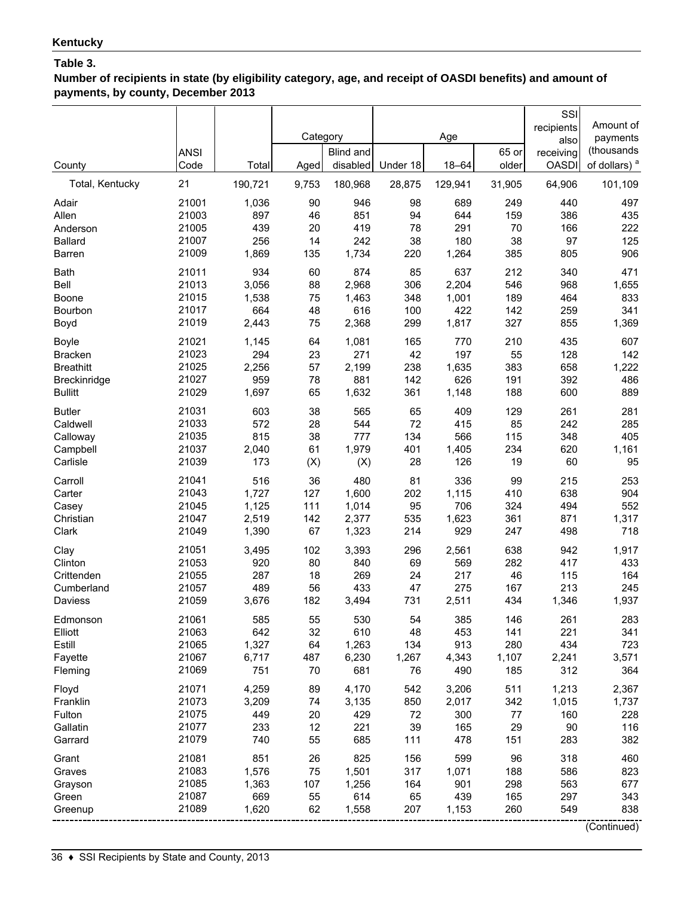**Kentucky**

**Table 3.**

**Number of recipients in state (by eligibility category, age, and receipt of OASDI benefits) and amount of payments, by county, December 2013**

| County | ANSI Code | Total | Category | | Age | | | SSI recipients also receiving OASDI | Amount of payments (thousands of dollars) [a] |
|---|---|---|---|---|---|---|---|---|---|
| | | | Aged | Blind and disabled | Under 18 | 18–64 | 65 or older | | |
| Total, Kentucky | 21 | 190,721 | 9,753 | 180,968 | 28,875 | 129,941 | 31,905 | 64,906 | 101,109 |
| Adair | 21001 | 1,036 | 90 | 946 | 98 | 689 | 249 | 440 | 497 |
| Allen | 21003 | 897 | 46 | 851 | 94 | 644 | 159 | 386 | 435 |
| Anderson | 21005 | 439 | 20 | 419 | 78 | 291 | 70 | 166 | 222 |
| Ballard | 21007 | 256 | 14 | 242 | 38 | 180 | 38 | 97 | 125 |
| Barren | 21009 | 1,869 | 135 | 1,734 | 220 | 1,264 | 385 | 805 | 906 |
| Bath | 21011 | 934 | 60 | 874 | 85 | 637 | 212 | 340 | 471 |
| Bell | 21013 | 3,056 | 88 | 2,968 | 306 | 2,204 | 546 | 968 | 1,655 |
| Boone | 21015 | 1,538 | 75 | 1,463 | 348 | 1,001 | 189 | 464 | 833 |
| Bourbon | 21017 | 664 | 48 | 616 | 100 | 422 | 142 | 259 | 341 |
| Boyd | 21019 | 2,443 | 75 | 2,368 | 299 | 1,817 | 327 | 855 | 1,369 |
| Boyle | 21021 | 1,145 | 64 | 1,081 | 165 | 770 | 210 | 435 | 607 |
| Bracken | 21023 | 294 | 23 | 271 | 42 | 197 | 55 | 128 | 142 |
| Breathitt | 21025 | 2,256 | 57 | 2,199 | 238 | 1,635 | 383 | 658 | 1,222 |
| Breckinridge | 21027 | 959 | 78 | 881 | 142 | 626 | 191 | 392 | 486 |
| Bullitt | 21029 | 1,697 | 65 | 1,632 | 361 | 1,148 | 188 | 600 | 889 |
| Butler | 21031 | 603 | 38 | 565 | 65 | 409 | 129 | 261 | 281 |
| Caldwell | 21033 | 572 | 28 | 544 | 72 | 415 | 85 | 242 | 285 |
| Calloway | 21035 | 815 | 38 | 777 | 134 | 566 | 115 | 348 | 405 |
| Campbell | 21037 | 2,040 | 61 | 1,979 | 401 | 1,405 | 234 | 620 | 1,161 |
| Carlisle | 21039 | 173 | (X) | (X) | 28 | 126 | 19 | 60 | 95 |
| Carroll | 21041 | 516 | 36 | 480 | 81 | 336 | 99 | 215 | 253 |
| Carter | 21043 | 1,727 | 127 | 1,600 | 202 | 1,115 | 410 | 638 | 904 |
| Casey | 21045 | 1,125 | 111 | 1,014 | 95 | 706 | 324 | 494 | 552 |
| Christian | 21047 | 2,519 | 142 | 2,377 | 535 | 1,623 | 361 | 871 | 1,317 |
| Clark | 21049 | 1,390 | 67 | 1,323 | 214 | 929 | 247 | 498 | 718 |
| Clay | 21051 | 3,495 | 102 | 3,393 | 296 | 2,561 | 638 | 942 | 1,917 |
| Clinton | 21053 | 920 | 80 | 840 | 69 | 569 | 282 | 417 | 433 |
| Crittenden | 21055 | 287 | 18 | 269 | 24 | 217 | 46 | 115 | 164 |
| Cumberland | 21057 | 489 | 56 | 433 | 47 | 275 | 167 | 213 | 245 |
| Daviess | 21059 | 3,676 | 182 | 3,494 | 731 | 2,511 | 434 | 1,346 | 1,937 |
| Edmonson | 21061 | 585 | 55 | 530 | 54 | 385 | 146 | 261 | 283 |
| Elliott | 21063 | 642 | 32 | 610 | 48 | 453 | 141 | 221 | 341 |
| Estill | 21065 | 1,327 | 64 | 1,263 | 134 | 913 | 280 | 434 | 723 |
| Fayette | 21067 | 6,717 | 487 | 6,230 | 1,267 | 4,343 | 1,107 | 2,241 | 3,571 |
| Fleming | 21069 | 751 | 70 | 681 | 76 | 490 | 185 | 312 | 364 |
| Floyd | 21071 | 4,259 | 89 | 4,170 | 542 | 3,206 | 511 | 1,213 | 2,367 |
| Franklin | 21073 | 3,209 | 74 | 3,135 | 850 | 2,017 | 342 | 1,015 | 1,737 |
| Fulton | 21075 | 449 | 20 | 429 | 72 | 300 | 77 | 160 | 228 |
| Gallatin | 21077 | 233 | 12 | 221 | 39 | 165 | 29 | 90 | 116 |
| Garrard | 21079 | 740 | 55 | 685 | 111 | 478 | 151 | 283 | 382 |
| Grant | 21081 | 851 | 26 | 825 | 156 | 599 | 96 | 318 | 460 |
| Graves | 21083 | 1,576 | 75 | 1,501 | 317 | 1,071 | 188 | 586 | 823 |
| Grayson | 21085 | 1,363 | 107 | 1,256 | 164 | 901 | 298 | 563 | 677 |
| Green | 21087 | 669 | 55 | 614 | 65 | 439 | 165 | 297 | 343 |
| Greenup | 21089 | 1,620 | 62 | 1,558 | 207 | 1,153 | 260 | 549 | 838 |

(Continued)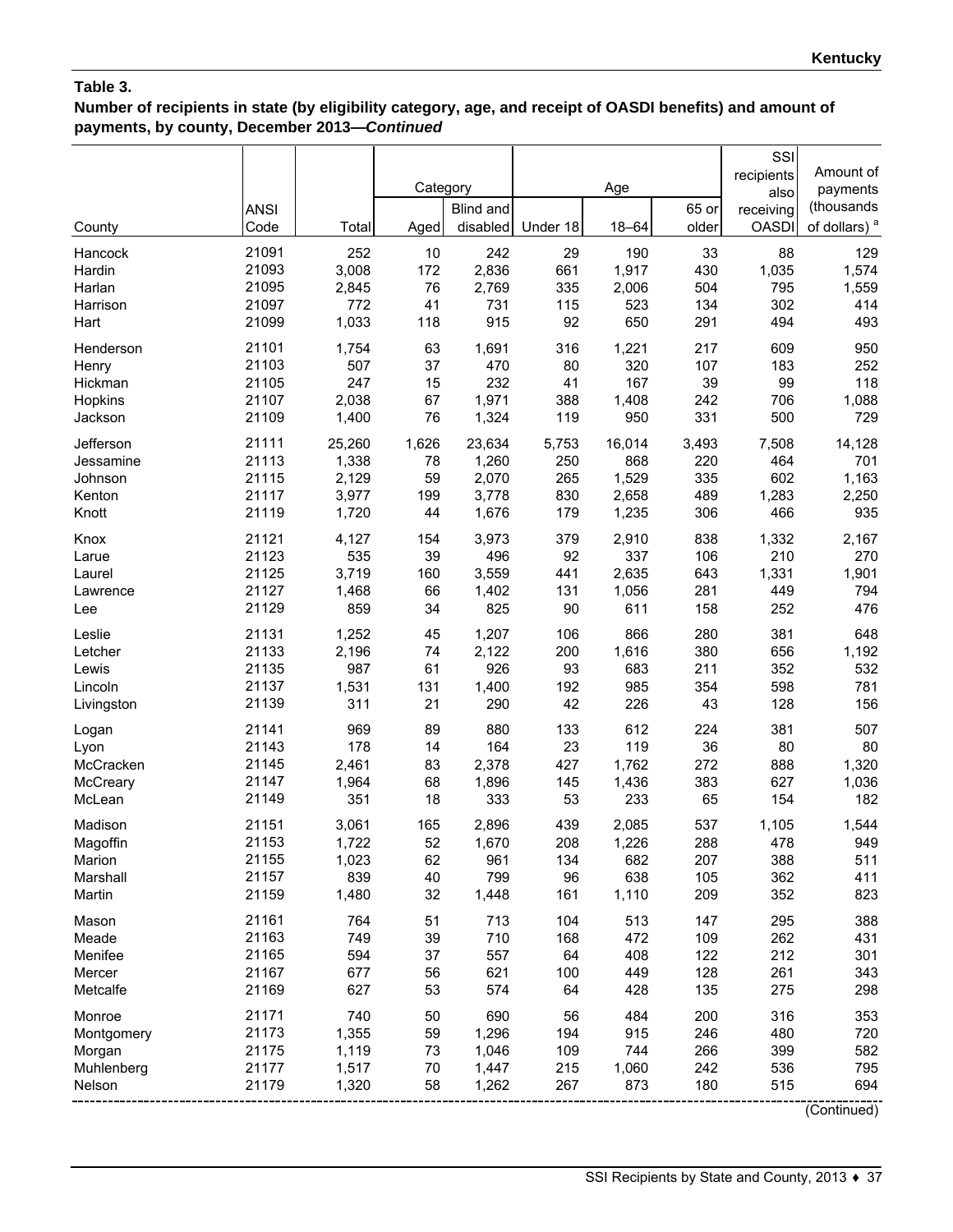**Table 3.**
**Number of recipients in state (by eligibility category, age, and receipt of OASDI benefits) and amount of payments, by county, December 2013—*Continued***

| County | ANSI Code | Total | Category | | Age | | | SSI recipients also receiving OASDI | Amount of payments (thousands of dollars) [a] |
|---|---|---|---|---|---|---|---|---|---|
| | | | Aged | Blind and disabled | Under 18 | 18–64 | 65 or older | | |
| Hancock | 21091 | 252 | 10 | 242 | 29 | 190 | 33 | 88 | 129 |
| Hardin | 21093 | 3,008 | 172 | 2,836 | 661 | 1,917 | 430 | 1,035 | 1,574 |
| Harlan | 21095 | 2,845 | 76 | 2,769 | 335 | 2,006 | 504 | 795 | 1,559 |
| Harrison | 21097 | 772 | 41 | 731 | 115 | 523 | 134 | 302 | 414 |
| Hart | 21099 | 1,033 | 118 | 915 | 92 | 650 | 291 | 494 | 493 |
| Henderson | 21101 | 1,754 | 63 | 1,691 | 316 | 1,221 | 217 | 609 | 950 |
| Henry | 21103 | 507 | 37 | 470 | 80 | 320 | 107 | 183 | 252 |
| Hickman | 21105 | 247 | 15 | 232 | 41 | 167 | 39 | 99 | 118 |
| Hopkins | 21107 | 2,038 | 67 | 1,971 | 388 | 1,408 | 242 | 706 | 1,088 |
| Jackson | 21109 | 1,400 | 76 | 1,324 | 119 | 950 | 331 | 500 | 729 |
| Jefferson | 21111 | 25,260 | 1,626 | 23,634 | 5,753 | 16,014 | 3,493 | 7,508 | 14,128 |
| Jessamine | 21113 | 1,338 | 78 | 1,260 | 250 | 868 | 220 | 464 | 701 |
| Johnson | 21115 | 2,129 | 59 | 2,070 | 265 | 1,529 | 335 | 602 | 1,163 |
| Kenton | 21117 | 3,977 | 199 | 3,778 | 830 | 2,658 | 489 | 1,283 | 2,250 |
| Knott | 21119 | 1,720 | 44 | 1,676 | 179 | 1,235 | 306 | 466 | 935 |
| Knox | 21121 | 4,127 | 154 | 3,973 | 379 | 2,910 | 838 | 1,332 | 2,167 |
| Larue | 21123 | 535 | 39 | 496 | 92 | 337 | 106 | 210 | 270 |
| Laurel | 21125 | 3,719 | 160 | 3,559 | 441 | 2,635 | 643 | 1,331 | 1,901 |
| Lawrence | 21127 | 1,468 | 66 | 1,402 | 131 | 1,056 | 281 | 449 | 794 |
| Lee | 21129 | 859 | 34 | 825 | 90 | 611 | 158 | 252 | 476 |
| Leslie | 21131 | 1,252 | 45 | 1,207 | 106 | 866 | 280 | 381 | 648 |
| Letcher | 21133 | 2,196 | 74 | 2,122 | 200 | 1,616 | 380 | 656 | 1,192 |
| Lewis | 21135 | 987 | 61 | 926 | 93 | 683 | 211 | 352 | 532 |
| Lincoln | 21137 | 1,531 | 131 | 1,400 | 192 | 985 | 354 | 598 | 781 |
| Livingston | 21139 | 311 | 21 | 290 | 42 | 226 | 43 | 128 | 156 |
| Logan | 21141 | 969 | 89 | 880 | 133 | 612 | 224 | 381 | 507 |
| Lyon | 21143 | 178 | 14 | 164 | 23 | 119 | 36 | 80 | 80 |
| McCracken | 21145 | 2,461 | 83 | 2,378 | 427 | 1,762 | 272 | 888 | 1,320 |
| McCreary | 21147 | 1,964 | 68 | 1,896 | 145 | 1,436 | 383 | 627 | 1,036 |
| McLean | 21149 | 351 | 18 | 333 | 53 | 233 | 65 | 154 | 182 |
| Madison | 21151 | 3,061 | 165 | 2,896 | 439 | 2,085 | 537 | 1,105 | 1,544 |
| Magoffin | 21153 | 1,722 | 52 | 1,670 | 208 | 1,226 | 288 | 478 | 949 |
| Marion | 21155 | 1,023 | 62 | 961 | 134 | 682 | 207 | 388 | 511 |
| Marshall | 21157 | 839 | 40 | 799 | 96 | 638 | 105 | 362 | 411 |
| Martin | 21159 | 1,480 | 32 | 1,448 | 161 | 1,110 | 209 | 352 | 823 |
| Mason | 21161 | 764 | 51 | 713 | 104 | 513 | 147 | 295 | 388 |
| Meade | 21163 | 749 | 39 | 710 | 168 | 472 | 109 | 262 | 431 |
| Menifee | 21165 | 594 | 37 | 557 | 64 | 408 | 122 | 212 | 301 |
| Mercer | 21167 | 677 | 56 | 621 | 100 | 449 | 128 | 261 | 343 |
| Metcalfe | 21169 | 627 | 53 | 574 | 64 | 428 | 135 | 275 | 298 |
| Monroe | 21171 | 740 | 50 | 690 | 56 | 484 | 200 | 316 | 353 |
| Montgomery | 21173 | 1,355 | 59 | 1,296 | 194 | 915 | 246 | 480 | 720 |
| Morgan | 21175 | 1,119 | 73 | 1,046 | 109 | 744 | 266 | 399 | 582 |
| Muhlenberg | 21177 | 1,517 | 70 | 1,447 | 215 | 1,060 | 242 | 536 | 795 |
| Nelson | 21179 | 1,320 | 58 | 1,262 | 267 | 873 | 180 | 515 | 694 |

(Continued)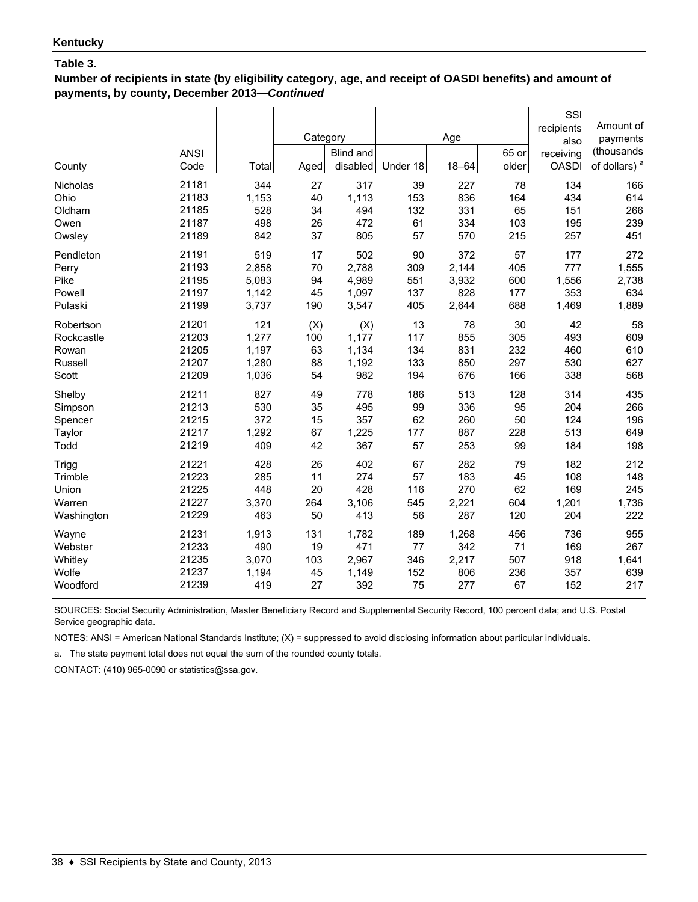**Kentucky**

**Table 3.**

**Number of recipients in state (by eligibility category, age, and receipt of OASDI benefits) and amount of payments, by county, December 2013—*Continued***

| County | ANSI Code | Total | Category | | Age | | | SSI recipients also receiving OASDI | Amount of payments (thousands of dollars) [a] |
|---|---|---|---|---|---|---|---|---|---|
| | | | Aged | Blind and disabled | Under 18 | 18–64 | 65 or older | | |
| Nicholas | 21181 | 344 | 27 | 317 | 39 | 227 | 78 | 134 | 166 |
| Ohio | 21183 | 1,153 | 40 | 1,113 | 153 | 836 | 164 | 434 | 614 |
| Oldham | 21185 | 528 | 34 | 494 | 132 | 331 | 65 | 151 | 266 |
| Owen | 21187 | 498 | 26 | 472 | 61 | 334 | 103 | 195 | 239 |
| Owsley | 21189 | 842 | 37 | 805 | 57 | 570 | 215 | 257 | 451 |
| Pendleton | 21191 | 519 | 17 | 502 | 90 | 372 | 57 | 177 | 272 |
| Perry | 21193 | 2,858 | 70 | 2,788 | 309 | 2,144 | 405 | 777 | 1,555 |
| Pike | 21195 | 5,083 | 94 | 4,989 | 551 | 3,932 | 600 | 1,556 | 2,738 |
| Powell | 21197 | 1,142 | 45 | 1,097 | 137 | 828 | 177 | 353 | 634 |
| Pulaski | 21199 | 3,737 | 190 | 3,547 | 405 | 2,644 | 688 | 1,469 | 1,889 |
| Robertson | 21201 | 121 | (X) | (X) | 13 | 78 | 30 | 42 | 58 |
| Rockcastle | 21203 | 1,277 | 100 | 1,177 | 117 | 855 | 305 | 493 | 609 |
| Rowan | 21205 | 1,197 | 63 | 1,134 | 134 | 831 | 232 | 460 | 610 |
| Russell | 21207 | 1,280 | 88 | 1,192 | 133 | 850 | 297 | 530 | 627 |
| Scott | 21209 | 1,036 | 54 | 982 | 194 | 676 | 166 | 338 | 568 |
| Shelby | 21211 | 827 | 49 | 778 | 186 | 513 | 128 | 314 | 435 |
| Simpson | 21213 | 530 | 35 | 495 | 99 | 336 | 95 | 204 | 266 |
| Spencer | 21215 | 372 | 15 | 357 | 62 | 260 | 50 | 124 | 196 |
| Taylor | 21217 | 1,292 | 67 | 1,225 | 177 | 887 | 228 | 513 | 649 |
| Todd | 21219 | 409 | 42 | 367 | 57 | 253 | 99 | 184 | 198 |
| Trigg | 21221 | 428 | 26 | 402 | 67 | 282 | 79 | 182 | 212 |
| Trimble | 21223 | 285 | 11 | 274 | 57 | 183 | 45 | 108 | 148 |
| Union | 21225 | 448 | 20 | 428 | 116 | 270 | 62 | 169 | 245 |
| Warren | 21227 | 3,370 | 264 | 3,106 | 545 | 2,221 | 604 | 1,201 | 1,736 |
| Washington | 21229 | 463 | 50 | 413 | 56 | 287 | 120 | 204 | 222 |
| Wayne | 21231 | 1,913 | 131 | 1,782 | 189 | 1,268 | 456 | 736 | 955 |
| Webster | 21233 | 490 | 19 | 471 | 77 | 342 | 71 | 169 | 267 |
| Whitley | 21235 | 3,070 | 103 | 2,967 | 346 | 2,217 | 507 | 918 | 1,641 |
| Wolfe | 21237 | 1,194 | 45 | 1,149 | 152 | 806 | 236 | 357 | 639 |
| Woodford | 21239 | 419 | 27 | 392 | 75 | 277 | 67 | 152 | 217 |

SOURCES: Social Security Administration, Master Beneficiary Record and Supplemental Security Record, 100 percent data; and U.S. Postal Service geographic data.

NOTES: ANSI = American National Standards Institute; (X) = suppressed to avoid disclosing information about particular individuals.

a. The state payment total does not equal the sum of the rounded county totals.

CONTACT: (410) 965-0090 or statistics@ssa.gov.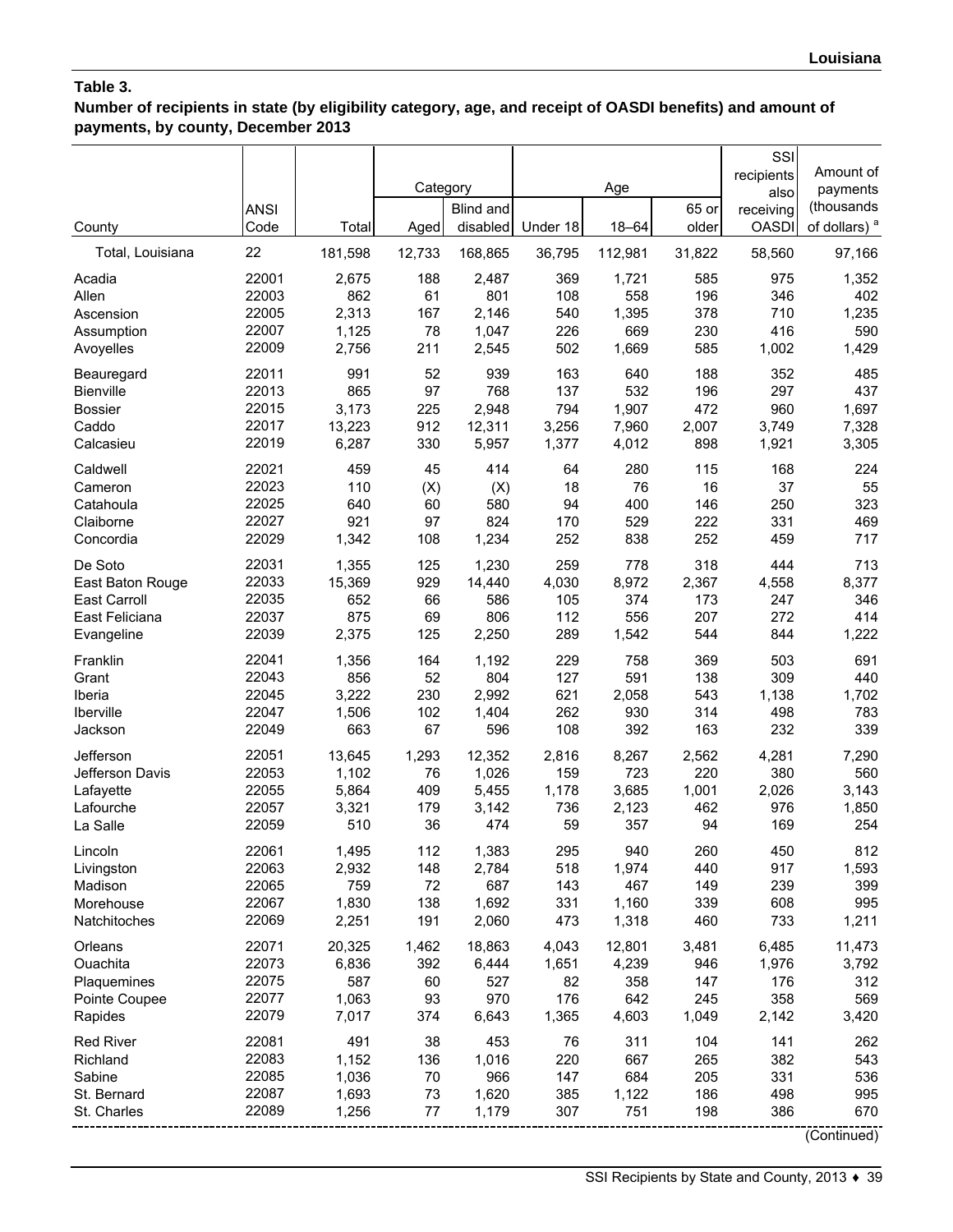**Louisiana**

**Table 3.**

**Number of recipients in state (by eligibility category, age, and receipt of OASDI benefits) and amount of payments, by county, December 2013**

| County | ANSI Code | Total | Category | | Age | | | SSI recipients also receiving OASDI | Amount of payments (thousands of dollars) [a] |
|---|---|---|---|---|---|---|---|---|---|
| | | | Aged | Blind and disabled | Under 18 | 18–64 | 65 or older | | |
| Total, Louisiana | 22 | 181,598 | 12,733 | 168,865 | 36,795 | 112,981 | 31,822 | 58,560 | 97,166 |
| Acadia | 22001 | 2,675 | 188 | 2,487 | 369 | 1,721 | 585 | 975 | 1,352 |
| Allen | 22003 | 862 | 61 | 801 | 108 | 558 | 196 | 346 | 402 |
| Ascension | 22005 | 2,313 | 167 | 2,146 | 540 | 1,395 | 378 | 710 | 1,235 |
| Assumption | 22007 | 1,125 | 78 | 1,047 | 226 | 669 | 230 | 416 | 590 |
| Avoyelles | 22009 | 2,756 | 211 | 2,545 | 502 | 1,669 | 585 | 1,002 | 1,429 |
| Beauregard | 22011 | 991 | 52 | 939 | 163 | 640 | 188 | 352 | 485 |
| Bienville | 22013 | 865 | 97 | 768 | 137 | 532 | 196 | 297 | 437 |
| Bossier | 22015 | 3,173 | 225 | 2,948 | 794 | 1,907 | 472 | 960 | 1,697 |
| Caddo | 22017 | 13,223 | 912 | 12,311 | 3,256 | 7,960 | 2,007 | 3,749 | 7,328 |
| Calcasieu | 22019 | 6,287 | 330 | 5,957 | 1,377 | 4,012 | 898 | 1,921 | 3,305 |
| Caldwell | 22021 | 459 | 45 | 414 | 64 | 280 | 115 | 168 | 224 |
| Cameron | 22023 | 110 | (X) | (X) | 18 | 76 | 16 | 37 | 55 |
| Catahoula | 22025 | 640 | 60 | 580 | 94 | 400 | 146 | 250 | 323 |
| Claiborne | 22027 | 921 | 97 | 824 | 170 | 529 | 222 | 331 | 469 |
| Concordia | 22029 | 1,342 | 108 | 1,234 | 252 | 838 | 252 | 459 | 717 |
| De Soto | 22031 | 1,355 | 125 | 1,230 | 259 | 778 | 318 | 444 | 713 |
| East Baton Rouge | 22033 | 15,369 | 929 | 14,440 | 4,030 | 8,972 | 2,367 | 4,558 | 8,377 |
| East Carroll | 22035 | 652 | 66 | 586 | 105 | 374 | 173 | 247 | 346 |
| East Feliciana | 22037 | 875 | 69 | 806 | 112 | 556 | 207 | 272 | 414 |
| Evangeline | 22039 | 2,375 | 125 | 2,250 | 289 | 1,542 | 544 | 844 | 1,222 |
| Franklin | 22041 | 1,356 | 164 | 1,192 | 229 | 758 | 369 | 503 | 691 |
| Grant | 22043 | 856 | 52 | 804 | 127 | 591 | 138 | 309 | 440 |
| Iberia | 22045 | 3,222 | 230 | 2,992 | 621 | 2,058 | 543 | 1,138 | 1,702 |
| Iberville | 22047 | 1,506 | 102 | 1,404 | 262 | 930 | 314 | 498 | 783 |
| Jackson | 22049 | 663 | 67 | 596 | 108 | 392 | 163 | 232 | 339 |
| Jefferson | 22051 | 13,645 | 1,293 | 12,352 | 2,816 | 8,267 | 2,562 | 4,281 | 7,290 |
| Jefferson Davis | 22053 | 1,102 | 76 | 1,026 | 159 | 723 | 220 | 380 | 560 |
| Lafayette | 22055 | 5,864 | 409 | 5,455 | 1,178 | 3,685 | 1,001 | 2,026 | 3,143 |
| Lafourche | 22057 | 3,321 | 179 | 3,142 | 736 | 2,123 | 462 | 976 | 1,850 |
| La Salle | 22059 | 510 | 36 | 474 | 59 | 357 | 94 | 169 | 254 |
| Lincoln | 22061 | 1,495 | 112 | 1,383 | 295 | 940 | 260 | 450 | 812 |
| Livingston | 22063 | 2,932 | 148 | 2,784 | 518 | 1,974 | 440 | 917 | 1,593 |
| Madison | 22065 | 759 | 72 | 687 | 143 | 467 | 149 | 239 | 399 |
| Morehouse | 22067 | 1,830 | 138 | 1,692 | 331 | 1,160 | 339 | 608 | 995 |
| Natchitoches | 22069 | 2,251 | 191 | 2,060 | 473 | 1,318 | 460 | 733 | 1,211 |
| Orleans | 22071 | 20,325 | 1,462 | 18,863 | 4,043 | 12,801 | 3,481 | 6,485 | 11,473 |
| Ouachita | 22073 | 6,836 | 392 | 6,444 | 1,651 | 4,239 | 946 | 1,976 | 3,792 |
| Plaquemines | 22075 | 587 | 60 | 527 | 82 | 358 | 147 | 176 | 312 |
| Pointe Coupee | 22077 | 1,063 | 93 | 970 | 176 | 642 | 245 | 358 | 569 |
| Rapides | 22079 | 7,017 | 374 | 6,643 | 1,365 | 4,603 | 1,049 | 2,142 | 3,420 |
| Red River | 22081 | 491 | 38 | 453 | 76 | 311 | 104 | 141 | 262 |
| Richland | 22083 | 1,152 | 136 | 1,016 | 220 | 667 | 265 | 382 | 543 |
| Sabine | 22085 | 1,036 | 70 | 966 | 147 | 684 | 205 | 331 | 536 |
| St. Bernard | 22087 | 1,693 | 73 | 1,620 | 385 | 1,122 | 186 | 498 | 995 |
| St. Charles | 22089 | 1,256 | 77 | 1,179 | 307 | 751 | 198 | 386 | 670 |

(Continued)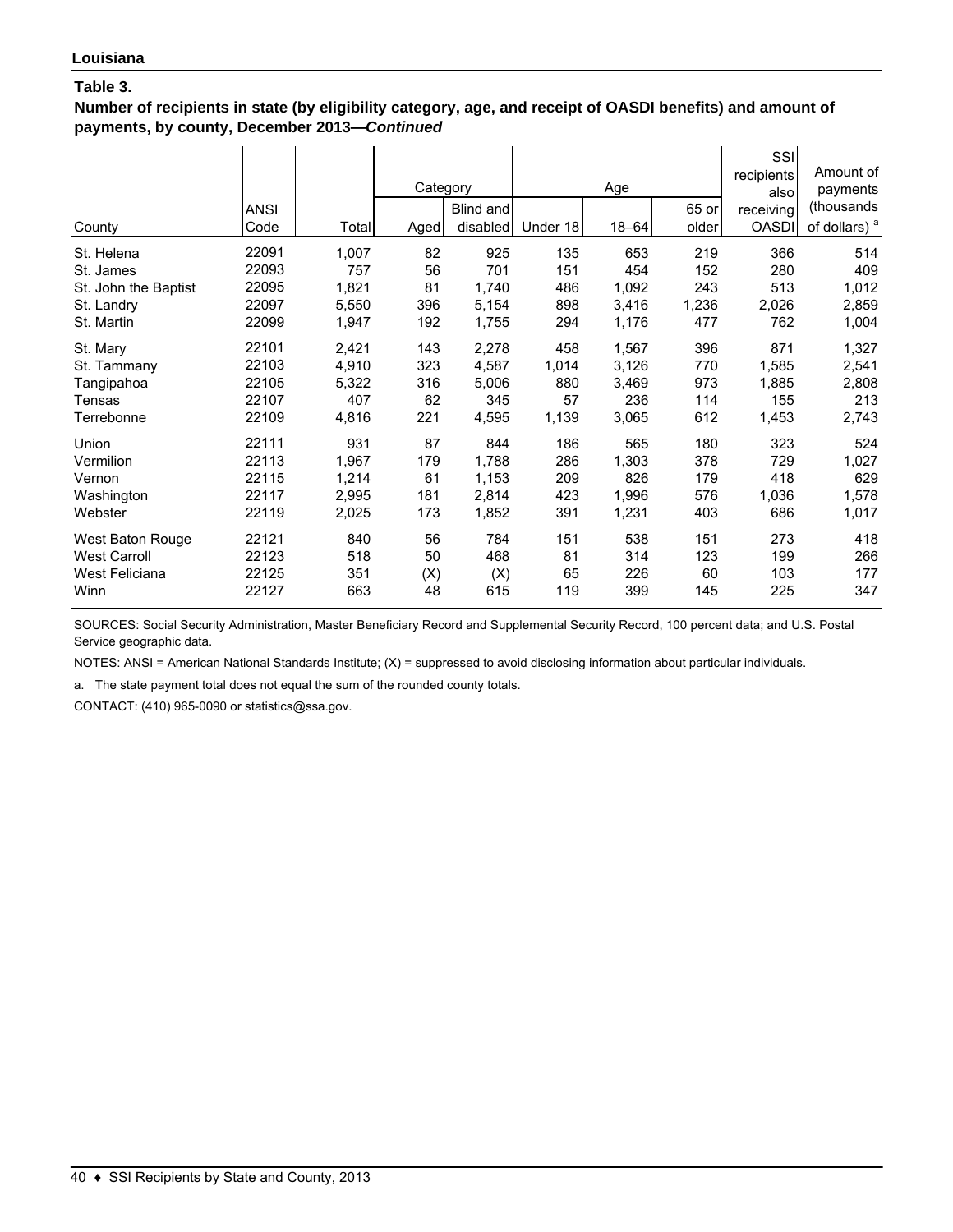**Louisiana**

**Table 3.**

**Number of recipients in state (by eligibility category, age, and receipt of OASDI benefits) and amount of payments, by county, December 2013—*Continued***

| County | ANSI Code | Total | Category | | Age | | | SSI recipients also receiving OASDI | Amount of payments (thousands of dollars) [a] |
|---|---|---|---|---|---|---|---|---|---|
| | | | Aged | Blind and disabled | Under 18 | 18–64 | 65 or older | | |
| St. Helena | 22091 | 1,007 | 82 | 925 | 135 | 653 | 219 | 366 | 514 |
| St. James | 22093 | 757 | 56 | 701 | 151 | 454 | 152 | 280 | 409 |
| St. John the Baptist | 22095 | 1,821 | 81 | 1,740 | 486 | 1,092 | 243 | 513 | 1,012 |
| St. Landry | 22097 | 5,550 | 396 | 5,154 | 898 | 3,416 | 1,236 | 2,026 | 2,859 |
| St. Martin | 22099 | 1,947 | 192 | 1,755 | 294 | 1,176 | 477 | 762 | 1,004 |
| St. Mary | 22101 | 2,421 | 143 | 2,278 | 458 | 1,567 | 396 | 871 | 1,327 |
| St. Tammany | 22103 | 4,910 | 323 | 4,587 | 1,014 | 3,126 | 770 | 1,585 | 2,541 |
| Tangipahoa | 22105 | 5,322 | 316 | 5,006 | 880 | 3,469 | 973 | 1,885 | 2,808 |
| Tensas | 22107 | 407 | 62 | 345 | 57 | 236 | 114 | 155 | 213 |
| Terrebonne | 22109 | 4,816 | 221 | 4,595 | 1,139 | 3,065 | 612 | 1,453 | 2,743 |
| Union | 22111 | 931 | 87 | 844 | 186 | 565 | 180 | 323 | 524 |
| Vermilion | 22113 | 1,967 | 179 | 1,788 | 286 | 1,303 | 378 | 729 | 1,027 |
| Vernon | 22115 | 1,214 | 61 | 1,153 | 209 | 826 | 179 | 418 | 629 |
| Washington | 22117 | 2,995 | 181 | 2,814 | 423 | 1,996 | 576 | 1,036 | 1,578 |
| Webster | 22119 | 2,025 | 173 | 1,852 | 391 | 1,231 | 403 | 686 | 1,017 |
| West Baton Rouge | 22121 | 840 | 56 | 784 | 151 | 538 | 151 | 273 | 418 |
| West Carroll | 22123 | 518 | 50 | 468 | 81 | 314 | 123 | 199 | 266 |
| West Feliciana | 22125 | 351 | (X) | (X) | 65 | 226 | 60 | 103 | 177 |
| Winn | 22127 | 663 | 48 | 615 | 119 | 399 | 145 | 225 | 347 |

SOURCES: Social Security Administration, Master Beneficiary Record and Supplemental Security Record, 100 percent data; and U.S. Postal Service geographic data.

NOTES: ANSI = American National Standards Institute; (X) = suppressed to avoid disclosing information about particular individuals.

a. The state payment total does not equal the sum of the rounded county totals.

CONTACT: (410) 965-0090 or statistics@ssa.gov.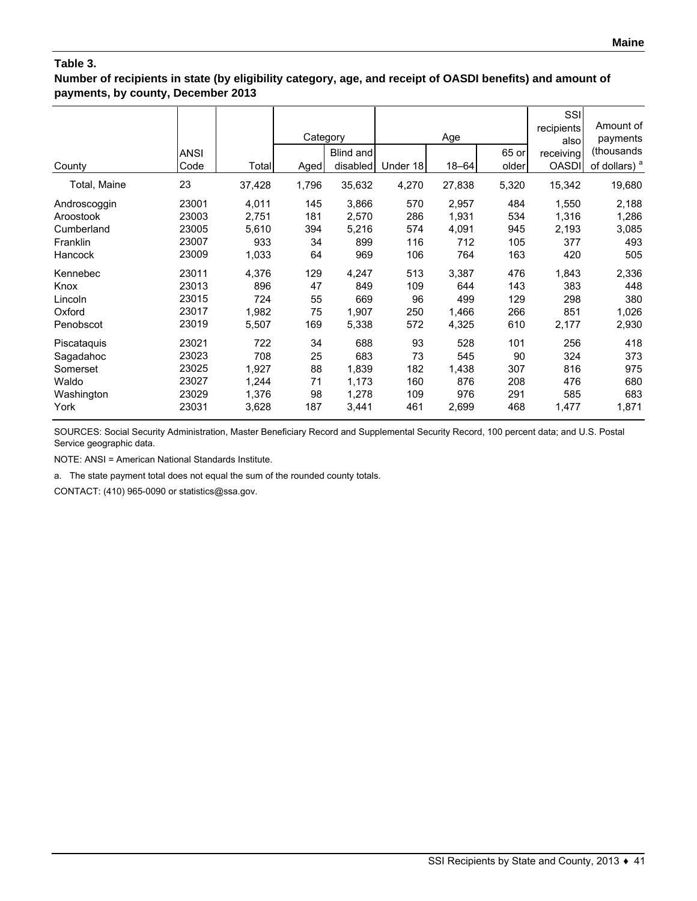**Table 3.**
**Number of recipients in state (by eligibility category, age, and receipt of OASDI benefits) and amount of payments, by county, December 2013**

| County | ANSI Code | Total | Category | | Age | | | SSI recipients also receiving OASDI | Amount of payments (thousands of dollars) [a] |
|---|---|---|---|---|---|---|---|---|---|
| | | | Aged | Blind and disabled | Under 18 | 18–64 | 65 or older | | |
| Total, Maine | 23 | 37,428 | 1,796 | 35,632 | 4,270 | 27,838 | 5,320 | 15,342 | 19,680 |
| Androscoggin | 23001 | 4,011 | 145 | 3,866 | 570 | 2,957 | 484 | 1,550 | 2,188 |
| Aroostook | 23003 | 2,751 | 181 | 2,570 | 286 | 1,931 | 534 | 1,316 | 1,286 |
| Cumberland | 23005 | 5,610 | 394 | 5,216 | 574 | 4,091 | 945 | 2,193 | 3,085 |
| Franklin | 23007 | 933 | 34 | 899 | 116 | 712 | 105 | 377 | 493 |
| Hancock | 23009 | 1,033 | 64 | 969 | 106 | 764 | 163 | 420 | 505 |
| Kennebec | 23011 | 4,376 | 129 | 4,247 | 513 | 3,387 | 476 | 1,843 | 2,336 |
| Knox | 23013 | 896 | 47 | 849 | 109 | 644 | 143 | 383 | 448 |
| Lincoln | 23015 | 724 | 55 | 669 | 96 | 499 | 129 | 298 | 380 |
| Oxford | 23017 | 1,982 | 75 | 1,907 | 250 | 1,466 | 266 | 851 | 1,026 |
| Penobscot | 23019 | 5,507 | 169 | 5,338 | 572 | 4,325 | 610 | 2,177 | 2,930 |
| Piscataquis | 23021 | 722 | 34 | 688 | 93 | 528 | 101 | 256 | 418 |
| Sagadahoc | 23023 | 708 | 25 | 683 | 73 | 545 | 90 | 324 | 373 |
| Somerset | 23025 | 1,927 | 88 | 1,839 | 182 | 1,438 | 307 | 816 | 975 |
| Waldo | 23027 | 1,244 | 71 | 1,173 | 160 | 876 | 208 | 476 | 680 |
| Washington | 23029 | 1,376 | 98 | 1,278 | 109 | 976 | 291 | 585 | 683 |
| York | 23031 | 3,628 | 187 | 3,441 | 461 | 2,699 | 468 | 1,477 | 1,871 |

SOURCES: Social Security Administration, Master Beneficiary Record and Supplemental Security Record, 100 percent data; and U.S. Postal Service geographic data.

NOTE: ANSI = American National Standards Institute.

a. The state payment total does not equal the sum of the rounded county totals.

CONTACT: (410) 965-0090 or statistics@ssa.gov.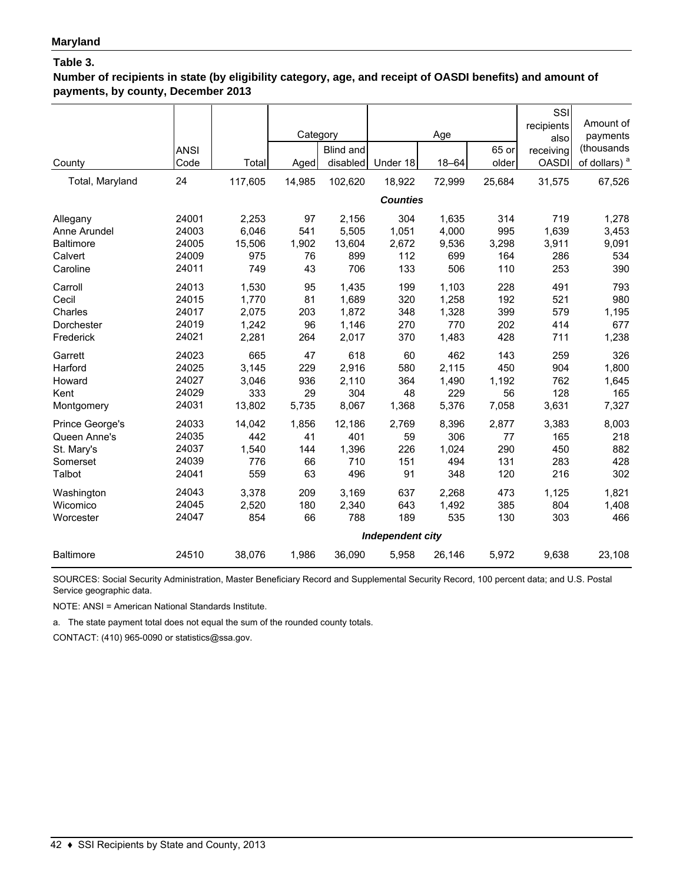**Maryland**

**Table 3.**

**Number of recipients in state (by eligibility category, age, and receipt of OASDI benefits) and amount of payments, by county, December 2013**

| County | ANSI Code | Total | Category | | Age | | | SSI recipients also receiving OASDI | Amount of payments (thousands of dollars) [a] |
|---|---|---|---|---|---|---|---|---|---|
| | | | Aged | Blind and disabled | Under 18 | 18–64 | 65 or older | | |
| Total, Maryland | 24 | 117,605 | 14,985 | 102,620 | 18,922 | 72,999 | 25,684 | 31,575 | 67,526 |
| ***Counties*** | | | | | | | | | |
| Allegany | 24001 | 2,253 | 97 | 2,156 | 304 | 1,635 | 314 | 719 | 1,278 |
| Anne Arundel | 24003 | 6,046 | 541 | 5,505 | 1,051 | 4,000 | 995 | 1,639 | 3,453 |
| Baltimore | 24005 | 15,506 | 1,902 | 13,604 | 2,672 | 9,536 | 3,298 | 3,911 | 9,091 |
| Calvert | 24009 | 975 | 76 | 899 | 112 | 699 | 164 | 286 | 534 |
| Caroline | 24011 | 749 | 43 | 706 | 133 | 506 | 110 | 253 | 390 |
| Carroll | 24013 | 1,530 | 95 | 1,435 | 199 | 1,103 | 228 | 491 | 793 |
| Cecil | 24015 | 1,770 | 81 | 1,689 | 320 | 1,258 | 192 | 521 | 980 |
| Charles | 24017 | 2,075 | 203 | 1,872 | 348 | 1,328 | 399 | 579 | 1,195 |
| Dorchester | 24019 | 1,242 | 96 | 1,146 | 270 | 770 | 202 | 414 | 677 |
| Frederick | 24021 | 2,281 | 264 | 2,017 | 370 | 1,483 | 428 | 711 | 1,238 |
| Garrett | 24023 | 665 | 47 | 618 | 60 | 462 | 143 | 259 | 326 |
| Harford | 24025 | 3,145 | 229 | 2,916 | 580 | 2,115 | 450 | 904 | 1,800 |
| Howard | 24027 | 3,046 | 936 | 2,110 | 364 | 1,490 | 1,192 | 762 | 1,645 |
| Kent | 24029 | 333 | 29 | 304 | 48 | 229 | 56 | 128 | 165 |
| Montgomery | 24031 | 13,802 | 5,735 | 8,067 | 1,368 | 5,376 | 7,058 | 3,631 | 7,327 |
| Prince George's | 24033 | 14,042 | 1,856 | 12,186 | 2,769 | 8,396 | 2,877 | 3,383 | 8,003 |
| Queen Anne's | 24035 | 442 | 41 | 401 | 59 | 306 | 77 | 165 | 218 |
| St. Mary's | 24037 | 1,540 | 144 | 1,396 | 226 | 1,024 | 290 | 450 | 882 |
| Somerset | 24039 | 776 | 66 | 710 | 151 | 494 | 131 | 283 | 428 |
| Talbot | 24041 | 559 | 63 | 496 | 91 | 348 | 120 | 216 | 302 |
| Washington | 24043 | 3,378 | 209 | 3,169 | 637 | 2,268 | 473 | 1,125 | 1,821 |
| Wicomico | 24045 | 2,520 | 180 | 2,340 | 643 | 1,492 | 385 | 804 | 1,408 |
| Worcester | 24047 | 854 | 66 | 788 | 189 | 535 | 130 | 303 | 466 |
| ***Independent city*** | | | | | | | | | |
| Baltimore | 24510 | 38,076 | 1,986 | 36,090 | 5,958 | 26,146 | 5,972 | 9,638 | 23,108 |

SOURCES: Social Security Administration, Master Beneficiary Record and Supplemental Security Record, 100 percent data; and U.S. Postal Service geographic data.

NOTE: ANSI = American National Standards Institute.

a. The state payment total does not equal the sum of the rounded county totals.

CONTACT: (410) 965-0090 or statistics@ssa.gov.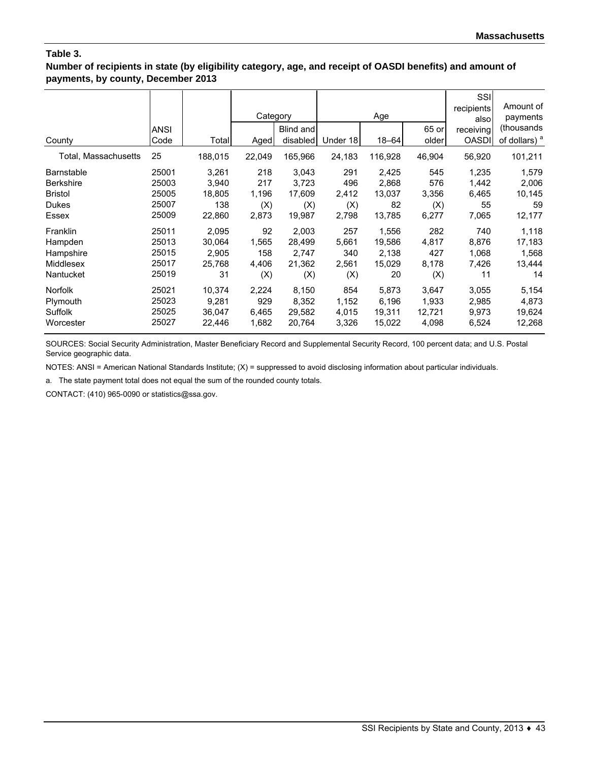**Massachusetts**

**Table 3.**
**Number of recipients in state (by eligibility category, age, and receipt of OASDI benefits) and amount of payments, by county, December 2013**

| County | ANSI Code | Total | Category | | Age | | | SSI recipients also receiving OASDI | Amount of payments (thousands of dollars) [a] |
|---|---|---|---|---|---|---|---|---|---|
| | | | Aged | Blind and disabled | Under 18 | 18–64 | 65 or older | | |
| Total, Massachusetts | 25 | 188,015 | 22,049 | 165,966 | 24,183 | 116,928 | 46,904 | 56,920 | 101,211 |
| Barnstable | 25001 | 3,261 | 218 | 3,043 | 291 | 2,425 | 545 | 1,235 | 1,579 |
| Berkshire | 25003 | 3,940 | 217 | 3,723 | 496 | 2,868 | 576 | 1,442 | 2,006 |
| Bristol | 25005 | 18,805 | 1,196 | 17,609 | 2,412 | 13,037 | 3,356 | 6,465 | 10,145 |
| Dukes | 25007 | 138 | (X) | (X) | (X) | 82 | (X) | 55 | 59 |
| Essex | 25009 | 22,860 | 2,873 | 19,987 | 2,798 | 13,785 | 6,277 | 7,065 | 12,177 |
| Franklin | 25011 | 2,095 | 92 | 2,003 | 257 | 1,556 | 282 | 740 | 1,118 |
| Hampden | 25013 | 30,064 | 1,565 | 28,499 | 5,661 | 19,586 | 4,817 | 8,876 | 17,183 |
| Hampshire | 25015 | 2,905 | 158 | 2,747 | 340 | 2,138 | 427 | 1,068 | 1,568 |
| Middlesex | 25017 | 25,768 | 4,406 | 21,362 | 2,561 | 15,029 | 8,178 | 7,426 | 13,444 |
| Nantucket | 25019 | 31 | (X) | (X) | (X) | 20 | (X) | 11 | 14 |
| Norfolk | 25021 | 10,374 | 2,224 | 8,150 | 854 | 5,873 | 3,647 | 3,055 | 5,154 |
| Plymouth | 25023 | 9,281 | 929 | 8,352 | 1,152 | 6,196 | 1,933 | 2,985 | 4,873 |
| Suffolk | 25025 | 36,047 | 6,465 | 29,582 | 4,015 | 19,311 | 12,721 | 9,973 | 19,624 |
| Worcester | 25027 | 22,446 | 1,682 | 20,764 | 3,326 | 15,022 | 4,098 | 6,524 | 12,268 |

SOURCES: Social Security Administration, Master Beneficiary Record and Supplemental Security Record, 100 percent data; and U.S. Postal Service geographic data.

NOTES: ANSI = American National Standards Institute; (X) = suppressed to avoid disclosing information about particular individuals.

a. The state payment total does not equal the sum of the rounded county totals.

CONTACT: (410) 965-0090 or statistics@ssa.gov.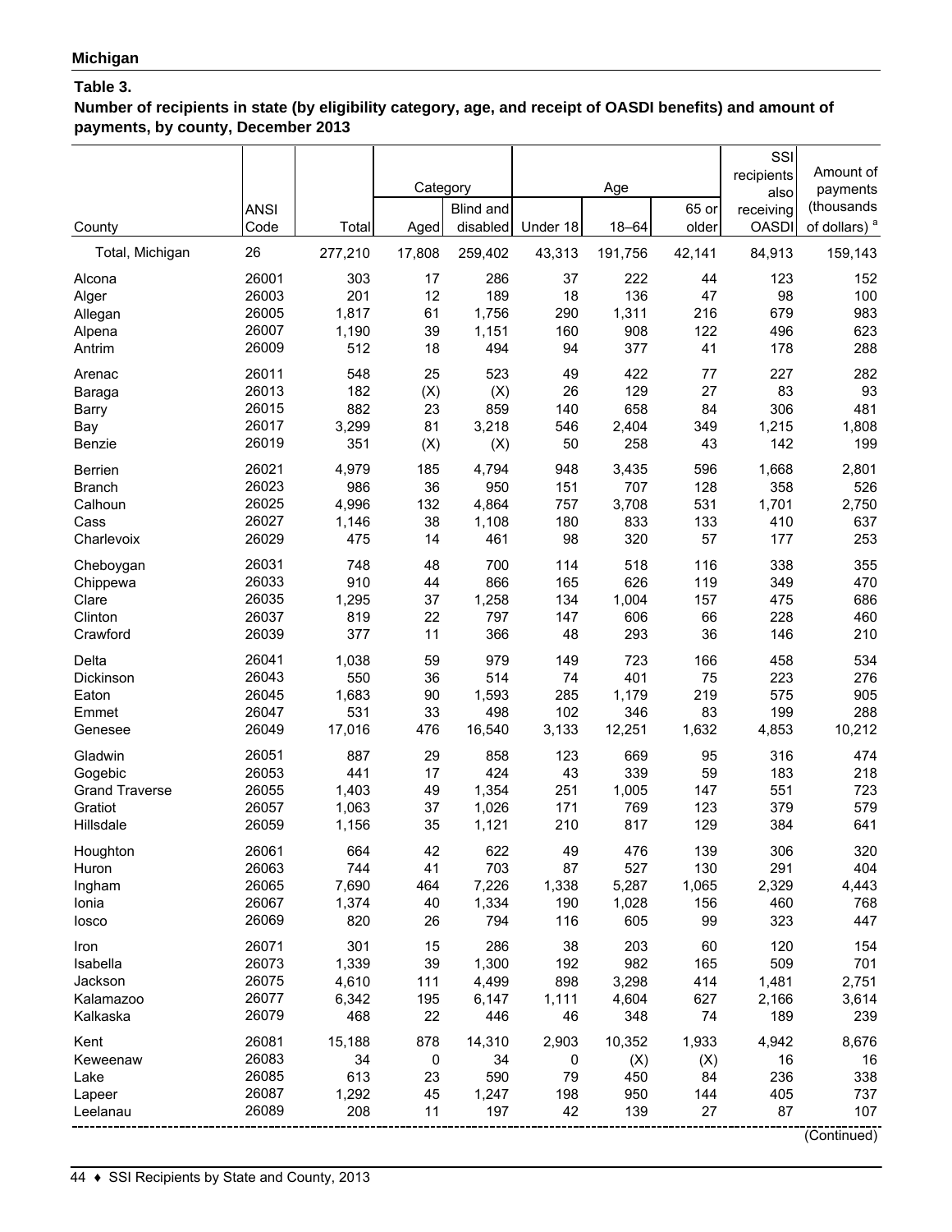**Michigan**

**Table 3.**

**Number of recipients in state (by eligibility category, age, and receipt of OASDI benefits) and amount of payments, by county, December 2013**

| County | ANSI Code | Total | Category | | Age | | | SSI recipients also receiving OASDI | Amount of payments (thousands of dollars) [a] |
|---|---|---|---|---|---|---|---|---|---|
| | | | Aged | Blind and disabled | Under 18 | 18–64 | 65 or older | | |
| Total, Michigan | 26 | 277,210 | 17,808 | 259,402 | 43,313 | 191,756 | 42,141 | 84,913 | 159,143 |
| Alcona | 26001 | 303 | 17 | 286 | 37 | 222 | 44 | 123 | 152 |
| Alger | 26003 | 201 | 12 | 189 | 18 | 136 | 47 | 98 | 100 |
| Allegan | 26005 | 1,817 | 61 | 1,756 | 290 | 1,311 | 216 | 679 | 983 |
| Alpena | 26007 | 1,190 | 39 | 1,151 | 160 | 908 | 122 | 496 | 623 |
| Antrim | 26009 | 512 | 18 | 494 | 94 | 377 | 41 | 178 | 288 |
| Arenac | 26011 | 548 | 25 | 523 | 49 | 422 | 77 | 227 | 282 |
| Baraga | 26013 | 182 | (X) | (X) | 26 | 129 | 27 | 83 | 93 |
| Barry | 26015 | 882 | 23 | 859 | 140 | 658 | 84 | 306 | 481 |
| Bay | 26017 | 3,299 | 81 | 3,218 | 546 | 2,404 | 349 | 1,215 | 1,808 |
| Benzie | 26019 | 351 | (X) | (X) | 50 | 258 | 43 | 142 | 199 |
| Berrien | 26021 | 4,979 | 185 | 4,794 | 948 | 3,435 | 596 | 1,668 | 2,801 |
| Branch | 26023 | 986 | 36 | 950 | 151 | 707 | 128 | 358 | 526 |
| Calhoun | 26025 | 4,996 | 132 | 4,864 | 757 | 3,708 | 531 | 1,701 | 2,750 |
| Cass | 26027 | 1,146 | 38 | 1,108 | 180 | 833 | 133 | 410 | 637 |
| Charlevoix | 26029 | 475 | 14 | 461 | 98 | 320 | 57 | 177 | 253 |
| Cheboygan | 26031 | 748 | 48 | 700 | 114 | 518 | 116 | 338 | 355 |
| Chippewa | 26033 | 910 | 44 | 866 | 165 | 626 | 119 | 349 | 470 |
| Clare | 26035 | 1,295 | 37 | 1,258 | 134 | 1,004 | 157 | 475 | 686 |
| Clinton | 26037 | 819 | 22 | 797 | 147 | 606 | 66 | 228 | 460 |
| Crawford | 26039 | 377 | 11 | 366 | 48 | 293 | 36 | 146 | 210 |
| Delta | 26041 | 1,038 | 59 | 979 | 149 | 723 | 166 | 458 | 534 |
| Dickinson | 26043 | 550 | 36 | 514 | 74 | 401 | 75 | 223 | 276 |
| Eaton | 26045 | 1,683 | 90 | 1,593 | 285 | 1,179 | 219 | 575 | 905 |
| Emmet | 26047 | 531 | 33 | 498 | 102 | 346 | 83 | 199 | 288 |
| Genesee | 26049 | 17,016 | 476 | 16,540 | 3,133 | 12,251 | 1,632 | 4,853 | 10,212 |
| Gladwin | 26051 | 887 | 29 | 858 | 123 | 669 | 95 | 316 | 474 |
| Gogebic | 26053 | 441 | 17 | 424 | 43 | 339 | 59 | 183 | 218 |
| Grand Traverse | 26055 | 1,403 | 49 | 1,354 | 251 | 1,005 | 147 | 551 | 723 |
| Gratiot | 26057 | 1,063 | 37 | 1,026 | 171 | 769 | 123 | 379 | 579 |
| Hillsdale | 26059 | 1,156 | 35 | 1,121 | 210 | 817 | 129 | 384 | 641 |
| Houghton | 26061 | 664 | 42 | 622 | 49 | 476 | 139 | 306 | 320 |
| Huron | 26063 | 744 | 41 | 703 | 87 | 527 | 130 | 291 | 404 |
| Ingham | 26065 | 7,690 | 464 | 7,226 | 1,338 | 5,287 | 1,065 | 2,329 | 4,443 |
| Ionia | 26067 | 1,374 | 40 | 1,334 | 190 | 1,028 | 156 | 460 | 768 |
| Iosco | 26069 | 820 | 26 | 794 | 116 | 605 | 99 | 323 | 447 |
| Iron | 26071 | 301 | 15 | 286 | 38 | 203 | 60 | 120 | 154 |
| Isabella | 26073 | 1,339 | 39 | 1,300 | 192 | 982 | 165 | 509 | 701 |
| Jackson | 26075 | 4,610 | 111 | 4,499 | 898 | 3,298 | 414 | 1,481 | 2,751 |
| Kalamazoo | 26077 | 6,342 | 195 | 6,147 | 1,111 | 4,604 | 627 | 2,166 | 3,614 |
| Kalkaska | 26079 | 468 | 22 | 446 | 46 | 348 | 74 | 189 | 239 |
| Kent | 26081 | 15,188 | 878 | 14,310 | 2,903 | 10,352 | 1,933 | 4,942 | 8,676 |
| Keweenaw | 26083 | 34 | 0 | 34 | 0 | (X) | (X) | 16 | 16 |
| Lake | 26085 | 613 | 23 | 590 | 79 | 450 | 84 | 236 | 338 |
| Lapeer | 26087 | 1,292 | 45 | 1,247 | 198 | 950 | 144 | 405 | 737 |
| Leelanau | 26089 | 208 | 11 | 197 | 42 | 139 | 27 | 87 | 107 |

(Continued)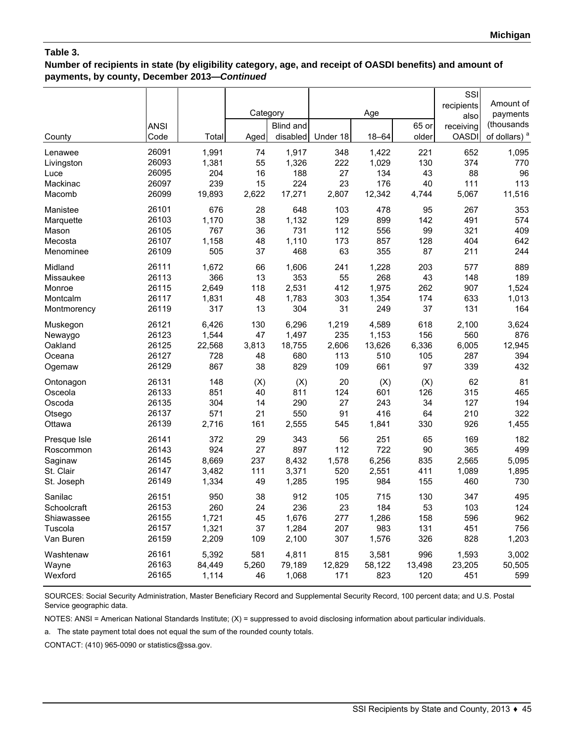**Table 3.**
**Number of recipients in state (by eligibility category, age, and receipt of OASDI benefits) and amount of payments, by county, December 2013—*Continued***

| County | ANSI Code | Total | Category | | Age | | | SSI recipients also receiving OASDI | Amount of payments (thousands of dollars) [a] |
|---|---|---|---|---|---|---|---|---|---|
| | | | Aged | Blind and disabled | Under 18 | 18–64 | 65 or older | | |
| Lenawee | 26091 | 1,991 | 74 | 1,917 | 348 | 1,422 | 221 | 652 | 1,095 |
| Livingston | 26093 | 1,381 | 55 | 1,326 | 222 | 1,029 | 130 | 374 | 770 |
| Luce | 26095 | 204 | 16 | 188 | 27 | 134 | 43 | 88 | 96 |
| Mackinac | 26097 | 239 | 15 | 224 | 23 | 176 | 40 | 111 | 113 |
| Macomb | 26099 | 19,893 | 2,622 | 17,271 | 2,807 | 12,342 | 4,744 | 5,067 | 11,516 |
| Manistee | 26101 | 676 | 28 | 648 | 103 | 478 | 95 | 267 | 353 |
| Marquette | 26103 | 1,170 | 38 | 1,132 | 129 | 899 | 142 | 491 | 574 |
| Mason | 26105 | 767 | 36 | 731 | 112 | 556 | 99 | 321 | 409 |
| Mecosta | 26107 | 1,158 | 48 | 1,110 | 173 | 857 | 128 | 404 | 642 |
| Menominee | 26109 | 505 | 37 | 468 | 63 | 355 | 87 | 211 | 244 |
| Midland | 26111 | 1,672 | 66 | 1,606 | 241 | 1,228 | 203 | 577 | 889 |
| Missaukee | 26113 | 366 | 13 | 353 | 55 | 268 | 43 | 148 | 189 |
| Monroe | 26115 | 2,649 | 118 | 2,531 | 412 | 1,975 | 262 | 907 | 1,524 |
| Montcalm | 26117 | 1,831 | 48 | 1,783 | 303 | 1,354 | 174 | 633 | 1,013 |
| Montmorency | 26119 | 317 | 13 | 304 | 31 | 249 | 37 | 131 | 164 |
| Muskegon | 26121 | 6,426 | 130 | 6,296 | 1,219 | 4,589 | 618 | 2,100 | 3,624 |
| Newaygo | 26123 | 1,544 | 47 | 1,497 | 235 | 1,153 | 156 | 560 | 876 |
| Oakland | 26125 | 22,568 | 3,813 | 18,755 | 2,606 | 13,626 | 6,336 | 6,005 | 12,945 |
| Oceana | 26127 | 728 | 48 | 680 | 113 | 510 | 105 | 287 | 394 |
| Ogemaw | 26129 | 867 | 38 | 829 | 109 | 661 | 97 | 339 | 432 |
| Ontonagon | 26131 | 148 | (X) | (X) | 20 | (X) | (X) | 62 | 81 |
| Osceola | 26133 | 851 | 40 | 811 | 124 | 601 | 126 | 315 | 465 |
| Oscoda | 26135 | 304 | 14 | 290 | 27 | 243 | 34 | 127 | 194 |
| Otsego | 26137 | 571 | 21 | 550 | 91 | 416 | 64 | 210 | 322 |
| Ottawa | 26139 | 2,716 | 161 | 2,555 | 545 | 1,841 | 330 | 926 | 1,455 |
| Presque Isle | 26141 | 372 | 29 | 343 | 56 | 251 | 65 | 169 | 182 |
| Roscommon | 26143 | 924 | 27 | 897 | 112 | 722 | 90 | 365 | 499 |
| Saginaw | 26145 | 8,669 | 237 | 8,432 | 1,578 | 6,256 | 835 | 2,565 | 5,095 |
| St. Clair | 26147 | 3,482 | 111 | 3,371 | 520 | 2,551 | 411 | 1,089 | 1,895 |
| St. Joseph | 26149 | 1,334 | 49 | 1,285 | 195 | 984 | 155 | 460 | 730 |
| Sanilac | 26151 | 950 | 38 | 912 | 105 | 715 | 130 | 347 | 495 |
| Schoolcraft | 26153 | 260 | 24 | 236 | 23 | 184 | 53 | 103 | 124 |
| Shiawassee | 26155 | 1,721 | 45 | 1,676 | 277 | 1,286 | 158 | 596 | 962 |
| Tuscola | 26157 | 1,321 | 37 | 1,284 | 207 | 983 | 131 | 451 | 756 |
| Van Buren | 26159 | 2,209 | 109 | 2,100 | 307 | 1,576 | 326 | 828 | 1,203 |
| Washtenaw | 26161 | 5,392 | 581 | 4,811 | 815 | 3,581 | 996 | 1,593 | 3,002 |
| Wayne | 26163 | 84,449 | 5,260 | 79,189 | 12,829 | 58,122 | 13,498 | 23,205 | 50,505 |
| Wexford | 26165 | 1,114 | 46 | 1,068 | 171 | 823 | 120 | 451 | 599 |

SOURCES: Social Security Administration, Master Beneficiary Record and Supplemental Security Record, 100 percent data; and U.S. Postal Service geographic data.

NOTES: ANSI = American National Standards Institute; (X) = suppressed to avoid disclosing information about particular individuals.

a. The state payment total does not equal the sum of the rounded county totals.

CONTACT: (410) 965-0090 or statistics@ssa.gov.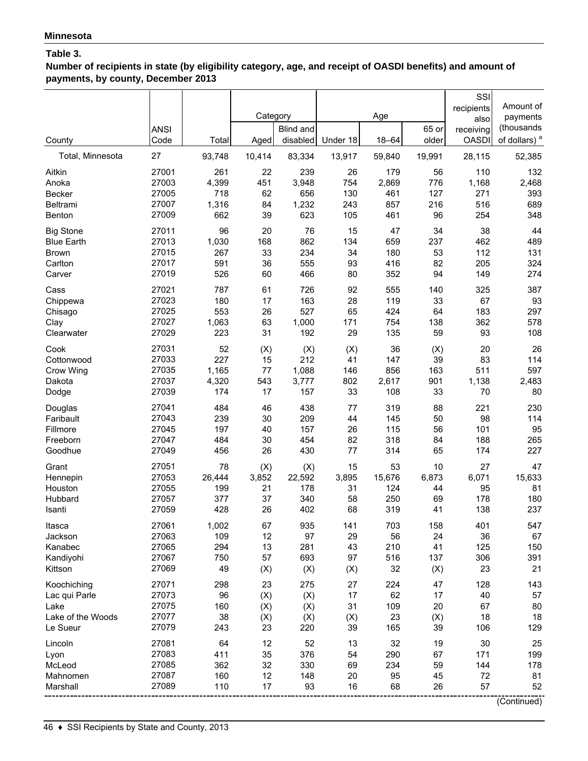**Minnesota**

**Table 3.**

**Number of recipients in state (by eligibility category, age, and receipt of OASDI benefits) and amount of payments, by county, December 2013**

| County | ANSI Code | Total | Category | | Age | | | SSI recipients also receiving OASDI | Amount of payments (thousands of dollars) [a] |
|---|---|---|---|---|---|---|---|---|---|
| | | | Aged | Blind and disabled | Under 18 | 18–64 | 65 or older | | |
| Total, Minnesota | 27 | 93,748 | 10,414 | 83,334 | 13,917 | 59,840 | 19,991 | 28,115 | 52,385 |
| Aitkin | 27001 | 261 | 22 | 239 | 26 | 179 | 56 | 110 | 132 |
| Anoka | 27003 | 4,399 | 451 | 3,948 | 754 | 2,869 | 776 | 1,168 | 2,468 |
| Becker | 27005 | 718 | 62 | 656 | 130 | 461 | 127 | 271 | 393 |
| Beltrami | 27007 | 1,316 | 84 | 1,232 | 243 | 857 | 216 | 516 | 689 |
| Benton | 27009 | 662 | 39 | 623 | 105 | 461 | 96 | 254 | 348 |
| Big Stone | 27011 | 96 | 20 | 76 | 15 | 47 | 34 | 38 | 44 |
| Blue Earth | 27013 | 1,030 | 168 | 862 | 134 | 659 | 237 | 462 | 489 |
| Brown | 27015 | 267 | 33 | 234 | 34 | 180 | 53 | 112 | 131 |
| Carlton | 27017 | 591 | 36 | 555 | 93 | 416 | 82 | 205 | 324 |
| Carver | 27019 | 526 | 60 | 466 | 80 | 352 | 94 | 149 | 274 |
| Cass | 27021 | 787 | 61 | 726 | 92 | 555 | 140 | 325 | 387 |
| Chippewa | 27023 | 180 | 17 | 163 | 28 | 119 | 33 | 67 | 93 |
| Chisago | 27025 | 553 | 26 | 527 | 65 | 424 | 64 | 183 | 297 |
| Clay | 27027 | 1,063 | 63 | 1,000 | 171 | 754 | 138 | 362 | 578 |
| Clearwater | 27029 | 223 | 31 | 192 | 29 | 135 | 59 | 93 | 108 |
| Cook | 27031 | 52 | (X) | (X) | (X) | 36 | (X) | 20 | 26 |
| Cottonwood | 27033 | 227 | 15 | 212 | 41 | 147 | 39 | 83 | 114 |
| Crow Wing | 27035 | 1,165 | 77 | 1,088 | 146 | 856 | 163 | 511 | 597 |
| Dakota | 27037 | 4,320 | 543 | 3,777 | 802 | 2,617 | 901 | 1,138 | 2,483 |
| Dodge | 27039 | 174 | 17 | 157 | 33 | 108 | 33 | 70 | 80 |
| Douglas | 27041 | 484 | 46 | 438 | 77 | 319 | 88 | 221 | 230 |
| Faribault | 27043 | 239 | 30 | 209 | 44 | 145 | 50 | 98 | 114 |
| Fillmore | 27045 | 197 | 40 | 157 | 26 | 115 | 56 | 101 | 95 |
| Freeborn | 27047 | 484 | 30 | 454 | 82 | 318 | 84 | 188 | 265 |
| Goodhue | 27049 | 456 | 26 | 430 | 77 | 314 | 65 | 174 | 227 |
| Grant | 27051 | 78 | (X) | (X) | 15 | 53 | 10 | 27 | 47 |
| Hennepin | 27053 | 26,444 | 3,852 | 22,592 | 3,895 | 15,676 | 6,873 | 6,071 | 15,633 |
| Houston | 27055 | 199 | 21 | 178 | 31 | 124 | 44 | 95 | 81 |
| Hubbard | 27057 | 377 | 37 | 340 | 58 | 250 | 69 | 178 | 180 |
| Isanti | 27059 | 428 | 26 | 402 | 68 | 319 | 41 | 138 | 237 |
| Itasca | 27061 | 1,002 | 67 | 935 | 141 | 703 | 158 | 401 | 547 |
| Jackson | 27063 | 109 | 12 | 97 | 29 | 56 | 24 | 36 | 67 |
| Kanabec | 27065 | 294 | 13 | 281 | 43 | 210 | 41 | 125 | 150 |
| Kandiyohi | 27067 | 750 | 57 | 693 | 97 | 516 | 137 | 306 | 391 |
| Kittson | 27069 | 49 | (X) | (X) | (X) | 32 | (X) | 23 | 21 |
| Koochiching | 27071 | 298 | 23 | 275 | 27 | 224 | 47 | 128 | 143 |
| Lac qui Parle | 27073 | 96 | (X) | (X) | 17 | 62 | 17 | 40 | 57 |
| Lake | 27075 | 160 | (X) | (X) | 31 | 109 | 20 | 67 | 80 |
| Lake of the Woods | 27077 | 38 | (X) | (X) | (X) | 23 | (X) | 18 | 18 |
| Le Sueur | 27079 | 243 | 23 | 220 | 39 | 165 | 39 | 106 | 129 |
| Lincoln | 27081 | 64 | 12 | 52 | 13 | 32 | 19 | 30 | 25 |
| Lyon | 27083 | 411 | 35 | 376 | 54 | 290 | 67 | 171 | 199 |
| McLeod | 27085 | 362 | 32 | 330 | 69 | 234 | 59 | 144 | 178 |
| Mahnomen | 27087 | 160 | 12 | 148 | 20 | 95 | 45 | 72 | 81 |
| Marshall | 27089 | 110 | 17 | 93 | 16 | 68 | 26 | 57 | 52 |

(Continued)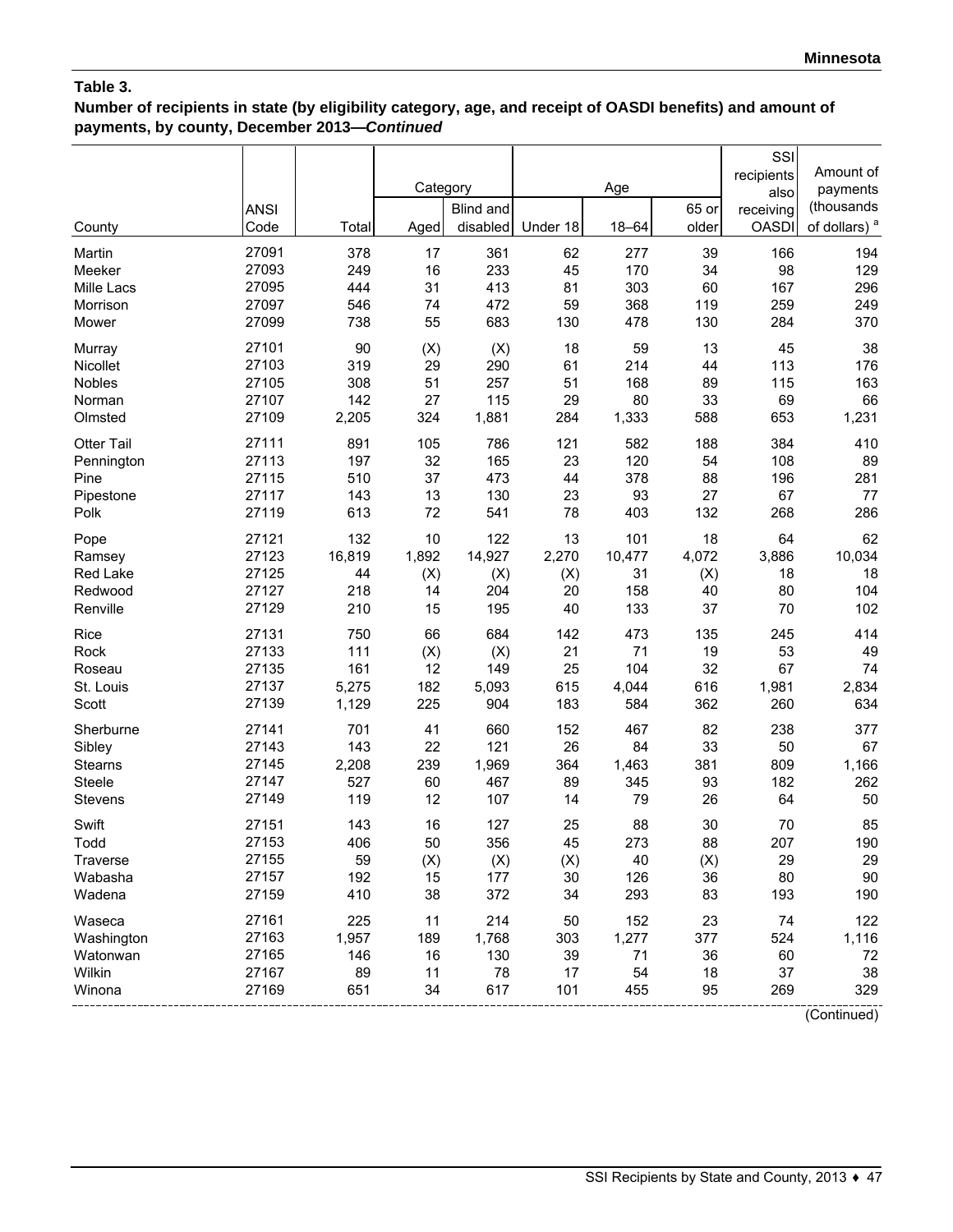**Table 3.**

**Number of recipients in state (by eligibility category, age, and receipt of OASDI benefits) and amount of payments, by county, December 2013—*Continued***

| County | ANSI Code | Total | Category | | Age | | | SSI recipients also receiving OASDI | Amount of payments (thousands of dollars) [a] |
|---|---|---|---|---|---|---|---|---|---|
| | | | Aged | Blind and disabled | Under 18 | 18–64 | 65 or older | | |
| Martin | 27091 | 378 | 17 | 361 | 62 | 277 | 39 | 166 | 194 |
| Meeker | 27093 | 249 | 16 | 233 | 45 | 170 | 34 | 98 | 129 |
| Mille Lacs | 27095 | 444 | 31 | 413 | 81 | 303 | 60 | 167 | 296 |
| Morrison | 27097 | 546 | 74 | 472 | 59 | 368 | 119 | 259 | 249 |
| Mower | 27099 | 738 | 55 | 683 | 130 | 478 | 130 | 284 | 370 |
| Murray | 27101 | 90 | (X) | (X) | 18 | 59 | 13 | 45 | 38 |
| Nicollet | 27103 | 319 | 29 | 290 | 61 | 214 | 44 | 113 | 176 |
| Nobles | 27105 | 308 | 51 | 257 | 51 | 168 | 89 | 115 | 163 |
| Norman | 27107 | 142 | 27 | 115 | 29 | 80 | 33 | 69 | 66 |
| Olmsted | 27109 | 2,205 | 324 | 1,881 | 284 | 1,333 | 588 | 653 | 1,231 |
| Otter Tail | 27111 | 891 | 105 | 786 | 121 | 582 | 188 | 384 | 410 |
| Pennington | 27113 | 197 | 32 | 165 | 23 | 120 | 54 | 108 | 89 |
| Pine | 27115 | 510 | 37 | 473 | 44 | 378 | 88 | 196 | 281 |
| Pipestone | 27117 | 143 | 13 | 130 | 23 | 93 | 27 | 67 | 77 |
| Polk | 27119 | 613 | 72 | 541 | 78 | 403 | 132 | 268 | 286 |
| Pope | 27121 | 132 | 10 | 122 | 13 | 101 | 18 | 64 | 62 |
| Ramsey | 27123 | 16,819 | 1,892 | 14,927 | 2,270 | 10,477 | 4,072 | 3,886 | 10,034 |
| Red Lake | 27125 | 44 | (X) | (X) | (X) | 31 | (X) | 18 | 18 |
| Redwood | 27127 | 218 | 14 | 204 | 20 | 158 | 40 | 80 | 104 |
| Renville | 27129 | 210 | 15 | 195 | 40 | 133 | 37 | 70 | 102 |
| Rice | 27131 | 750 | 66 | 684 | 142 | 473 | 135 | 245 | 414 |
| Rock | 27133 | 111 | (X) | (X) | 21 | 71 | 19 | 53 | 49 |
| Roseau | 27135 | 161 | 12 | 149 | 25 | 104 | 32 | 67 | 74 |
| St. Louis | 27137 | 5,275 | 182 | 5,093 | 615 | 4,044 | 616 | 1,981 | 2,834 |
| Scott | 27139 | 1,129 | 225 | 904 | 183 | 584 | 362 | 260 | 634 |
| Sherburne | 27141 | 701 | 41 | 660 | 152 | 467 | 82 | 238 | 377 |
| Sibley | 27143 | 143 | 22 | 121 | 26 | 84 | 33 | 50 | 67 |
| Stearns | 27145 | 2,208 | 239 | 1,969 | 364 | 1,463 | 381 | 809 | 1,166 |
| Steele | 27147 | 527 | 60 | 467 | 89 | 345 | 93 | 182 | 262 |
| Stevens | 27149 | 119 | 12 | 107 | 14 | 79 | 26 | 64 | 50 |
| Swift | 27151 | 143 | 16 | 127 | 25 | 88 | 30 | 70 | 85 |
| Todd | 27153 | 406 | 50 | 356 | 45 | 273 | 88 | 207 | 190 |
| Traverse | 27155 | 59 | (X) | (X) | (X) | 40 | (X) | 29 | 29 |
| Wabasha | 27157 | 192 | 15 | 177 | 30 | 126 | 36 | 80 | 90 |
| Wadena | 27159 | 410 | 38 | 372 | 34 | 293 | 83 | 193 | 190 |
| Waseca | 27161 | 225 | 11 | 214 | 50 | 152 | 23 | 74 | 122 |
| Washington | 27163 | 1,957 | 189 | 1,768 | 303 | 1,277 | 377 | 524 | 1,116 |
| Watonwan | 27165 | 146 | 16 | 130 | 39 | 71 | 36 | 60 | 72 |
| Wilkin | 27167 | 89 | 11 | 78 | 17 | 54 | 18 | 37 | 38 |
| Winona | 27169 | 651 | 34 | 617 | 101 | 455 | 95 | 269 | 329 |

(Continued)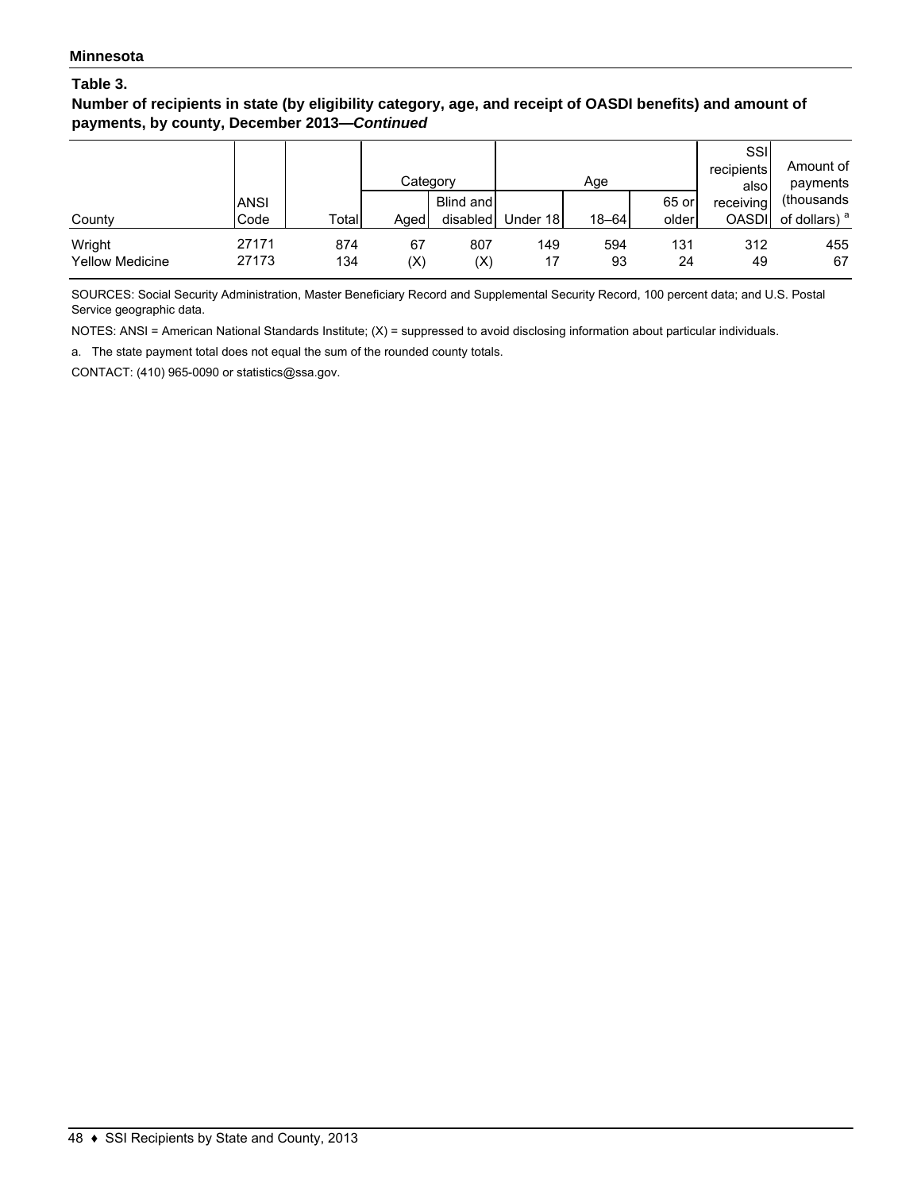**Minnesota**

**Table 3.**

**Number of recipients in state (by eligibility category, age, and receipt of OASDI benefits) and amount of payments, by county, December 2013—*Continued***

| County | ANSI Code | Total | Category | | Age | | | SSI recipients also receiving OASDI | Amount of payments (thousands of dollars) [a] |
|---|---|---|---|---|---|---|---|---|---|
| | | | Aged | Blind and disabled | Under 18 | 18–64 | 65 or older | | |
| Wright | 27171 | 874 | 67 | 807 | 149 | 594 | 131 | 312 | 455 |
| Yellow Medicine | 27173 | 134 | (X) | (X) | 17 | 93 | 24 | 49 | 67 |

SOURCES: Social Security Administration, Master Beneficiary Record and Supplemental Security Record, 100 percent data; and U.S. Postal Service geographic data.

NOTES: ANSI = American National Standards Institute; (X) = suppressed to avoid disclosing information about particular individuals.

a. The state payment total does not equal the sum of the rounded county totals.

CONTACT: (410) 965-0090 or statistics@ssa.gov.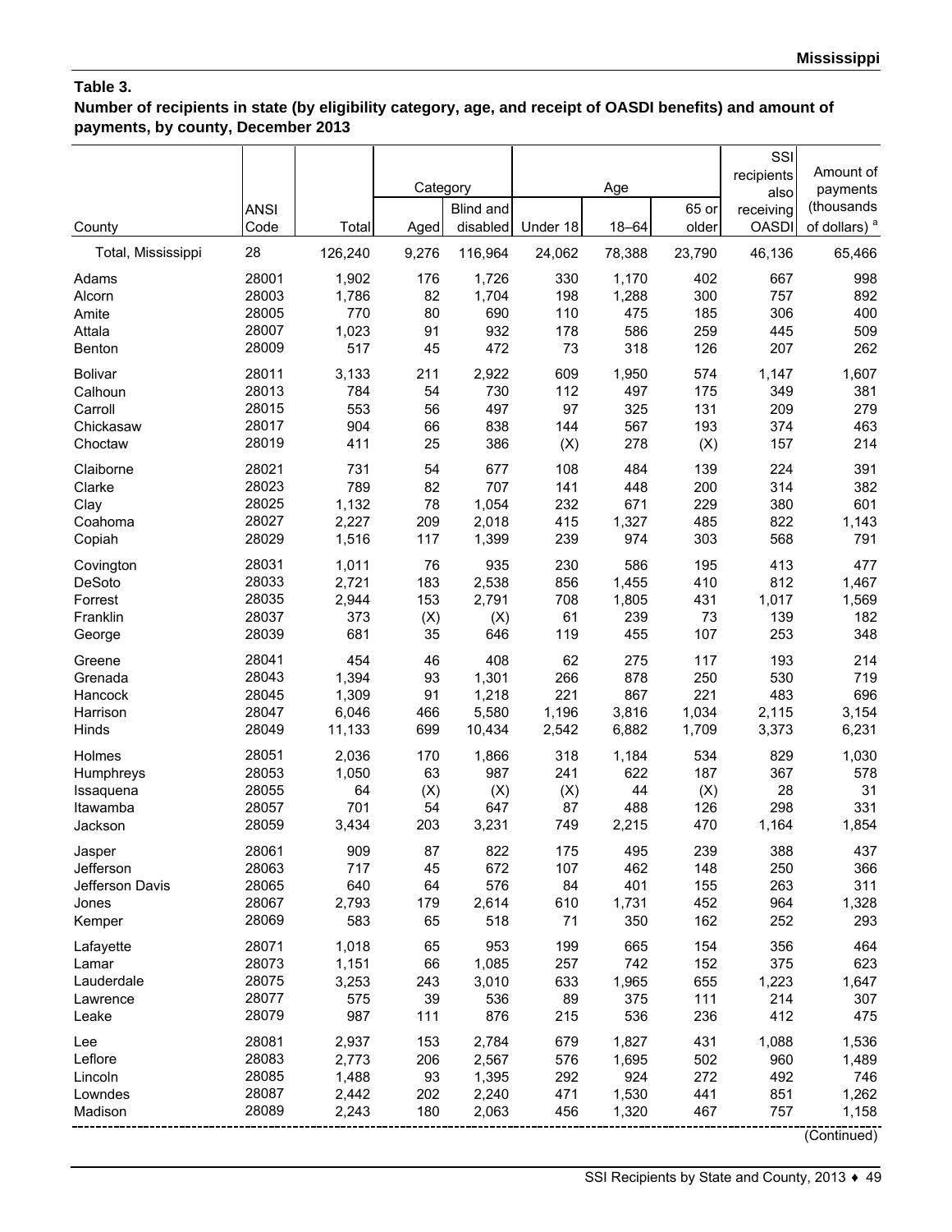## Table 3.

**Number of recipients in state (by eligibility category, age, and receipt of OASDI benefits) and amount of payments, by county, December 2013**

| County | ANSI Code | Total | Category | | Age | | | SSI recipients also receiving OASDI | Amount of payments (thousands of dollars) [a] |
|---|---|---|---|---|---|---|---|---|---|
| | | | Aged | Blind and disabled | Under 18 | 18–64 | 65 or older | | |
| Total, Mississippi | 28 | 126,240 | 9,276 | 116,964 | 24,062 | 78,388 | 23,790 | 46,136 | 65,466 |
| Adams | 28001 | 1,902 | 176 | 1,726 | 330 | 1,170 | 402 | 667 | 998 |
| Alcorn | 28003 | 1,786 | 82 | 1,704 | 198 | 1,288 | 300 | 757 | 892 |
| Amite | 28005 | 770 | 80 | 690 | 110 | 475 | 185 | 306 | 400 |
| Attala | 28007 | 1,023 | 91 | 932 | 178 | 586 | 259 | 445 | 509 |
| Benton | 28009 | 517 | 45 | 472 | 73 | 318 | 126 | 207 | 262 |
| Bolivar | 28011 | 3,133 | 211 | 2,922 | 609 | 1,950 | 574 | 1,147 | 1,607 |
| Calhoun | 28013 | 784 | 54 | 730 | 112 | 497 | 175 | 349 | 381 |
| Carroll | 28015 | 553 | 56 | 497 | 97 | 325 | 131 | 209 | 279 |
| Chickasaw | 28017 | 904 | 66 | 838 | 144 | 567 | 193 | 374 | 463 |
| Choctaw | 28019 | 411 | 25 | 386 | (X) | 278 | (X) | 157 | 214 |
| Claiborne | 28021 | 731 | 54 | 677 | 108 | 484 | 139 | 224 | 391 |
| Clarke | 28023 | 789 | 82 | 707 | 141 | 448 | 200 | 314 | 382 |
| Clay | 28025 | 1,132 | 78 | 1,054 | 232 | 671 | 229 | 380 | 601 |
| Coahoma | 28027 | 2,227 | 209 | 2,018 | 415 | 1,327 | 485 | 822 | 1,143 |
| Copiah | 28029 | 1,516 | 117 | 1,399 | 239 | 974 | 303 | 568 | 791 |
| Covington | 28031 | 1,011 | 76 | 935 | 230 | 586 | 195 | 413 | 477 |
| DeSoto | 28033 | 2,721 | 183 | 2,538 | 856 | 1,455 | 410 | 812 | 1,467 |
| Forrest | 28035 | 2,944 | 153 | 2,791 | 708 | 1,805 | 431 | 1,017 | 1,569 |
| Franklin | 28037 | 373 | (X) | (X) | 61 | 239 | 73 | 139 | 182 |
| George | 28039 | 681 | 35 | 646 | 119 | 455 | 107 | 253 | 348 |
| Greene | 28041 | 454 | 46 | 408 | 62 | 275 | 117 | 193 | 214 |
| Grenada | 28043 | 1,394 | 93 | 1,301 | 266 | 878 | 250 | 530 | 719 |
| Hancock | 28045 | 1,309 | 91 | 1,218 | 221 | 867 | 221 | 483 | 696 |
| Harrison | 28047 | 6,046 | 466 | 5,580 | 1,196 | 3,816 | 1,034 | 2,115 | 3,154 |
| Hinds | 28049 | 11,133 | 699 | 10,434 | 2,542 | 6,882 | 1,709 | 3,373 | 6,231 |
| Holmes | 28051 | 2,036 | 170 | 1,866 | 318 | 1,184 | 534 | 829 | 1,030 |
| Humphreys | 28053 | 1,050 | 63 | 987 | 241 | 622 | 187 | 367 | 578 |
| Issaquena | 28055 | 64 | (X) | (X) | (X) | 44 | (X) | 28 | 31 |
| Itawamba | 28057 | 701 | 54 | 647 | 87 | 488 | 126 | 298 | 331 |
| Jackson | 28059 | 3,434 | 203 | 3,231 | 749 | 2,215 | 470 | 1,164 | 1,854 |
| Jasper | 28061 | 909 | 87 | 822 | 175 | 495 | 239 | 388 | 437 |
| Jefferson | 28063 | 717 | 45 | 672 | 107 | 462 | 148 | 250 | 366 |
| Jefferson Davis | 28065 | 640 | 64 | 576 | 84 | 401 | 155 | 263 | 311 |
| Jones | 28067 | 2,793 | 179 | 2,614 | 610 | 1,731 | 452 | 964 | 1,328 |
| Kemper | 28069 | 583 | 65 | 518 | 71 | 350 | 162 | 252 | 293 |
| Lafayette | 28071 | 1,018 | 65 | 953 | 199 | 665 | 154 | 356 | 464 |
| Lamar | 28073 | 1,151 | 66 | 1,085 | 257 | 742 | 152 | 375 | 623 |
| Lauderdale | 28075 | 3,253 | 243 | 3,010 | 633 | 1,965 | 655 | 1,223 | 1,647 |
| Lawrence | 28077 | 575 | 39 | 536 | 89 | 375 | 111 | 214 | 307 |
| Leake | 28079 | 987 | 111 | 876 | 215 | 536 | 236 | 412 | 475 |
| Lee | 28081 | 2,937 | 153 | 2,784 | 679 | 1,827 | 431 | 1,088 | 1,536 |
| Leflore | 28083 | 2,773 | 206 | 2,567 | 576 | 1,695 | 502 | 960 | 1,489 |
| Lincoln | 28085 | 1,488 | 93 | 1,395 | 292 | 924 | 272 | 492 | 746 |
| Lowndes | 28087 | 2,442 | 202 | 2,240 | 471 | 1,530 | 441 | 851 | 1,262 |
| Madison | 28089 | 2,243 | 180 | 2,063 | 456 | 1,320 | 467 | 757 | 1,158 |

(Continued)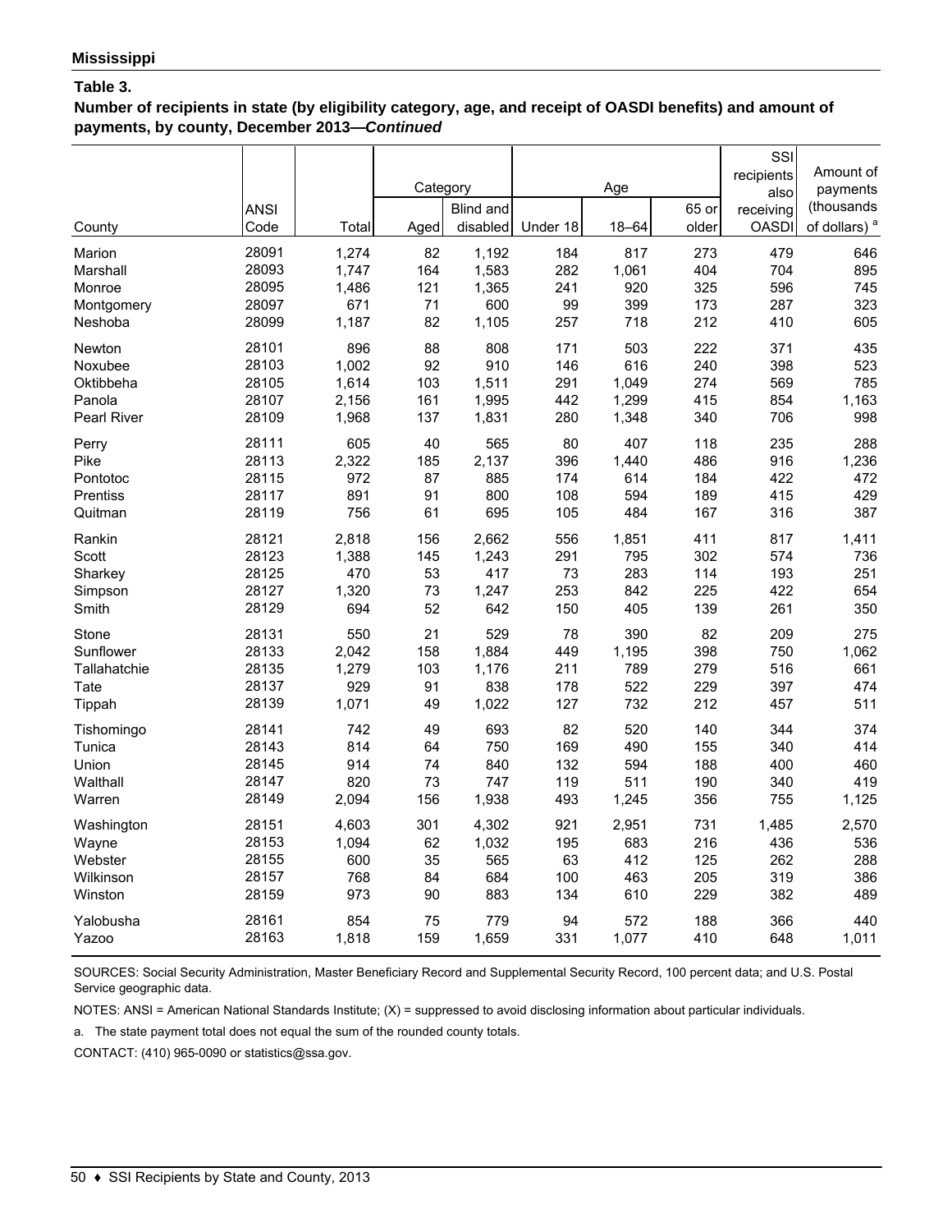**Mississippi**

**Table 3.**

**Number of recipients in state (by eligibility category, age, and receipt of OASDI benefits) and amount of payments, by county, December 2013—*Continued***

| County | ANSI Code | Total | Category | | Age | | | SSI recipients also receiving OASDI | Amount of payments (thousands of dollars) [a] |
|---|---|---|---|---|---|---|---|---|---|
| | | | Aged | Blind and disabled | Under 18 | 18–64 | 65 or older | | |
| Marion | 28091 | 1,274 | 82 | 1,192 | 184 | 817 | 273 | 479 | 646 |
| Marshall | 28093 | 1,747 | 164 | 1,583 | 282 | 1,061 | 404 | 704 | 895 |
| Monroe | 28095 | 1,486 | 121 | 1,365 | 241 | 920 | 325 | 596 | 745 |
| Montgomery | 28097 | 671 | 71 | 600 | 99 | 399 | 173 | 287 | 323 |
| Neshoba | 28099 | 1,187 | 82 | 1,105 | 257 | 718 | 212 | 410 | 605 |
| Newton | 28101 | 896 | 88 | 808 | 171 | 503 | 222 | 371 | 435 |
| Noxubee | 28103 | 1,002 | 92 | 910 | 146 | 616 | 240 | 398 | 523 |
| Oktibbeha | 28105 | 1,614 | 103 | 1,511 | 291 | 1,049 | 274 | 569 | 785 |
| Panola | 28107 | 2,156 | 161 | 1,995 | 442 | 1,299 | 415 | 854 | 1,163 |
| Pearl River | 28109 | 1,968 | 137 | 1,831 | 280 | 1,348 | 340 | 706 | 998 |
| Perry | 28111 | 605 | 40 | 565 | 80 | 407 | 118 | 235 | 288 |
| Pike | 28113 | 2,322 | 185 | 2,137 | 396 | 1,440 | 486 | 916 | 1,236 |
| Pontotoc | 28115 | 972 | 87 | 885 | 174 | 614 | 184 | 422 | 472 |
| Prentiss | 28117 | 891 | 91 | 800 | 108 | 594 | 189 | 415 | 429 |
| Quitman | 28119 | 756 | 61 | 695 | 105 | 484 | 167 | 316 | 387 |
| Rankin | 28121 | 2,818 | 156 | 2,662 | 556 | 1,851 | 411 | 817 | 1,411 |
| Scott | 28123 | 1,388 | 145 | 1,243 | 291 | 795 | 302 | 574 | 736 |
| Sharkey | 28125 | 470 | 53 | 417 | 73 | 283 | 114 | 193 | 251 |
| Simpson | 28127 | 1,320 | 73 | 1,247 | 253 | 842 | 225 | 422 | 654 |
| Smith | 28129 | 694 | 52 | 642 | 150 | 405 | 139 | 261 | 350 |
| Stone | 28131 | 550 | 21 | 529 | 78 | 390 | 82 | 209 | 275 |
| Sunflower | 28133 | 2,042 | 158 | 1,884 | 449 | 1,195 | 398 | 750 | 1,062 |
| Tallahatchie | 28135 | 1,279 | 103 | 1,176 | 211 | 789 | 279 | 516 | 661 |
| Tate | 28137 | 929 | 91 | 838 | 178 | 522 | 229 | 397 | 474 |
| Tippah | 28139 | 1,071 | 49 | 1,022 | 127 | 732 | 212 | 457 | 511 |
| Tishomingo | 28141 | 742 | 49 | 693 | 82 | 520 | 140 | 344 | 374 |
| Tunica | 28143 | 814 | 64 | 750 | 169 | 490 | 155 | 340 | 414 |
| Union | 28145 | 914 | 74 | 840 | 132 | 594 | 188 | 400 | 460 |
| Walthall | 28147 | 820 | 73 | 747 | 119 | 511 | 190 | 340 | 419 |
| Warren | 28149 | 2,094 | 156 | 1,938 | 493 | 1,245 | 356 | 755 | 1,125 |
| Washington | 28151 | 4,603 | 301 | 4,302 | 921 | 2,951 | 731 | 1,485 | 2,570 |
| Wayne | 28153 | 1,094 | 62 | 1,032 | 195 | 683 | 216 | 436 | 536 |
| Webster | 28155 | 600 | 35 | 565 | 63 | 412 | 125 | 262 | 288 |
| Wilkinson | 28157 | 768 | 84 | 684 | 100 | 463 | 205 | 319 | 386 |
| Winston | 28159 | 973 | 90 | 883 | 134 | 610 | 229 | 382 | 489 |
| Yalobusha | 28161 | 854 | 75 | 779 | 94 | 572 | 188 | 366 | 440 |
| Yazoo | 28163 | 1,818 | 159 | 1,659 | 331 | 1,077 | 410 | 648 | 1,011 |

SOURCES: Social Security Administration, Master Beneficiary Record and Supplemental Security Record, 100 percent data; and U.S. Postal Service geographic data.

NOTES: ANSI = American National Standards Institute; (X) = suppressed to avoid disclosing information about particular individuals.

a. The state payment total does not equal the sum of the rounded county totals.

CONTACT: (410) 965-0090 or statistics@ssa.gov.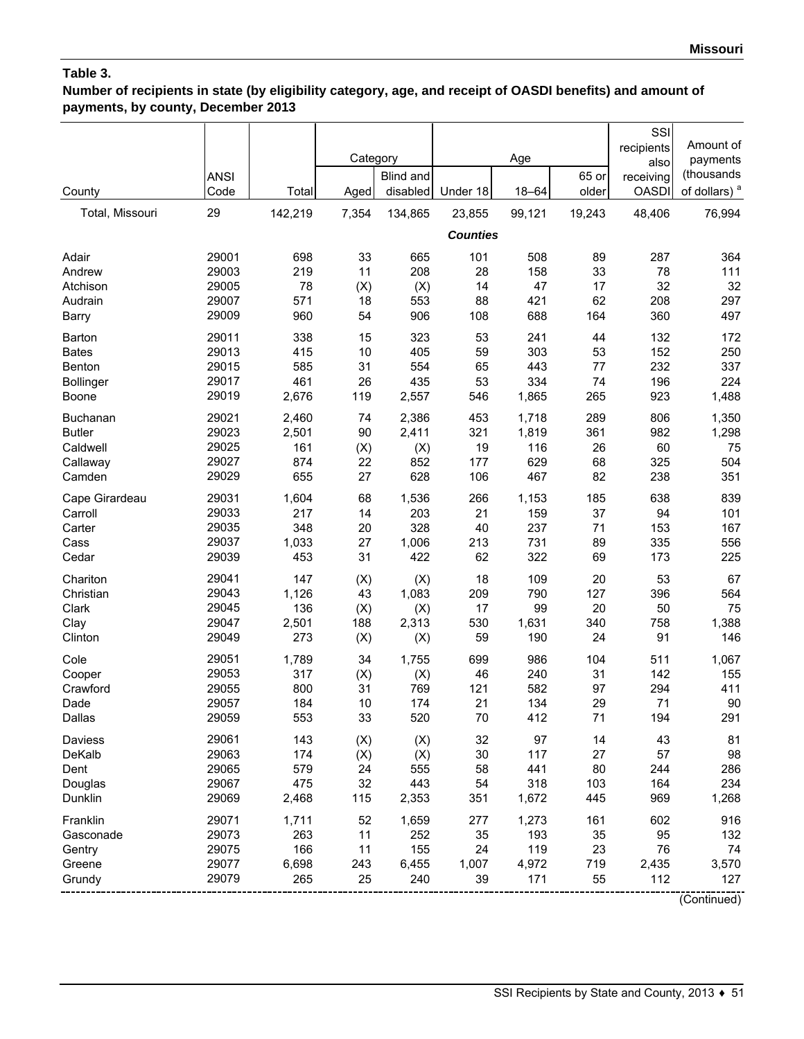**Table 3.**
**Number of recipients in state (by eligibility category, age, and receipt of OASDI benefits) and amount of payments, by county, December 2013**

| County | ANSI Code | Total | Category | | Age | | | SSI recipients also receiving OASDI | Amount of payments (thousands of dollars) [a] |
|---|---|---|---|---|---|---|---|---|---|
| | | | Aged | Blind and disabled | Under 18 | 18–64 | 65 or older | | |
| Total, Missouri | 29 | 142,219 | 7,354 | 134,865 | 23,855 | 99,121 | 19,243 | 48,406 | 76,994 |
| | | | | | ***Counties*** | | | | |
| Adair | 29001 | 698 | 33 | 665 | 101 | 508 | 89 | 287 | 364 |
| Andrew | 29003 | 219 | 11 | 208 | 28 | 158 | 33 | 78 | 111 |
| Atchison | 29005 | 78 | (X) | (X) | 14 | 47 | 17 | 32 | 32 |
| Audrain | 29007 | 571 | 18 | 553 | 88 | 421 | 62 | 208 | 297 |
| Barry | 29009 | 960 | 54 | 906 | 108 | 688 | 164 | 360 | 497 |
| Barton | 29011 | 338 | 15 | 323 | 53 | 241 | 44 | 132 | 172 |
| Bates | 29013 | 415 | 10 | 405 | 59 | 303 | 53 | 152 | 250 |
| Benton | 29015 | 585 | 31 | 554 | 65 | 443 | 77 | 232 | 337 |
| Bollinger | 29017 | 461 | 26 | 435 | 53 | 334 | 74 | 196 | 224 |
| Boone | 29019 | 2,676 | 119 | 2,557 | 546 | 1,865 | 265 | 923 | 1,488 |
| Buchanan | 29021 | 2,460 | 74 | 2,386 | 453 | 1,718 | 289 | 806 | 1,350 |
| Butler | 29023 | 2,501 | 90 | 2,411 | 321 | 1,819 | 361 | 982 | 1,298 |
| Caldwell | 29025 | 161 | (X) | (X) | 19 | 116 | 26 | 60 | 75 |
| Callaway | 29027 | 874 | 22 | 852 | 177 | 629 | 68 | 325 | 504 |
| Camden | 29029 | 655 | 27 | 628 | 106 | 467 | 82 | 238 | 351 |
| Cape Girardeau | 29031 | 1,604 | 68 | 1,536 | 266 | 1,153 | 185 | 638 | 839 |
| Carroll | 29033 | 217 | 14 | 203 | 21 | 159 | 37 | 94 | 101 |
| Carter | 29035 | 348 | 20 | 328 | 40 | 237 | 71 | 153 | 167 |
| Cass | 29037 | 1,033 | 27 | 1,006 | 213 | 731 | 89 | 335 | 556 |
| Cedar | 29039 | 453 | 31 | 422 | 62 | 322 | 69 | 173 | 225 |
| Chariton | 29041 | 147 | (X) | (X) | 18 | 109 | 20 | 53 | 67 |
| Christian | 29043 | 1,126 | 43 | 1,083 | 209 | 790 | 127 | 396 | 564 |
| Clark | 29045 | 136 | (X) | (X) | 17 | 99 | 20 | 50 | 75 |
| Clay | 29047 | 2,501 | 188 | 2,313 | 530 | 1,631 | 340 | 758 | 1,388 |
| Clinton | 29049 | 273 | (X) | (X) | 59 | 190 | 24 | 91 | 146 |
| Cole | 29051 | 1,789 | 34 | 1,755 | 699 | 986 | 104 | 511 | 1,067 |
| Cooper | 29053 | 317 | (X) | (X) | 46 | 240 | 31 | 142 | 155 |
| Crawford | 29055 | 800 | 31 | 769 | 121 | 582 | 97 | 294 | 411 |
| Dade | 29057 | 184 | 10 | 174 | 21 | 134 | 29 | 71 | 90 |
| Dallas | 29059 | 553 | 33 | 520 | 70 | 412 | 71 | 194 | 291 |
| Daviess | 29061 | 143 | (X) | (X) | 32 | 97 | 14 | 43 | 81 |
| DeKalb | 29063 | 174 | (X) | (X) | 30 | 117 | 27 | 57 | 98 |
| Dent | 29065 | 579 | 24 | 555 | 58 | 441 | 80 | 244 | 286 |
| Douglas | 29067 | 475 | 32 | 443 | 54 | 318 | 103 | 164 | 234 |
| Dunklin | 29069 | 2,468 | 115 | 2,353 | 351 | 1,672 | 445 | 969 | 1,268 |
| Franklin | 29071 | 1,711 | 52 | 1,659 | 277 | 1,273 | 161 | 602 | 916 |
| Gasconade | 29073 | 263 | 11 | 252 | 35 | 193 | 35 | 95 | 132 |
| Gentry | 29075 | 166 | 11 | 155 | 24 | 119 | 23 | 76 | 74 |
| Greene | 29077 | 6,698 | 243 | 6,455 | 1,007 | 4,972 | 719 | 2,435 | 3,570 |
| Grundy | 29079 | 265 | 25 | 240 | 39 | 171 | 55 | 112 | 127 |

(Continued)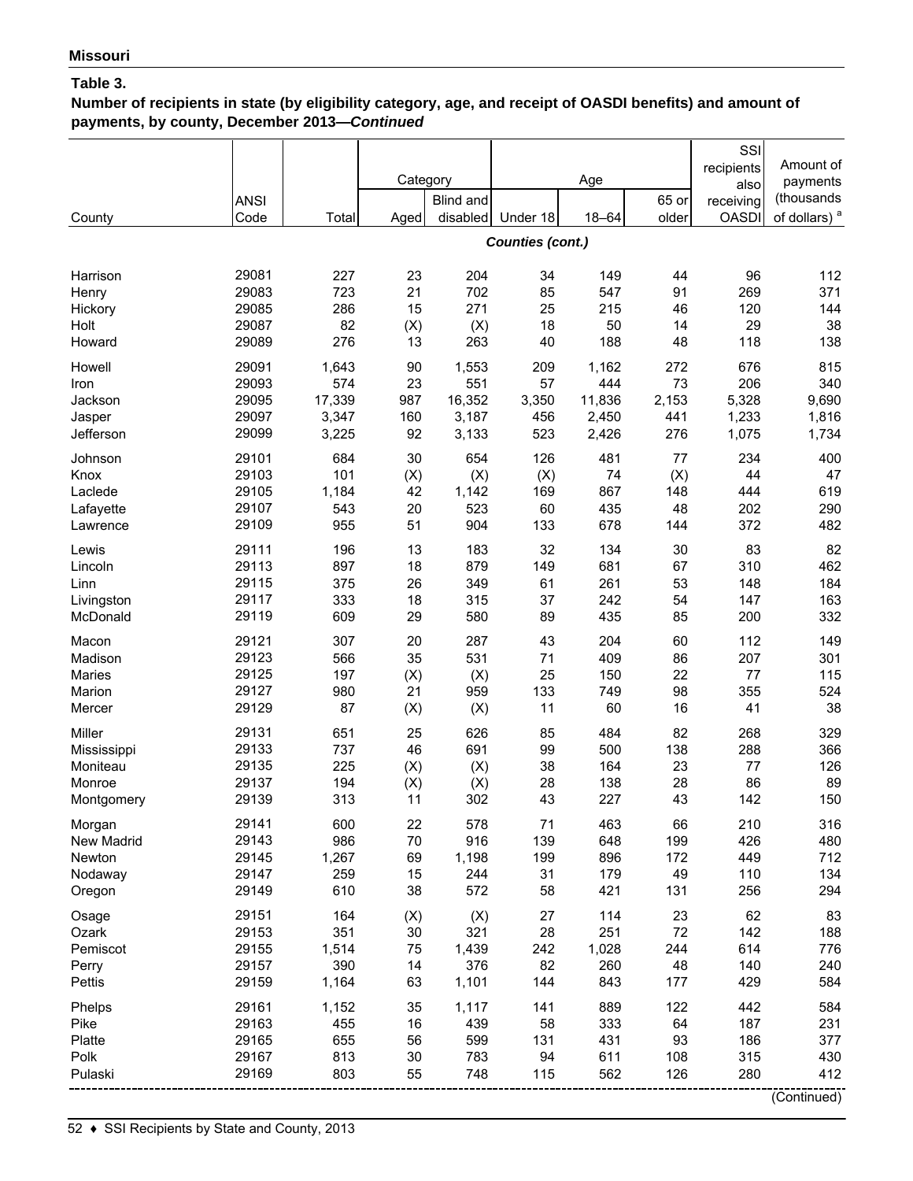**Missouri**

**Table 3.**

**Number of recipients in state (by eligibility category, age, and receipt of OASDI benefits) and amount of payments, by county, December 2013—*Continued***

| County | ANSI Code | Total | Category | | Age | | | SSI recipients also receiving OASDI | Amount of payments (thousands of dollars) [a] |
|---|---|---|---|---|---|---|---|---|---|
| | | | Aged | Blind and disabled | Under 18 | 18–64 | 65 or older | | |
| ***Counties (cont.)*** | | | | | | | | | |
| Harrison | 29081 | 227 | 23 | 204 | 34 | 149 | 44 | 96 | 112 |
| Henry | 29083 | 723 | 21 | 702 | 85 | 547 | 91 | 269 | 371 |
| Hickory | 29085 | 286 | 15 | 271 | 25 | 215 | 46 | 120 | 144 |
| Holt | 29087 | 82 | (X) | (X) | 18 | 50 | 14 | 29 | 38 |
| Howard | 29089 | 276 | 13 | 263 | 40 | 188 | 48 | 118 | 138 |
| Howell | 29091 | 1,643 | 90 | 1,553 | 209 | 1,162 | 272 | 676 | 815 |
| Iron | 29093 | 574 | 23 | 551 | 57 | 444 | 73 | 206 | 340 |
| Jackson | 29095 | 17,339 | 987 | 16,352 | 3,350 | 11,836 | 2,153 | 5,328 | 9,690 |
| Jasper | 29097 | 3,347 | 160 | 3,187 | 456 | 2,450 | 441 | 1,233 | 1,816 |
| Jefferson | 29099 | 3,225 | 92 | 3,133 | 523 | 2,426 | 276 | 1,075 | 1,734 |
| Johnson | 29101 | 684 | 30 | 654 | 126 | 481 | 77 | 234 | 400 |
| Knox | 29103 | 101 | (X) | (X) | (X) | 74 | (X) | 44 | 47 |
| Laclede | 29105 | 1,184 | 42 | 1,142 | 169 | 867 | 148 | 444 | 619 |
| Lafayette | 29107 | 543 | 20 | 523 | 60 | 435 | 48 | 202 | 290 |
| Lawrence | 29109 | 955 | 51 | 904 | 133 | 678 | 144 | 372 | 482 |
| Lewis | 29111 | 196 | 13 | 183 | 32 | 134 | 30 | 83 | 82 |
| Lincoln | 29113 | 897 | 18 | 879 | 149 | 681 | 67 | 310 | 462 |
| Linn | 29115 | 375 | 26 | 349 | 61 | 261 | 53 | 148 | 184 |
| Livingston | 29117 | 333 | 18 | 315 | 37 | 242 | 54 | 147 | 163 |
| McDonald | 29119 | 609 | 29 | 580 | 89 | 435 | 85 | 200 | 332 |
| Macon | 29121 | 307 | 20 | 287 | 43 | 204 | 60 | 112 | 149 |
| Madison | 29123 | 566 | 35 | 531 | 71 | 409 | 86 | 207 | 301 |
| Maries | 29125 | 197 | (X) | (X) | 25 | 150 | 22 | 77 | 115 |
| Marion | 29127 | 980 | 21 | 959 | 133 | 749 | 98 | 355 | 524 |
| Mercer | 29129 | 87 | (X) | (X) | 11 | 60 | 16 | 41 | 38 |
| Miller | 29131 | 651 | 25 | 626 | 85 | 484 | 82 | 268 | 329 |
| Mississippi | 29133 | 737 | 46 | 691 | 99 | 500 | 138 | 288 | 366 |
| Moniteau | 29135 | 225 | (X) | (X) | 38 | 164 | 23 | 77 | 126 |
| Monroe | 29137 | 194 | (X) | (X) | 28 | 138 | 28 | 86 | 89 |
| Montgomery | 29139 | 313 | 11 | 302 | 43 | 227 | 43 | 142 | 150 |
| Morgan | 29141 | 600 | 22 | 578 | 71 | 463 | 66 | 210 | 316 |
| New Madrid | 29143 | 986 | 70 | 916 | 139 | 648 | 199 | 426 | 480 |
| Newton | 29145 | 1,267 | 69 | 1,198 | 199 | 896 | 172 | 449 | 712 |
| Nodaway | 29147 | 259 | 15 | 244 | 31 | 179 | 49 | 110 | 134 |
| Oregon | 29149 | 610 | 38 | 572 | 58 | 421 | 131 | 256 | 294 |
| Osage | 29151 | 164 | (X) | (X) | 27 | 114 | 23 | 62 | 83 |
| Ozark | 29153 | 351 | 30 | 321 | 28 | 251 | 72 | 142 | 188 |
| Pemiscot | 29155 | 1,514 | 75 | 1,439 | 242 | 1,028 | 244 | 614 | 776 |
| Perry | 29157 | 390 | 14 | 376 | 82 | 260 | 48 | 140 | 240 |
| Pettis | 29159 | 1,164 | 63 | 1,101 | 144 | 843 | 177 | 429 | 584 |
| Phelps | 29161 | 1,152 | 35 | 1,117 | 141 | 889 | 122 | 442 | 584 |
| Pike | 29163 | 455 | 16 | 439 | 58 | 333 | 64 | 187 | 231 |
| Platte | 29165 | 655 | 56 | 599 | 131 | 431 | 93 | 186 | 377 |
| Polk | 29167 | 813 | 30 | 783 | 94 | 611 | 108 | 315 | 430 |
| Pulaski | 29169 | 803 | 55 | 748 | 115 | 562 | 126 | 280 | 412 |

(Continued)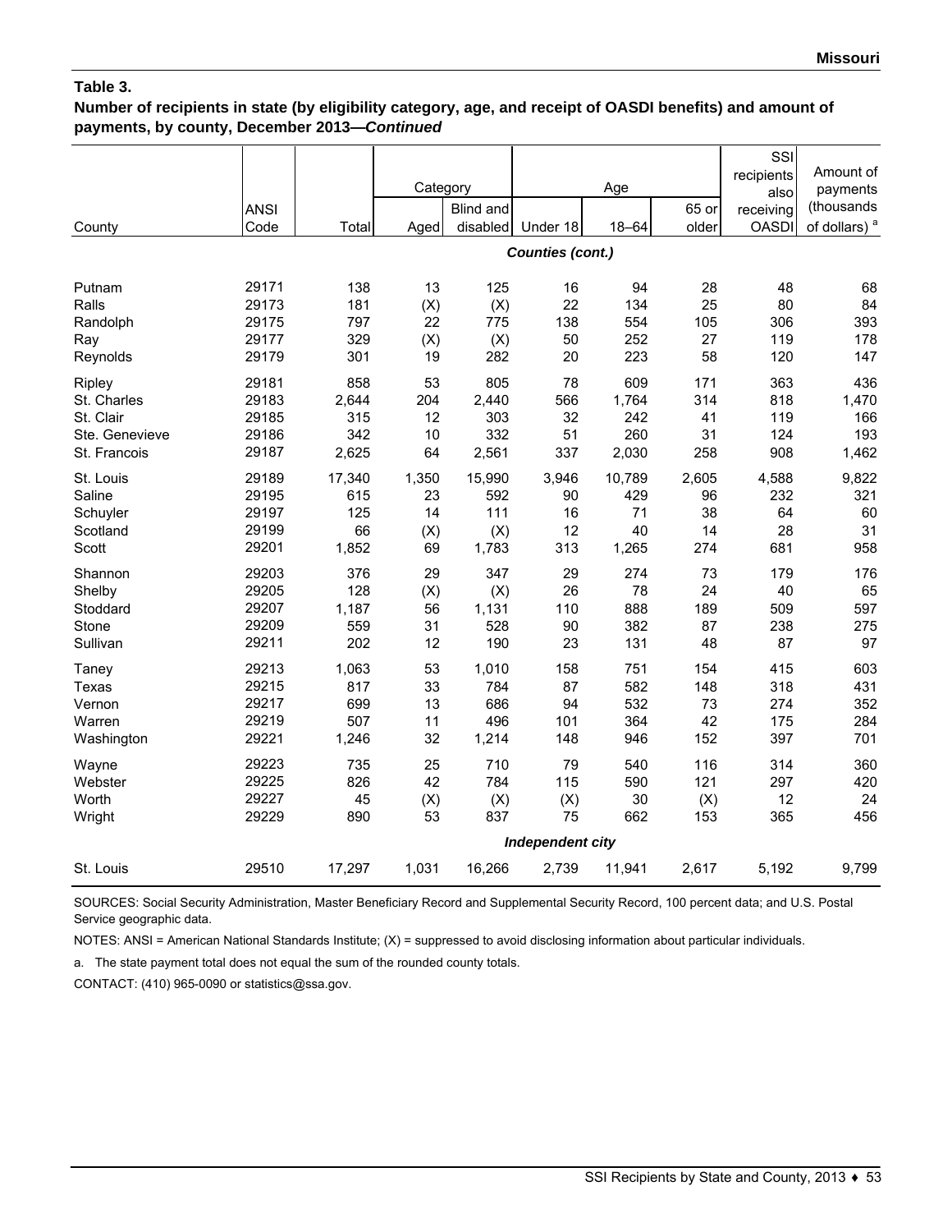**Table 3.**

**Number of recipients in state (by eligibility category, age, and receipt of OASDI benefits) and amount of payments, by county, December 2013—*Continued***

| County | ANSI Code | Total | Category | | Age | | | SSI recipients also receiving OASDI | Amount of payments (thousands of dollars) [a] |
|---|---|---|---|---|---|---|---|---|---|
| | | | Aged | Blind and disabled | Under 18 | 18–64 | 65 or older | | |
| ***Counties (cont.)*** | | | | | | | | | |
| Putnam | 29171 | 138 | 13 | 125 | 16 | 94 | 28 | 48 | 68 |
| Ralls | 29173 | 181 | (X) | (X) | 22 | 134 | 25 | 80 | 84 |
| Randolph | 29175 | 797 | 22 | 775 | 138 | 554 | 105 | 306 | 393 |
| Ray | 29177 | 329 | (X) | (X) | 50 | 252 | 27 | 119 | 178 |
| Reynolds | 29179 | 301 | 19 | 282 | 20 | 223 | 58 | 120 | 147 |
| Ripley | 29181 | 858 | 53 | 805 | 78 | 609 | 171 | 363 | 436 |
| St. Charles | 29183 | 2,644 | 204 | 2,440 | 566 | 1,764 | 314 | 818 | 1,470 |
| St. Clair | 29185 | 315 | 12 | 303 | 32 | 242 | 41 | 119 | 166 |
| Ste. Genevieve | 29186 | 342 | 10 | 332 | 51 | 260 | 31 | 124 | 193 |
| St. Francois | 29187 | 2,625 | 64 | 2,561 | 337 | 2,030 | 258 | 908 | 1,462 |
| St. Louis | 29189 | 17,340 | 1,350 | 15,990 | 3,946 | 10,789 | 2,605 | 4,588 | 9,822 |
| Saline | 29195 | 615 | 23 | 592 | 90 | 429 | 96 | 232 | 321 |
| Schuyler | 29197 | 125 | 14 | 111 | 16 | 71 | 38 | 64 | 60 |
| Scotland | 29199 | 66 | (X) | (X) | 12 | 40 | 14 | 28 | 31 |
| Scott | 29201 | 1,852 | 69 | 1,783 | 313 | 1,265 | 274 | 681 | 958 |
| Shannon | 29203 | 376 | 29 | 347 | 29 | 274 | 73 | 179 | 176 |
| Shelby | 29205 | 128 | (X) | (X) | 26 | 78 | 24 | 40 | 65 |
| Stoddard | 29207 | 1,187 | 56 | 1,131 | 110 | 888 | 189 | 509 | 597 |
| Stone | 29209 | 559 | 31 | 528 | 90 | 382 | 87 | 238 | 275 |
| Sullivan | 29211 | 202 | 12 | 190 | 23 | 131 | 48 | 87 | 97 |
| Taney | 29213 | 1,063 | 53 | 1,010 | 158 | 751 | 154 | 415 | 603 |
| Texas | 29215 | 817 | 33 | 784 | 87 | 582 | 148 | 318 | 431 |
| Vernon | 29217 | 699 | 13 | 686 | 94 | 532 | 73 | 274 | 352 |
| Warren | 29219 | 507 | 11 | 496 | 101 | 364 | 42 | 175 | 284 |
| Washington | 29221 | 1,246 | 32 | 1,214 | 148 | 946 | 152 | 397 | 701 |
| Wayne | 29223 | 735 | 25 | 710 | 79 | 540 | 116 | 314 | 360 |
| Webster | 29225 | 826 | 42 | 784 | 115 | 590 | 121 | 297 | 420 |
| Worth | 29227 | 45 | (X) | (X) | (X) | 30 | (X) | 12 | 24 |
| Wright | 29229 | 890 | 53 | 837 | 75 | 662 | 153 | 365 | 456 |
| ***Independent city*** | | | | | | | | | |
| St. Louis | 29510 | 17,297 | 1,031 | 16,266 | 2,739 | 11,941 | 2,617 | 5,192 | 9,799 |

SOURCES: Social Security Administration, Master Beneficiary Record and Supplemental Security Record, 100 percent data; and U.S. Postal Service geographic data.

NOTES: ANSI = American National Standards Institute; (X) = suppressed to avoid disclosing information about particular individuals.

a. The state payment total does not equal the sum of the rounded county totals.

CONTACT: (410) 965-0090 or statistics@ssa.gov.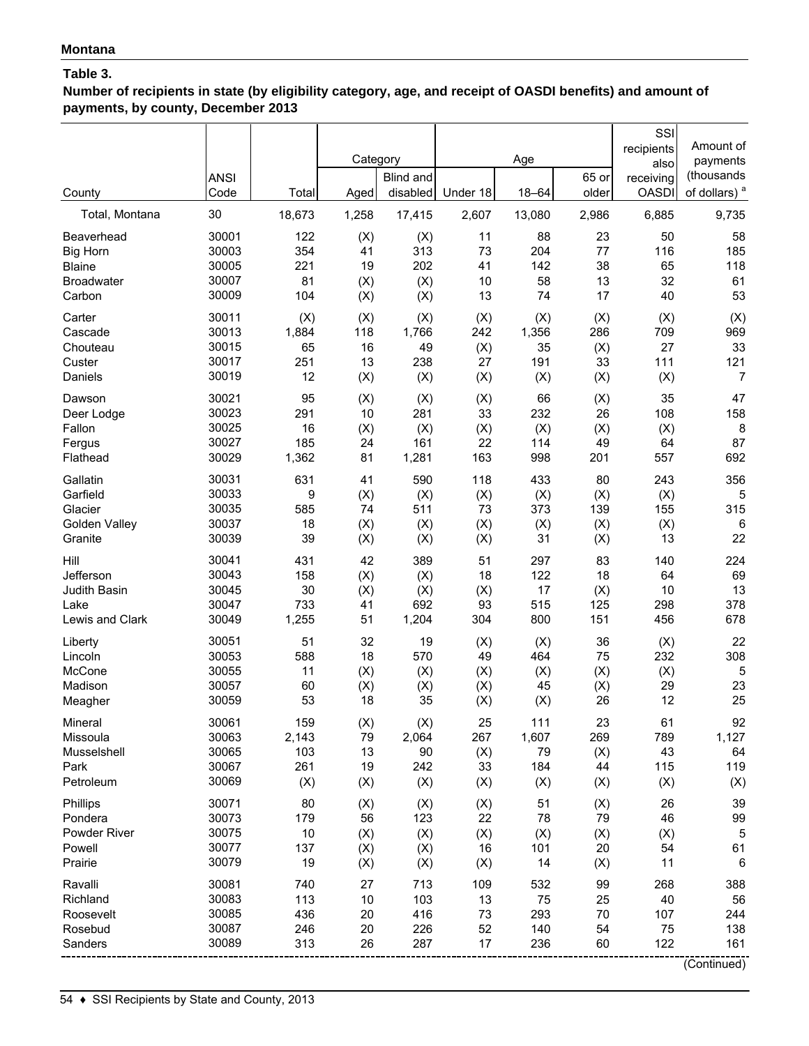**Montana**

**Table 3.**

**Number of recipients in state (by eligibility category, age, and receipt of OASDI benefits) and amount of payments, by county, December 2013**

| County | ANSI Code | Total | Category | | Age | | | SSI recipients also receiving OASDI | Amount of payments (thousands of dollars) [a] |
|---|---|---|---|---|---|---|---|---|---|
| | | | Aged | Blind and disabled | Under 18 | 18–64 | 65 or older | | |
| Total, Montana | 30 | 18,673 | 1,258 | 17,415 | 2,607 | 13,080 | 2,986 | 6,885 | 9,735 |
| Beaverhead | 30001 | 122 | (X) | (X) | 11 | 88 | 23 | 50 | 58 |
| Big Horn | 30003 | 354 | 41 | 313 | 73 | 204 | 77 | 116 | 185 |
| Blaine | 30005 | 221 | 19 | 202 | 41 | 142 | 38 | 65 | 118 |
| Broadwater | 30007 | 81 | (X) | (X) | 10 | 58 | 13 | 32 | 61 |
| Carbon | 30009 | 104 | (X) | (X) | 13 | 74 | 17 | 40 | 53 |
| Carter | 30011 | (X) | (X) | (X) | (X) | (X) | (X) | (X) | (X) |
| Cascade | 30013 | 1,884 | 118 | 1,766 | 242 | 1,356 | 286 | 709 | 969 |
| Chouteau | 30015 | 65 | 16 | 49 | (X) | 35 | (X) | 27 | 33 |
| Custer | 30017 | 251 | 13 | 238 | 27 | 191 | 33 | 111 | 121 |
| Daniels | 30019 | 12 | (X) | (X) | (X) | (X) | (X) | (X) | 7 |
| Dawson | 30021 | 95 | (X) | (X) | (X) | 66 | (X) | 35 | 47 |
| Deer Lodge | 30023 | 291 | 10 | 281 | 33 | 232 | 26 | 108 | 158 |
| Fallon | 30025 | 16 | (X) | (X) | (X) | (X) | (X) | (X) | 8 |
| Fergus | 30027 | 185 | 24 | 161 | 22 | 114 | 49 | 64 | 87 |
| Flathead | 30029 | 1,362 | 81 | 1,281 | 163 | 998 | 201 | 557 | 692 |
| Gallatin | 30031 | 631 | 41 | 590 | 118 | 433 | 80 | 243 | 356 |
| Garfield | 30033 | 9 | (X) | (X) | (X) | (X) | (X) | (X) | 5 |
| Glacier | 30035 | 585 | 74 | 511 | 73 | 373 | 139 | 155 | 315 |
| Golden Valley | 30037 | 18 | (X) | (X) | (X) | (X) | (X) | (X) | 6 |
| Granite | 30039 | 39 | (X) | (X) | (X) | 31 | (X) | 13 | 22 |
| Hill | 30041 | 431 | 42 | 389 | 51 | 297 | 83 | 140 | 224 |
| Jefferson | 30043 | 158 | (X) | (X) | 18 | 122 | 18 | 64 | 69 |
| Judith Basin | 30045 | 30 | (X) | (X) | (X) | 17 | (X) | 10 | 13 |
| Lake | 30047 | 733 | 41 | 692 | 93 | 515 | 125 | 298 | 378 |
| Lewis and Clark | 30049 | 1,255 | 51 | 1,204 | 304 | 800 | 151 | 456 | 678 |
| Liberty | 30051 | 51 | 32 | 19 | (X) | (X) | 36 | (X) | 22 |
| Lincoln | 30053 | 588 | 18 | 570 | 49 | 464 | 75 | 232 | 308 |
| McCone | 30055 | 11 | (X) | (X) | (X) | (X) | (X) | (X) | 5 |
| Madison | 30057 | 60 | (X) | (X) | (X) | 45 | (X) | 29 | 23 |
| Meagher | 30059 | 53 | 18 | 35 | (X) | (X) | 26 | 12 | 25 |
| Mineral | 30061 | 159 | (X) | (X) | 25 | 111 | 23 | 61 | 92 |
| Missoula | 30063 | 2,143 | 79 | 2,064 | 267 | 1,607 | 269 | 789 | 1,127 |
| Musselshell | 30065 | 103 | 13 | 90 | (X) | 79 | (X) | 43 | 64 |
| Park | 30067 | 261 | 19 | 242 | 33 | 184 | 44 | 115 | 119 |
| Petroleum | 30069 | (X) | (X) | (X) | (X) | (X) | (X) | (X) | (X) |
| Phillips | 30071 | 80 | (X) | (X) | (X) | 51 | (X) | 26 | 39 |
| Pondera | 30073 | 179 | 56 | 123 | 22 | 78 | 79 | 46 | 99 |
| Powder River | 30075 | 10 | (X) | (X) | (X) | (X) | (X) | (X) | 5 |
| Powell | 30077 | 137 | (X) | (X) | 16 | 101 | 20 | 54 | 61 |
| Prairie | 30079 | 19 | (X) | (X) | (X) | 14 | (X) | 11 | 6 |
| Ravalli | 30081 | 740 | 27 | 713 | 109 | 532 | 99 | 268 | 388 |
| Richland | 30083 | 113 | 10 | 103 | 13 | 75 | 25 | 40 | 56 |
| Roosevelt | 30085 | 436 | 20 | 416 | 73 | 293 | 70 | 107 | 244 |
| Rosebud | 30087 | 246 | 20 | 226 | 52 | 140 | 54 | 75 | 138 |
| Sanders | 30089 | 313 | 26 | 287 | 17 | 236 | 60 | 122 | 161 |

(Continued)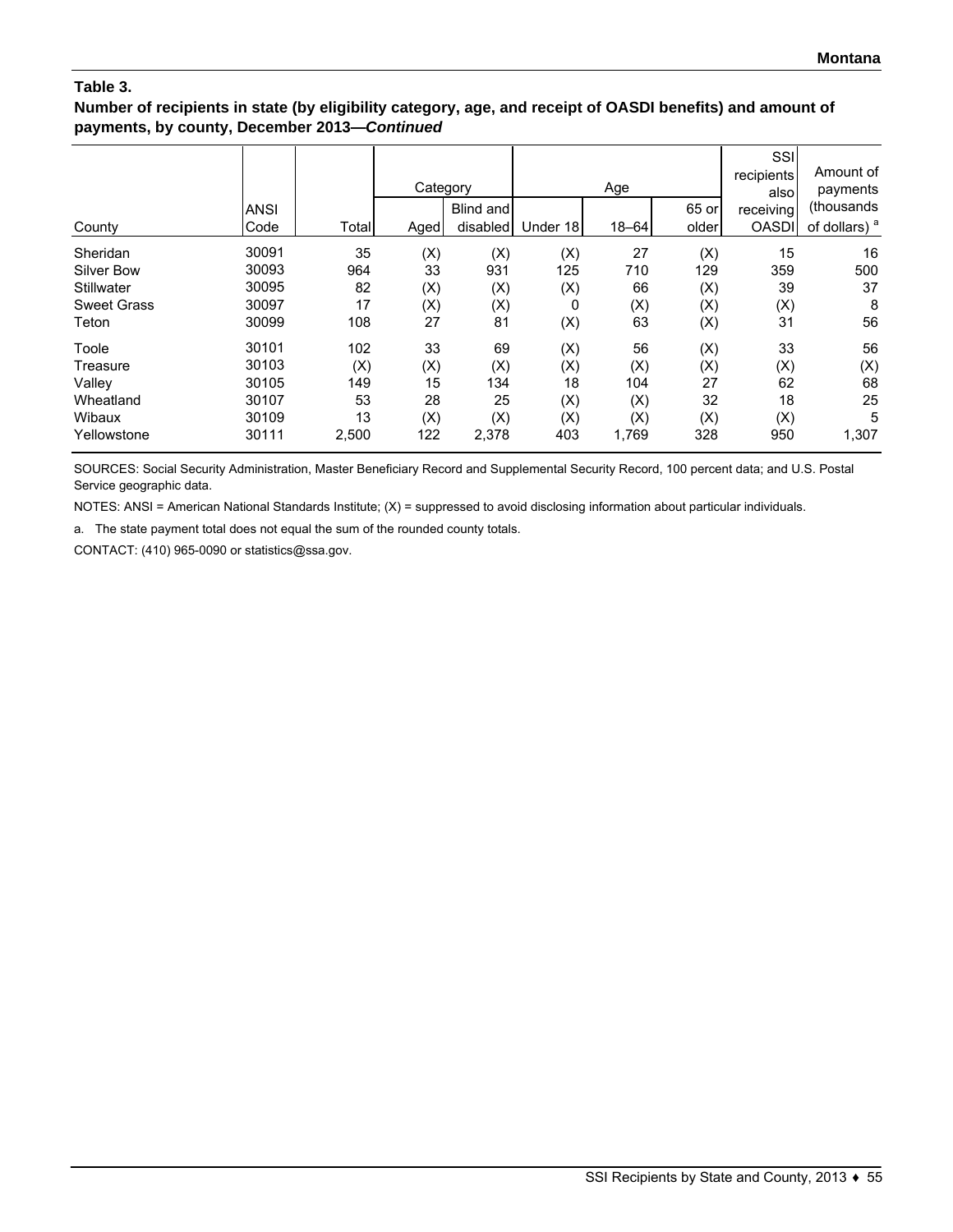**Montana**

### Table 3.

**Number of recipients in state (by eligibility category, age, and receipt of OASDI benefits) and amount of payments, by county, December 2013—*Continued***

| County | ANSI Code | Total | Category | | Age | | | SSI recipients also receiving OASDI | Amount of payments (thousands of dollars) [a] |
|---|---|---|---|---|---|---|---|---|---|
| | | | Aged | Blind and disabled | Under 18 | 18–64 | 65 or older | | |
| Sheridan | 30091 | 35 | (X) | (X) | (X) | 27 | (X) | 15 | 16 |
| Silver Bow | 30093 | 964 | 33 | 931 | 125 | 710 | 129 | 359 | 500 |
| Stillwater | 30095 | 82 | (X) | (X) | (X) | 66 | (X) | 39 | 37 |
| Sweet Grass | 30097 | 17 | (X) | (X) | 0 | (X) | (X) | (X) | 8 |
| Teton | 30099 | 108 | 27 | 81 | (X) | 63 | (X) | 31 | 56 |
| Toole | 30101 | 102 | 33 | 69 | (X) | 56 | (X) | 33 | 56 |
| Treasure | 30103 | (X) | (X) | (X) | (X) | (X) | (X) | (X) | (X) |
| Valley | 30105 | 149 | 15 | 134 | 18 | 104 | 27 | 62 | 68 |
| Wheatland | 30107 | 53 | 28 | 25 | (X) | (X) | 32 | 18 | 25 |
| Wibaux | 30109 | 13 | (X) | (X) | (X) | (X) | (X) | (X) | 5 |
| Yellowstone | 30111 | 2,500 | 122 | 2,378 | 403 | 1,769 | 328 | 950 | 1,307 |

SOURCES: Social Security Administration, Master Beneficiary Record and Supplemental Security Record, 100 percent data; and U.S. Postal Service geographic data.

NOTES: ANSI = American National Standards Institute; (X) = suppressed to avoid disclosing information about particular individuals.

a. The state payment total does not equal the sum of the rounded county totals.

CONTACT: (410) 965-0090 or statistics@ssa.gov.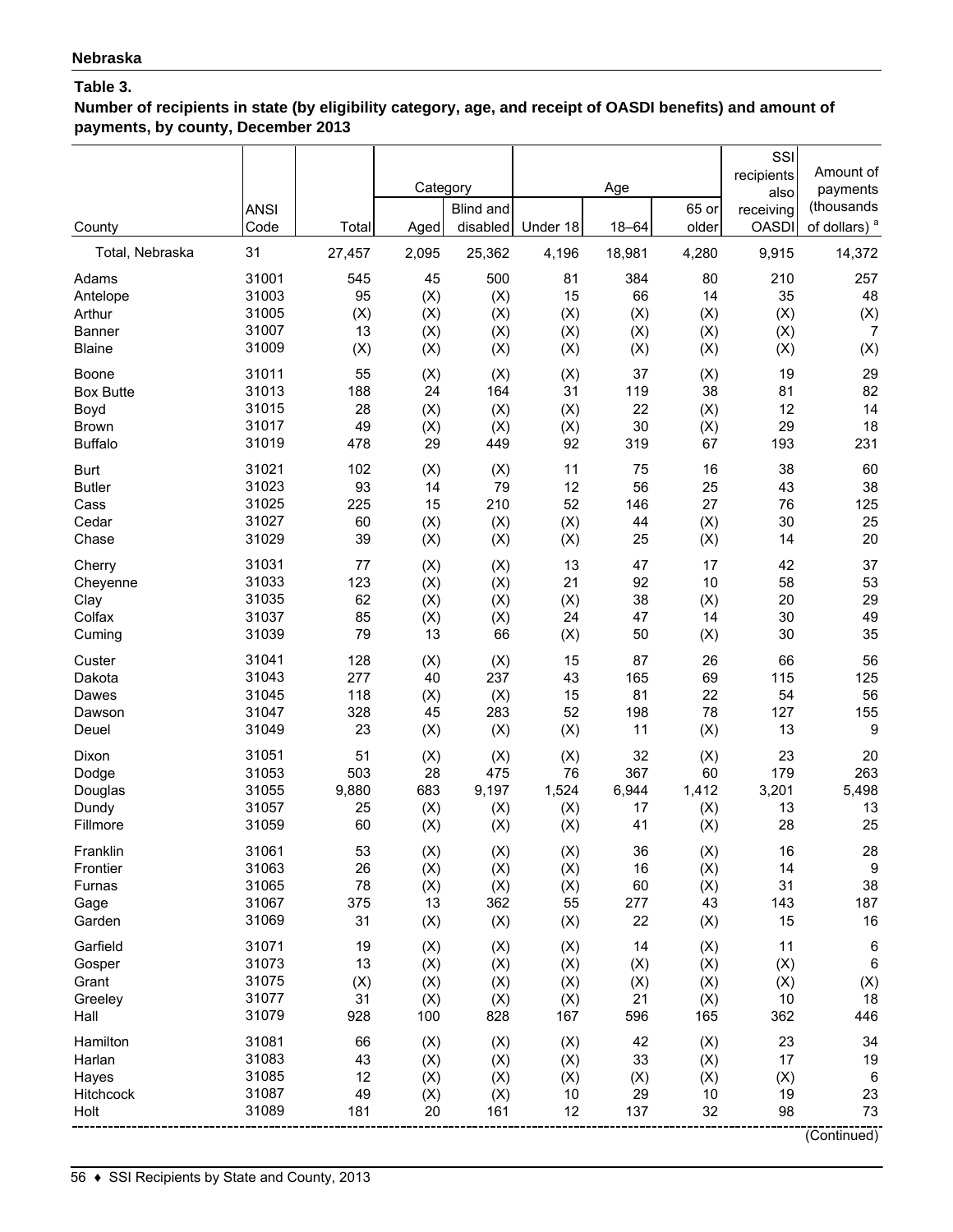**Nebraska**

**Table 3.**
**Number of recipients in state (by eligibility category, age, and receipt of OASDI benefits) and amount of payments, by county, December 2013**

| County | ANSI Code | Total | Category | | Age | | | SSI recipients also receiving OASDI | Amount of payments (thousands of dollars) [a] |
|---|---|---|---|---|---|---|---|---|---|
| | | | Aged | Blind and disabled | Under 18 | 18–64 | 65 or older | | |
| Total, Nebraska | 31 | 27,457 | 2,095 | 25,362 | 4,196 | 18,981 | 4,280 | 9,915 | 14,372 |
| Adams | 31001 | 545 | 45 | 500 | 81 | 384 | 80 | 210 | 257 |
| Antelope | 31003 | 95 | (X) | (X) | 15 | 66 | 14 | 35 | 48 |
| Arthur | 31005 | (X) | (X) | (X) | (X) | (X) | (X) | (X) | (X) |
| Banner | 31007 | 13 | (X) | (X) | (X) | (X) | (X) | (X) | 7 |
| Blaine | 31009 | (X) | (X) | (X) | (X) | (X) | (X) | (X) | (X) |
| Boone | 31011 | 55 | (X) | (X) | (X) | 37 | (X) | 19 | 29 |
| Box Butte | 31013 | 188 | 24 | 164 | 31 | 119 | 38 | 81 | 82 |
| Boyd | 31015 | 28 | (X) | (X) | (X) | 22 | (X) | 12 | 14 |
| Brown | 31017 | 49 | (X) | (X) | (X) | 30 | (X) | 29 | 18 |
| Buffalo | 31019 | 478 | 29 | 449 | 92 | 319 | 67 | 193 | 231 |
| Burt | 31021 | 102 | (X) | (X) | 11 | 75 | 16 | 38 | 60 |
| Butler | 31023 | 93 | 14 | 79 | 12 | 56 | 25 | 43 | 38 |
| Cass | 31025 | 225 | 15 | 210 | 52 | 146 | 27 | 76 | 125 |
| Cedar | 31027 | 60 | (X) | (X) | (X) | 44 | (X) | 30 | 25 |
| Chase | 31029 | 39 | (X) | (X) | (X) | 25 | (X) | 14 | 20 |
| Cherry | 31031 | 77 | (X) | (X) | 13 | 47 | 17 | 42 | 37 |
| Cheyenne | 31033 | 123 | (X) | (X) | 21 | 92 | 10 | 58 | 53 |
| Clay | 31035 | 62 | (X) | (X) | (X) | 38 | (X) | 20 | 29 |
| Colfax | 31037 | 85 | (X) | (X) | 24 | 47 | 14 | 30 | 49 |
| Cuming | 31039 | 79 | 13 | 66 | (X) | 50 | (X) | 30 | 35 |
| Custer | 31041 | 128 | (X) | (X) | 15 | 87 | 26 | 66 | 56 |
| Dakota | 31043 | 277 | 40 | 237 | 43 | 165 | 69 | 115 | 125 |
| Dawes | 31045 | 118 | (X) | (X) | 15 | 81 | 22 | 54 | 56 |
| Dawson | 31047 | 328 | 45 | 283 | 52 | 198 | 78 | 127 | 155 |
| Deuel | 31049 | 23 | (X) | (X) | (X) | 11 | (X) | 13 | 9 |
| Dixon | 31051 | 51 | (X) | (X) | (X) | 32 | (X) | 23 | 20 |
| Dodge | 31053 | 503 | 28 | 475 | 76 | 367 | 60 | 179 | 263 |
| Douglas | 31055 | 9,880 | 683 | 9,197 | 1,524 | 6,944 | 1,412 | 3,201 | 5,498 |
| Dundy | 31057 | 25 | (X) | (X) | (X) | 17 | (X) | 13 | 13 |
| Fillmore | 31059 | 60 | (X) | (X) | (X) | 41 | (X) | 28 | 25 |
| Franklin | 31061 | 53 | (X) | (X) | (X) | 36 | (X) | 16 | 28 |
| Frontier | 31063 | 26 | (X) | (X) | (X) | 16 | (X) | 14 | 9 |
| Furnas | 31065 | 78 | (X) | (X) | (X) | 60 | (X) | 31 | 38 |
| Gage | 31067 | 375 | 13 | 362 | 55 | 277 | 43 | 143 | 187 |
| Garden | 31069 | 31 | (X) | (X) | (X) | 22 | (X) | 15 | 16 |
| Garfield | 31071 | 19 | (X) | (X) | (X) | 14 | (X) | 11 | 6 |
| Gosper | 31073 | 13 | (X) | (X) | (X) | (X) | (X) | (X) | 6 |
| Grant | 31075 | (X) | (X) | (X) | (X) | (X) | (X) | (X) | (X) |
| Greeley | 31077 | 31 | (X) | (X) | (X) | 21 | (X) | 10 | 18 |
| Hall | 31079 | 928 | 100 | 828 | 167 | 596 | 165 | 362 | 446 |
| Hamilton | 31081 | 66 | (X) | (X) | (X) | 42 | (X) | 23 | 34 |
| Harlan | 31083 | 43 | (X) | (X) | (X) | 33 | (X) | 17 | 19 |
| Hayes | 31085 | 12 | (X) | (X) | (X) | (X) | (X) | (X) | 6 |
| Hitchcock | 31087 | 49 | (X) | (X) | 10 | 29 | 10 | 19 | 23 |
| Holt | 31089 | 181 | 20 | 161 | 12 | 137 | 32 | 98 | 73 |

(Continued)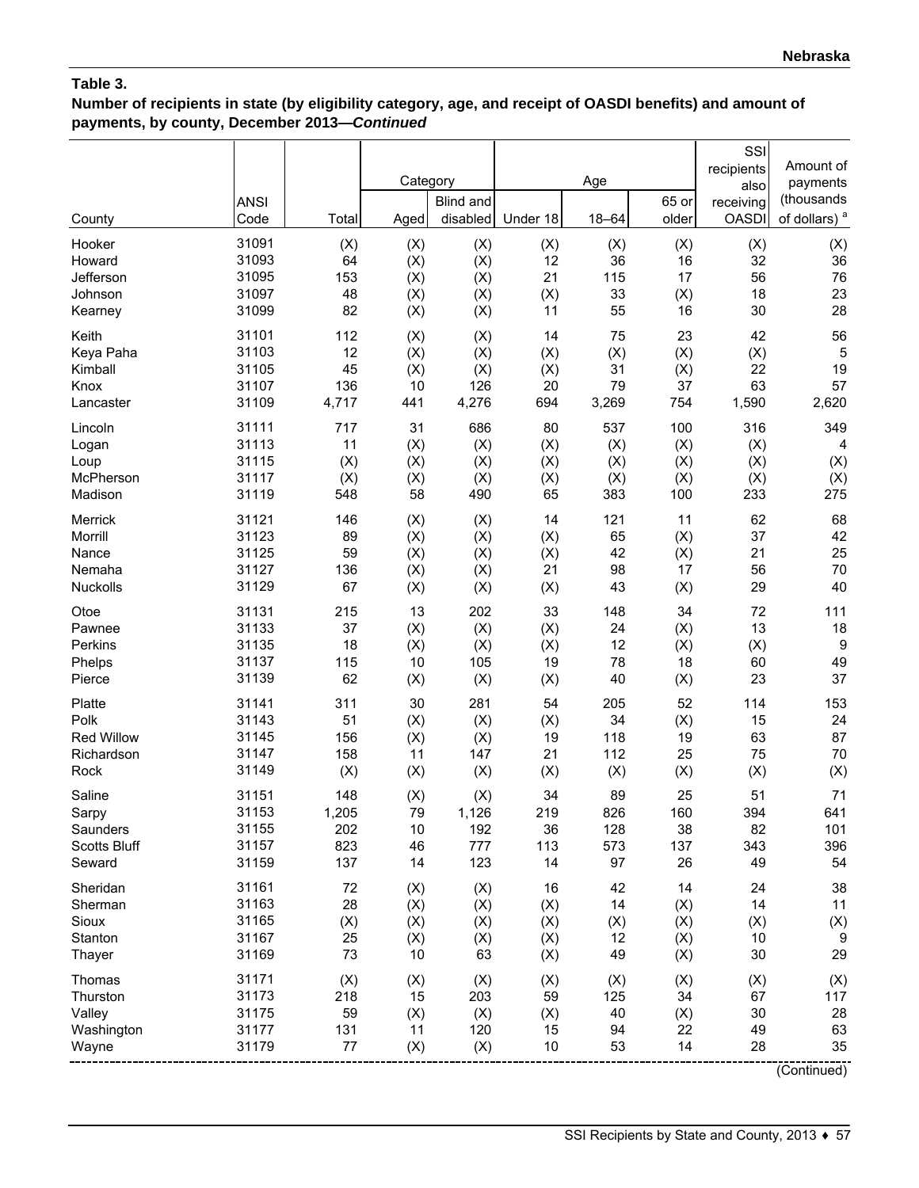**Table 3.**

**Number of recipients in state (by eligibility category, age, and receipt of OASDI benefits) and amount of payments, by county, December 2013—*Continued***

| County | ANSI Code | Total | Category | | Age | | | SSI recipients also receiving OASDI | Amount of payments (thousands of dollars) [a] |
|---|---|---|---|---|---|---|---|---|---|
| | | | Aged | Blind and disabled | Under 18 | 18–64 | 65 or older | | |
| Hooker | 31091 | (X) | (X) | (X) | (X) | (X) | (X) | (X) | (X) |
| Howard | 31093 | 64 | (X) | (X) | 12 | 36 | 16 | 32 | 36 |
| Jefferson | 31095 | 153 | (X) | (X) | 21 | 115 | 17 | 56 | 76 |
| Johnson | 31097 | 48 | (X) | (X) | (X) | 33 | (X) | 18 | 23 |
| Kearney | 31099 | 82 | (X) | (X) | 11 | 55 | 16 | 30 | 28 |
| Keith | 31101 | 112 | (X) | (X) | 14 | 75 | 23 | 42 | 56 |
| Keya Paha | 31103 | 12 | (X) | (X) | (X) | (X) | (X) | (X) | 5 |
| Kimball | 31105 | 45 | (X) | (X) | (X) | 31 | (X) | 22 | 19 |
| Knox | 31107 | 136 | 10 | 126 | 20 | 79 | 37 | 63 | 57 |
| Lancaster | 31109 | 4,717 | 441 | 4,276 | 694 | 3,269 | 754 | 1,590 | 2,620 |
| Lincoln | 31111 | 717 | 31 | 686 | 80 | 537 | 100 | 316 | 349 |
| Logan | 31113 | 11 | (X) | (X) | (X) | (X) | (X) | (X) | 4 |
| Loup | 31115 | (X) | (X) | (X) | (X) | (X) | (X) | (X) | (X) |
| McPherson | 31117 | (X) | (X) | (X) | (X) | (X) | (X) | (X) | (X) |
| Madison | 31119 | 548 | 58 | 490 | 65 | 383 | 100 | 233 | 275 |
| Merrick | 31121 | 146 | (X) | (X) | 14 | 121 | 11 | 62 | 68 |
| Morrill | 31123 | 89 | (X) | (X) | (X) | 65 | (X) | 37 | 42 |
| Nance | 31125 | 59 | (X) | (X) | (X) | 42 | (X) | 21 | 25 |
| Nemaha | 31127 | 136 | (X) | (X) | 21 | 98 | 17 | 56 | 70 |
| Nuckolls | 31129 | 67 | (X) | (X) | (X) | 43 | (X) | 29 | 40 |
| Otoe | 31131 | 215 | 13 | 202 | 33 | 148 | 34 | 72 | 111 |
| Pawnee | 31133 | 37 | (X) | (X) | (X) | 24 | (X) | 13 | 18 |
| Perkins | 31135 | 18 | (X) | (X) | (X) | 12 | (X) | (X) | 9 |
| Phelps | 31137 | 115 | 10 | 105 | 19 | 78 | 18 | 60 | 49 |
| Pierce | 31139 | 62 | (X) | (X) | (X) | 40 | (X) | 23 | 37 |
| Platte | 31141 | 311 | 30 | 281 | 54 | 205 | 52 | 114 | 153 |
| Polk | 31143 | 51 | (X) | (X) | (X) | 34 | (X) | 15 | 24 |
| Red Willow | 31145 | 156 | (X) | (X) | 19 | 118 | 19 | 63 | 87 |
| Richardson | 31147 | 158 | 11 | 147 | 21 | 112 | 25 | 75 | 70 |
| Rock | 31149 | (X) | (X) | (X) | (X) | (X) | (X) | (X) | (X) |
| Saline | 31151 | 148 | (X) | (X) | 34 | 89 | 25 | 51 | 71 |
| Sarpy | 31153 | 1,205 | 79 | 1,126 | 219 | 826 | 160 | 394 | 641 |
| Saunders | 31155 | 202 | 10 | 192 | 36 | 128 | 38 | 82 | 101 |
| Scotts Bluff | 31157 | 823 | 46 | 777 | 113 | 573 | 137 | 343 | 396 |
| Seward | 31159 | 137 | 14 | 123 | 14 | 97 | 26 | 49 | 54 |
| Sheridan | 31161 | 72 | (X) | (X) | 16 | 42 | 14 | 24 | 38 |
| Sherman | 31163 | 28 | (X) | (X) | (X) | 14 | (X) | 14 | 11 |
| Sioux | 31165 | (X) | (X) | (X) | (X) | (X) | (X) | (X) | (X) |
| Stanton | 31167 | 25 | (X) | (X) | (X) | 12 | (X) | 10 | 9 |
| Thayer | 31169 | 73 | 10 | 63 | (X) | 49 | (X) | 30 | 29 |
| Thomas | 31171 | (X) | (X) | (X) | (X) | (X) | (X) | (X) | (X) |
| Thurston | 31173 | 218 | 15 | 203 | 59 | 125 | 34 | 67 | 117 |
| Valley | 31175 | 59 | (X) | (X) | (X) | 40 | (X) | 30 | 28 |
| Washington | 31177 | 131 | 11 | 120 | 15 | 94 | 22 | 49 | 63 |
| Wayne | 31179 | 77 | (X) | (X) | 10 | 53 | 14 | 28 | 35 |

(Continued)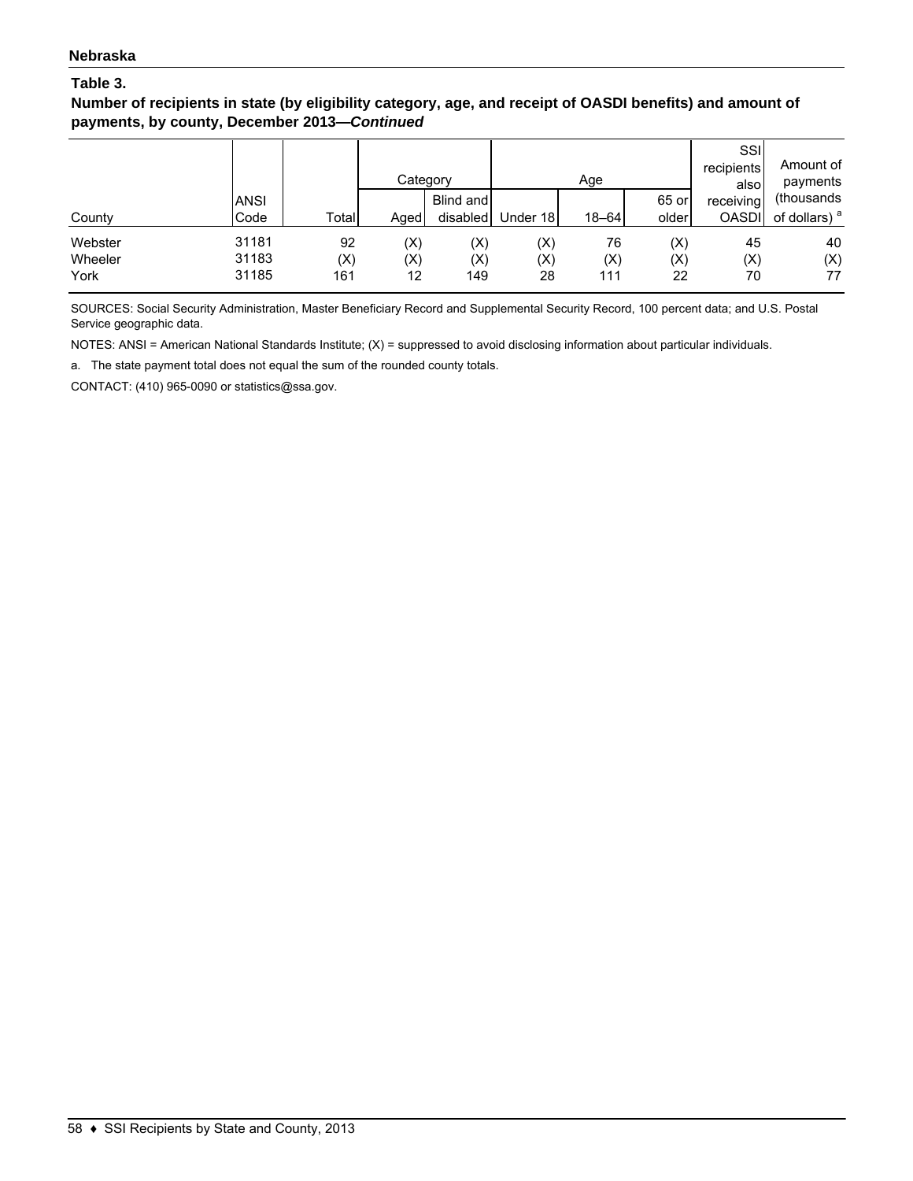**Nebraska**

**Table 3.**

**Number of recipients in state (by eligibility category, age, and receipt of OASDI benefits) and amount of payments, by county, December 2013—*Continued***

| County | ANSI Code | Total | Category | | Age | | | SSI recipients also receiving OASDI | Amount of payments (thousands of dollars) [a] |
|---|---|---|---|---|---|---|---|---|---|
| | | | Aged | Blind and disabled | Under 18 | 18–64 | 65 or older | | |
| Webster | 31181 | 92 | (X) | (X) | (X) | 76 | (X) | 45 | 40 |
| Wheeler | 31183 | (X) | (X) | (X) | (X) | (X) | (X) | (X) | (X) |
| York | 31185 | 161 | 12 | 149 | 28 | 111 | 22 | 70 | 77 |

SOURCES: Social Security Administration, Master Beneficiary Record and Supplemental Security Record, 100 percent data; and U.S. Postal Service geographic data.

NOTES: ANSI = American National Standards Institute; (X) = suppressed to avoid disclosing information about particular individuals.

a. The state payment total does not equal the sum of the rounded county totals.

CONTACT: (410) 965-0090 or statistics@ssa.gov.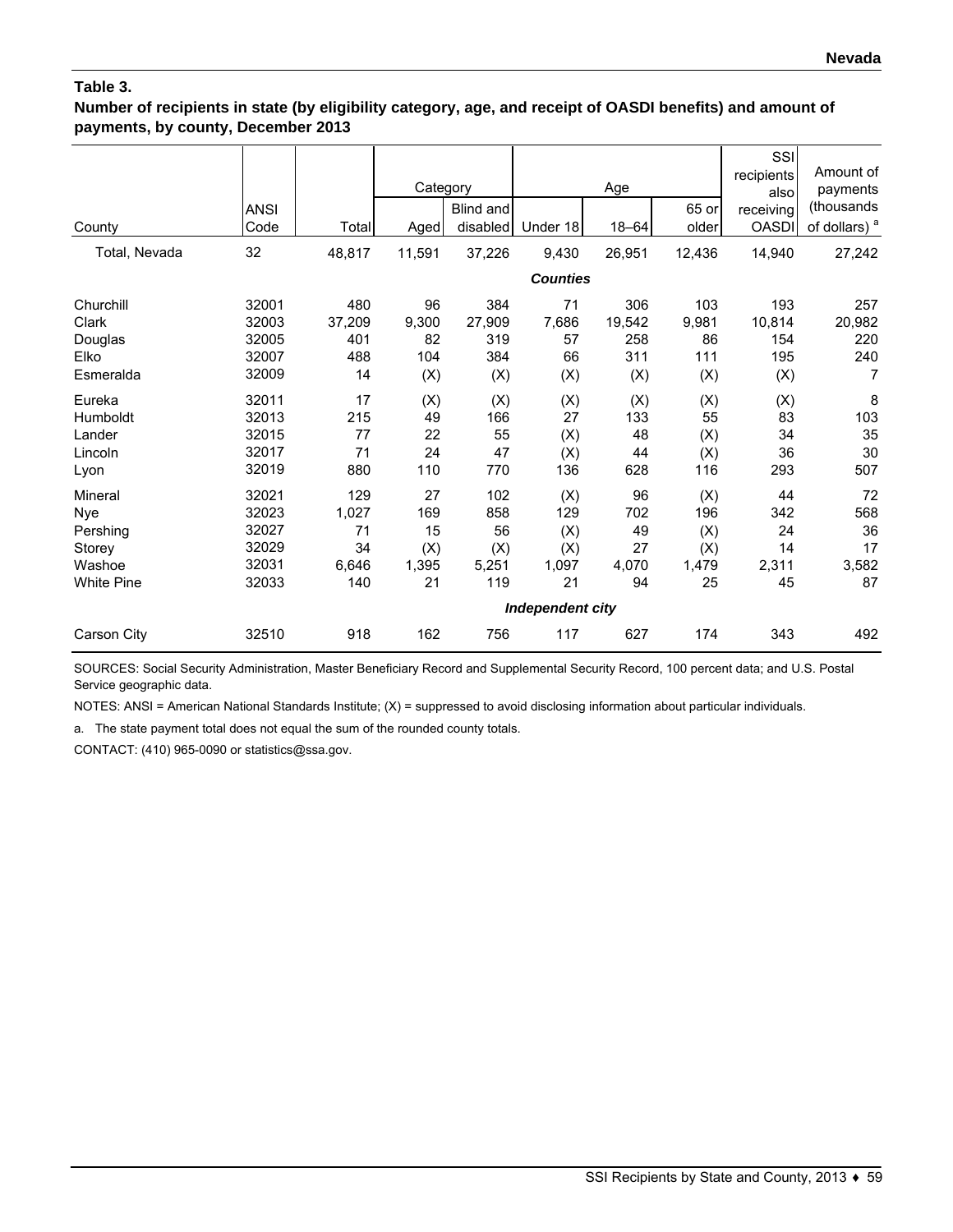**Table 3.**
**Number of recipients in state (by eligibility category, age, and receipt of OASDI benefits) and amount of payments, by county, December 2013**

| County | ANSI Code | Total | Category | | Age | | | SSI recipients also receiving OASDI | Amount of payments (thousands of dollars) [a] |
|---|---|---|---|---|---|---|---|---|---|
| | | | Aged | Blind and disabled | Under 18 | 18–64 | 65 or older | | |
| Total, Nevada | 32 | 48,817 | 11,591 | 37,226 | 9,430 | 26,951 | 12,436 | 14,940 | 27,242 |
| ***Counties*** | | | | | | | | | |
| Churchill | 32001 | 480 | 96 | 384 | 71 | 306 | 103 | 193 | 257 |
| Clark | 32003 | 37,209 | 9,300 | 27,909 | 7,686 | 19,542 | 9,981 | 10,814 | 20,982 |
| Douglas | 32005 | 401 | 82 | 319 | 57 | 258 | 86 | 154 | 220 |
| Elko | 32007 | 488 | 104 | 384 | 66 | 311 | 111 | 195 | 240 |
| Esmeralda | 32009 | 14 | (X) | (X) | (X) | (X) | (X) | (X) | 7 |
| Eureka | 32011 | 17 | (X) | (X) | (X) | (X) | (X) | (X) | 8 |
| Humboldt | 32013 | 215 | 49 | 166 | 27 | 133 | 55 | 83 | 103 |
| Lander | 32015 | 77 | 22 | 55 | (X) | 48 | (X) | 34 | 35 |
| Lincoln | 32017 | 71 | 24 | 47 | (X) | 44 | (X) | 36 | 30 |
| Lyon | 32019 | 880 | 110 | 770 | 136 | 628 | 116 | 293 | 507 |
| Mineral | 32021 | 129 | 27 | 102 | (X) | 96 | (X) | 44 | 72 |
| Nye | 32023 | 1,027 | 169 | 858 | 129 | 702 | 196 | 342 | 568 |
| Pershing | 32027 | 71 | 15 | 56 | (X) | 49 | (X) | 24 | 36 |
| Storey | 32029 | 34 | (X) | (X) | (X) | 27 | (X) | 14 | 17 |
| Washoe | 32031 | 6,646 | 1,395 | 5,251 | 1,097 | 4,070 | 1,479 | 2,311 | 3,582 |
| White Pine | 32033 | 140 | 21 | 119 | 21 | 94 | 25 | 45 | 87 |
| ***Independent city*** | | | | | | | | | |
| Carson City | 32510 | 918 | 162 | 756 | 117 | 627 | 174 | 343 | 492 |

SOURCES: Social Security Administration, Master Beneficiary Record and Supplemental Security Record, 100 percent data; and U.S. Postal Service geographic data.

NOTES: ANSI = American National Standards Institute; (X) = suppressed to avoid disclosing information about particular individuals.

a. The state payment total does not equal the sum of the rounded county totals.

CONTACT: (410) 965-0090 or statistics@ssa.gov.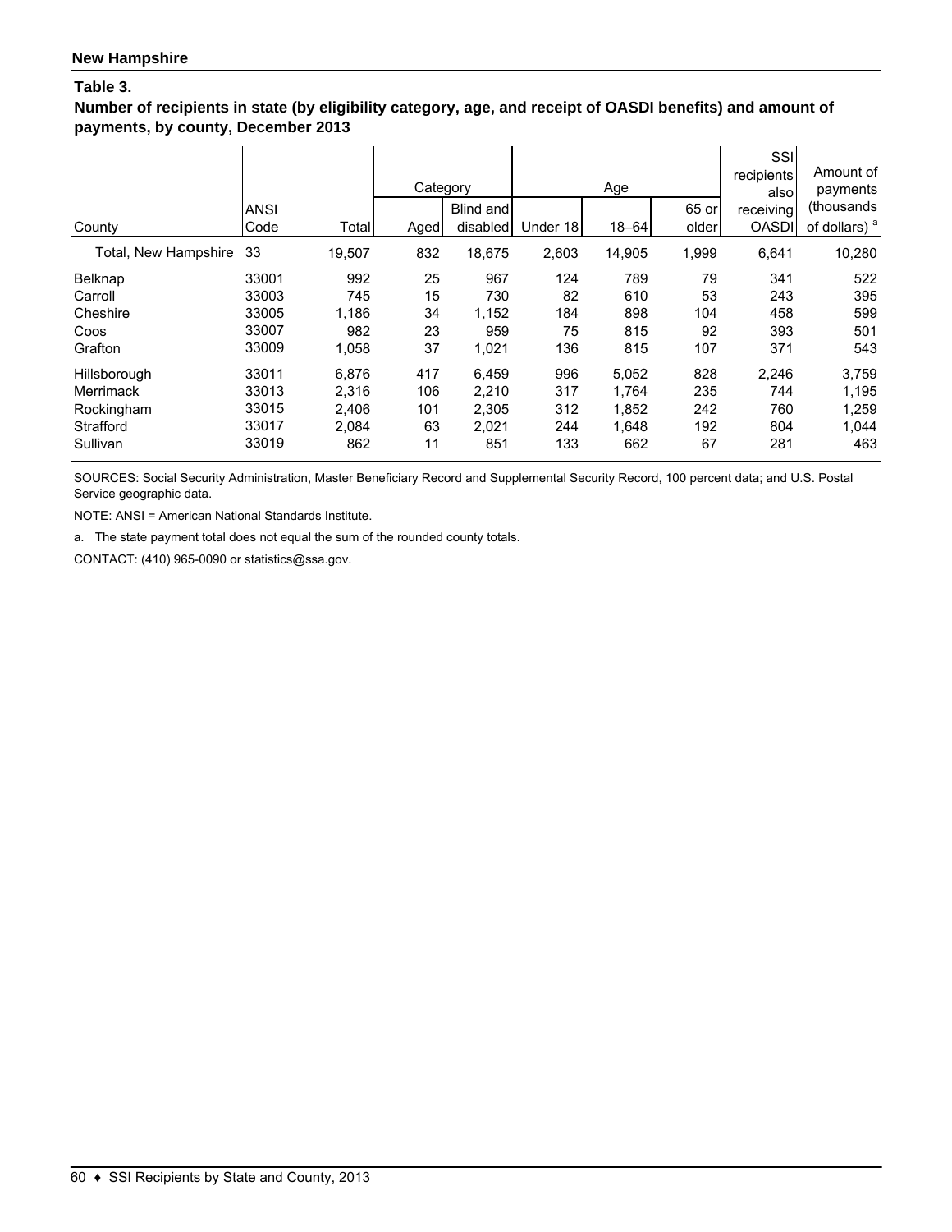**New Hampshire**

**Table 3.**

**Number of recipients in state (by eligibility category, age, and receipt of OASDI benefits) and amount of payments, by county, December 2013**

| County | ANSI Code | Total | Category | | Age | | | SSI recipients also receiving OASDI | Amount of payments (thousands of dollars) [a] |
|---|---|---|---|---|---|---|---|---|---|
| | | | Aged | Blind and disabled | Under 18 | 18–64 | 65 or older | | |
| Total, New Hampshire | 33 | 19,507 | 832 | 18,675 | 2,603 | 14,905 | 1,999 | 6,641 | 10,280 |
| Belknap | 33001 | 992 | 25 | 967 | 124 | 789 | 79 | 341 | 522 |
| Carroll | 33003 | 745 | 15 | 730 | 82 | 610 | 53 | 243 | 395 |
| Cheshire | 33005 | 1,186 | 34 | 1,152 | 184 | 898 | 104 | 458 | 599 |
| Coos | 33007 | 982 | 23 | 959 | 75 | 815 | 92 | 393 | 501 |
| Grafton | 33009 | 1,058 | 37 | 1,021 | 136 | 815 | 107 | 371 | 543 |
| Hillsborough | 33011 | 6,876 | 417 | 6,459 | 996 | 5,052 | 828 | 2,246 | 3,759 |
| Merrimack | 33013 | 2,316 | 106 | 2,210 | 317 | 1,764 | 235 | 744 | 1,195 |
| Rockingham | 33015 | 2,406 | 101 | 2,305 | 312 | 1,852 | 242 | 760 | 1,259 |
| Strafford | 33017 | 2,084 | 63 | 2,021 | 244 | 1,648 | 192 | 804 | 1,044 |
| Sullivan | 33019 | 862 | 11 | 851 | 133 | 662 | 67 | 281 | 463 |

SOURCES: Social Security Administration, Master Beneficiary Record and Supplemental Security Record, 100 percent data; and U.S. Postal Service geographic data.

NOTE: ANSI = American National Standards Institute.

a. The state payment total does not equal the sum of the rounded county totals.

CONTACT: (410) 965-0090 or statistics@ssa.gov.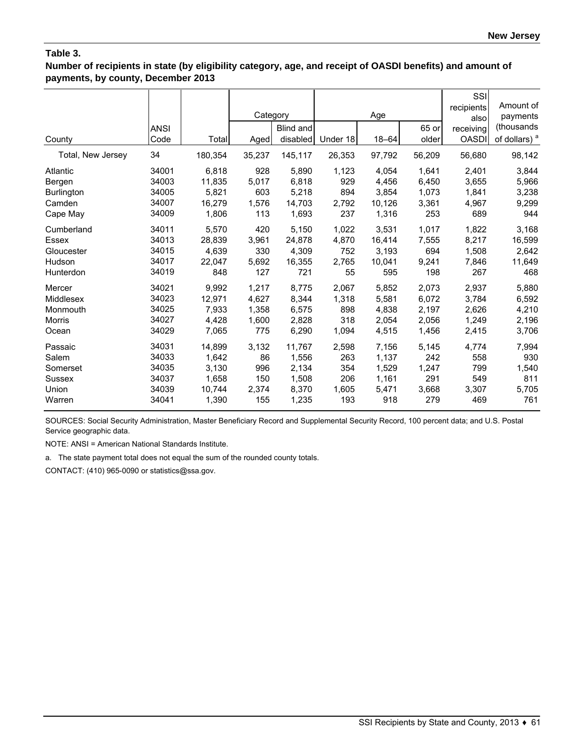**Table 3.**
**Number of recipients in state (by eligibility category, age, and receipt of OASDI benefits) and amount of payments, by county, December 2013**

| County | ANSI Code | Total | Category | | Age | | | SSI recipients also receiving OASDI | Amount of payments (thousands of dollars) [a] |
|---|---|---|---|---|---|---|---|---|---|
| | | | Aged | Blind and disabled | Under 18 | 18–64 | 65 or older | | |
| Total, New Jersey | 34 | 180,354 | 35,237 | 145,117 | 26,353 | 97,792 | 56,209 | 56,680 | 98,142 |
| Atlantic | 34001 | 6,818 | 928 | 5,890 | 1,123 | 4,054 | 1,641 | 2,401 | 3,844 |
| Bergen | 34003 | 11,835 | 5,017 | 6,818 | 929 | 4,456 | 6,450 | 3,655 | 5,966 |
| Burlington | 34005 | 5,821 | 603 | 5,218 | 894 | 3,854 | 1,073 | 1,841 | 3,238 |
| Camden | 34007 | 16,279 | 1,576 | 14,703 | 2,792 | 10,126 | 3,361 | 4,967 | 9,299 |
| Cape May | 34009 | 1,806 | 113 | 1,693 | 237 | 1,316 | 253 | 689 | 944 |
| Cumberland | 34011 | 5,570 | 420 | 5,150 | 1,022 | 3,531 | 1,017 | 1,822 | 3,168 |
| Essex | 34013 | 28,839 | 3,961 | 24,878 | 4,870 | 16,414 | 7,555 | 8,217 | 16,599 |
| Gloucester | 34015 | 4,639 | 330 | 4,309 | 752 | 3,193 | 694 | 1,508 | 2,642 |
| Hudson | 34017 | 22,047 | 5,692 | 16,355 | 2,765 | 10,041 | 9,241 | 7,846 | 11,649 |
| Hunterdon | 34019 | 848 | 127 | 721 | 55 | 595 | 198 | 267 | 468 |
| Mercer | 34021 | 9,992 | 1,217 | 8,775 | 2,067 | 5,852 | 2,073 | 2,937 | 5,880 |
| Middlesex | 34023 | 12,971 | 4,627 | 8,344 | 1,318 | 5,581 | 6,072 | 3,784 | 6,592 |
| Monmouth | 34025 | 7,933 | 1,358 | 6,575 | 898 | 4,838 | 2,197 | 2,626 | 4,210 |
| Morris | 34027 | 4,428 | 1,600 | 2,828 | 318 | 2,054 | 2,056 | 1,249 | 2,196 |
| Ocean | 34029 | 7,065 | 775 | 6,290 | 1,094 | 4,515 | 1,456 | 2,415 | 3,706 |
| Passaic | 34031 | 14,899 | 3,132 | 11,767 | 2,598 | 7,156 | 5,145 | 4,774 | 7,994 |
| Salem | 34033 | 1,642 | 86 | 1,556 | 263 | 1,137 | 242 | 558 | 930 |
| Somerset | 34035 | 3,130 | 996 | 2,134 | 354 | 1,529 | 1,247 | 799 | 1,540 |
| Sussex | 34037 | 1,658 | 150 | 1,508 | 206 | 1,161 | 291 | 549 | 811 |
| Union | 34039 | 10,744 | 2,374 | 8,370 | 1,605 | 5,471 | 3,668 | 3,307 | 5,705 |
| Warren | 34041 | 1,390 | 155 | 1,235 | 193 | 918 | 279 | 469 | 761 |

SOURCES: Social Security Administration, Master Beneficiary Record and Supplemental Security Record, 100 percent data; and U.S. Postal Service geographic data.

NOTE: ANSI = American National Standards Institute.

a. The state payment total does not equal the sum of the rounded county totals.

CONTACT: (410) 965-0090 or statistics@ssa.gov.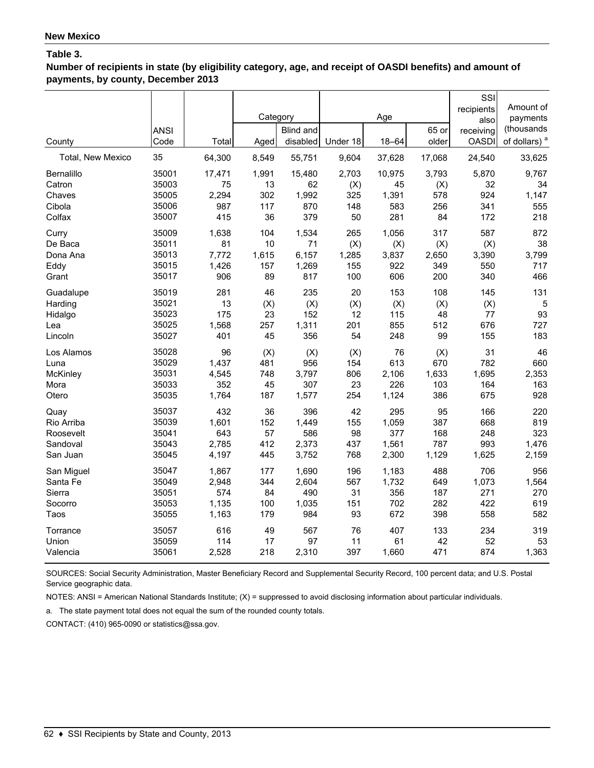**New Mexico**

**Table 3.**

**Number of recipients in state (by eligibility category, age, and receipt of OASDI benefits) and amount of payments, by county, December 2013**

| County | ANSI Code | Total | Category | | Age | | | SSI recipients also receiving OASDI | Amount of payments (thousands of dollars) [a] |
|---|---|---|---|---|---|---|---|---|---|
| | | | Aged | Blind and disabled | Under 18 | 18–64 | 65 or older | | |
| Total, New Mexico | 35 | 64,300 | 8,549 | 55,751 | 9,604 | 37,628 | 17,068 | 24,540 | 33,625 |
| Bernalillo | 35001 | 17,471 | 1,991 | 15,480 | 2,703 | 10,975 | 3,793 | 5,870 | 9,767 |
| Catron | 35003 | 75 | 13 | 62 | (X) | 45 | (X) | 32 | 34 |
| Chaves | 35005 | 2,294 | 302 | 1,992 | 325 | 1,391 | 578 | 924 | 1,147 |
| Cibola | 35006 | 987 | 117 | 870 | 148 | 583 | 256 | 341 | 555 |
| Colfax | 35007 | 415 | 36 | 379 | 50 | 281 | 84 | 172 | 218 |
| Curry | 35009 | 1,638 | 104 | 1,534 | 265 | 1,056 | 317 | 587 | 872 |
| De Baca | 35011 | 81 | 10 | 71 | (X) | (X) | (X) | (X) | 38 |
| Dona Ana | 35013 | 7,772 | 1,615 | 6,157 | 1,285 | 3,837 | 2,650 | 3,390 | 3,799 |
| Eddy | 35015 | 1,426 | 157 | 1,269 | 155 | 922 | 349 | 550 | 717 |
| Grant | 35017 | 906 | 89 | 817 | 100 | 606 | 200 | 340 | 466 |
| Guadalupe | 35019 | 281 | 46 | 235 | 20 | 153 | 108 | 145 | 131 |
| Harding | 35021 | 13 | (X) | (X) | (X) | (X) | (X) | (X) | 5 |
| Hidalgo | 35023 | 175 | 23 | 152 | 12 | 115 | 48 | 77 | 93 |
| Lea | 35025 | 1,568 | 257 | 1,311 | 201 | 855 | 512 | 676 | 727 |
| Lincoln | 35027 | 401 | 45 | 356 | 54 | 248 | 99 | 155 | 183 |
| Los Alamos | 35028 | 96 | (X) | (X) | (X) | 76 | (X) | 31 | 46 |
| Luna | 35029 | 1,437 | 481 | 956 | 154 | 613 | 670 | 782 | 660 |
| McKinley | 35031 | 4,545 | 748 | 3,797 | 806 | 2,106 | 1,633 | 1,695 | 2,353 |
| Mora | 35033 | 352 | 45 | 307 | 23 | 226 | 103 | 164 | 163 |
| Otero | 35035 | 1,764 | 187 | 1,577 | 254 | 1,124 | 386 | 675 | 928 |
| Quay | 35037 | 432 | 36 | 396 | 42 | 295 | 95 | 166 | 220 |
| Rio Arriba | 35039 | 1,601 | 152 | 1,449 | 155 | 1,059 | 387 | 668 | 819 |
| Roosevelt | 35041 | 643 | 57 | 586 | 98 | 377 | 168 | 248 | 323 |
| Sandoval | 35043 | 2,785 | 412 | 2,373 | 437 | 1,561 | 787 | 993 | 1,476 |
| San Juan | 35045 | 4,197 | 445 | 3,752 | 768 | 2,300 | 1,129 | 1,625 | 2,159 |
| San Miguel | 35047 | 1,867 | 177 | 1,690 | 196 | 1,183 | 488 | 706 | 956 |
| Santa Fe | 35049 | 2,948 | 344 | 2,604 | 567 | 1,732 | 649 | 1,073 | 1,564 |
| Sierra | 35051 | 574 | 84 | 490 | 31 | 356 | 187 | 271 | 270 |
| Socorro | 35053 | 1,135 | 100 | 1,035 | 151 | 702 | 282 | 422 | 619 |
| Taos | 35055 | 1,163 | 179 | 984 | 93 | 672 | 398 | 558 | 582 |
| Torrance | 35057 | 616 | 49 | 567 | 76 | 407 | 133 | 234 | 319 |
| Union | 35059 | 114 | 17 | 97 | 11 | 61 | 42 | 52 | 53 |
| Valencia | 35061 | 2,528 | 218 | 2,310 | 397 | 1,660 | 471 | 874 | 1,363 |

SOURCES: Social Security Administration, Master Beneficiary Record and Supplemental Security Record, 100 percent data; and U.S. Postal Service geographic data.

NOTES: ANSI = American National Standards Institute; (X) = suppressed to avoid disclosing information about particular individuals.

a. The state payment total does not equal the sum of the rounded county totals.

CONTACT: (410) 965-0090 or statistics@ssa.gov.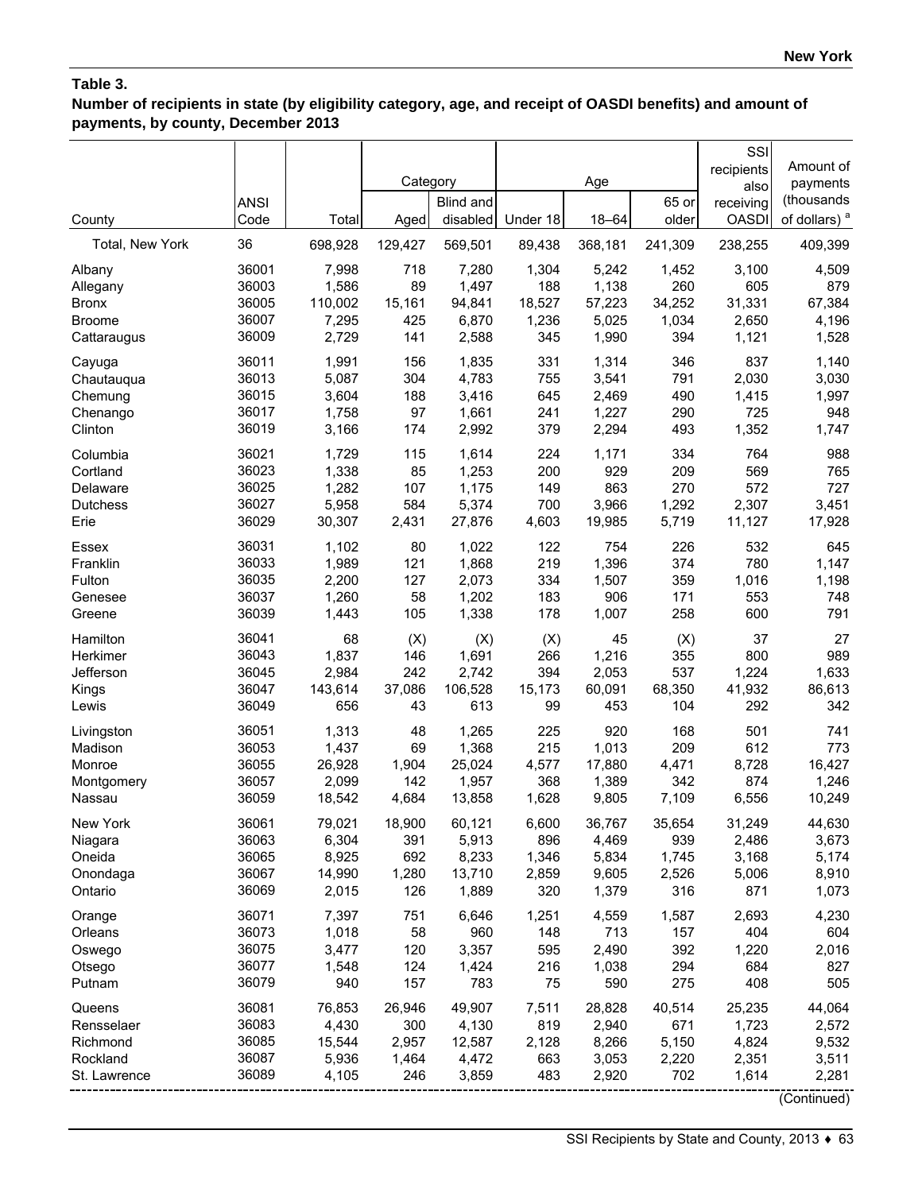**Table 3.**
**Number of recipients in state (by eligibility category, age, and receipt of OASDI benefits) and amount of payments, by county, December 2013**

| County | ANSI Code | Total | Category | | Age | | | SSI recipients also receiving OASDI | Amount of payments (thousands of dollars) [a] |
|---|---|---|---|---|---|---|---|---|---|
| | | | Aged | Blind and disabled | Under 18 | 18–64 | 65 or older | | |
| Total, New York | 36 | 698,928 | 129,427 | 569,501 | 89,438 | 368,181 | 241,309 | 238,255 | 409,399 |
| Albany | 36001 | 7,998 | 718 | 7,280 | 1,304 | 5,242 | 1,452 | 3,100 | 4,509 |
| Allegany | 36003 | 1,586 | 89 | 1,497 | 188 | 1,138 | 260 | 605 | 879 |
| Bronx | 36005 | 110,002 | 15,161 | 94,841 | 18,527 | 57,223 | 34,252 | 31,331 | 67,384 |
| Broome | 36007 | 7,295 | 425 | 6,870 | 1,236 | 5,025 | 1,034 | 2,650 | 4,196 |
| Cattaraugus | 36009 | 2,729 | 141 | 2,588 | 345 | 1,990 | 394 | 1,121 | 1,528 |
| Cayuga | 36011 | 1,991 | 156 | 1,835 | 331 | 1,314 | 346 | 837 | 1,140 |
| Chautauqua | 36013 | 5,087 | 304 | 4,783 | 755 | 3,541 | 791 | 2,030 | 3,030 |
| Chemung | 36015 | 3,604 | 188 | 3,416 | 645 | 2,469 | 490 | 1,415 | 1,997 |
| Chenango | 36017 | 1,758 | 97 | 1,661 | 241 | 1,227 | 290 | 725 | 948 |
| Clinton | 36019 | 3,166 | 174 | 2,992 | 379 | 2,294 | 493 | 1,352 | 1,747 |
| Columbia | 36021 | 1,729 | 115 | 1,614 | 224 | 1,171 | 334 | 764 | 988 |
| Cortland | 36023 | 1,338 | 85 | 1,253 | 200 | 929 | 209 | 569 | 765 |
| Delaware | 36025 | 1,282 | 107 | 1,175 | 149 | 863 | 270 | 572 | 727 |
| Dutchess | 36027 | 5,958 | 584 | 5,374 | 700 | 3,966 | 1,292 | 2,307 | 3,451 |
| Erie | 36029 | 30,307 | 2,431 | 27,876 | 4,603 | 19,985 | 5,719 | 11,127 | 17,928 |
| Essex | 36031 | 1,102 | 80 | 1,022 | 122 | 754 | 226 | 532 | 645 |
| Franklin | 36033 | 1,989 | 121 | 1,868 | 219 | 1,396 | 374 | 780 | 1,147 |
| Fulton | 36035 | 2,200 | 127 | 2,073 | 334 | 1,507 | 359 | 1,016 | 1,198 |
| Genesee | 36037 | 1,260 | 58 | 1,202 | 183 | 906 | 171 | 553 | 748 |
| Greene | 36039 | 1,443 | 105 | 1,338 | 178 | 1,007 | 258 | 600 | 791 |
| Hamilton | 36041 | 68 | (X) | (X) | (X) | 45 | (X) | 37 | 27 |
| Herkimer | 36043 | 1,837 | 146 | 1,691 | 266 | 1,216 | 355 | 800 | 989 |
| Jefferson | 36045 | 2,984 | 242 | 2,742 | 394 | 2,053 | 537 | 1,224 | 1,633 |
| Kings | 36047 | 143,614 | 37,086 | 106,528 | 15,173 | 60,091 | 68,350 | 41,932 | 86,613 |
| Lewis | 36049 | 656 | 43 | 613 | 99 | 453 | 104 | 292 | 342 |
| Livingston | 36051 | 1,313 | 48 | 1,265 | 225 | 920 | 168 | 501 | 741 |
| Madison | 36053 | 1,437 | 69 | 1,368 | 215 | 1,013 | 209 | 612 | 773 |
| Monroe | 36055 | 26,928 | 1,904 | 25,024 | 4,577 | 17,880 | 4,471 | 8,728 | 16,427 |
| Montgomery | 36057 | 2,099 | 142 | 1,957 | 368 | 1,389 | 342 | 874 | 1,246 |
| Nassau | 36059 | 18,542 | 4,684 | 13,858 | 1,628 | 9,805 | 7,109 | 6,556 | 10,249 |
| New York | 36061 | 79,021 | 18,900 | 60,121 | 6,600 | 36,767 | 35,654 | 31,249 | 44,630 |
| Niagara | 36063 | 6,304 | 391 | 5,913 | 896 | 4,469 | 939 | 2,486 | 3,673 |
| Oneida | 36065 | 8,925 | 692 | 8,233 | 1,346 | 5,834 | 1,745 | 3,168 | 5,174 |
| Onondaga | 36067 | 14,990 | 1,280 | 13,710 | 2,859 | 9,605 | 2,526 | 5,006 | 8,910 |
| Ontario | 36069 | 2,015 | 126 | 1,889 | 320 | 1,379 | 316 | 871 | 1,073 |
| Orange | 36071 | 7,397 | 751 | 6,646 | 1,251 | 4,559 | 1,587 | 2,693 | 4,230 |
| Orleans | 36073 | 1,018 | 58 | 960 | 148 | 713 | 157 | 404 | 604 |
| Oswego | 36075 | 3,477 | 120 | 3,357 | 595 | 2,490 | 392 | 1,220 | 2,016 |
| Otsego | 36077 | 1,548 | 124 | 1,424 | 216 | 1,038 | 294 | 684 | 827 |
| Putnam | 36079 | 940 | 157 | 783 | 75 | 590 | 275 | 408 | 505 |
| Queens | 36081 | 76,853 | 26,946 | 49,907 | 7,511 | 28,828 | 40,514 | 25,235 | 44,064 |
| Rensselaer | 36083 | 4,430 | 300 | 4,130 | 819 | 2,940 | 671 | 1,723 | 2,572 |
| Richmond | 36085 | 15,544 | 2,957 | 12,587 | 2,128 | 8,266 | 5,150 | 4,824 | 9,532 |
| Rockland | 36087 | 5,936 | 1,464 | 4,472 | 663 | 3,053 | 2,220 | 2,351 | 3,511 |
| St. Lawrence | 36089 | 4,105 | 246 | 3,859 | 483 | 2,920 | 702 | 1,614 | 2,281 |

(Continued)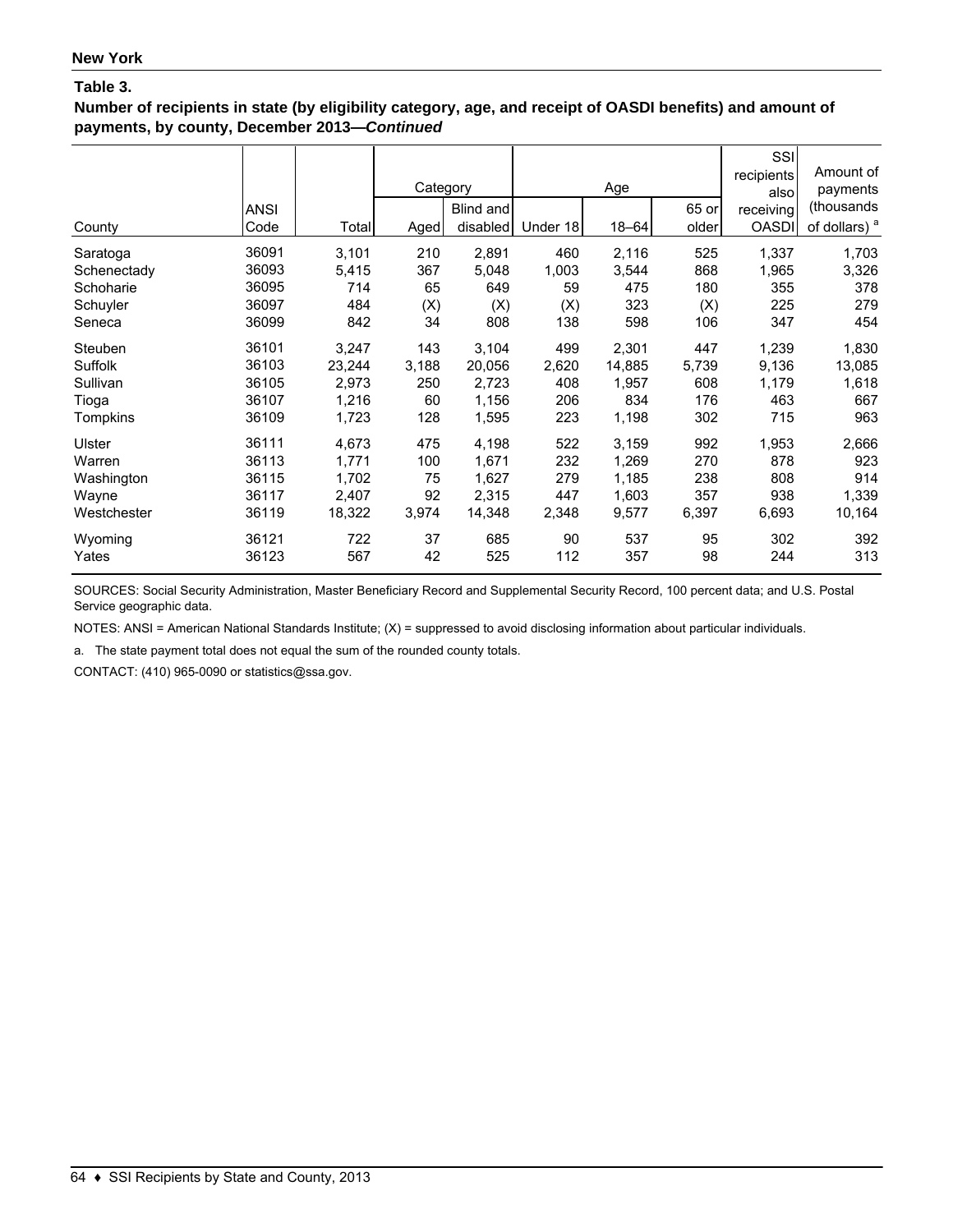**New York**

**Table 3.**

**Number of recipients in state (by eligibility category, age, and receipt of OASDI benefits) and amount of payments, by county, December 2013—*Continued***

| County | ANSI Code | Total | Category | | Age | | | SSI recipients also receiving OASDI | Amount of payments (thousands of dollars) [a] |
|---|---|---|---|---|---|---|---|---|---|
| | | | Aged | Blind and disabled | Under 18 | 18–64 | 65 or older | | |
| Saratoga | 36091 | 3,101 | 210 | 2,891 | 460 | 2,116 | 525 | 1,337 | 1,703 |
| Schenectady | 36093 | 5,415 | 367 | 5,048 | 1,003 | 3,544 | 868 | 1,965 | 3,326 |
| Schoharie | 36095 | 714 | 65 | 649 | 59 | 475 | 180 | 355 | 378 |
| Schuyler | 36097 | 484 | (X) | (X) | (X) | 323 | (X) | 225 | 279 |
| Seneca | 36099 | 842 | 34 | 808 | 138 | 598 | 106 | 347 | 454 |
| Steuben | 36101 | 3,247 | 143 | 3,104 | 499 | 2,301 | 447 | 1,239 | 1,830 |
| Suffolk | 36103 | 23,244 | 3,188 | 20,056 | 2,620 | 14,885 | 5,739 | 9,136 | 13,085 |
| Sullivan | 36105 | 2,973 | 250 | 2,723 | 408 | 1,957 | 608 | 1,179 | 1,618 |
| Tioga | 36107 | 1,216 | 60 | 1,156 | 206 | 834 | 176 | 463 | 667 |
| Tompkins | 36109 | 1,723 | 128 | 1,595 | 223 | 1,198 | 302 | 715 | 963 |
| Ulster | 36111 | 4,673 | 475 | 4,198 | 522 | 3,159 | 992 | 1,953 | 2,666 |
| Warren | 36113 | 1,771 | 100 | 1,671 | 232 | 1,269 | 270 | 878 | 923 |
| Washington | 36115 | 1,702 | 75 | 1,627 | 279 | 1,185 | 238 | 808 | 914 |
| Wayne | 36117 | 2,407 | 92 | 2,315 | 447 | 1,603 | 357 | 938 | 1,339 |
| Westchester | 36119 | 18,322 | 3,974 | 14,348 | 2,348 | 9,577 | 6,397 | 6,693 | 10,164 |
| Wyoming | 36121 | 722 | 37 | 685 | 90 | 537 | 95 | 302 | 392 |
| Yates | 36123 | 567 | 42 | 525 | 112 | 357 | 98 | 244 | 313 |

SOURCES: Social Security Administration, Master Beneficiary Record and Supplemental Security Record, 100 percent data; and U.S. Postal Service geographic data.

NOTES: ANSI = American National Standards Institute; (X) = suppressed to avoid disclosing information about particular individuals.

a. The state payment total does not equal the sum of the rounded county totals.

CONTACT: (410) 965-0090 or statistics@ssa.gov.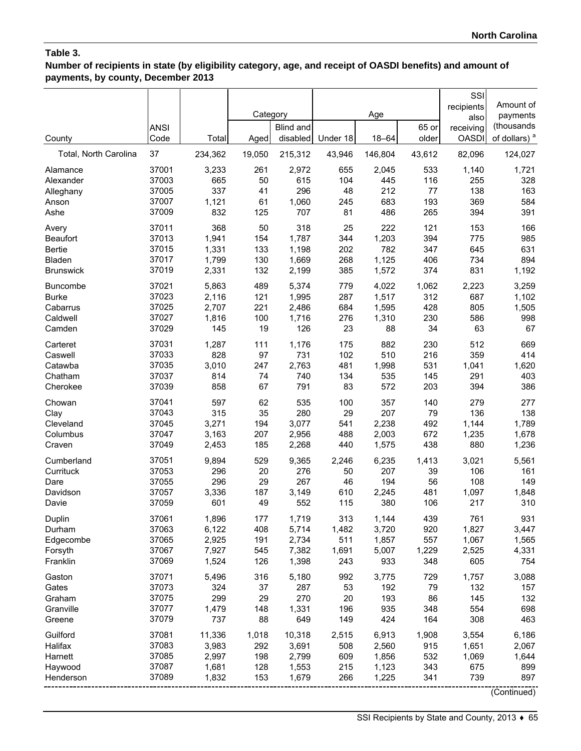**Table 3.**

**Number of recipients in state (by eligibility category, age, and receipt of OASDI benefits) and amount of payments, by county, December 2013**

| County | ANSI Code | Total | Category | | Age | | | SSI recipients also receiving OASDI | Amount of payments (thousands of dollars) [a] |
|---|---|---|---|---|---|---|---|---|---|
| | | | Aged | Blind and disabled | Under 18 | 18–64 | 65 or older | | |
| Total, North Carolina | 37 | 234,362 | 19,050 | 215,312 | 43,946 | 146,804 | 43,612 | 82,096 | 124,027 |
| Alamance | 37001 | 3,233 | 261 | 2,972 | 655 | 2,045 | 533 | 1,140 | 1,721 |
| Alexander | 37003 | 665 | 50 | 615 | 104 | 445 | 116 | 255 | 328 |
| Alleghany | 37005 | 337 | 41 | 296 | 48 | 212 | 77 | 138 | 163 |
| Anson | 37007 | 1,121 | 61 | 1,060 | 245 | 683 | 193 | 369 | 584 |
| Ashe | 37009 | 832 | 125 | 707 | 81 | 486 | 265 | 394 | 391 |
| Avery | 37011 | 368 | 50 | 318 | 25 | 222 | 121 | 153 | 166 |
| Beaufort | 37013 | 1,941 | 154 | 1,787 | 344 | 1,203 | 394 | 775 | 985 |
| Bertie | 37015 | 1,331 | 133 | 1,198 | 202 | 782 | 347 | 645 | 631 |
| Bladen | 37017 | 1,799 | 130 | 1,669 | 268 | 1,125 | 406 | 734 | 894 |
| Brunswick | 37019 | 2,331 | 132 | 2,199 | 385 | 1,572 | 374 | 831 | 1,192 |
| Buncombe | 37021 | 5,863 | 489 | 5,374 | 779 | 4,022 | 1,062 | 2,223 | 3,259 |
| Burke | 37023 | 2,116 | 121 | 1,995 | 287 | 1,517 | 312 | 687 | 1,102 |
| Cabarrus | 37025 | 2,707 | 221 | 2,486 | 684 | 1,595 | 428 | 805 | 1,505 |
| Caldwell | 37027 | 1,816 | 100 | 1,716 | 276 | 1,310 | 230 | 586 | 998 |
| Camden | 37029 | 145 | 19 | 126 | 23 | 88 | 34 | 63 | 67 |
| Carteret | 37031 | 1,287 | 111 | 1,176 | 175 | 882 | 230 | 512 | 669 |
| Caswell | 37033 | 828 | 97 | 731 | 102 | 510 | 216 | 359 | 414 |
| Catawba | 37035 | 3,010 | 247 | 2,763 | 481 | 1,998 | 531 | 1,041 | 1,620 |
| Chatham | 37037 | 814 | 74 | 740 | 134 | 535 | 145 | 291 | 403 |
| Cherokee | 37039 | 858 | 67 | 791 | 83 | 572 | 203 | 394 | 386 |
| Chowan | 37041 | 597 | 62 | 535 | 100 | 357 | 140 | 279 | 277 |
| Clay | 37043 | 315 | 35 | 280 | 29 | 207 | 79 | 136 | 138 |
| Cleveland | 37045 | 3,271 | 194 | 3,077 | 541 | 2,238 | 492 | 1,144 | 1,789 |
| Columbus | 37047 | 3,163 | 207 | 2,956 | 488 | 2,003 | 672 | 1,235 | 1,678 |
| Craven | 37049 | 2,453 | 185 | 2,268 | 440 | 1,575 | 438 | 880 | 1,236 |
| Cumberland | 37051 | 9,894 | 529 | 9,365 | 2,246 | 6,235 | 1,413 | 3,021 | 5,561 |
| Currituck | 37053 | 296 | 20 | 276 | 50 | 207 | 39 | 106 | 161 |
| Dare | 37055 | 296 | 29 | 267 | 46 | 194 | 56 | 108 | 149 |
| Davidson | 37057 | 3,336 | 187 | 3,149 | 610 | 2,245 | 481 | 1,097 | 1,848 |
| Davie | 37059 | 601 | 49 | 552 | 115 | 380 | 106 | 217 | 310 |
| Duplin | 37061 | 1,896 | 177 | 1,719 | 313 | 1,144 | 439 | 761 | 931 |
| Durham | 37063 | 6,122 | 408 | 5,714 | 1,482 | 3,720 | 920 | 1,827 | 3,447 |
| Edgecombe | 37065 | 2,925 | 191 | 2,734 | 511 | 1,857 | 557 | 1,067 | 1,565 |
| Forsyth | 37067 | 7,927 | 545 | 7,382 | 1,691 | 5,007 | 1,229 | 2,525 | 4,331 |
| Franklin | 37069 | 1,524 | 126 | 1,398 | 243 | 933 | 348 | 605 | 754 |
| Gaston | 37071 | 5,496 | 316 | 5,180 | 992 | 3,775 | 729 | 1,757 | 3,088 |
| Gates | 37073 | 324 | 37 | 287 | 53 | 192 | 79 | 132 | 157 |
| Graham | 37075 | 299 | 29 | 270 | 20 | 193 | 86 | 145 | 132 |
| Granville | 37077 | 1,479 | 148 | 1,331 | 196 | 935 | 348 | 554 | 698 |
| Greene | 37079 | 737 | 88 | 649 | 149 | 424 | 164 | 308 | 463 |
| Guilford | 37081 | 11,336 | 1,018 | 10,318 | 2,515 | 6,913 | 1,908 | 3,554 | 6,186 |
| Halifax | 37083 | 3,983 | 292 | 3,691 | 508 | 2,560 | 915 | 1,651 | 2,067 |
| Harnett | 37085 | 2,997 | 198 | 2,799 | 609 | 1,856 | 532 | 1,069 | 1,644 |
| Haywood | 37087 | 1,681 | 128 | 1,553 | 215 | 1,123 | 343 | 675 | 899 |
| Henderson | 37089 | 1,832 | 153 | 1,679 | 266 | 1,225 | 341 | 739 | 897 |

(Continued)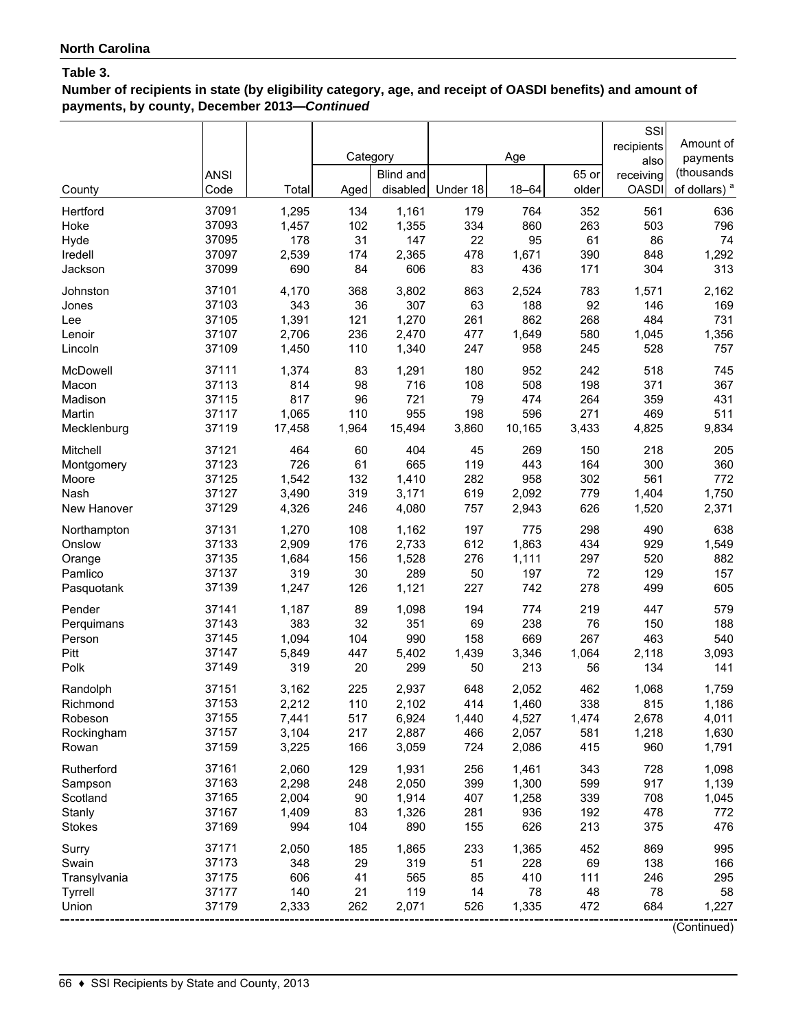**North Carolina**

**Table 3.**

**Number of recipients in state (by eligibility category, age, and receipt of OASDI benefits) and amount of payments, by county, December 2013—*Continued***

| County | ANSI Code | Total | Category | | Age | | | SSI recipients also receiving OASDI | Amount of payments (thousands of dollars) [a] |
|---|---|---|---|---|---|---|---|---|---|
| | | | Aged | Blind and disabled | Under 18 | 18–64 | 65 or older | | |
| Hertford | 37091 | 1,295 | 134 | 1,161 | 179 | 764 | 352 | 561 | 636 |
| Hoke | 37093 | 1,457 | 102 | 1,355 | 334 | 860 | 263 | 503 | 796 |
| Hyde | 37095 | 178 | 31 | 147 | 22 | 95 | 61 | 86 | 74 |
| Iredell | 37097 | 2,539 | 174 | 2,365 | 478 | 1,671 | 390 | 848 | 1,292 |
| Jackson | 37099 | 690 | 84 | 606 | 83 | 436 | 171 | 304 | 313 |
| Johnston | 37101 | 4,170 | 368 | 3,802 | 863 | 2,524 | 783 | 1,571 | 2,162 |
| Jones | 37103 | 343 | 36 | 307 | 63 | 188 | 92 | 146 | 169 |
| Lee | 37105 | 1,391 | 121 | 1,270 | 261 | 862 | 268 | 484 | 731 |
| Lenoir | 37107 | 2,706 | 236 | 2,470 | 477 | 1,649 | 580 | 1,045 | 1,356 |
| Lincoln | 37109 | 1,450 | 110 | 1,340 | 247 | 958 | 245 | 528 | 757 |
| McDowell | 37111 | 1,374 | 83 | 1,291 | 180 | 952 | 242 | 518 | 745 |
| Macon | 37113 | 814 | 98 | 716 | 108 | 508 | 198 | 371 | 367 |
| Madison | 37115 | 817 | 96 | 721 | 79 | 474 | 264 | 359 | 431 |
| Martin | 37117 | 1,065 | 110 | 955 | 198 | 596 | 271 | 469 | 511 |
| Mecklenburg | 37119 | 17,458 | 1,964 | 15,494 | 3,860 | 10,165 | 3,433 | 4,825 | 9,834 |
| Mitchell | 37121 | 464 | 60 | 404 | 45 | 269 | 150 | 218 | 205 |
| Montgomery | 37123 | 726 | 61 | 665 | 119 | 443 | 164 | 300 | 360 |
| Moore | 37125 | 1,542 | 132 | 1,410 | 282 | 958 | 302 | 561 | 772 |
| Nash | 37127 | 3,490 | 319 | 3,171 | 619 | 2,092 | 779 | 1,404 | 1,750 |
| New Hanover | 37129 | 4,326 | 246 | 4,080 | 757 | 2,943 | 626 | 1,520 | 2,371 |
| Northampton | 37131 | 1,270 | 108 | 1,162 | 197 | 775 | 298 | 490 | 638 |
| Onslow | 37133 | 2,909 | 176 | 2,733 | 612 | 1,863 | 434 | 929 | 1,549 |
| Orange | 37135 | 1,684 | 156 | 1,528 | 276 | 1,111 | 297 | 520 | 882 |
| Pamlico | 37137 | 319 | 30 | 289 | 50 | 197 | 72 | 129 | 157 |
| Pasquotank | 37139 | 1,247 | 126 | 1,121 | 227 | 742 | 278 | 499 | 605 |
| Pender | 37141 | 1,187 | 89 | 1,098 | 194 | 774 | 219 | 447 | 579 |
| Perquimans | 37143 | 383 | 32 | 351 | 69 | 238 | 76 | 150 | 188 |
| Person | 37145 | 1,094 | 104 | 990 | 158 | 669 | 267 | 463 | 540 |
| Pitt | 37147 | 5,849 | 447 | 5,402 | 1,439 | 3,346 | 1,064 | 2,118 | 3,093 |
| Polk | 37149 | 319 | 20 | 299 | 50 | 213 | 56 | 134 | 141 |
| Randolph | 37151 | 3,162 | 225 | 2,937 | 648 | 2,052 | 462 | 1,068 | 1,759 |
| Richmond | 37153 | 2,212 | 110 | 2,102 | 414 | 1,460 | 338 | 815 | 1,186 |
| Robeson | 37155 | 7,441 | 517 | 6,924 | 1,440 | 4,527 | 1,474 | 2,678 | 4,011 |
| Rockingham | 37157 | 3,104 | 217 | 2,887 | 466 | 2,057 | 581 | 1,218 | 1,630 |
| Rowan | 37159 | 3,225 | 166 | 3,059 | 724 | 2,086 | 415 | 960 | 1,791 |
| Rutherford | 37161 | 2,060 | 129 | 1,931 | 256 | 1,461 | 343 | 728 | 1,098 |
| Sampson | 37163 | 2,298 | 248 | 2,050 | 399 | 1,300 | 599 | 917 | 1,139 |
| Scotland | 37165 | 2,004 | 90 | 1,914 | 407 | 1,258 | 339 | 708 | 1,045 |
| Stanly | 37167 | 1,409 | 83 | 1,326 | 281 | 936 | 192 | 478 | 772 |
| Stokes | 37169 | 994 | 104 | 890 | 155 | 626 | 213 | 375 | 476 |
| Surry | 37171 | 2,050 | 185 | 1,865 | 233 | 1,365 | 452 | 869 | 995 |
| Swain | 37173 | 348 | 29 | 319 | 51 | 228 | 69 | 138 | 166 |
| Transylvania | 37175 | 606 | 41 | 565 | 85 | 410 | 111 | 246 | 295 |
| Tyrrell | 37177 | 140 | 21 | 119 | 14 | 78 | 48 | 78 | 58 |
| Union | 37179 | 2,333 | 262 | 2,071 | 526 | 1,335 | 472 | 684 | 1,227 |

(Continued)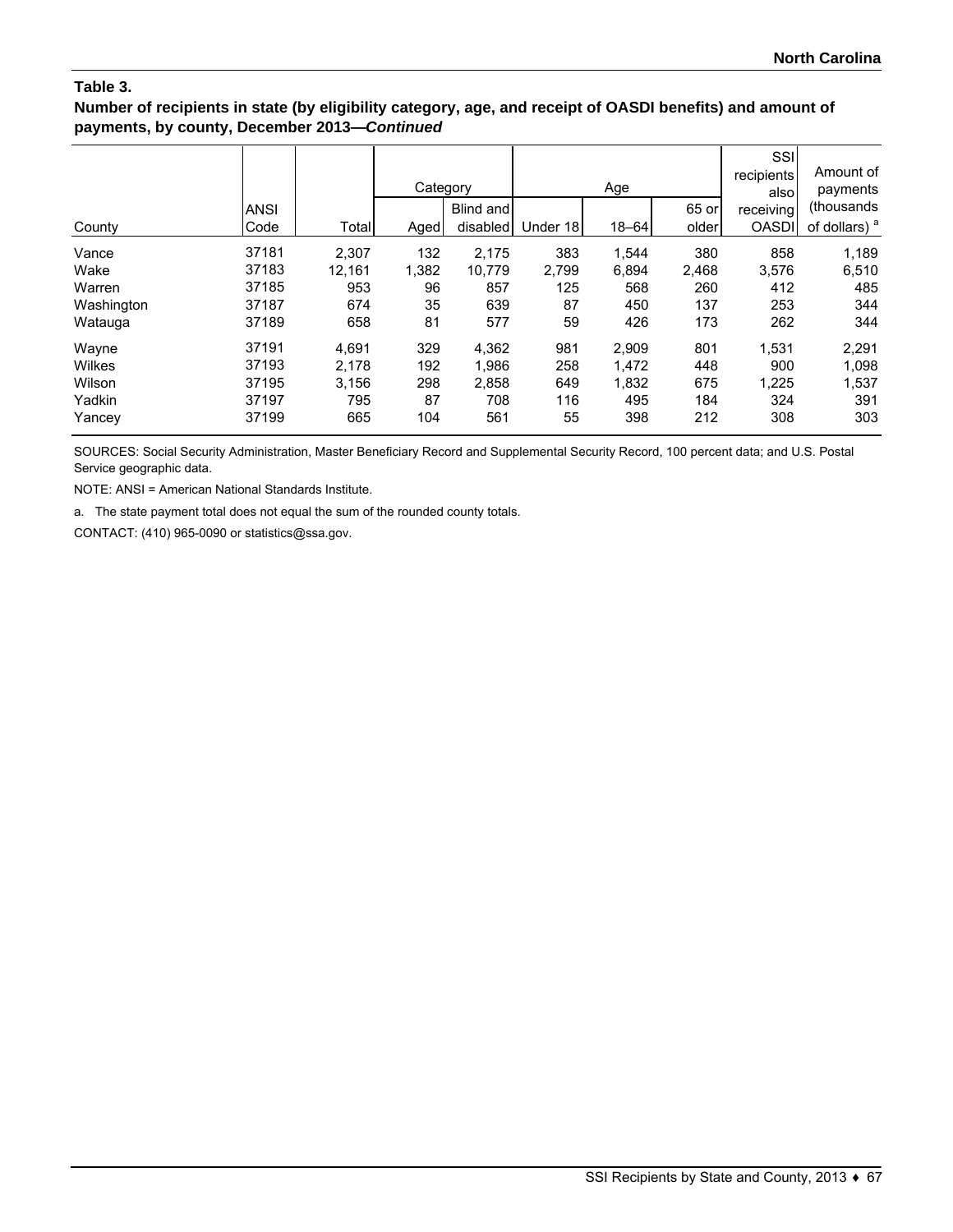**Table 3.**

**Number of recipients in state (by eligibility category, age, and receipt of OASDI benefits) and amount of payments, by county, December 2013—*Continued***

| County | ANSI Code | Total | Category | | Age | | | SSI recipients also receiving OASDI | Amount of payments (thousands of dollars) [a] |
|---|---|---|---|---|---|---|---|---|---|
| | | | Aged | Blind and disabled | Under 18 | 18–64 | 65 or older | | |
| Vance | 37181 | 2,307 | 132 | 2,175 | 383 | 1,544 | 380 | 858 | 1,189 |
| Wake | 37183 | 12,161 | 1,382 | 10,779 | 2,799 | 6,894 | 2,468 | 3,576 | 6,510 |
| Warren | 37185 | 953 | 96 | 857 | 125 | 568 | 260 | 412 | 485 |
| Washington | 37187 | 674 | 35 | 639 | 87 | 450 | 137 | 253 | 344 |
| Watauga | 37189 | 658 | 81 | 577 | 59 | 426 | 173 | 262 | 344 |
| Wayne | 37191 | 4,691 | 329 | 4,362 | 981 | 2,909 | 801 | 1,531 | 2,291 |
| Wilkes | 37193 | 2,178 | 192 | 1,986 | 258 | 1,472 | 448 | 900 | 1,098 |
| Wilson | 37195 | 3,156 | 298 | 2,858 | 649 | 1,832 | 675 | 1,225 | 1,537 |
| Yadkin | 37197 | 795 | 87 | 708 | 116 | 495 | 184 | 324 | 391 |
| Yancey | 37199 | 665 | 104 | 561 | 55 | 398 | 212 | 308 | 303 |

SOURCES: Social Security Administration, Master Beneficiary Record and Supplemental Security Record, 100 percent data; and U.S. Postal Service geographic data.

NOTE: ANSI = American National Standards Institute.

a. The state payment total does not equal the sum of the rounded county totals.

CONTACT: (410) 965-0090 or statistics@ssa.gov.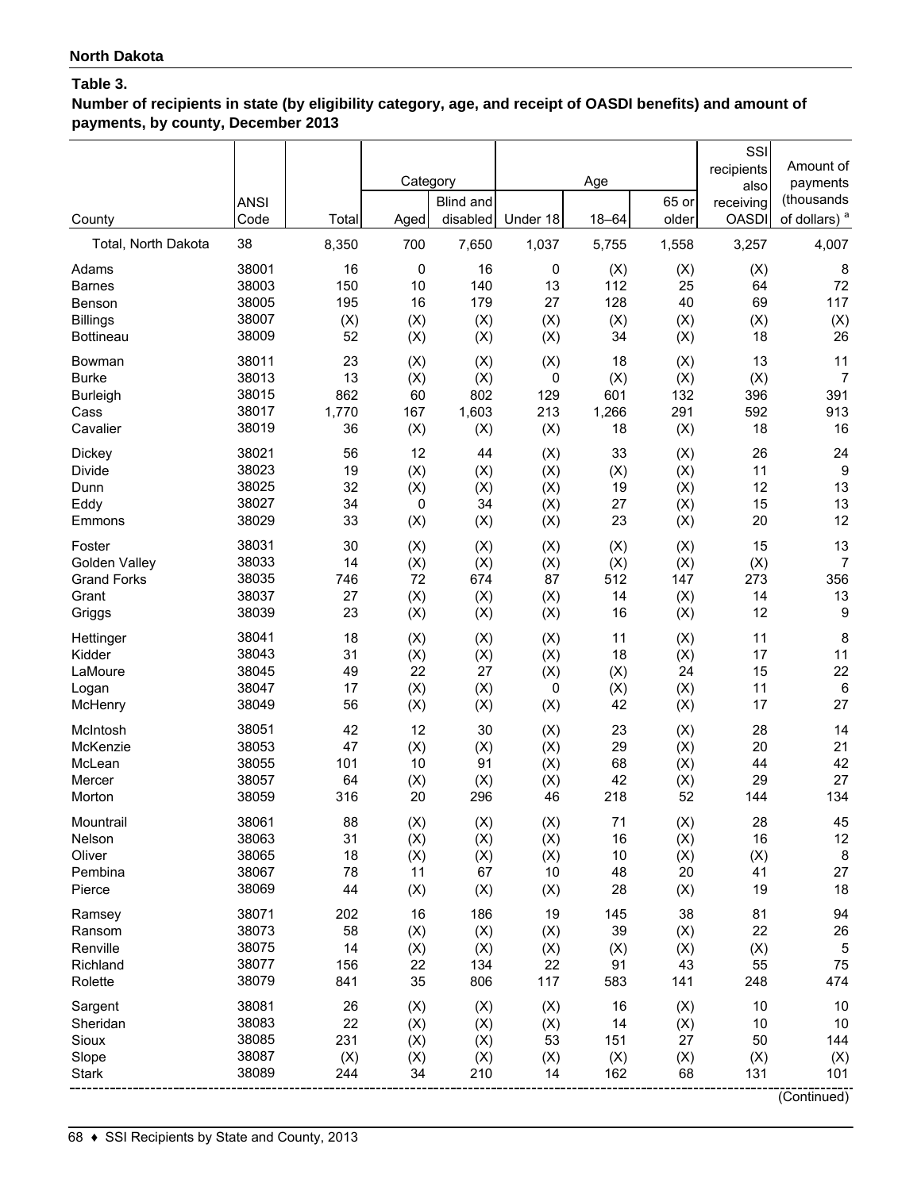**North Dakota**

**Table 3.**

**Number of recipients in state (by eligibility category, age, and receipt of OASDI benefits) and amount of payments, by county, December 2013**

| County | ANSI Code | Total | Category | | Age | | | SSI recipients also receiving OASDI | Amount of payments (thousands of dollars) [a] |
|---|---|---|---|---|---|---|---|---|---|
| | | | Aged | Blind and disabled | Under 18 | 18–64 | 65 or older | | |
| Total, North Dakota | 38 | 8,350 | 700 | 7,650 | 1,037 | 5,755 | 1,558 | 3,257 | 4,007 |
| Adams | 38001 | 16 | 0 | 16 | 0 | (X) | (X) | (X) | 8 |
| Barnes | 38003 | 150 | 10 | 140 | 13 | 112 | 25 | 64 | 72 |
| Benson | 38005 | 195 | 16 | 179 | 27 | 128 | 40 | 69 | 117 |
| Billings | 38007 | (X) | (X) | (X) | (X) | (X) | (X) | (X) | (X) |
| Bottineau | 38009 | 52 | (X) | (X) | (X) | 34 | (X) | 18 | 26 |
| Bowman | 38011 | 23 | (X) | (X) | (X) | 18 | (X) | 13 | 11 |
| Burke | 38013 | 13 | (X) | (X) | 0 | (X) | (X) | (X) | 7 |
| Burleigh | 38015 | 862 | 60 | 802 | 129 | 601 | 132 | 396 | 391 |
| Cass | 38017 | 1,770 | 167 | 1,603 | 213 | 1,266 | 291 | 592 | 913 |
| Cavalier | 38019 | 36 | (X) | (X) | (X) | 18 | (X) | 18 | 16 |
| Dickey | 38021 | 56 | 12 | 44 | (X) | 33 | (X) | 26 | 24 |
| Divide | 38023 | 19 | (X) | (X) | (X) | (X) | (X) | 11 | 9 |
| Dunn | 38025 | 32 | (X) | (X) | (X) | 19 | (X) | 12 | 13 |
| Eddy | 38027 | 34 | 0 | 34 | (X) | 27 | (X) | 15 | 13 |
| Emmons | 38029 | 33 | (X) | (X) | (X) | 23 | (X) | 20 | 12 |
| Foster | 38031 | 30 | (X) | (X) | (X) | (X) | (X) | 15 | 13 |
| Golden Valley | 38033 | 14 | (X) | (X) | (X) | (X) | (X) | (X) | 7 |
| Grand Forks | 38035 | 746 | 72 | 674 | 87 | 512 | 147 | 273 | 356 |
| Grant | 38037 | 27 | (X) | (X) | (X) | 14 | (X) | 14 | 13 |
| Griggs | 38039 | 23 | (X) | (X) | (X) | 16 | (X) | 12 | 9 |
| Hettinger | 38041 | 18 | (X) | (X) | (X) | 11 | (X) | 11 | 8 |
| Kidder | 38043 | 31 | (X) | (X) | (X) | 18 | (X) | 17 | 11 |
| LaMoure | 38045 | 49 | 22 | 27 | (X) | (X) | 24 | 15 | 22 |
| Logan | 38047 | 17 | (X) | (X) | 0 | (X) | (X) | 11 | 6 |
| McHenry | 38049 | 56 | (X) | (X) | (X) | 42 | (X) | 17 | 27 |
| McIntosh | 38051 | 42 | 12 | 30 | (X) | 23 | (X) | 28 | 14 |
| McKenzie | 38053 | 47 | (X) | (X) | (X) | 29 | (X) | 20 | 21 |
| McLean | 38055 | 101 | 10 | 91 | (X) | 68 | (X) | 44 | 42 |
| Mercer | 38057 | 64 | (X) | (X) | (X) | 42 | (X) | 29 | 27 |
| Morton | 38059 | 316 | 20 | 296 | 46 | 218 | 52 | 144 | 134 |
| Mountrail | 38061 | 88 | (X) | (X) | (X) | 71 | (X) | 28 | 45 |
| Nelson | 38063 | 31 | (X) | (X) | (X) | 16 | (X) | 16 | 12 |
| Oliver | 38065 | 18 | (X) | (X) | (X) | 10 | (X) | (X) | 8 |
| Pembina | 38067 | 78 | 11 | 67 | 10 | 48 | 20 | 41 | 27 |
| Pierce | 38069 | 44 | (X) | (X) | (X) | 28 | (X) | 19 | 18 |
| Ramsey | 38071 | 202 | 16 | 186 | 19 | 145 | 38 | 81 | 94 |
| Ransom | 38073 | 58 | (X) | (X) | (X) | 39 | (X) | 22 | 26 |
| Renville | 38075 | 14 | (X) | (X) | (X) | (X) | (X) | (X) | 5 |
| Richland | 38077 | 156 | 22 | 134 | 22 | 91 | 43 | 55 | 75 |
| Rolette | 38079 | 841 | 35 | 806 | 117 | 583 | 141 | 248 | 474 |
| Sargent | 38081 | 26 | (X) | (X) | (X) | 16 | (X) | 10 | 10 |
| Sheridan | 38083 | 22 | (X) | (X) | (X) | 14 | (X) | 10 | 10 |
| Sioux | 38085 | 231 | (X) | (X) | 53 | 151 | 27 | 50 | 144 |
| Slope | 38087 | (X) | (X) | (X) | (X) | (X) | (X) | (X) | (X) |
| Stark | 38089 | 244 | 34 | 210 | 14 | 162 | 68 | 131 | 101 |

(Continued)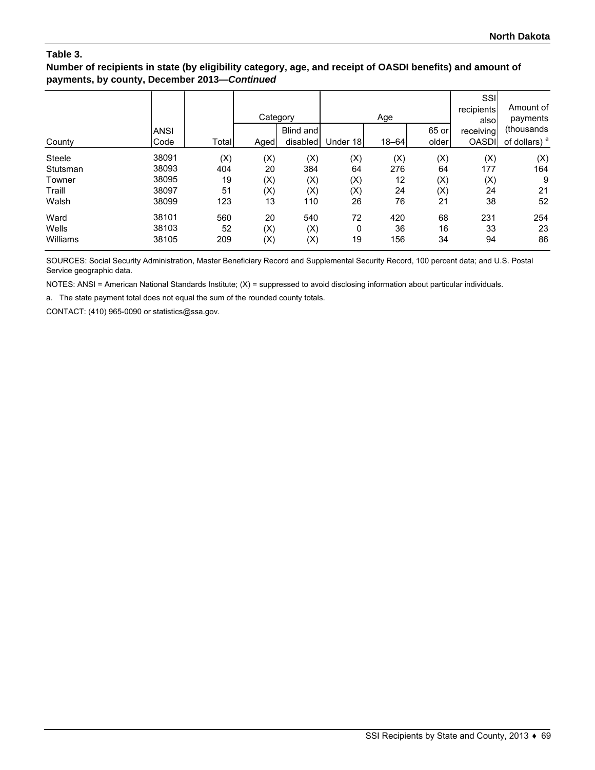**Table 3.**
**Number of recipients in state (by eligibility category, age, and receipt of OASDI benefits) and amount of payments, by county, December 2013—*Continued***

| County | ANSI Code | Total | Category | | Age | | | SSI recipients also receiving OASDI | Amount of payments (thousands of dollars) [a] |
|---|---|---|---|---|---|---|---|---|---|
| | | | Aged | Blind and disabled | Under 18 | 18–64 | 65 or older | | |
| Steele | 38091 | (X) | (X) | (X) | (X) | (X) | (X) | (X) | (X) |
| Stutsman | 38093 | 404 | 20 | 384 | 64 | 276 | 64 | 177 | 164 |
| Towner | 38095 | 19 | (X) | (X) | (X) | 12 | (X) | (X) | 9 |
| Traill | 38097 | 51 | (X) | (X) | (X) | 24 | (X) | 24 | 21 |
| Walsh | 38099 | 123 | 13 | 110 | 26 | 76 | 21 | 38 | 52 |
| Ward | 38101 | 560 | 20 | 540 | 72 | 420 | 68 | 231 | 254 |
| Wells | 38103 | 52 | (X) | (X) | 0 | 36 | 16 | 33 | 23 |
| Williams | 38105 | 209 | (X) | (X) | 19 | 156 | 34 | 94 | 86 |

SOURCES: Social Security Administration, Master Beneficiary Record and Supplemental Security Record, 100 percent data; and U.S. Postal Service geographic data.

NOTES: ANSI = American National Standards Institute; (X) = suppressed to avoid disclosing information about particular individuals.

a. The state payment total does not equal the sum of the rounded county totals.

CONTACT: (410) 965-0090 or statistics@ssa.gov.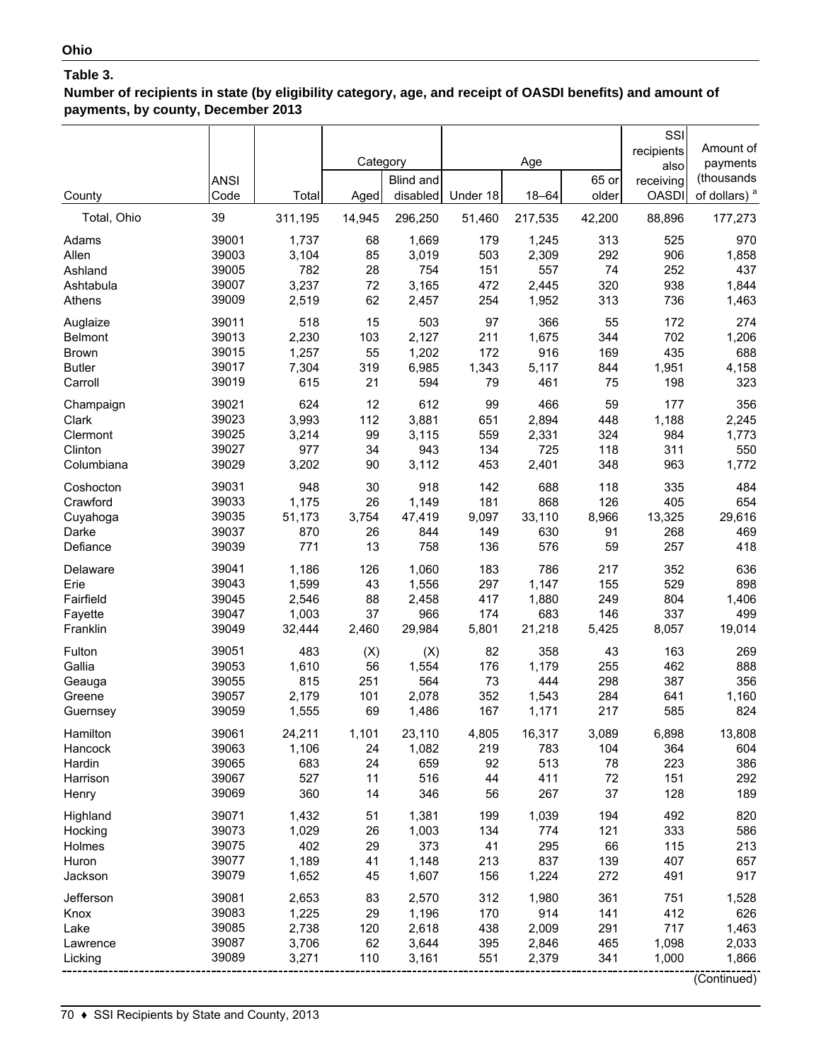**Ohio**

**Table 3.**

**Number of recipients in state (by eligibility category, age, and receipt of OASDI benefits) and amount of payments, by county, December 2013**

| County | ANSI Code | Total | Category | | Age | | | SSI recipients also receiving OASDI | Amount of payments (thousands of dollars) [a] |
|---|---|---|---|---|---|---|---|---|---|
| | | | Aged | Blind and disabled | Under 18 | 18–64 | 65 or older | | |
| Total, Ohio | 39 | 311,195 | 14,945 | 296,250 | 51,460 | 217,535 | 42,200 | 88,896 | 177,273 |
| Adams | 39001 | 1,737 | 68 | 1,669 | 179 | 1,245 | 313 | 525 | 970 |
| Allen | 39003 | 3,104 | 85 | 3,019 | 503 | 2,309 | 292 | 906 | 1,858 |
| Ashland | 39005 | 782 | 28 | 754 | 151 | 557 | 74 | 252 | 437 |
| Ashtabula | 39007 | 3,237 | 72 | 3,165 | 472 | 2,445 | 320 | 938 | 1,844 |
| Athens | 39009 | 2,519 | 62 | 2,457 | 254 | 1,952 | 313 | 736 | 1,463 |
| Auglaize | 39011 | 518 | 15 | 503 | 97 | 366 | 55 | 172 | 274 |
| Belmont | 39013 | 2,230 | 103 | 2,127 | 211 | 1,675 | 344 | 702 | 1,206 |
| Brown | 39015 | 1,257 | 55 | 1,202 | 172 | 916 | 169 | 435 | 688 |
| Butler | 39017 | 7,304 | 319 | 6,985 | 1,343 | 5,117 | 844 | 1,951 | 4,158 |
| Carroll | 39019 | 615 | 21 | 594 | 79 | 461 | 75 | 198 | 323 |
| Champaign | 39021 | 624 | 12 | 612 | 99 | 466 | 59 | 177 | 356 |
| Clark | 39023 | 3,993 | 112 | 3,881 | 651 | 2,894 | 448 | 1,188 | 2,245 |
| Clermont | 39025 | 3,214 | 99 | 3,115 | 559 | 2,331 | 324 | 984 | 1,773 |
| Clinton | 39027 | 977 | 34 | 943 | 134 | 725 | 118 | 311 | 550 |
| Columbiana | 39029 | 3,202 | 90 | 3,112 | 453 | 2,401 | 348 | 963 | 1,772 |
| Coshocton | 39031 | 948 | 30 | 918 | 142 | 688 | 118 | 335 | 484 |
| Crawford | 39033 | 1,175 | 26 | 1,149 | 181 | 868 | 126 | 405 | 654 |
| Cuyahoga | 39035 | 51,173 | 3,754 | 47,419 | 9,097 | 33,110 | 8,966 | 13,325 | 29,616 |
| Darke | 39037 | 870 | 26 | 844 | 149 | 630 | 91 | 268 | 469 |
| Defiance | 39039 | 771 | 13 | 758 | 136 | 576 | 59 | 257 | 418 |
| Delaware | 39041 | 1,186 | 126 | 1,060 | 183 | 786 | 217 | 352 | 636 |
| Erie | 39043 | 1,599 | 43 | 1,556 | 297 | 1,147 | 155 | 529 | 898 |
| Fairfield | 39045 | 2,546 | 88 | 2,458 | 417 | 1,880 | 249 | 804 | 1,406 |
| Fayette | 39047 | 1,003 | 37 | 966 | 174 | 683 | 146 | 337 | 499 |
| Franklin | 39049 | 32,444 | 2,460 | 29,984 | 5,801 | 21,218 | 5,425 | 8,057 | 19,014 |
| Fulton | 39051 | 483 | (X) | (X) | 82 | 358 | 43 | 163 | 269 |
| Gallia | 39053 | 1,610 | 56 | 1,554 | 176 | 1,179 | 255 | 462 | 888 |
| Geauga | 39055 | 815 | 251 | 564 | 73 | 444 | 298 | 387 | 356 |
| Greene | 39057 | 2,179 | 101 | 2,078 | 352 | 1,543 | 284 | 641 | 1,160 |
| Guernsey | 39059 | 1,555 | 69 | 1,486 | 167 | 1,171 | 217 | 585 | 824 |
| Hamilton | 39061 | 24,211 | 1,101 | 23,110 | 4,805 | 16,317 | 3,089 | 6,898 | 13,808 |
| Hancock | 39063 | 1,106 | 24 | 1,082 | 219 | 783 | 104 | 364 | 604 |
| Hardin | 39065 | 683 | 24 | 659 | 92 | 513 | 78 | 223 | 386 |
| Harrison | 39067 | 527 | 11 | 516 | 44 | 411 | 72 | 151 | 292 |
| Henry | 39069 | 360 | 14 | 346 | 56 | 267 | 37 | 128 | 189 |
| Highland | 39071 | 1,432 | 51 | 1,381 | 199 | 1,039 | 194 | 492 | 820 |
| Hocking | 39073 | 1,029 | 26 | 1,003 | 134 | 774 | 121 | 333 | 586 |
| Holmes | 39075 | 402 | 29 | 373 | 41 | 295 | 66 | 115 | 213 |
| Huron | 39077 | 1,189 | 41 | 1,148 | 213 | 837 | 139 | 407 | 657 |
| Jackson | 39079 | 1,652 | 45 | 1,607 | 156 | 1,224 | 272 | 491 | 917 |
| Jefferson | 39081 | 2,653 | 83 | 2,570 | 312 | 1,980 | 361 | 751 | 1,528 |
| Knox | 39083 | 1,225 | 29 | 1,196 | 170 | 914 | 141 | 412 | 626 |
| Lake | 39085 | 2,738 | 120 | 2,618 | 438 | 2,009 | 291 | 717 | 1,463 |
| Lawrence | 39087 | 3,706 | 62 | 3,644 | 395 | 2,846 | 465 | 1,098 | 2,033 |
| Licking | 39089 | 3,271 | 110 | 3,161 | 551 | 2,379 | 341 | 1,000 | 1,866 |

(Continued)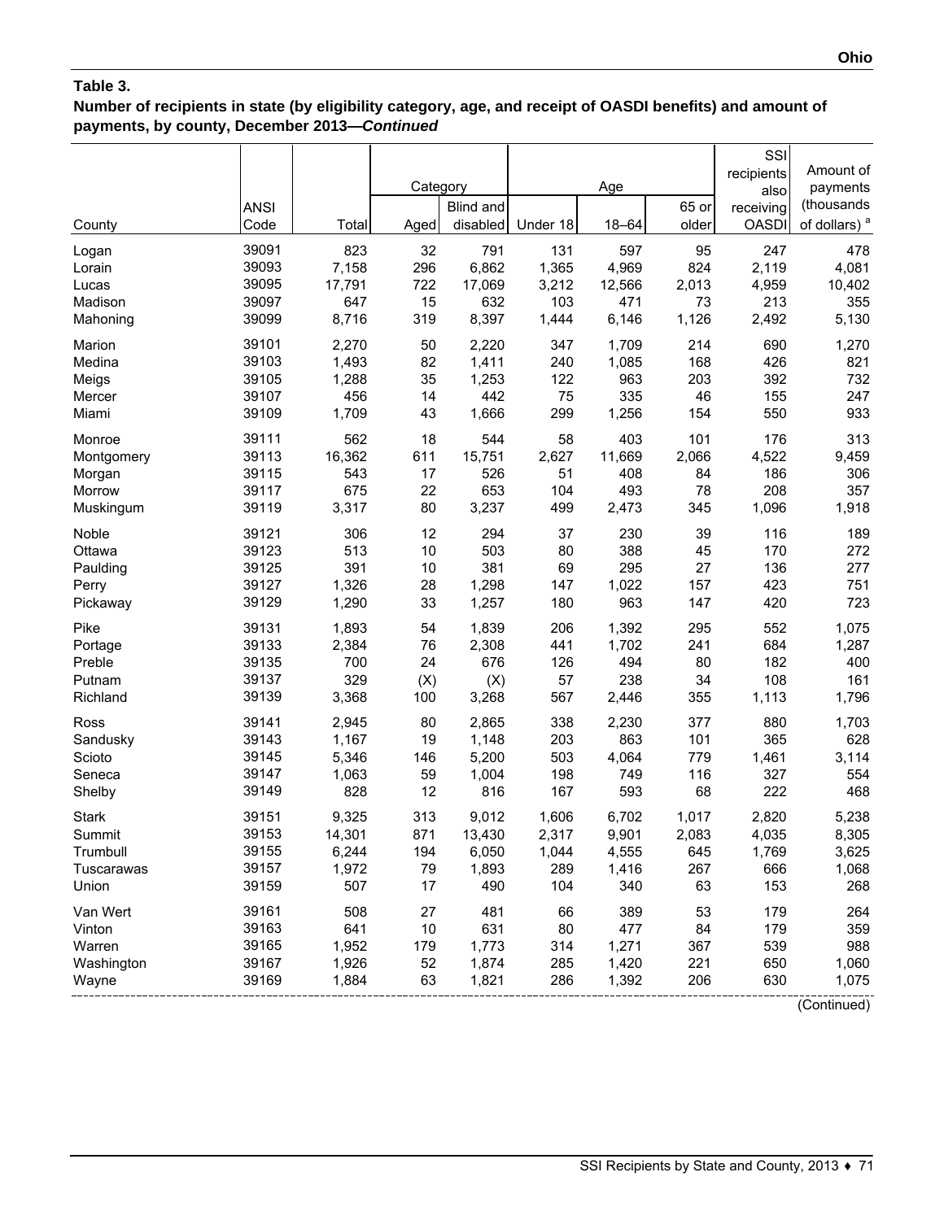## Table 3.

**Number of recipients in state (by eligibility category, age, and receipt of OASDI benefits) and amount of payments, by county, December 2013—*Continued***

| County | ANSI Code | Total | Category | | Age | | | SSI recipients also receiving OASDI | Amount of payments (thousands of dollars) [a] |
|---|---|---|---|---|---|---|---|---|---|
| | | | Aged | Blind and disabled | Under 18 | 18–64 | 65 or older | | |
| Logan | 39091 | 823 | 32 | 791 | 131 | 597 | 95 | 247 | 478 |
| Lorain | 39093 | 7,158 | 296 | 6,862 | 1,365 | 4,969 | 824 | 2,119 | 4,081 |
| Lucas | 39095 | 17,791 | 722 | 17,069 | 3,212 | 12,566 | 2,013 | 4,959 | 10,402 |
| Madison | 39097 | 647 | 15 | 632 | 103 | 471 | 73 | 213 | 355 |
| Mahoning | 39099 | 8,716 | 319 | 8,397 | 1,444 | 6,146 | 1,126 | 2,492 | 5,130 |
| Marion | 39101 | 2,270 | 50 | 2,220 | 347 | 1,709 | 214 | 690 | 1,270 |
| Medina | 39103 | 1,493 | 82 | 1,411 | 240 | 1,085 | 168 | 426 | 821 |
| Meigs | 39105 | 1,288 | 35 | 1,253 | 122 | 963 | 203 | 392 | 732 |
| Mercer | 39107 | 456 | 14 | 442 | 75 | 335 | 46 | 155 | 247 |
| Miami | 39109 | 1,709 | 43 | 1,666 | 299 | 1,256 | 154 | 550 | 933 |
| Monroe | 39111 | 562 | 18 | 544 | 58 | 403 | 101 | 176 | 313 |
| Montgomery | 39113 | 16,362 | 611 | 15,751 | 2,627 | 11,669 | 2,066 | 4,522 | 9,459 |
| Morgan | 39115 | 543 | 17 | 526 | 51 | 408 | 84 | 186 | 306 |
| Morrow | 39117 | 675 | 22 | 653 | 104 | 493 | 78 | 208 | 357 |
| Muskingum | 39119 | 3,317 | 80 | 3,237 | 499 | 2,473 | 345 | 1,096 | 1,918 |
| Noble | 39121 | 306 | 12 | 294 | 37 | 230 | 39 | 116 | 189 |
| Ottawa | 39123 | 513 | 10 | 503 | 80 | 388 | 45 | 170 | 272 |
| Paulding | 39125 | 391 | 10 | 381 | 69 | 295 | 27 | 136 | 277 |
| Perry | 39127 | 1,326 | 28 | 1,298 | 147 | 1,022 | 157 | 423 | 751 |
| Pickaway | 39129 | 1,290 | 33 | 1,257 | 180 | 963 | 147 | 420 | 723 |
| Pike | 39131 | 1,893 | 54 | 1,839 | 206 | 1,392 | 295 | 552 | 1,075 |
| Portage | 39133 | 2,384 | 76 | 2,308 | 441 | 1,702 | 241 | 684 | 1,287 |
| Preble | 39135 | 700 | 24 | 676 | 126 | 494 | 80 | 182 | 400 |
| Putnam | 39137 | 329 | (X) | (X) | 57 | 238 | 34 | 108 | 161 |
| Richland | 39139 | 3,368 | 100 | 3,268 | 567 | 2,446 | 355 | 1,113 | 1,796 |
| Ross | 39141 | 2,945 | 80 | 2,865 | 338 | 2,230 | 377 | 880 | 1,703 |
| Sandusky | 39143 | 1,167 | 19 | 1,148 | 203 | 863 | 101 | 365 | 628 |
| Scioto | 39145 | 5,346 | 146 | 5,200 | 503 | 4,064 | 779 | 1,461 | 3,114 |
| Seneca | 39147 | 1,063 | 59 | 1,004 | 198 | 749 | 116 | 327 | 554 |
| Shelby | 39149 | 828 | 12 | 816 | 167 | 593 | 68 | 222 | 468 |
| Stark | 39151 | 9,325 | 313 | 9,012 | 1,606 | 6,702 | 1,017 | 2,820 | 5,238 |
| Summit | 39153 | 14,301 | 871 | 13,430 | 2,317 | 9,901 | 2,083 | 4,035 | 8,305 |
| Trumbull | 39155 | 6,244 | 194 | 6,050 | 1,044 | 4,555 | 645 | 1,769 | 3,625 |
| Tuscarawas | 39157 | 1,972 | 79 | 1,893 | 289 | 1,416 | 267 | 666 | 1,068 |
| Union | 39159 | 507 | 17 | 490 | 104 | 340 | 63 | 153 | 268 |
| Van Wert | 39161 | 508 | 27 | 481 | 66 | 389 | 53 | 179 | 264 |
| Vinton | 39163 | 641 | 10 | 631 | 80 | 477 | 84 | 179 | 359 |
| Warren | 39165 | 1,952 | 179 | 1,773 | 314 | 1,271 | 367 | 539 | 988 |
| Washington | 39167 | 1,926 | 52 | 1,874 | 285 | 1,420 | 221 | 650 | 1,060 |
| Wayne | 39169 | 1,884 | 63 | 1,821 | 286 | 1,392 | 206 | 630 | 1,075 |

(Continued)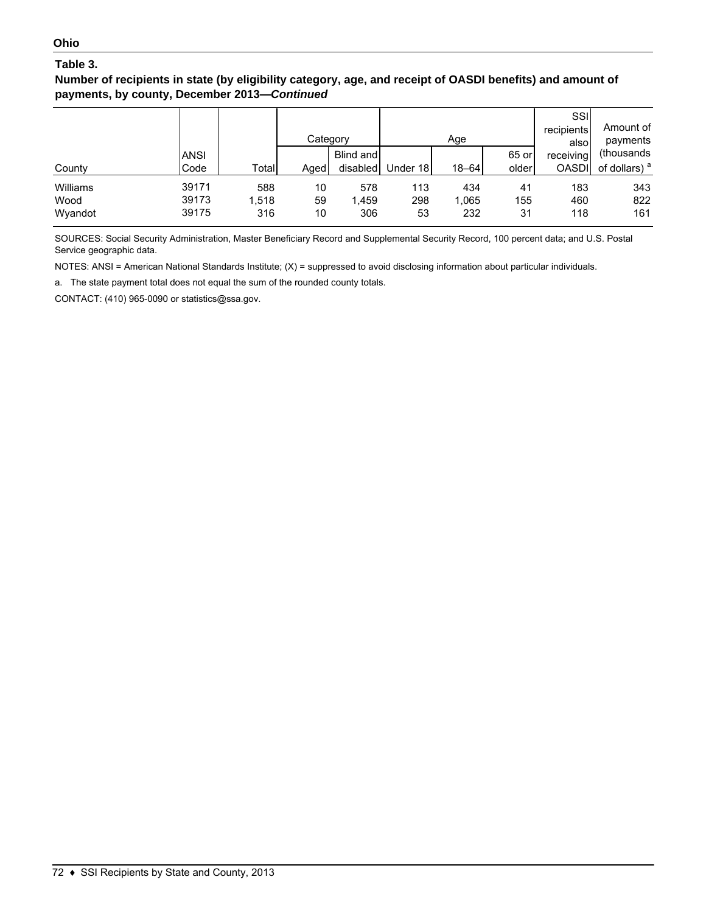## Ohio

### Table 3.

**Number of recipients in state (by eligibility category, age, and receipt of OASDI benefits) and amount of payments, by county, December 2013—*Continued***

| County | ANSI Code | Total | Category | | Age | | | SSI recipients also receiving OASDI | Amount of payments (thousands of dollars) [a] |
|---|---|---|---|---|---|---|---|---|---|
| | | | Aged | Blind and disabled | Under 18 | 18–64 | 65 or older | | |
| Williams | 39171 | 588 | 10 | 578 | 113 | 434 | 41 | 183 | 343 |
| Wood | 39173 | 1,518 | 59 | 1,459 | 298 | 1,065 | 155 | 460 | 822 |
| Wyandot | 39175 | 316 | 10 | 306 | 53 | 232 | 31 | 118 | 161 |

SOURCES: Social Security Administration, Master Beneficiary Record and Supplemental Security Record, 100 percent data; and U.S. Postal Service geographic data.

NOTES: ANSI = American National Standards Institute; (X) = suppressed to avoid disclosing information about particular individuals.

a. The state payment total does not equal the sum of the rounded county totals.

CONTACT: (410) 965-0090 or statistics@ssa.gov.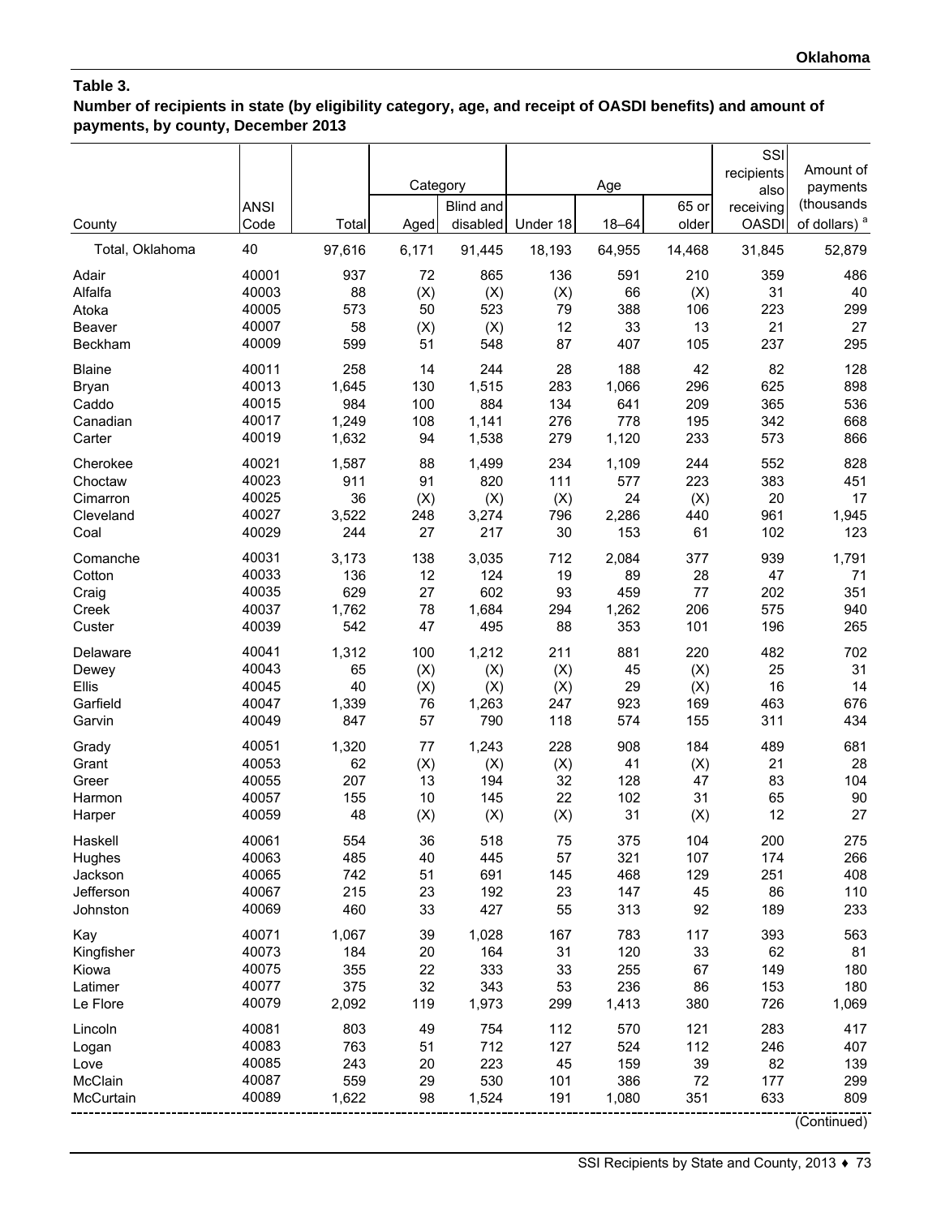## Table 3.

**Number of recipients in state (by eligibility category, age, and receipt of OASDI benefits) and amount of payments, by county, December 2013**

| County | ANSI Code | Total | Category: Aged | Category: Blind and disabled | Age: Under 18 | Age: 18–64 | Age: 65 or older | SSI recipients also receiving OASDI | Amount of payments (thousands of dollars) [a] |
|---|---|---|---|---|---|---|---|---|---|
| Total, Oklahoma | 40 | 97,616 | 6,171 | 91,445 | 18,193 | 64,955 | 14,468 | 31,845 | 52,879 |
| Adair | 40001 | 937 | 72 | 865 | 136 | 591 | 210 | 359 | 486 |
| Alfalfa | 40003 | 88 | (X) | (X) | (X) | 66 | (X) | 31 | 40 |
| Atoka | 40005 | 573 | 50 | 523 | 79 | 388 | 106 | 223 | 299 |
| Beaver | 40007 | 58 | (X) | (X) | 12 | 33 | 13 | 21 | 27 |
| Beckham | 40009 | 599 | 51 | 548 | 87 | 407 | 105 | 237 | 295 |
| Blaine | 40011 | 258 | 14 | 244 | 28 | 188 | 42 | 82 | 128 |
| Bryan | 40013 | 1,645 | 130 | 1,515 | 283 | 1,066 | 296 | 625 | 898 |
| Caddo | 40015 | 984 | 100 | 884 | 134 | 641 | 209 | 365 | 536 |
| Canadian | 40017 | 1,249 | 108 | 1,141 | 276 | 778 | 195 | 342 | 668 |
| Carter | 40019 | 1,632 | 94 | 1,538 | 279 | 1,120 | 233 | 573 | 866 |
| Cherokee | 40021 | 1,587 | 88 | 1,499 | 234 | 1,109 | 244 | 552 | 828 |
| Choctaw | 40023 | 911 | 91 | 820 | 111 | 577 | 223 | 383 | 451 |
| Cimarron | 40025 | 36 | (X) | (X) | (X) | 24 | (X) | 20 | 17 |
| Cleveland | 40027 | 3,522 | 248 | 3,274 | 796 | 2,286 | 440 | 961 | 1,945 |
| Coal | 40029 | 244 | 27 | 217 | 30 | 153 | 61 | 102 | 123 |
| Comanche | 40031 | 3,173 | 138 | 3,035 | 712 | 2,084 | 377 | 939 | 1,791 |
| Cotton | 40033 | 136 | 12 | 124 | 19 | 89 | 28 | 47 | 71 |
| Craig | 40035 | 629 | 27 | 602 | 93 | 459 | 77 | 202 | 351 |
| Creek | 40037 | 1,762 | 78 | 1,684 | 294 | 1,262 | 206 | 575 | 940 |
| Custer | 40039 | 542 | 47 | 495 | 88 | 353 | 101 | 196 | 265 |
| Delaware | 40041 | 1,312 | 100 | 1,212 | 211 | 881 | 220 | 482 | 702 |
| Dewey | 40043 | 65 | (X) | (X) | (X) | 45 | (X) | 25 | 31 |
| Ellis | 40045 | 40 | (X) | (X) | (X) | 29 | (X) | 16 | 14 |
| Garfield | 40047 | 1,339 | 76 | 1,263 | 247 | 923 | 169 | 463 | 676 |
| Garvin | 40049 | 847 | 57 | 790 | 118 | 574 | 155 | 311 | 434 |
| Grady | 40051 | 1,320 | 77 | 1,243 | 228 | 908 | 184 | 489 | 681 |
| Grant | 40053 | 62 | (X) | (X) | (X) | 41 | (X) | 21 | 28 |
| Greer | 40055 | 207 | 13 | 194 | 32 | 128 | 47 | 83 | 104 |
| Harmon | 40057 | 155 | 10 | 145 | 22 | 102 | 31 | 65 | 90 |
| Harper | 40059 | 48 | (X) | (X) | (X) | 31 | (X) | 12 | 27 |
| Haskell | 40061 | 554 | 36 | 518 | 75 | 375 | 104 | 200 | 275 |
| Hughes | 40063 | 485 | 40 | 445 | 57 | 321 | 107 | 174 | 266 |
| Jackson | 40065 | 742 | 51 | 691 | 145 | 468 | 129 | 251 | 408 |
| Jefferson | 40067 | 215 | 23 | 192 | 23 | 147 | 45 | 86 | 110 |
| Johnston | 40069 | 460 | 33 | 427 | 55 | 313 | 92 | 189 | 233 |
| Kay | 40071 | 1,067 | 39 | 1,028 | 167 | 783 | 117 | 393 | 563 |
| Kingfisher | 40073 | 184 | 20 | 164 | 31 | 120 | 33 | 62 | 81 |
| Kiowa | 40075 | 355 | 22 | 333 | 33 | 255 | 67 | 149 | 180 |
| Latimer | 40077 | 375 | 32 | 343 | 53 | 236 | 86 | 153 | 180 |
| Le Flore | 40079 | 2,092 | 119 | 1,973 | 299 | 1,413 | 380 | 726 | 1,069 |
| Lincoln | 40081 | 803 | 49 | 754 | 112 | 570 | 121 | 283 | 417 |
| Logan | 40083 | 763 | 51 | 712 | 127 | 524 | 112 | 246 | 407 |
| Love | 40085 | 243 | 20 | 223 | 45 | 159 | 39 | 82 | 139 |
| McClain | 40087 | 559 | 29 | 530 | 101 | 386 | 72 | 177 | 299 |
| McCurtain | 40089 | 1,622 | 98 | 1,524 | 191 | 1,080 | 351 | 633 | 809 |

(Continued)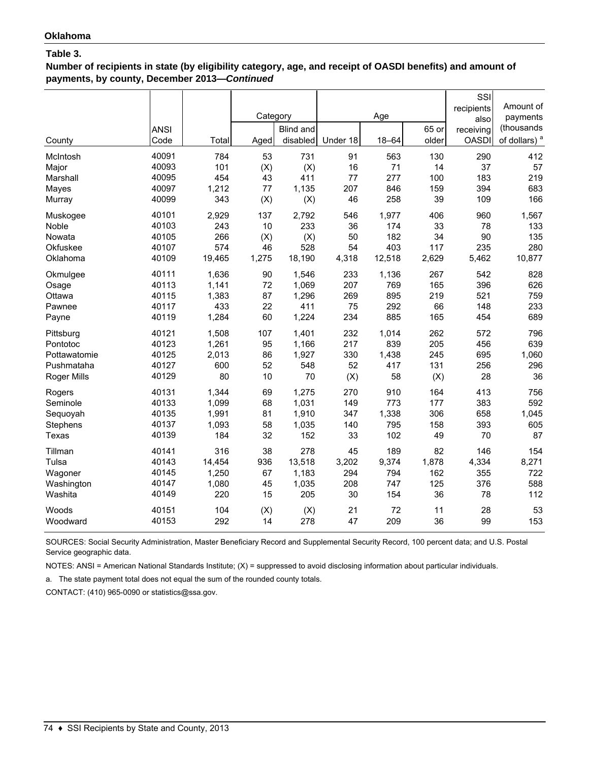**Oklahoma**

**Table 3.**

**Number of recipients in state (by eligibility category, age, and receipt of OASDI benefits) and amount of payments, by county, December 2013—*Continued***

| County | ANSI Code | Total | Category | | Age | | | SSI recipients also receiving OASDI | Amount of payments (thousands of dollars) [a] |
|---|---|---|---|---|---|---|---|---|---|
| | | | Aged | Blind and disabled | Under 18 | 18–64 | 65 or older | | |
| McIntosh | 40091 | 784 | 53 | 731 | 91 | 563 | 130 | 290 | 412 |
| Major | 40093 | 101 | (X) | (X) | 16 | 71 | 14 | 37 | 57 |
| Marshall | 40095 | 454 | 43 | 411 | 77 | 277 | 100 | 183 | 219 |
| Mayes | 40097 | 1,212 | 77 | 1,135 | 207 | 846 | 159 | 394 | 683 |
| Murray | 40099 | 343 | (X) | (X) | 46 | 258 | 39 | 109 | 166 |
| Muskogee | 40101 | 2,929 | 137 | 2,792 | 546 | 1,977 | 406 | 960 | 1,567 |
| Noble | 40103 | 243 | 10 | 233 | 36 | 174 | 33 | 78 | 133 |
| Nowata | 40105 | 266 | (X) | (X) | 50 | 182 | 34 | 90 | 135 |
| Okfuskee | 40107 | 574 | 46 | 528 | 54 | 403 | 117 | 235 | 280 |
| Oklahoma | 40109 | 19,465 | 1,275 | 18,190 | 4,318 | 12,518 | 2,629 | 5,462 | 10,877 |
| Okmulgee | 40111 | 1,636 | 90 | 1,546 | 233 | 1,136 | 267 | 542 | 828 |
| Osage | 40113 | 1,141 | 72 | 1,069 | 207 | 769 | 165 | 396 | 626 |
| Ottawa | 40115 | 1,383 | 87 | 1,296 | 269 | 895 | 219 | 521 | 759 |
| Pawnee | 40117 | 433 | 22 | 411 | 75 | 292 | 66 | 148 | 233 |
| Payne | 40119 | 1,284 | 60 | 1,224 | 234 | 885 | 165 | 454 | 689 |
| Pittsburg | 40121 | 1,508 | 107 | 1,401 | 232 | 1,014 | 262 | 572 | 796 |
| Pontotoc | 40123 | 1,261 | 95 | 1,166 | 217 | 839 | 205 | 456 | 639 |
| Pottawatomie | 40125 | 2,013 | 86 | 1,927 | 330 | 1,438 | 245 | 695 | 1,060 |
| Pushmataha | 40127 | 600 | 52 | 548 | 52 | 417 | 131 | 256 | 296 |
| Roger Mills | 40129 | 80 | 10 | 70 | (X) | 58 | (X) | 28 | 36 |
| Rogers | 40131 | 1,344 | 69 | 1,275 | 270 | 910 | 164 | 413 | 756 |
| Seminole | 40133 | 1,099 | 68 | 1,031 | 149 | 773 | 177 | 383 | 592 |
| Sequoyah | 40135 | 1,991 | 81 | 1,910 | 347 | 1,338 | 306 | 658 | 1,045 |
| Stephens | 40137 | 1,093 | 58 | 1,035 | 140 | 795 | 158 | 393 | 605 |
| Texas | 40139 | 184 | 32 | 152 | 33 | 102 | 49 | 70 | 87 |
| Tillman | 40141 | 316 | 38 | 278 | 45 | 189 | 82 | 146 | 154 |
| Tulsa | 40143 | 14,454 | 936 | 13,518 | 3,202 | 9,374 | 1,878 | 4,334 | 8,271 |
| Wagoner | 40145 | 1,250 | 67 | 1,183 | 294 | 794 | 162 | 355 | 722 |
| Washington | 40147 | 1,080 | 45 | 1,035 | 208 | 747 | 125 | 376 | 588 |
| Washita | 40149 | 220 | 15 | 205 | 30 | 154 | 36 | 78 | 112 |
| Woods | 40151 | 104 | (X) | (X) | 21 | 72 | 11 | 28 | 53 |
| Woodward | 40153 | 292 | 14 | 278 | 47 | 209 | 36 | 99 | 153 |

SOURCES: Social Security Administration, Master Beneficiary Record and Supplemental Security Record, 100 percent data; and U.S. Postal Service geographic data.

NOTES: ANSI = American National Standards Institute; (X) = suppressed to avoid disclosing information about particular individuals.

a. The state payment total does not equal the sum of the rounded county totals.

CONTACT: (410) 965-0090 or statistics@ssa.gov.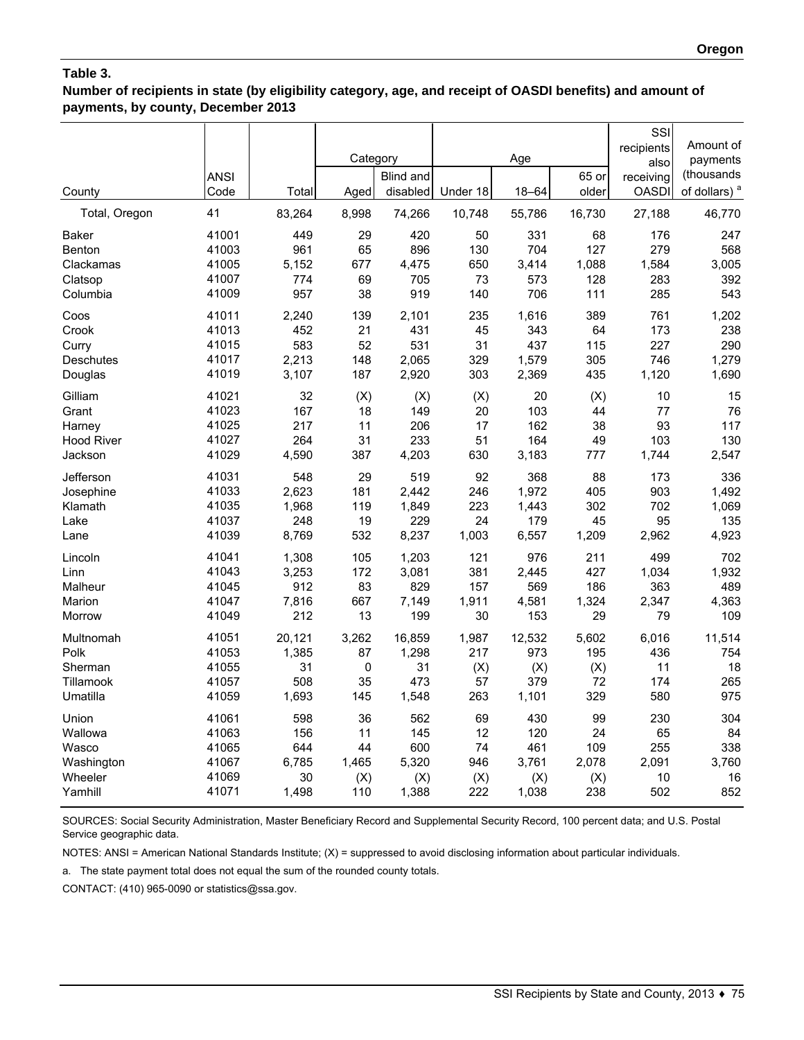**Oregon**

**Table 3.**

**Number of recipients in state (by eligibility category, age, and receipt of OASDI benefits) and amount of payments, by county, December 2013**

| County | ANSI Code | Total | Category | | Age | | | SSI recipients also receiving OASDI | Amount of payments (thousands of dollars) [a] |
|---|---|---|---|---|---|---|---|---|---|
| | | | Aged | Blind and disabled | Under 18 | 18–64 | 65 or older | | |
| Total, Oregon | 41 | 83,264 | 8,998 | 74,266 | 10,748 | 55,786 | 16,730 | 27,188 | 46,770 |
| Baker | 41001 | 449 | 29 | 420 | 50 | 331 | 68 | 176 | 247 |
| Benton | 41003 | 961 | 65 | 896 | 130 | 704 | 127 | 279 | 568 |
| Clackamas | 41005 | 5,152 | 677 | 4,475 | 650 | 3,414 | 1,088 | 1,584 | 3,005 |
| Clatsop | 41007 | 774 | 69 | 705 | 73 | 573 | 128 | 283 | 392 |
| Columbia | 41009 | 957 | 38 | 919 | 140 | 706 | 111 | 285 | 543 |
| Coos | 41011 | 2,240 | 139 | 2,101 | 235 | 1,616 | 389 | 761 | 1,202 |
| Crook | 41013 | 452 | 21 | 431 | 45 | 343 | 64 | 173 | 238 |
| Curry | 41015 | 583 | 52 | 531 | 31 | 437 | 115 | 227 | 290 |
| Deschutes | 41017 | 2,213 | 148 | 2,065 | 329 | 1,579 | 305 | 746 | 1,279 |
| Douglas | 41019 | 3,107 | 187 | 2,920 | 303 | 2,369 | 435 | 1,120 | 1,690 |
| Gilliam | 41021 | 32 | (X) | (X) | (X) | 20 | (X) | 10 | 15 |
| Grant | 41023 | 167 | 18 | 149 | 20 | 103 | 44 | 77 | 76 |
| Harney | 41025 | 217 | 11 | 206 | 17 | 162 | 38 | 93 | 117 |
| Hood River | 41027 | 264 | 31 | 233 | 51 | 164 | 49 | 103 | 130 |
| Jackson | 41029 | 4,590 | 387 | 4,203 | 630 | 3,183 | 777 | 1,744 | 2,547 |
| Jefferson | 41031 | 548 | 29 | 519 | 92 | 368 | 88 | 173 | 336 |
| Josephine | 41033 | 2,623 | 181 | 2,442 | 246 | 1,972 | 405 | 903 | 1,492 |
| Klamath | 41035 | 1,968 | 119 | 1,849 | 223 | 1,443 | 302 | 702 | 1,069 |
| Lake | 41037 | 248 | 19 | 229 | 24 | 179 | 45 | 95 | 135 |
| Lane | 41039 | 8,769 | 532 | 8,237 | 1,003 | 6,557 | 1,209 | 2,962 | 4,923 |
| Lincoln | 41041 | 1,308 | 105 | 1,203 | 121 | 976 | 211 | 499 | 702 |
| Linn | 41043 | 3,253 | 172 | 3,081 | 381 | 2,445 | 427 | 1,034 | 1,932 |
| Malheur | 41045 | 912 | 83 | 829 | 157 | 569 | 186 | 363 | 489 |
| Marion | 41047 | 7,816 | 667 | 7,149 | 1,911 | 4,581 | 1,324 | 2,347 | 4,363 |
| Morrow | 41049 | 212 | 13 | 199 | 30 | 153 | 29 | 79 | 109 |
| Multnomah | 41051 | 20,121 | 3,262 | 16,859 | 1,987 | 12,532 | 5,602 | 6,016 | 11,514 |
| Polk | 41053 | 1,385 | 87 | 1,298 | 217 | 973 | 195 | 436 | 754 |
| Sherman | 41055 | 31 | 0 | 31 | (X) | (X) | (X) | 11 | 18 |
| Tillamook | 41057 | 508 | 35 | 473 | 57 | 379 | 72 | 174 | 265 |
| Umatilla | 41059 | 1,693 | 145 | 1,548 | 263 | 1,101 | 329 | 580 | 975 |
| Union | 41061 | 598 | 36 | 562 | 69 | 430 | 99 | 230 | 304 |
| Wallowa | 41063 | 156 | 11 | 145 | 12 | 120 | 24 | 65 | 84 |
| Wasco | 41065 | 644 | 44 | 600 | 74 | 461 | 109 | 255 | 338 |
| Washington | 41067 | 6,785 | 1,465 | 5,320 | 946 | 3,761 | 2,078 | 2,091 | 3,760 |
| Wheeler | 41069 | 30 | (X) | (X) | (X) | (X) | (X) | 10 | 16 |
| Yamhill | 41071 | 1,498 | 110 | 1,388 | 222 | 1,038 | 238 | 502 | 852 |

SOURCES: Social Security Administration, Master Beneficiary Record and Supplemental Security Record, 100 percent data; and U.S. Postal Service geographic data.

NOTES: ANSI = American National Standards Institute; (X) = suppressed to avoid disclosing information about particular individuals.

a. The state payment total does not equal the sum of the rounded county totals.

CONTACT: (410) 965-0090 or statistics@ssa.gov.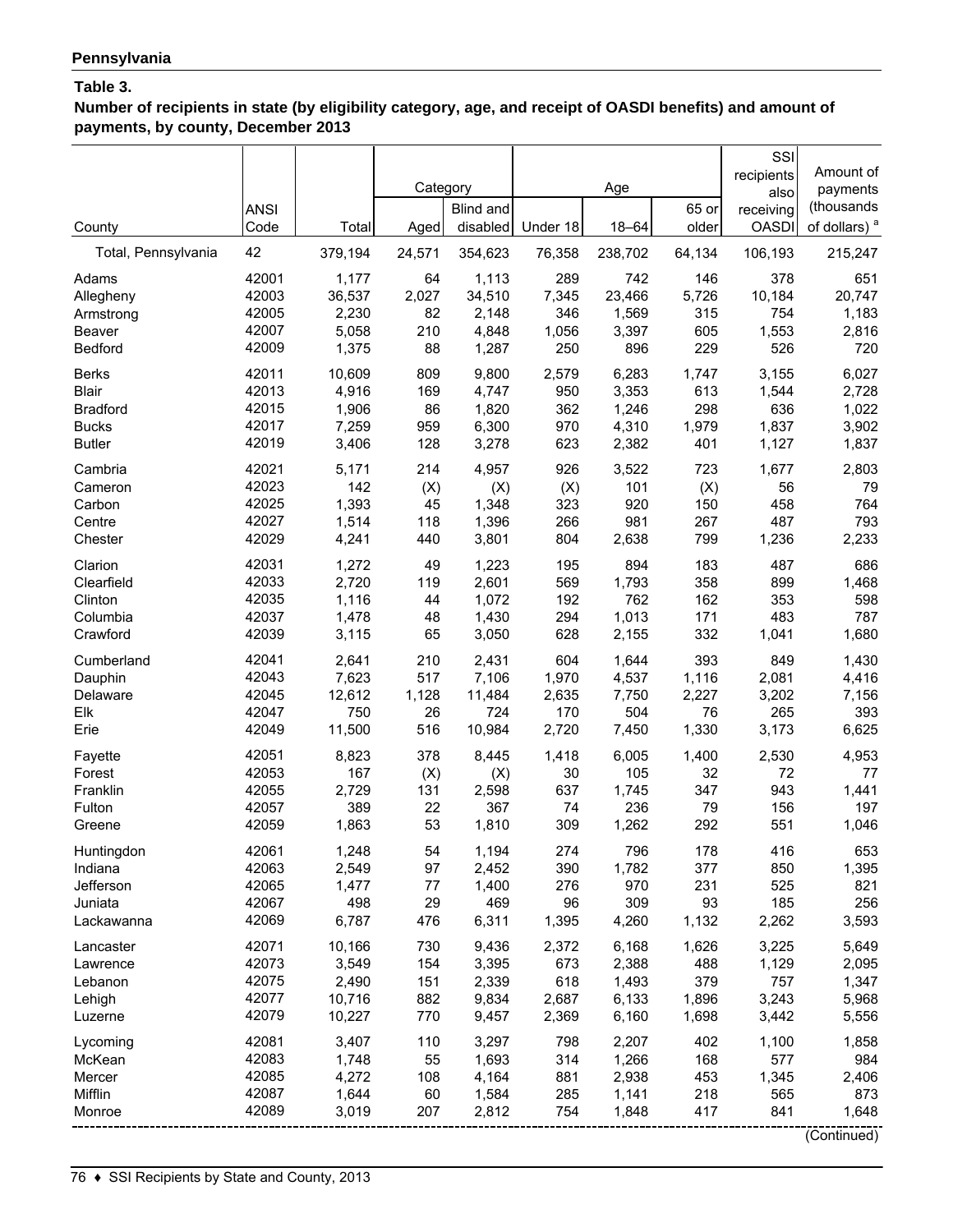**Pennsylvania**

**Table 3.**

**Number of recipients in state (by eligibility category, age, and receipt of OASDI benefits) and amount of payments, by county, December 2013**

| County | ANSI Code | Total | Category | | Age | | | SSI recipients also receiving OASDI | Amount of payments (thousands of dollars) [a] |
|---|---|---|---|---|---|---|---|---|---|
| | | | Aged | Blind and disabled | Under 18 | 18–64 | 65 or older | | |
| Total, Pennsylvania | 42 | 379,194 | 24,571 | 354,623 | 76,358 | 238,702 | 64,134 | 106,193 | 215,247 |
| Adams | 42001 | 1,177 | 64 | 1,113 | 289 | 742 | 146 | 378 | 651 |
| Allegheny | 42003 | 36,537 | 2,027 | 34,510 | 7,345 | 23,466 | 5,726 | 10,184 | 20,747 |
| Armstrong | 42005 | 2,230 | 82 | 2,148 | 346 | 1,569 | 315 | 754 | 1,183 |
| Beaver | 42007 | 5,058 | 210 | 4,848 | 1,056 | 3,397 | 605 | 1,553 | 2,816 |
| Bedford | 42009 | 1,375 | 88 | 1,287 | 250 | 896 | 229 | 526 | 720 |
| Berks | 42011 | 10,609 | 809 | 9,800 | 2,579 | 6,283 | 1,747 | 3,155 | 6,027 |
| Blair | 42013 | 4,916 | 169 | 4,747 | 950 | 3,353 | 613 | 1,544 | 2,728 |
| Bradford | 42015 | 1,906 | 86 | 1,820 | 362 | 1,246 | 298 | 636 | 1,022 |
| Bucks | 42017 | 7,259 | 959 | 6,300 | 970 | 4,310 | 1,979 | 1,837 | 3,902 |
| Butler | 42019 | 3,406 | 128 | 3,278 | 623 | 2,382 | 401 | 1,127 | 1,837 |
| Cambria | 42021 | 5,171 | 214 | 4,957 | 926 | 3,522 | 723 | 1,677 | 2,803 |
| Cameron | 42023 | 142 | (X) | (X) | (X) | 101 | (X) | 56 | 79 |
| Carbon | 42025 | 1,393 | 45 | 1,348 | 323 | 920 | 150 | 458 | 764 |
| Centre | 42027 | 1,514 | 118 | 1,396 | 266 | 981 | 267 | 487 | 793 |
| Chester | 42029 | 4,241 | 440 | 3,801 | 804 | 2,638 | 799 | 1,236 | 2,233 |
| Clarion | 42031 | 1,272 | 49 | 1,223 | 195 | 894 | 183 | 487 | 686 |
| Clearfield | 42033 | 2,720 | 119 | 2,601 | 569 | 1,793 | 358 | 899 | 1,468 |
| Clinton | 42035 | 1,116 | 44 | 1,072 | 192 | 762 | 162 | 353 | 598 |
| Columbia | 42037 | 1,478 | 48 | 1,430 | 294 | 1,013 | 171 | 483 | 787 |
| Crawford | 42039 | 3,115 | 65 | 3,050 | 628 | 2,155 | 332 | 1,041 | 1,680 |
| Cumberland | 42041 | 2,641 | 210 | 2,431 | 604 | 1,644 | 393 | 849 | 1,430 |
| Dauphin | 42043 | 7,623 | 517 | 7,106 | 1,970 | 4,537 | 1,116 | 2,081 | 4,416 |
| Delaware | 42045 | 12,612 | 1,128 | 11,484 | 2,635 | 7,750 | 2,227 | 3,202 | 7,156 |
| Elk | 42047 | 750 | 26 | 724 | 170 | 504 | 76 | 265 | 393 |
| Erie | 42049 | 11,500 | 516 | 10,984 | 2,720 | 7,450 | 1,330 | 3,173 | 6,625 |
| Fayette | 42051 | 8,823 | 378 | 8,445 | 1,418 | 6,005 | 1,400 | 2,530 | 4,953 |
| Forest | 42053 | 167 | (X) | (X) | 30 | 105 | 32 | 72 | 77 |
| Franklin | 42055 | 2,729 | 131 | 2,598 | 637 | 1,745 | 347 | 943 | 1,441 |
| Fulton | 42057 | 389 | 22 | 367 | 74 | 236 | 79 | 156 | 197 |
| Greene | 42059 | 1,863 | 53 | 1,810 | 309 | 1,262 | 292 | 551 | 1,046 |
| Huntingdon | 42061 | 1,248 | 54 | 1,194 | 274 | 796 | 178 | 416 | 653 |
| Indiana | 42063 | 2,549 | 97 | 2,452 | 390 | 1,782 | 377 | 850 | 1,395 |
| Jefferson | 42065 | 1,477 | 77 | 1,400 | 276 | 970 | 231 | 525 | 821 |
| Juniata | 42067 | 498 | 29 | 469 | 96 | 309 | 93 | 185 | 256 |
| Lackawanna | 42069 | 6,787 | 476 | 6,311 | 1,395 | 4,260 | 1,132 | 2,262 | 3,593 |
| Lancaster | 42071 | 10,166 | 730 | 9,436 | 2,372 | 6,168 | 1,626 | 3,225 | 5,649 |
| Lawrence | 42073 | 3,549 | 154 | 3,395 | 673 | 2,388 | 488 | 1,129 | 2,095 |
| Lebanon | 42075 | 2,490 | 151 | 2,339 | 618 | 1,493 | 379 | 757 | 1,347 |
| Lehigh | 42077 | 10,716 | 882 | 9,834 | 2,687 | 6,133 | 1,896 | 3,243 | 5,968 |
| Luzerne | 42079 | 10,227 | 770 | 9,457 | 2,369 | 6,160 | 1,698 | 3,442 | 5,556 |
| Lycoming | 42081 | 3,407 | 110 | 3,297 | 798 | 2,207 | 402 | 1,100 | 1,858 |
| McKean | 42083 | 1,748 | 55 | 1,693 | 314 | 1,266 | 168 | 577 | 984 |
| Mercer | 42085 | 4,272 | 108 | 4,164 | 881 | 2,938 | 453 | 1,345 | 2,406 |
| Mifflin | 42087 | 1,644 | 60 | 1,584 | 285 | 1,141 | 218 | 565 | 873 |
| Monroe | 42089 | 3,019 | 207 | 2,812 | 754 | 1,848 | 417 | 841 | 1,648 |

(Continued)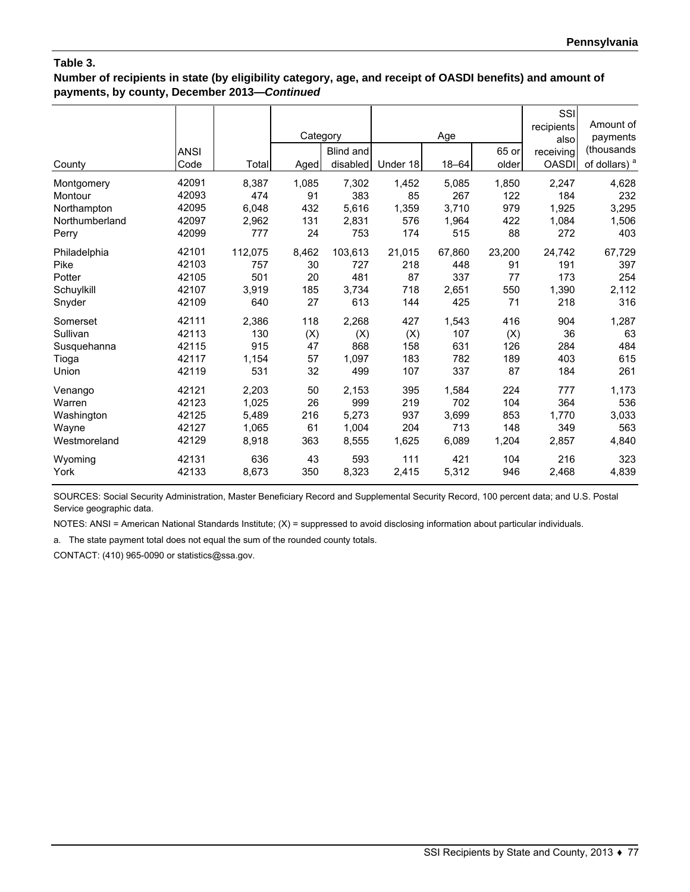**Table 3.**

**Number of recipients in state (by eligibility category, age, and receipt of OASDI benefits) and amount of payments, by county, December 2013—*Continued***

| County | ANSI Code | Total | Category | | Age | | | SSI recipients also receiving OASDI | Amount of payments (thousands of dollars) [a] |
|---|---|---|---|---|---|---|---|---|---|
| | | | Aged | Blind and disabled | Under 18 | 18–64 | 65 or older | | |
| Montgomery | 42091 | 8,387 | 1,085 | 7,302 | 1,452 | 5,085 | 1,850 | 2,247 | 4,628 |
| Montour | 42093 | 474 | 91 | 383 | 85 | 267 | 122 | 184 | 232 |
| Northampton | 42095 | 6,048 | 432 | 5,616 | 1,359 | 3,710 | 979 | 1,925 | 3,295 |
| Northumberland | 42097 | 2,962 | 131 | 2,831 | 576 | 1,964 | 422 | 1,084 | 1,506 |
| Perry | 42099 | 777 | 24 | 753 | 174 | 515 | 88 | 272 | 403 |
| Philadelphia | 42101 | 112,075 | 8,462 | 103,613 | 21,015 | 67,860 | 23,200 | 24,742 | 67,729 |
| Pike | 42103 | 757 | 30 | 727 | 218 | 448 | 91 | 191 | 397 |
| Potter | 42105 | 501 | 20 | 481 | 87 | 337 | 77 | 173 | 254 |
| Schuylkill | 42107 | 3,919 | 185 | 3,734 | 718 | 2,651 | 550 | 1,390 | 2,112 |
| Snyder | 42109 | 640 | 27 | 613 | 144 | 425 | 71 | 218 | 316 |
| Somerset | 42111 | 2,386 | 118 | 2,268 | 427 | 1,543 | 416 | 904 | 1,287 |
| Sullivan | 42113 | 130 | (X) | (X) | (X) | 107 | (X) | 36 | 63 |
| Susquehanna | 42115 | 915 | 47 | 868 | 158 | 631 | 126 | 284 | 484 |
| Tioga | 42117 | 1,154 | 57 | 1,097 | 183 | 782 | 189 | 403 | 615 |
| Union | 42119 | 531 | 32 | 499 | 107 | 337 | 87 | 184 | 261 |
| Venango | 42121 | 2,203 | 50 | 2,153 | 395 | 1,584 | 224 | 777 | 1,173 |
| Warren | 42123 | 1,025 | 26 | 999 | 219 | 702 | 104 | 364 | 536 |
| Washington | 42125 | 5,489 | 216 | 5,273 | 937 | 3,699 | 853 | 1,770 | 3,033 |
| Wayne | 42127 | 1,065 | 61 | 1,004 | 204 | 713 | 148 | 349 | 563 |
| Westmoreland | 42129 | 8,918 | 363 | 8,555 | 1,625 | 6,089 | 1,204 | 2,857 | 4,840 |
| Wyoming | 42131 | 636 | 43 | 593 | 111 | 421 | 104 | 216 | 323 |
| York | 42133 | 8,673 | 350 | 8,323 | 2,415 | 5,312 | 946 | 2,468 | 4,839 |

SOURCES: Social Security Administration, Master Beneficiary Record and Supplemental Security Record, 100 percent data; and U.S. Postal Service geographic data.

NOTES: ANSI = American National Standards Institute; (X) = suppressed to avoid disclosing information about particular individuals.

a. The state payment total does not equal the sum of the rounded county totals.

CONTACT: (410) 965-0090 or statistics@ssa.gov.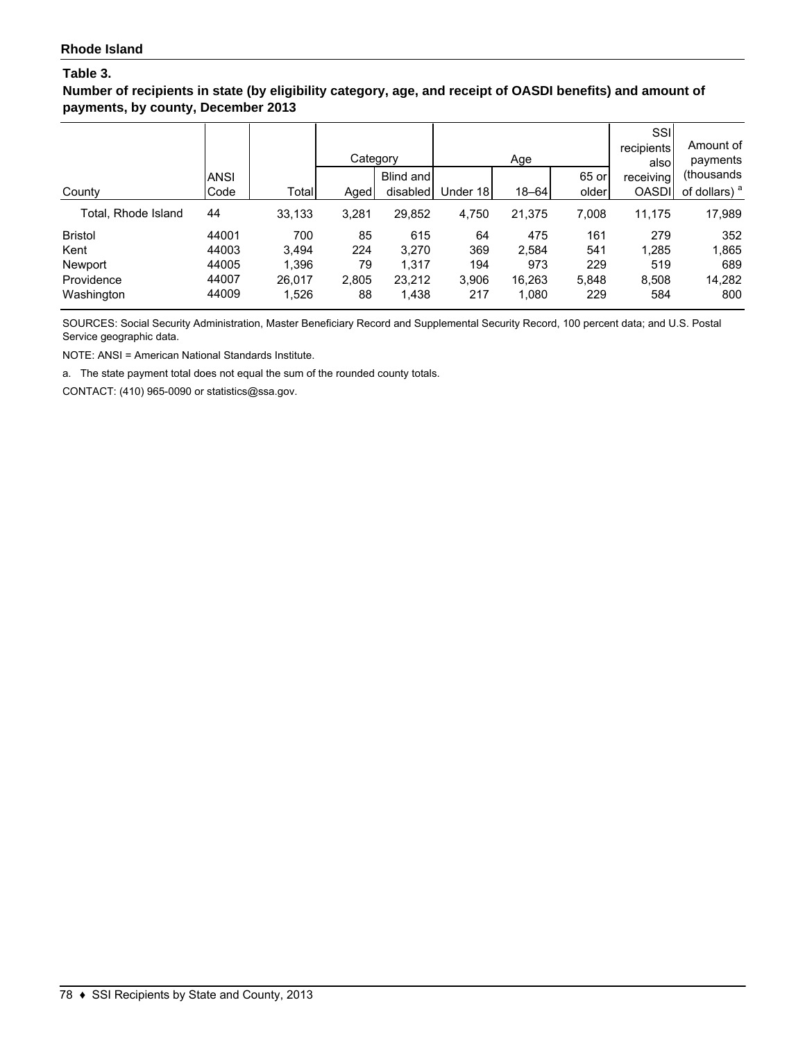Rhode Island

**Table 3.**

**Number of recipients in state (by eligibility category, age, and receipt of OASDI benefits) and amount of payments, by county, December 2013**

| County | ANSI Code | Total | Category | | Age | | | SSI recipients also receiving OASDI | Amount of payments (thousands of dollars) [a] |
|---|---|---|---|---|---|---|---|---|---|
| | | | Aged | Blind and disabled | Under 18 | 18–64 | 65 or older | | |
| Total, Rhode Island | 44 | 33,133 | 3,281 | 29,852 | 4,750 | 21,375 | 7,008 | 11,175 | 17,989 |
| Bristol | 44001 | 700 | 85 | 615 | 64 | 475 | 161 | 279 | 352 |
| Kent | 44003 | 3,494 | 224 | 3,270 | 369 | 2,584 | 541 | 1,285 | 1,865 |
| Newport | 44005 | 1,396 | 79 | 1,317 | 194 | 973 | 229 | 519 | 689 |
| Providence | 44007 | 26,017 | 2,805 | 23,212 | 3,906 | 16,263 | 5,848 | 8,508 | 14,282 |
| Washington | 44009 | 1,526 | 88 | 1,438 | 217 | 1,080 | 229 | 584 | 800 |

SOURCES: Social Security Administration, Master Beneficiary Record and Supplemental Security Record, 100 percent data; and U.S. Postal Service geographic data.

NOTE: ANSI = American National Standards Institute.

a. The state payment total does not equal the sum of the rounded county totals.

CONTACT: (410) 965-0090 or statistics@ssa.gov.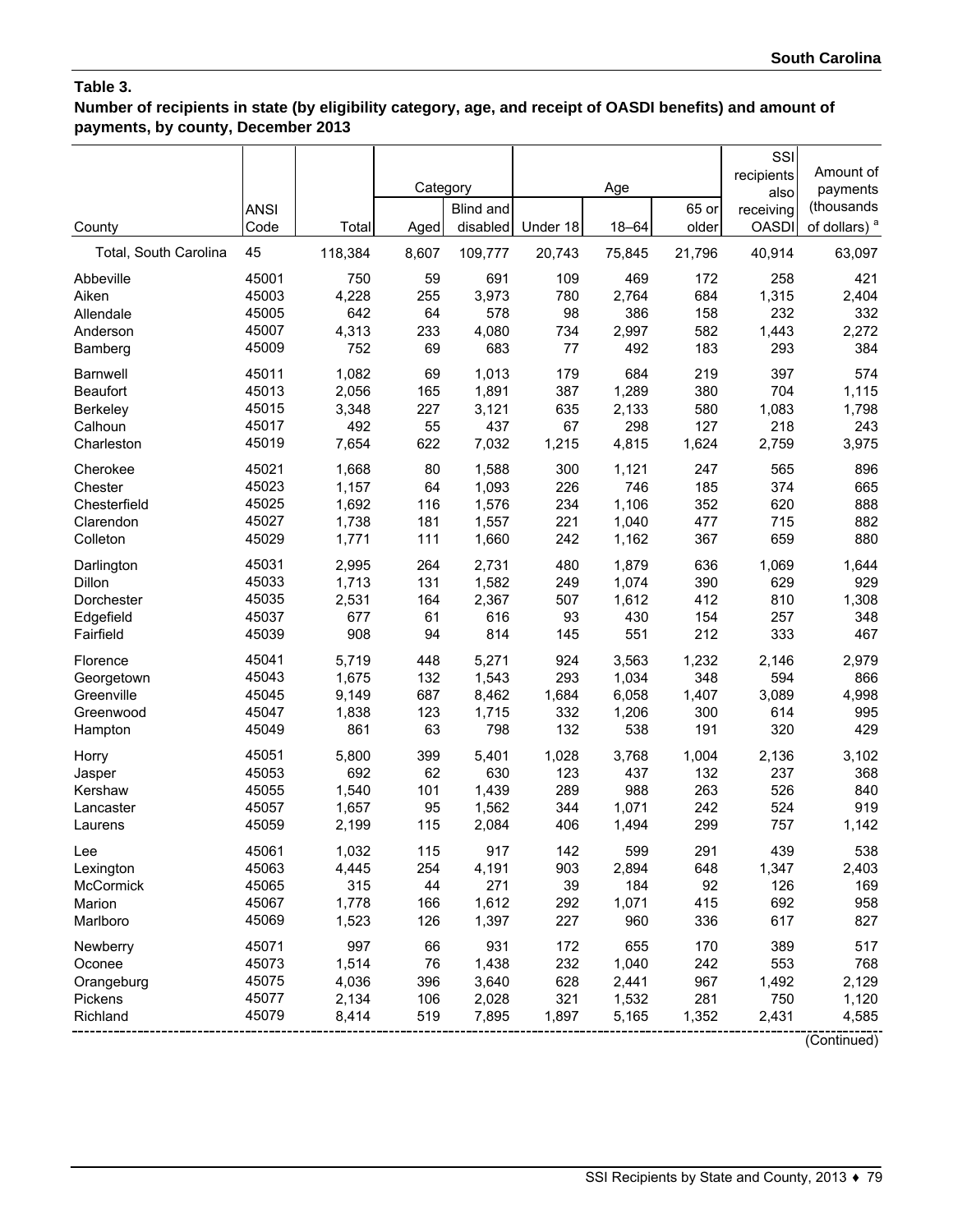## Table 3.

**Number of recipients in state (by eligibility category, age, and receipt of OASDI benefits) and amount of payments, by county, December 2013**

| County | ANSI Code | Total | Category | | Age | | | SSI recipients also receiving OASDI | Amount of payments (thousands of dollars) [a] |
|---|---|---|---|---|---|---|---|---|---|
| | | | Aged | Blind and disabled | Under 18 | 18–64 | 65 or older | | |
| Total, South Carolina | 45 | 118,384 | 8,607 | 109,777 | 20,743 | 75,845 | 21,796 | 40,914 | 63,097 |
| Abbeville | 45001 | 750 | 59 | 691 | 109 | 469 | 172 | 258 | 421 |
| Aiken | 45003 | 4,228 | 255 | 3,973 | 780 | 2,764 | 684 | 1,315 | 2,404 |
| Allendale | 45005 | 642 | 64 | 578 | 98 | 386 | 158 | 232 | 332 |
| Anderson | 45007 | 4,313 | 233 | 4,080 | 734 | 2,997 | 582 | 1,443 | 2,272 |
| Bamberg | 45009 | 752 | 69 | 683 | 77 | 492 | 183 | 293 | 384 |
| Barnwell | 45011 | 1,082 | 69 | 1,013 | 179 | 684 | 219 | 397 | 574 |
| Beaufort | 45013 | 2,056 | 165 | 1,891 | 387 | 1,289 | 380 | 704 | 1,115 |
| Berkeley | 45015 | 3,348 | 227 | 3,121 | 635 | 2,133 | 580 | 1,083 | 1,798 |
| Calhoun | 45017 | 492 | 55 | 437 | 67 | 298 | 127 | 218 | 243 |
| Charleston | 45019 | 7,654 | 622 | 7,032 | 1,215 | 4,815 | 1,624 | 2,759 | 3,975 |
| Cherokee | 45021 | 1,668 | 80 | 1,588 | 300 | 1,121 | 247 | 565 | 896 |
| Chester | 45023 | 1,157 | 64 | 1,093 | 226 | 746 | 185 | 374 | 665 |
| Chesterfield | 45025 | 1,692 | 116 | 1,576 | 234 | 1,106 | 352 | 620 | 888 |
| Clarendon | 45027 | 1,738 | 181 | 1,557 | 221 | 1,040 | 477 | 715 | 882 |
| Colleton | 45029 | 1,771 | 111 | 1,660 | 242 | 1,162 | 367 | 659 | 880 |
| Darlington | 45031 | 2,995 | 264 | 2,731 | 480 | 1,879 | 636 | 1,069 | 1,644 |
| Dillon | 45033 | 1,713 | 131 | 1,582 | 249 | 1,074 | 390 | 629 | 929 |
| Dorchester | 45035 | 2,531 | 164 | 2,367 | 507 | 1,612 | 412 | 810 | 1,308 |
| Edgefield | 45037 | 677 | 61 | 616 | 93 | 430 | 154 | 257 | 348 |
| Fairfield | 45039 | 908 | 94 | 814 | 145 | 551 | 212 | 333 | 467 |
| Florence | 45041 | 5,719 | 448 | 5,271 | 924 | 3,563 | 1,232 | 2,146 | 2,979 |
| Georgetown | 45043 | 1,675 | 132 | 1,543 | 293 | 1,034 | 348 | 594 | 866 |
| Greenville | 45045 | 9,149 | 687 | 8,462 | 1,684 | 6,058 | 1,407 | 3,089 | 4,998 |
| Greenwood | 45047 | 1,838 | 123 | 1,715 | 332 | 1,206 | 300 | 614 | 995 |
| Hampton | 45049 | 861 | 63 | 798 | 132 | 538 | 191 | 320 | 429 |
| Horry | 45051 | 5,800 | 399 | 5,401 | 1,028 | 3,768 | 1,004 | 2,136 | 3,102 |
| Jasper | 45053 | 692 | 62 | 630 | 123 | 437 | 132 | 237 | 368 |
| Kershaw | 45055 | 1,540 | 101 | 1,439 | 289 | 988 | 263 | 526 | 840 |
| Lancaster | 45057 | 1,657 | 95 | 1,562 | 344 | 1,071 | 242 | 524 | 919 |
| Laurens | 45059 | 2,199 | 115 | 2,084 | 406 | 1,494 | 299 | 757 | 1,142 |
| Lee | 45061 | 1,032 | 115 | 917 | 142 | 599 | 291 | 439 | 538 |
| Lexington | 45063 | 4,445 | 254 | 4,191 | 903 | 2,894 | 648 | 1,347 | 2,403 |
| McCormick | 45065 | 315 | 44 | 271 | 39 | 184 | 92 | 126 | 169 |
| Marion | 45067 | 1,778 | 166 | 1,612 | 292 | 1,071 | 415 | 692 | 958 |
| Marlboro | 45069 | 1,523 | 126 | 1,397 | 227 | 960 | 336 | 617 | 827 |
| Newberry | 45071 | 997 | 66 | 931 | 172 | 655 | 170 | 389 | 517 |
| Oconee | 45073 | 1,514 | 76 | 1,438 | 232 | 1,040 | 242 | 553 | 768 |
| Orangeburg | 45075 | 4,036 | 396 | 3,640 | 628 | 2,441 | 967 | 1,492 | 2,129 |
| Pickens | 45077 | 2,134 | 106 | 2,028 | 321 | 1,532 | 281 | 750 | 1,120 |
| Richland | 45079 | 8,414 | 519 | 7,895 | 1,897 | 5,165 | 1,352 | 2,431 | 4,585 |

(Continued)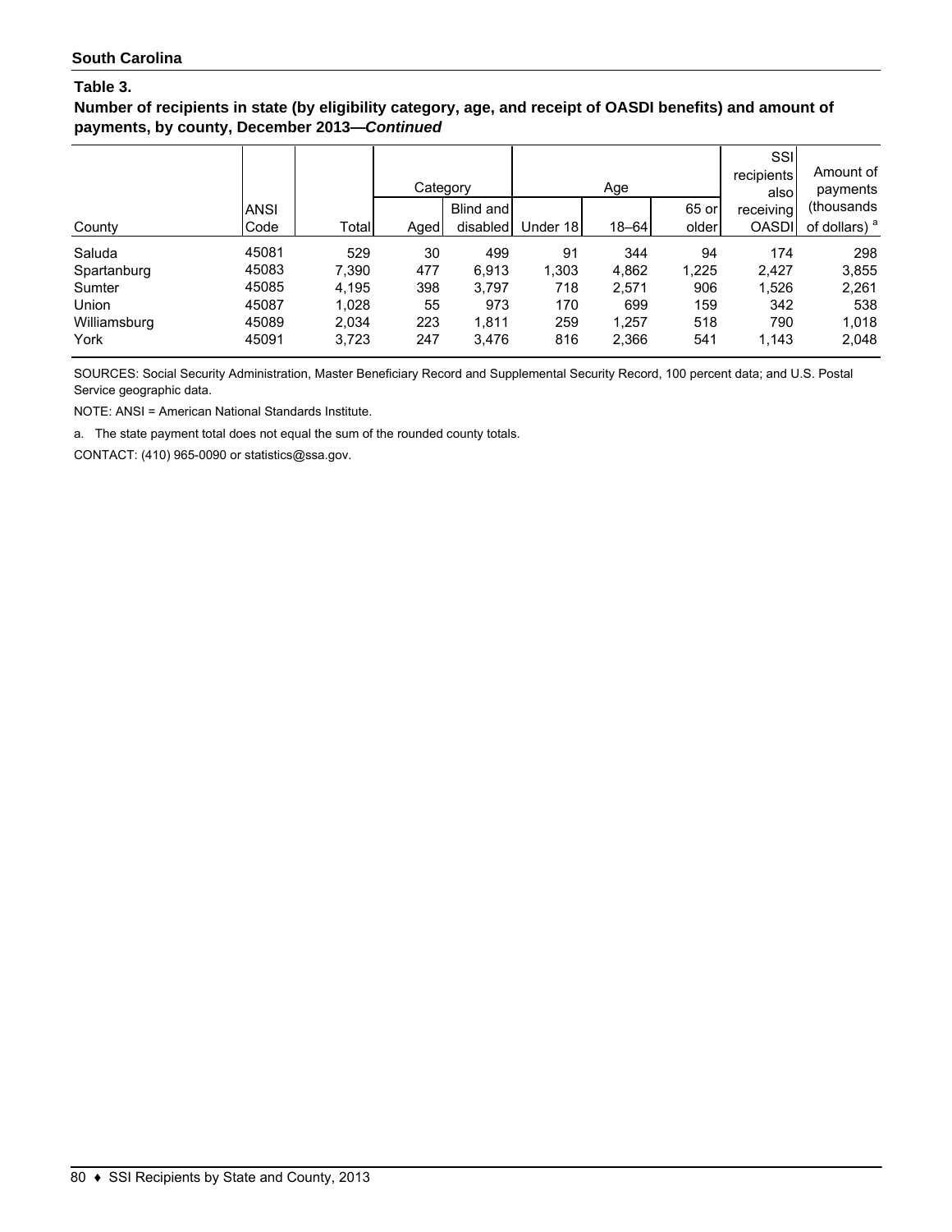**South Carolina**

**Table 3.**

**Number of recipients in state (by eligibility category, age, and receipt of OASDI benefits) and amount of payments, by county, December 2013—*Continued***

| County | ANSI Code | Total | Category | | Age | | | SSI recipients also receiving OASDI | Amount of payments (thousands of dollars) [a] |
|---|---|---|---|---|---|---|---|---|---|
| | | | Aged | Blind and disabled | Under 18 | 18–64 | 65 or older | | |
| Saluda | 45081 | 529 | 30 | 499 | 91 | 344 | 94 | 174 | 298 |
| Spartanburg | 45083 | 7,390 | 477 | 6,913 | 1,303 | 4,862 | 1,225 | 2,427 | 3,855 |
| Sumter | 45085 | 4,195 | 398 | 3,797 | 718 | 2,571 | 906 | 1,526 | 2,261 |
| Union | 45087 | 1,028 | 55 | 973 | 170 | 699 | 159 | 342 | 538 |
| Williamsburg | 45089 | 2,034 | 223 | 1,811 | 259 | 1,257 | 518 | 790 | 1,018 |
| York | 45091 | 3,723 | 247 | 3,476 | 816 | 2,366 | 541 | 1,143 | 2,048 |

SOURCES: Social Security Administration, Master Beneficiary Record and Supplemental Security Record, 100 percent data; and U.S. Postal Service geographic data.

NOTE: ANSI = American National Standards Institute.

a. The state payment total does not equal the sum of the rounded county totals.

CONTACT: (410) 965-0090 or statistics@ssa.gov.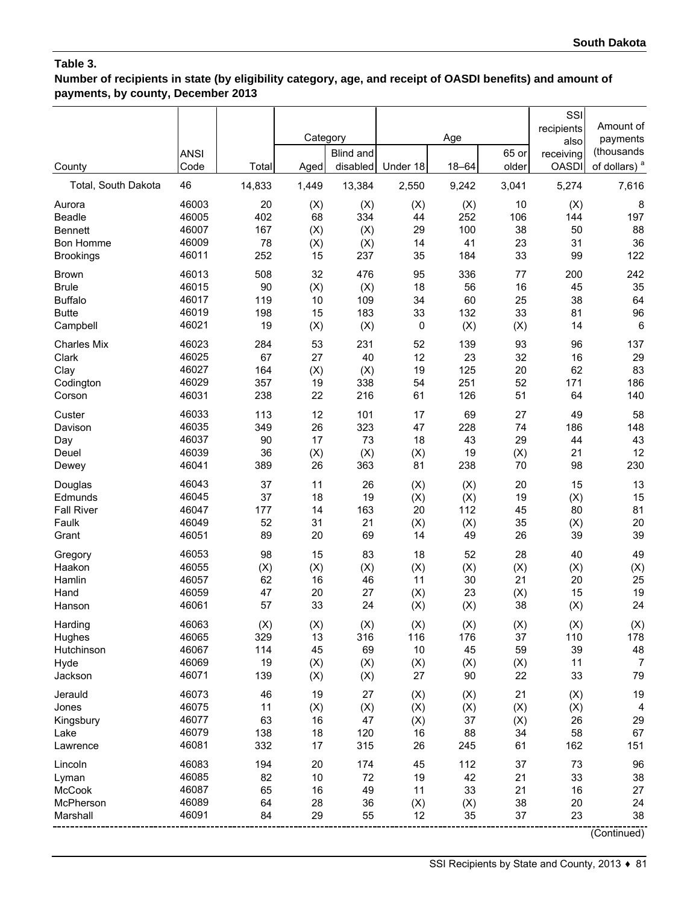**Table 3.**
**Number of recipients in state (by eligibility category, age, and receipt of OASDI benefits) and amount of payments, by county, December 2013**

| County | ANSI Code | Total | Category | | Age | | | SSI recipients also receiving OASDI | Amount of payments (thousands of dollars) [a] |
|---|---|---|---|---|---|---|---|---|---|
| | | | Aged | Blind and disabled | Under 18 | 18–64 | 65 or older | | |
| Total, South Dakota | 46 | 14,833 | 1,449 | 13,384 | 2,550 | 9,242 | 3,041 | 5,274 | 7,616 |
| Aurora | 46003 | 20 | (X) | (X) | (X) | (X) | 10 | (X) | 8 |
| Beadle | 46005 | 402 | 68 | 334 | 44 | 252 | 106 | 144 | 197 |
| Bennett | 46007 | 167 | (X) | (X) | 29 | 100 | 38 | 50 | 88 |
| Bon Homme | 46009 | 78 | (X) | (X) | 14 | 41 | 23 | 31 | 36 |
| Brookings | 46011 | 252 | 15 | 237 | 35 | 184 | 33 | 99 | 122 |
| Brown | 46013 | 508 | 32 | 476 | 95 | 336 | 77 | 200 | 242 |
| Brule | 46015 | 90 | (X) | (X) | 18 | 56 | 16 | 45 | 35 |
| Buffalo | 46017 | 119 | 10 | 109 | 34 | 60 | 25 | 38 | 64 |
| Butte | 46019 | 198 | 15 | 183 | 33 | 132 | 33 | 81 | 96 |
| Campbell | 46021 | 19 | (X) | (X) | 0 | (X) | (X) | 14 | 6 |
| Charles Mix | 46023 | 284 | 53 | 231 | 52 | 139 | 93 | 96 | 137 |
| Clark | 46025 | 67 | 27 | 40 | 12 | 23 | 32 | 16 | 29 |
| Clay | 46027 | 164 | (X) | (X) | 19 | 125 | 20 | 62 | 83 |
| Codington | 46029 | 357 | 19 | 338 | 54 | 251 | 52 | 171 | 186 |
| Corson | 46031 | 238 | 22 | 216 | 61 | 126 | 51 | 64 | 140 |
| Custer | 46033 | 113 | 12 | 101 | 17 | 69 | 27 | 49 | 58 |
| Davison | 46035 | 349 | 26 | 323 | 47 | 228 | 74 | 186 | 148 |
| Day | 46037 | 90 | 17 | 73 | 18 | 43 | 29 | 44 | 43 |
| Deuel | 46039 | 36 | (X) | (X) | (X) | 19 | (X) | 21 | 12 |
| Dewey | 46041 | 389 | 26 | 363 | 81 | 238 | 70 | 98 | 230 |
| Douglas | 46043 | 37 | 11 | 26 | (X) | (X) | 20 | 15 | 13 |
| Edmunds | 46045 | 37 | 18 | 19 | (X) | (X) | 19 | (X) | 15 |
| Fall River | 46047 | 177 | 14 | 163 | 20 | 112 | 45 | 80 | 81 |
| Faulk | 46049 | 52 | 31 | 21 | (X) | (X) | 35 | (X) | 20 |
| Grant | 46051 | 89 | 20 | 69 | 14 | 49 | 26 | 39 | 39 |
| Gregory | 46053 | 98 | 15 | 83 | 18 | 52 | 28 | 40 | 49 |
| Haakon | 46055 | (X) | (X) | (X) | (X) | (X) | (X) | (X) | (X) |
| Hamlin | 46057 | 62 | 16 | 46 | 11 | 30 | 21 | 20 | 25 |
| Hand | 46059 | 47 | 20 | 27 | (X) | 23 | (X) | 15 | 19 |
| Hanson | 46061 | 57 | 33 | 24 | (X) | (X) | 38 | (X) | 24 |
| Harding | 46063 | (X) | (X) | (X) | (X) | (X) | (X) | (X) | (X) |
| Hughes | 46065 | 329 | 13 | 316 | 116 | 176 | 37 | 110 | 178 |
| Hutchinson | 46067 | 114 | 45 | 69 | 10 | 45 | 59 | 39 | 48 |
| Hyde | 46069 | 19 | (X) | (X) | (X) | (X) | (X) | 11 | 7 |
| Jackson | 46071 | 139 | (X) | (X) | 27 | 90 | 22 | 33 | 79 |
| Jerauld | 46073 | 46 | 19 | 27 | (X) | (X) | 21 | (X) | 19 |
| Jones | 46075 | 11 | (X) | (X) | (X) | (X) | (X) | (X) | 4 |
| Kingsbury | 46077 | 63 | 16 | 47 | (X) | 37 | (X) | 26 | 29 |
| Lake | 46079 | 138 | 18 | 120 | 16 | 88 | 34 | 58 | 67 |
| Lawrence | 46081 | 332 | 17 | 315 | 26 | 245 | 61 | 162 | 151 |
| Lincoln | 46083 | 194 | 20 | 174 | 45 | 112 | 37 | 73 | 96 |
| Lyman | 46085 | 82 | 10 | 72 | 19 | 42 | 21 | 33 | 38 |
| McCook | 46087 | 65 | 16 | 49 | 11 | 33 | 21 | 16 | 27 |
| McPherson | 46089 | 64 | 28 | 36 | (X) | (X) | 38 | 20 | 24 |
| Marshall | 46091 | 84 | 29 | 55 | 12 | 35 | 37 | 23 | 38 |

(Continued)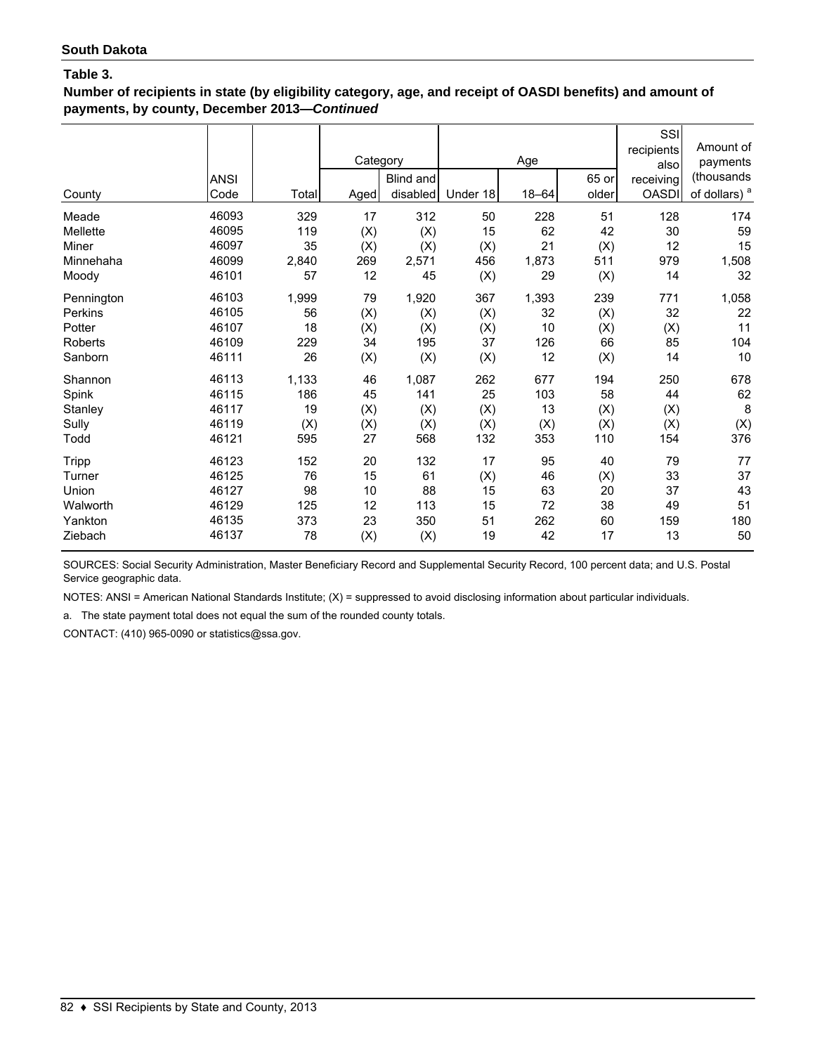**South Dakota**

**Table 3.**

**Number of recipients in state (by eligibility category, age, and receipt of OASDI benefits) and amount of payments, by county, December 2013—*Continued***

| County | ANSI Code | Total | Category | | Age | | | SSI recipients also receiving OASDI | Amount of payments (thousands of dollars) [a] |
|---|---|---|---|---|---|---|---|---|---|
| | | | Aged | Blind and disabled | Under 18 | 18–64 | 65 or older | | |
| Meade | 46093 | 329 | 17 | 312 | 50 | 228 | 51 | 128 | 174 |
| Mellette | 46095 | 119 | (X) | (X) | 15 | 62 | 42 | 30 | 59 |
| Miner | 46097 | 35 | (X) | (X) | (X) | 21 | (X) | 12 | 15 |
| Minnehaha | 46099 | 2,840 | 269 | 2,571 | 456 | 1,873 | 511 | 979 | 1,508 |
| Moody | 46101 | 57 | 12 | 45 | (X) | 29 | (X) | 14 | 32 |
| Pennington | 46103 | 1,999 | 79 | 1,920 | 367 | 1,393 | 239 | 771 | 1,058 |
| Perkins | 46105 | 56 | (X) | (X) | (X) | 32 | (X) | 32 | 22 |
| Potter | 46107 | 18 | (X) | (X) | (X) | 10 | (X) | (X) | 11 |
| Roberts | 46109 | 229 | 34 | 195 | 37 | 126 | 66 | 85 | 104 |
| Sanborn | 46111 | 26 | (X) | (X) | (X) | 12 | (X) | 14 | 10 |
| Shannon | 46113 | 1,133 | 46 | 1,087 | 262 | 677 | 194 | 250 | 678 |
| Spink | 46115 | 186 | 45 | 141 | 25 | 103 | 58 | 44 | 62 |
| Stanley | 46117 | 19 | (X) | (X) | (X) | 13 | (X) | (X) | 8 |
| Sully | 46119 | (X) | (X) | (X) | (X) | (X) | (X) | (X) | (X) |
| Todd | 46121 | 595 | 27 | 568 | 132 | 353 | 110 | 154 | 376 |
| Tripp | 46123 | 152 | 20 | 132 | 17 | 95 | 40 | 79 | 77 |
| Turner | 46125 | 76 | 15 | 61 | (X) | 46 | (X) | 33 | 37 |
| Union | 46127 | 98 | 10 | 88 | 15 | 63 | 20 | 37 | 43 |
| Walworth | 46129 | 125 | 12 | 113 | 15 | 72 | 38 | 49 | 51 |
| Yankton | 46135 | 373 | 23 | 350 | 51 | 262 | 60 | 159 | 180 |
| Ziebach | 46137 | 78 | (X) | (X) | 19 | 42 | 17 | 13 | 50 |

SOURCES: Social Security Administration, Master Beneficiary Record and Supplemental Security Record, 100 percent data; and U.S. Postal Service geographic data.

NOTES: ANSI = American National Standards Institute; (X) = suppressed to avoid disclosing information about particular individuals.

a. The state payment total does not equal the sum of the rounded county totals.

CONTACT: (410) 965-0090 or statistics@ssa.gov.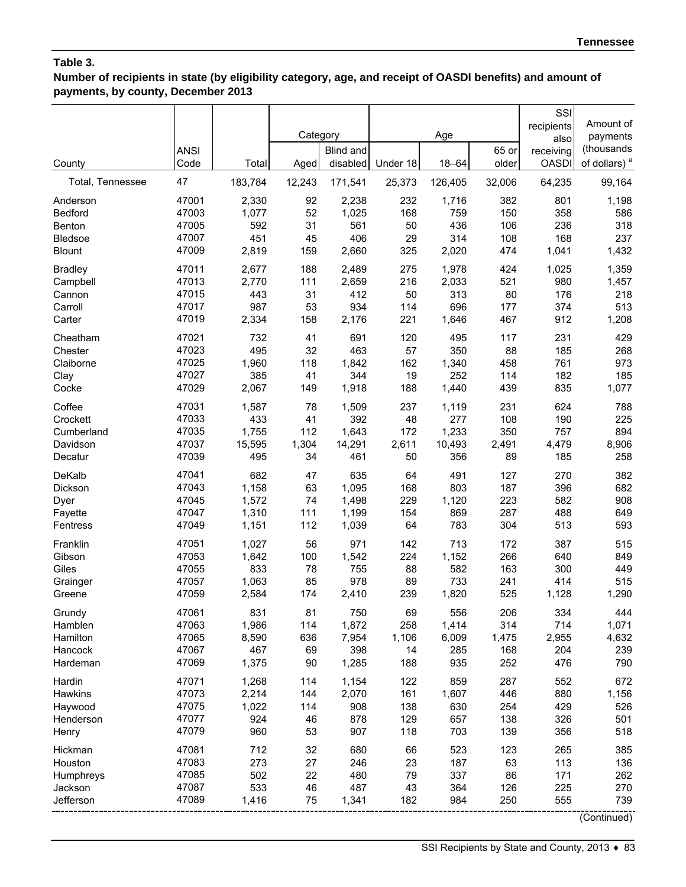**Table 3.**
**Number of recipients in state (by eligibility category, age, and receipt of OASDI benefits) and amount of payments, by county, December 2013**

| County | ANSI Code | Total | Category | | Age | | | SSI recipients also receiving OASDI | Amount of payments (thousands of dollars) [a] |
|---|---|---|---|---|---|---|---|---|---|
| | | | Aged | Blind and disabled | Under 18 | 18–64 | 65 or older | | |
| Total, Tennessee | 47 | 183,784 | 12,243 | 171,541 | 25,373 | 126,405 | 32,006 | 64,235 | 99,164 |
| Anderson | 47001 | 2,330 | 92 | 2,238 | 232 | 1,716 | 382 | 801 | 1,198 |
| Bedford | 47003 | 1,077 | 52 | 1,025 | 168 | 759 | 150 | 358 | 586 |
| Benton | 47005 | 592 | 31 | 561 | 50 | 436 | 106 | 236 | 318 |
| Bledsoe | 47007 | 451 | 45 | 406 | 29 | 314 | 108 | 168 | 237 |
| Blount | 47009 | 2,819 | 159 | 2,660 | 325 | 2,020 | 474 | 1,041 | 1,432 |
| Bradley | 47011 | 2,677 | 188 | 2,489 | 275 | 1,978 | 424 | 1,025 | 1,359 |
| Campbell | 47013 | 2,770 | 111 | 2,659 | 216 | 2,033 | 521 | 980 | 1,457 |
| Cannon | 47015 | 443 | 31 | 412 | 50 | 313 | 80 | 176 | 218 |
| Carroll | 47017 | 987 | 53 | 934 | 114 | 696 | 177 | 374 | 513 |
| Carter | 47019 | 2,334 | 158 | 2,176 | 221 | 1,646 | 467 | 912 | 1,208 |
| Cheatham | 47021 | 732 | 41 | 691 | 120 | 495 | 117 | 231 | 429 |
| Chester | 47023 | 495 | 32 | 463 | 57 | 350 | 88 | 185 | 268 |
| Claiborne | 47025 | 1,960 | 118 | 1,842 | 162 | 1,340 | 458 | 761 | 973 |
| Clay | 47027 | 385 | 41 | 344 | 19 | 252 | 114 | 182 | 185 |
| Cocke | 47029 | 2,067 | 149 | 1,918 | 188 | 1,440 | 439 | 835 | 1,077 |
| Coffee | 47031 | 1,587 | 78 | 1,509 | 237 | 1,119 | 231 | 624 | 788 |
| Crockett | 47033 | 433 | 41 | 392 | 48 | 277 | 108 | 190 | 225 |
| Cumberland | 47035 | 1,755 | 112 | 1,643 | 172 | 1,233 | 350 | 757 | 894 |
| Davidson | 47037 | 15,595 | 1,304 | 14,291 | 2,611 | 10,493 | 2,491 | 4,479 | 8,906 |
| Decatur | 47039 | 495 | 34 | 461 | 50 | 356 | 89 | 185 | 258 |
| DeKalb | 47041 | 682 | 47 | 635 | 64 | 491 | 127 | 270 | 382 |
| Dickson | 47043 | 1,158 | 63 | 1,095 | 168 | 803 | 187 | 396 | 682 |
| Dyer | 47045 | 1,572 | 74 | 1,498 | 229 | 1,120 | 223 | 582 | 908 |
| Fayette | 47047 | 1,310 | 111 | 1,199 | 154 | 869 | 287 | 488 | 649 |
| Fentress | 47049 | 1,151 | 112 | 1,039 | 64 | 783 | 304 | 513 | 593 |
| Franklin | 47051 | 1,027 | 56 | 971 | 142 | 713 | 172 | 387 | 515 |
| Gibson | 47053 | 1,642 | 100 | 1,542 | 224 | 1,152 | 266 | 640 | 849 |
| Giles | 47055 | 833 | 78 | 755 | 88 | 582 | 163 | 300 | 449 |
| Grainger | 47057 | 1,063 | 85 | 978 | 89 | 733 | 241 | 414 | 515 |
| Greene | 47059 | 2,584 | 174 | 2,410 | 239 | 1,820 | 525 | 1,128 | 1,290 |
| Grundy | 47061 | 831 | 81 | 750 | 69 | 556 | 206 | 334 | 444 |
| Hamblen | 47063 | 1,986 | 114 | 1,872 | 258 | 1,414 | 314 | 714 | 1,071 |
| Hamilton | 47065 | 8,590 | 636 | 7,954 | 1,106 | 6,009 | 1,475 | 2,955 | 4,632 |
| Hancock | 47067 | 467 | 69 | 398 | 14 | 285 | 168 | 204 | 239 |
| Hardeman | 47069 | 1,375 | 90 | 1,285 | 188 | 935 | 252 | 476 | 790 |
| Hardin | 47071 | 1,268 | 114 | 1,154 | 122 | 859 | 287 | 552 | 672 |
| Hawkins | 47073 | 2,214 | 144 | 2,070 | 161 | 1,607 | 446 | 880 | 1,156 |
| Haywood | 47075 | 1,022 | 114 | 908 | 138 | 630 | 254 | 429 | 526 |
| Henderson | 47077 | 924 | 46 | 878 | 129 | 657 | 138 | 326 | 501 |
| Henry | 47079 | 960 | 53 | 907 | 118 | 703 | 139 | 356 | 518 |
| Hickman | 47081 | 712 | 32 | 680 | 66 | 523 | 123 | 265 | 385 |
| Houston | 47083 | 273 | 27 | 246 | 23 | 187 | 63 | 113 | 136 |
| Humphreys | 47085 | 502 | 22 | 480 | 79 | 337 | 86 | 171 | 262 |
| Jackson | 47087 | 533 | 46 | 487 | 43 | 364 | 126 | 225 | 270 |
| Jefferson | 47089 | 1,416 | 75 | 1,341 | 182 | 984 | 250 | 555 | 739 |

(Continued)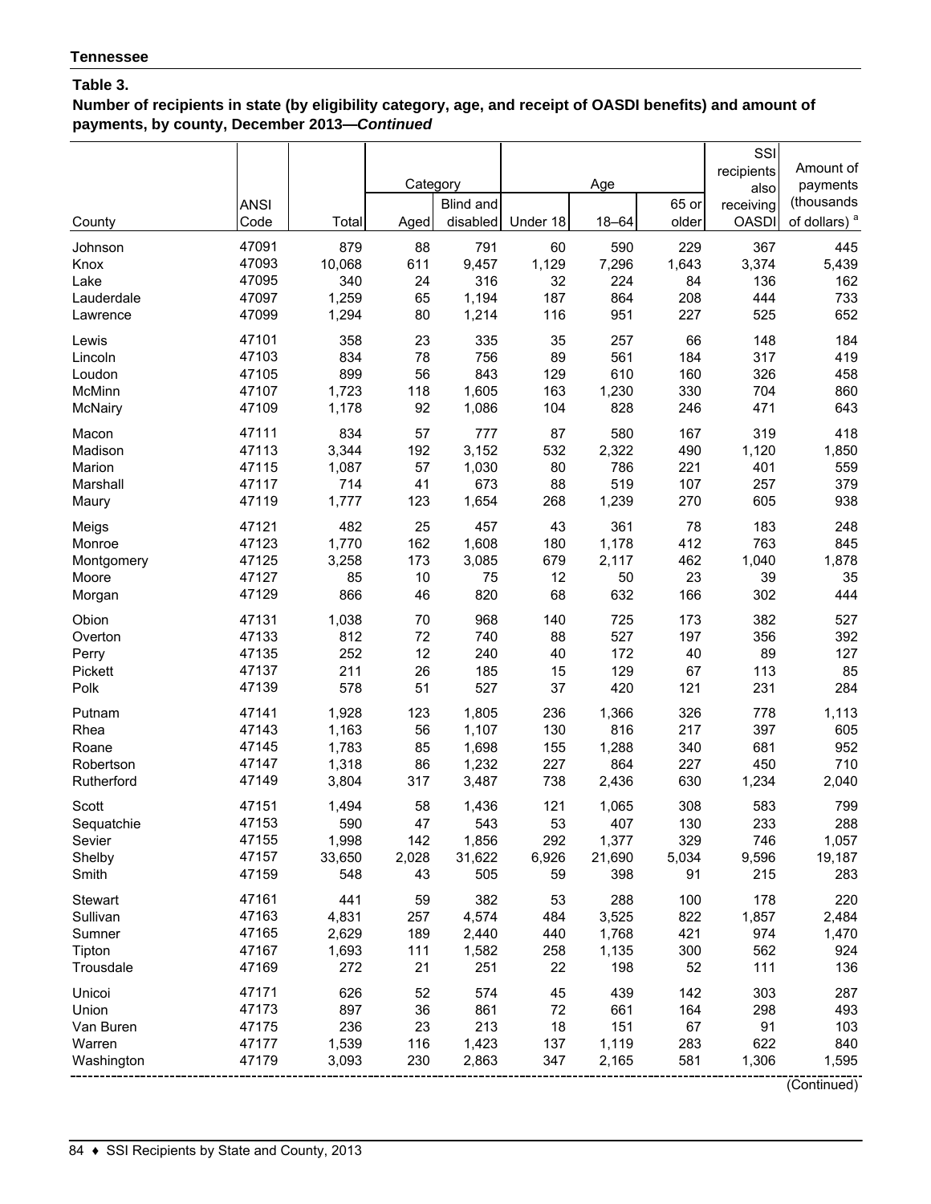**Tennessee**

**Table 3.**

**Number of recipients in state (by eligibility category, age, and receipt of OASDI benefits) and amount of payments, by county, December 2013—*Continued***

| County | ANSI Code | Total | Category | | Age | | | SSI recipients also receiving OASDI | Amount of payments (thousands of dollars) [a] |
|---|---|---|---|---|---|---|---|---|---|
| | | | Aged | Blind and disabled | Under 18 | 18–64 | 65 or older | | |
| Johnson | 47091 | 879 | 88 | 791 | 60 | 590 | 229 | 367 | 445 |
| Knox | 47093 | 10,068 | 611 | 9,457 | 1,129 | 7,296 | 1,643 | 3,374 | 5,439 |
| Lake | 47095 | 340 | 24 | 316 | 32 | 224 | 84 | 136 | 162 |
| Lauderdale | 47097 | 1,259 | 65 | 1,194 | 187 | 864 | 208 | 444 | 733 |
| Lawrence | 47099 | 1,294 | 80 | 1,214 | 116 | 951 | 227 | 525 | 652 |
| Lewis | 47101 | 358 | 23 | 335 | 35 | 257 | 66 | 148 | 184 |
| Lincoln | 47103 | 834 | 78 | 756 | 89 | 561 | 184 | 317 | 419 |
| Loudon | 47105 | 899 | 56 | 843 | 129 | 610 | 160 | 326 | 458 |
| McMinn | 47107 | 1,723 | 118 | 1,605 | 163 | 1,230 | 330 | 704 | 860 |
| McNairy | 47109 | 1,178 | 92 | 1,086 | 104 | 828 | 246 | 471 | 643 |
| Macon | 47111 | 834 | 57 | 777 | 87 | 580 | 167 | 319 | 418 |
| Madison | 47113 | 3,344 | 192 | 3,152 | 532 | 2,322 | 490 | 1,120 | 1,850 |
| Marion | 47115 | 1,087 | 57 | 1,030 | 80 | 786 | 221 | 401 | 559 |
| Marshall | 47117 | 714 | 41 | 673 | 88 | 519 | 107 | 257 | 379 |
| Maury | 47119 | 1,777 | 123 | 1,654 | 268 | 1,239 | 270 | 605 | 938 |
| Meigs | 47121 | 482 | 25 | 457 | 43 | 361 | 78 | 183 | 248 |
| Monroe | 47123 | 1,770 | 162 | 1,608 | 180 | 1,178 | 412 | 763 | 845 |
| Montgomery | 47125 | 3,258 | 173 | 3,085 | 679 | 2,117 | 462 | 1,040 | 1,878 |
| Moore | 47127 | 85 | 10 | 75 | 12 | 50 | 23 | 39 | 35 |
| Morgan | 47129 | 866 | 46 | 820 | 68 | 632 | 166 | 302 | 444 |
| Obion | 47131 | 1,038 | 70 | 968 | 140 | 725 | 173 | 382 | 527 |
| Overton | 47133 | 812 | 72 | 740 | 88 | 527 | 197 | 356 | 392 |
| Perry | 47135 | 252 | 12 | 240 | 40 | 172 | 40 | 89 | 127 |
| Pickett | 47137 | 211 | 26 | 185 | 15 | 129 | 67 | 113 | 85 |
| Polk | 47139 | 578 | 51 | 527 | 37 | 420 | 121 | 231 | 284 |
| Putnam | 47141 | 1,928 | 123 | 1,805 | 236 | 1,366 | 326 | 778 | 1,113 |
| Rhea | 47143 | 1,163 | 56 | 1,107 | 130 | 816 | 217 | 397 | 605 |
| Roane | 47145 | 1,783 | 85 | 1,698 | 155 | 1,288 | 340 | 681 | 952 |
| Robertson | 47147 | 1,318 | 86 | 1,232 | 227 | 864 | 227 | 450 | 710 |
| Rutherford | 47149 | 3,804 | 317 | 3,487 | 738 | 2,436 | 630 | 1,234 | 2,040 |
| Scott | 47151 | 1,494 | 58 | 1,436 | 121 | 1,065 | 308 | 583 | 799 |
| Sequatchie | 47153 | 590 | 47 | 543 | 53 | 407 | 130 | 233 | 288 |
| Sevier | 47155 | 1,998 | 142 | 1,856 | 292 | 1,377 | 329 | 746 | 1,057 |
| Shelby | 47157 | 33,650 | 2,028 | 31,622 | 6,926 | 21,690 | 5,034 | 9,596 | 19,187 |
| Smith | 47159 | 548 | 43 | 505 | 59 | 398 | 91 | 215 | 283 |
| Stewart | 47161 | 441 | 59 | 382 | 53 | 288 | 100 | 178 | 220 |
| Sullivan | 47163 | 4,831 | 257 | 4,574 | 484 | 3,525 | 822 | 1,857 | 2,484 |
| Sumner | 47165 | 2,629 | 189 | 2,440 | 440 | 1,768 | 421 | 974 | 1,470 |
| Tipton | 47167 | 1,693 | 111 | 1,582 | 258 | 1,135 | 300 | 562 | 924 |
| Trousdale | 47169 | 272 | 21 | 251 | 22 | 198 | 52 | 111 | 136 |
| Unicoi | 47171 | 626 | 52 | 574 | 45 | 439 | 142 | 303 | 287 |
| Union | 47173 | 897 | 36 | 861 | 72 | 661 | 164 | 298 | 493 |
| Van Buren | 47175 | 236 | 23 | 213 | 18 | 151 | 67 | 91 | 103 |
| Warren | 47177 | 1,539 | 116 | 1,423 | 137 | 1,119 | 283 | 622 | 840 |
| Washington | 47179 | 3,093 | 230 | 2,863 | 347 | 2,165 | 581 | 1,306 | 1,595 |

(Continued)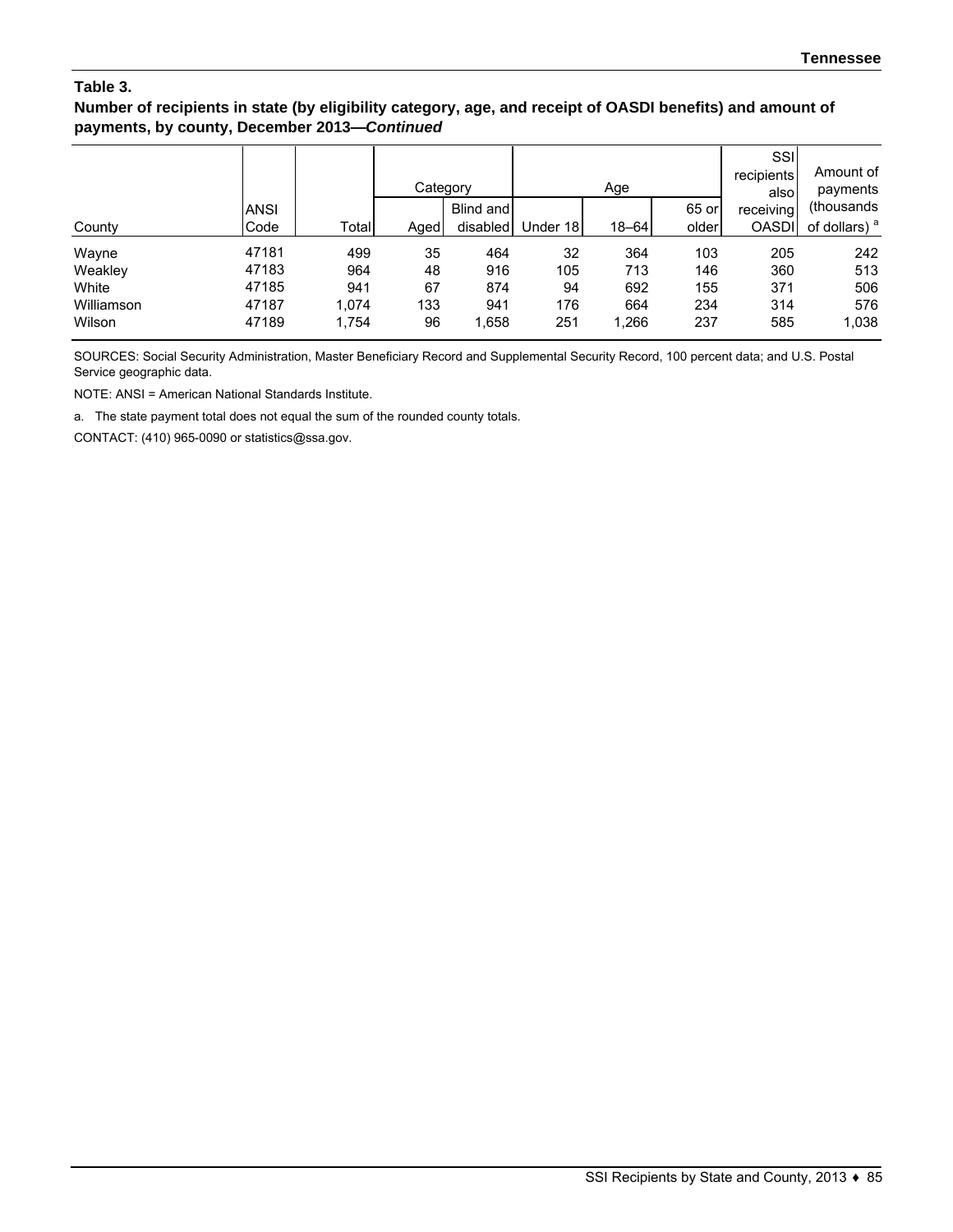**Table 3.**

**Number of recipients in state (by eligibility category, age, and receipt of OASDI benefits) and amount of payments, by county, December 2013—*Continued***

| County | ANSI Code | Total | Category | | Age | | | SSI recipients also receiving OASDI | Amount of payments (thousands of dollars) [a] |
|---|---|---|---|---|---|---|---|---|---|
| | | | Aged | Blind and disabled | Under 18 | 18–64 | 65 or older | | |
| Wayne | 47181 | 499 | 35 | 464 | 32 | 364 | 103 | 205 | 242 |
| Weakley | 47183 | 964 | 48 | 916 | 105 | 713 | 146 | 360 | 513 |
| White | 47185 | 941 | 67 | 874 | 94 | 692 | 155 | 371 | 506 |
| Williamson | 47187 | 1,074 | 133 | 941 | 176 | 664 | 234 | 314 | 576 |
| Wilson | 47189 | 1,754 | 96 | 1,658 | 251 | 1,266 | 237 | 585 | 1,038 |

SOURCES: Social Security Administration, Master Beneficiary Record and Supplemental Security Record, 100 percent data; and U.S. Postal Service geographic data.

NOTE: ANSI = American National Standards Institute.

a. The state payment total does not equal the sum of the rounded county totals.

CONTACT: (410) 965-0090 or statistics@ssa.gov.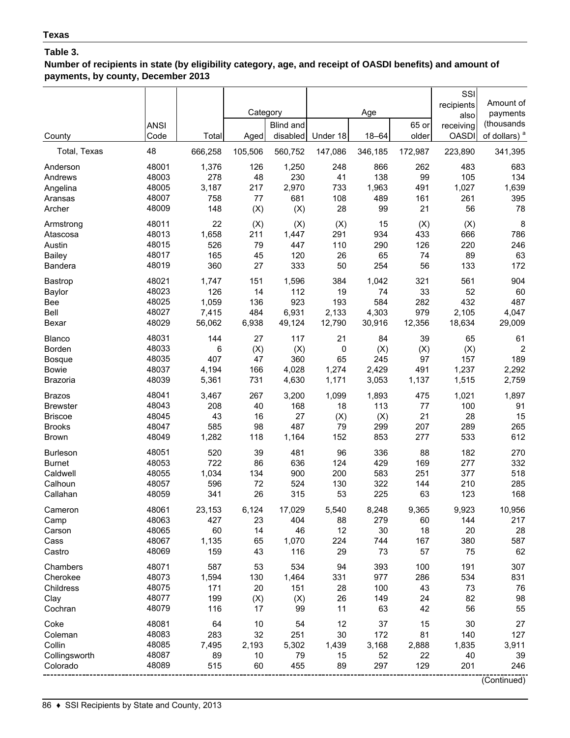**Texas**

**Table 3.**
**Number of recipients in state (by eligibility category, age, and receipt of OASDI benefits) and amount of payments, by county, December 2013**

| County | ANSI Code | Total | Category | | Age | | | SSI recipients also receiving OASDI | Amount of payments (thousands of dollars) [a] |
|---|---|---|---|---|---|---|---|---|---|
| | | | Aged | Blind and disabled | Under 18 | 18–64 | 65 or older | | |
| Total, Texas | 48 | 666,258 | 105,506 | 560,752 | 147,086 | 346,185 | 172,987 | 223,890 | 341,395 |
| Anderson | 48001 | 1,376 | 126 | 1,250 | 248 | 866 | 262 | 483 | 683 |
| Andrews | 48003 | 278 | 48 | 230 | 41 | 138 | 99 | 105 | 134 |
| Angelina | 48005 | 3,187 | 217 | 2,970 | 733 | 1,963 | 491 | 1,027 | 1,639 |
| Aransas | 48007 | 758 | 77 | 681 | 108 | 489 | 161 | 261 | 395 |
| Archer | 48009 | 148 | (X) | (X) | 28 | 99 | 21 | 56 | 78 |
| Armstrong | 48011 | 22 | (X) | (X) | (X) | 15 | (X) | (X) | 8 |
| Atascosa | 48013 | 1,658 | 211 | 1,447 | 291 | 934 | 433 | 666 | 786 |
| Austin | 48015 | 526 | 79 | 447 | 110 | 290 | 126 | 220 | 246 |
| Bailey | 48017 | 165 | 45 | 120 | 26 | 65 | 74 | 89 | 63 |
| Bandera | 48019 | 360 | 27 | 333 | 50 | 254 | 56 | 133 | 172 |
| Bastrop | 48021 | 1,747 | 151 | 1,596 | 384 | 1,042 | 321 | 561 | 904 |
| Baylor | 48023 | 126 | 14 | 112 | 19 | 74 | 33 | 52 | 60 |
| Bee | 48025 | 1,059 | 136 | 923 | 193 | 584 | 282 | 432 | 487 |
| Bell | 48027 | 7,415 | 484 | 6,931 | 2,133 | 4,303 | 979 | 2,105 | 4,047 |
| Bexar | 48029 | 56,062 | 6,938 | 49,124 | 12,790 | 30,916 | 12,356 | 18,634 | 29,009 |
| Blanco | 48031 | 144 | 27 | 117 | 21 | 84 | 39 | 65 | 61 |
| Borden | 48033 | 6 | (X) | (X) | 0 | (X) | (X) | (X) | 2 |
| Bosque | 48035 | 407 | 47 | 360 | 65 | 245 | 97 | 157 | 189 |
| Bowie | 48037 | 4,194 | 166 | 4,028 | 1,274 | 2,429 | 491 | 1,237 | 2,292 |
| Brazoria | 48039 | 5,361 | 731 | 4,630 | 1,171 | 3,053 | 1,137 | 1,515 | 2,759 |
| Brazos | 48041 | 3,467 | 267 | 3,200 | 1,099 | 1,893 | 475 | 1,021 | 1,897 |
| Brewster | 48043 | 208 | 40 | 168 | 18 | 113 | 77 | 100 | 91 |
| Briscoe | 48045 | 43 | 16 | 27 | (X) | (X) | 21 | 28 | 15 |
| Brooks | 48047 | 585 | 98 | 487 | 79 | 299 | 207 | 289 | 265 |
| Brown | 48049 | 1,282 | 118 | 1,164 | 152 | 853 | 277 | 533 | 612 |
| Burleson | 48051 | 520 | 39 | 481 | 96 | 336 | 88 | 182 | 270 |
| Burnet | 48053 | 722 | 86 | 636 | 124 | 429 | 169 | 277 | 332 |
| Caldwell | 48055 | 1,034 | 134 | 900 | 200 | 583 | 251 | 377 | 518 |
| Calhoun | 48057 | 596 | 72 | 524 | 130 | 322 | 144 | 210 | 285 |
| Callahan | 48059 | 341 | 26 | 315 | 53 | 225 | 63 | 123 | 168 |
| Cameron | 48061 | 23,153 | 6,124 | 17,029 | 5,540 | 8,248 | 9,365 | 9,923 | 10,956 |
| Camp | 48063 | 427 | 23 | 404 | 88 | 279 | 60 | 144 | 217 |
| Carson | 48065 | 60 | 14 | 46 | 12 | 30 | 18 | 20 | 28 |
| Cass | 48067 | 1,135 | 65 | 1,070 | 224 | 744 | 167 | 380 | 587 |
| Castro | 48069 | 159 | 43 | 116 | 29 | 73 | 57 | 75 | 62 |
| Chambers | 48071 | 587 | 53 | 534 | 94 | 393 | 100 | 191 | 307 |
| Cherokee | 48073 | 1,594 | 130 | 1,464 | 331 | 977 | 286 | 534 | 831 |
| Childress | 48075 | 171 | 20 | 151 | 28 | 100 | 43 | 73 | 76 |
| Clay | 48077 | 199 | (X) | (X) | 26 | 149 | 24 | 82 | 98 |
| Cochran | 48079 | 116 | 17 | 99 | 11 | 63 | 42 | 56 | 55 |
| Coke | 48081 | 64 | 10 | 54 | 12 | 37 | 15 | 30 | 27 |
| Coleman | 48083 | 283 | 32 | 251 | 30 | 172 | 81 | 140 | 127 |
| Collin | 48085 | 7,495 | 2,193 | 5,302 | 1,439 | 3,168 | 2,888 | 1,835 | 3,911 |
| Collingsworth | 48087 | 89 | 10 | 79 | 15 | 52 | 22 | 40 | 39 |
| Colorado | 48089 | 515 | 60 | 455 | 89 | 297 | 129 | 201 | 246 |

(Continued)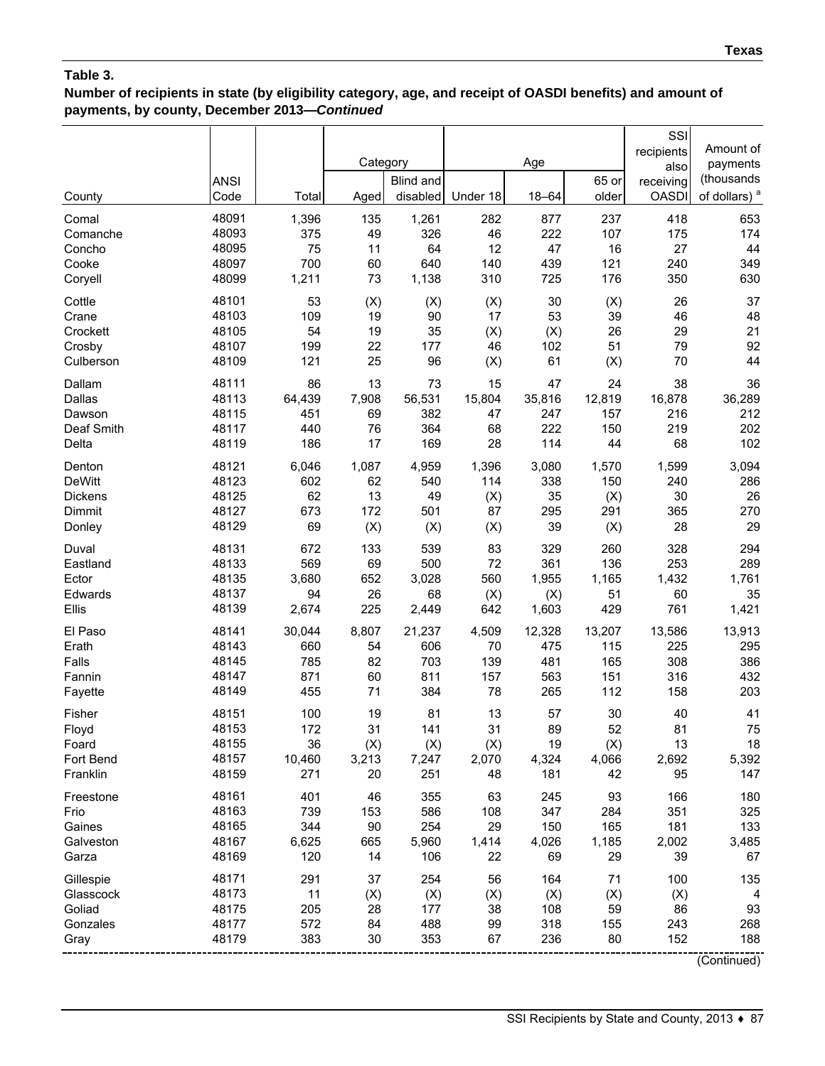**Table 3.**
**Number of recipients in state (by eligibility category, age, and receipt of OASDI benefits) and amount of payments, by county, December 2013—*Continued***

| County | ANSI Code | Total | Category | | Age | | | SSI recipients also receiving OASDI | Amount of payments (thousands of dollars) [a] |
|---|---|---|---|---|---|---|---|---|---|
| | | | Aged | Blind and disabled | Under 18 | 18–64 | 65 or older | | |
| Comal | 48091 | 1,396 | 135 | 1,261 | 282 | 877 | 237 | 418 | 653 |
| Comanche | 48093 | 375 | 49 | 326 | 46 | 222 | 107 | 175 | 174 |
| Concho | 48095 | 75 | 11 | 64 | 12 | 47 | 16 | 27 | 44 |
| Cooke | 48097 | 700 | 60 | 640 | 140 | 439 | 121 | 240 | 349 |
| Coryell | 48099 | 1,211 | 73 | 1,138 | 310 | 725 | 176 | 350 | 630 |
| Cottle | 48101 | 53 | (X) | (X) | (X) | 30 | (X) | 26 | 37 |
| Crane | 48103 | 109 | 19 | 90 | 17 | 53 | 39 | 46 | 48 |
| Crockett | 48105 | 54 | 19 | 35 | (X) | (X) | 26 | 29 | 21 |
| Crosby | 48107 | 199 | 22 | 177 | 46 | 102 | 51 | 79 | 92 |
| Culberson | 48109 | 121 | 25 | 96 | (X) | 61 | (X) | 70 | 44 |
| Dallam | 48111 | 86 | 13 | 73 | 15 | 47 | 24 | 38 | 36 |
| Dallas | 48113 | 64,439 | 7,908 | 56,531 | 15,804 | 35,816 | 12,819 | 16,878 | 36,289 |
| Dawson | 48115 | 451 | 69 | 382 | 47 | 247 | 157 | 216 | 212 |
| Deaf Smith | 48117 | 440 | 76 | 364 | 68 | 222 | 150 | 219 | 202 |
| Delta | 48119 | 186 | 17 | 169 | 28 | 114 | 44 | 68 | 102 |
| Denton | 48121 | 6,046 | 1,087 | 4,959 | 1,396 | 3,080 | 1,570 | 1,599 | 3,094 |
| DeWitt | 48123 | 602 | 62 | 540 | 114 | 338 | 150 | 240 | 286 |
| Dickens | 48125 | 62 | 13 | 49 | (X) | 35 | (X) | 30 | 26 |
| Dimmit | 48127 | 673 | 172 | 501 | 87 | 295 | 291 | 365 | 270 |
| Donley | 48129 | 69 | (X) | (X) | (X) | 39 | (X) | 28 | 29 |
| Duval | 48131 | 672 | 133 | 539 | 83 | 329 | 260 | 328 | 294 |
| Eastland | 48133 | 569 | 69 | 500 | 72 | 361 | 136 | 253 | 289 |
| Ector | 48135 | 3,680 | 652 | 3,028 | 560 | 1,955 | 1,165 | 1,432 | 1,761 |
| Edwards | 48137 | 94 | 26 | 68 | (X) | (X) | 51 | 60 | 35 |
| Ellis | 48139 | 2,674 | 225 | 2,449 | 642 | 1,603 | 429 | 761 | 1,421 |
| El Paso | 48141 | 30,044 | 8,807 | 21,237 | 4,509 | 12,328 | 13,207 | 13,586 | 13,913 |
| Erath | 48143 | 660 | 54 | 606 | 70 | 475 | 115 | 225 | 295 |
| Falls | 48145 | 785 | 82 | 703 | 139 | 481 | 165 | 308 | 386 |
| Fannin | 48147 | 871 | 60 | 811 | 157 | 563 | 151 | 316 | 432 |
| Fayette | 48149 | 455 | 71 | 384 | 78 | 265 | 112 | 158 | 203 |
| Fisher | 48151 | 100 | 19 | 81 | 13 | 57 | 30 | 40 | 41 |
| Floyd | 48153 | 172 | 31 | 141 | 31 | 89 | 52 | 81 | 75 |
| Foard | 48155 | 36 | (X) | (X) | (X) | 19 | (X) | 13 | 18 |
| Fort Bend | 48157 | 10,460 | 3,213 | 7,247 | 2,070 | 4,324 | 4,066 | 2,692 | 5,392 |
| Franklin | 48159 | 271 | 20 | 251 | 48 | 181 | 42 | 95 | 147 |
| Freestone | 48161 | 401 | 46 | 355 | 63 | 245 | 93 | 166 | 180 |
| Frio | 48163 | 739 | 153 | 586 | 108 | 347 | 284 | 351 | 325 |
| Gaines | 48165 | 344 | 90 | 254 | 29 | 150 | 165 | 181 | 133 |
| Galveston | 48167 | 6,625 | 665 | 5,960 | 1,414 | 4,026 | 1,185 | 2,002 | 3,485 |
| Garza | 48169 | 120 | 14 | 106 | 22 | 69 | 29 | 39 | 67 |
| Gillespie | 48171 | 291 | 37 | 254 | 56 | 164 | 71 | 100 | 135 |
| Glasscock | 48173 | 11 | (X) | (X) | (X) | (X) | (X) | (X) | 4 |
| Goliad | 48175 | 205 | 28 | 177 | 38 | 108 | 59 | 86 | 93 |
| Gonzales | 48177 | 572 | 84 | 488 | 99 | 318 | 155 | 243 | 268 |
| Gray | 48179 | 383 | 30 | 353 | 67 | 236 | 80 | 152 | 188 |

(Continued)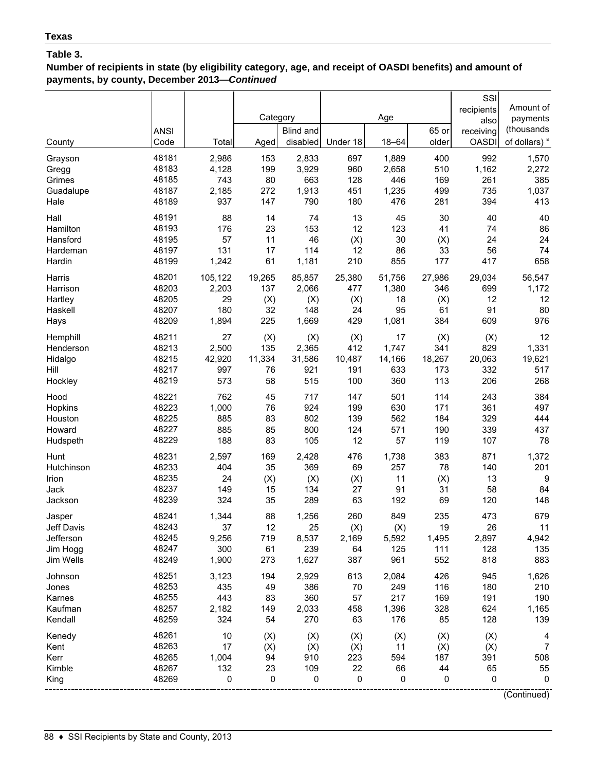**Texas**

**Table 3.**

**Number of recipients in state (by eligibility category, age, and receipt of OASDI benefits) and amount of payments, by county, December 2013—*Continued***

| County | ANSI Code | Total | Category: Aged | Category: Blind and disabled | Age: Under 18 | Age: 18–64 | Age: 65 or older | SSI recipients also receiving OASDI | Amount of payments (thousands of dollars) [a] |
|---|---|---|---|---|---|---|---|---|---|
| Grayson | 48181 | 2,986 | 153 | 2,833 | 697 | 1,889 | 400 | 992 | 1,570 |
| Gregg | 48183 | 4,128 | 199 | 3,929 | 960 | 2,658 | 510 | 1,162 | 2,272 |
| Grimes | 48185 | 743 | 80 | 663 | 128 | 446 | 169 | 261 | 385 |
| Guadalupe | 48187 | 2,185 | 272 | 1,913 | 451 | 1,235 | 499 | 735 | 1,037 |
| Hale | 48189 | 937 | 147 | 790 | 180 | 476 | 281 | 394 | 413 |
| Hall | 48191 | 88 | 14 | 74 | 13 | 45 | 30 | 40 | 40 |
| Hamilton | 48193 | 176 | 23 | 153 | 12 | 123 | 41 | 74 | 86 |
| Hansford | 48195 | 57 | 11 | 46 | (X) | 30 | (X) | 24 | 24 |
| Hardeman | 48197 | 131 | 17 | 114 | 12 | 86 | 33 | 56 | 74 |
| Hardin | 48199 | 1,242 | 61 | 1,181 | 210 | 855 | 177 | 417 | 658 |
| Harris | 48201 | 105,122 | 19,265 | 85,857 | 25,380 | 51,756 | 27,986 | 29,034 | 56,547 |
| Harrison | 48203 | 2,203 | 137 | 2,066 | 477 | 1,380 | 346 | 699 | 1,172 |
| Hartley | 48205 | 29 | (X) | (X) | (X) | 18 | (X) | 12 | 12 |
| Haskell | 48207 | 180 | 32 | 148 | 24 | 95 | 61 | 91 | 80 |
| Hays | 48209 | 1,894 | 225 | 1,669 | 429 | 1,081 | 384 | 609 | 976 |
| Hemphill | 48211 | 27 | (X) | (X) | (X) | 17 | (X) | (X) | 12 |
| Henderson | 48213 | 2,500 | 135 | 2,365 | 412 | 1,747 | 341 | 829 | 1,331 |
| Hidalgo | 48215 | 42,920 | 11,334 | 31,586 | 10,487 | 14,166 | 18,267 | 20,063 | 19,621 |
| Hill | 48217 | 997 | 76 | 921 | 191 | 633 | 173 | 332 | 517 |
| Hockley | 48219 | 573 | 58 | 515 | 100 | 360 | 113 | 206 | 268 |
| Hood | 48221 | 762 | 45 | 717 | 147 | 501 | 114 | 243 | 384 |
| Hopkins | 48223 | 1,000 | 76 | 924 | 199 | 630 | 171 | 361 | 497 |
| Houston | 48225 | 885 | 83 | 802 | 139 | 562 | 184 | 329 | 444 |
| Howard | 48227 | 885 | 85 | 800 | 124 | 571 | 190 | 339 | 437 |
| Hudspeth | 48229 | 188 | 83 | 105 | 12 | 57 | 119 | 107 | 78 |
| Hunt | 48231 | 2,597 | 169 | 2,428 | 476 | 1,738 | 383 | 871 | 1,372 |
| Hutchinson | 48233 | 404 | 35 | 369 | 69 | 257 | 78 | 140 | 201 |
| Irion | 48235 | 24 | (X) | (X) | (X) | 11 | (X) | 13 | 9 |
| Jack | 48237 | 149 | 15 | 134 | 27 | 91 | 31 | 58 | 84 |
| Jackson | 48239 | 324 | 35 | 289 | 63 | 192 | 69 | 120 | 148 |
| Jasper | 48241 | 1,344 | 88 | 1,256 | 260 | 849 | 235 | 473 | 679 |
| Jeff Davis | 48243 | 37 | 12 | 25 | (X) | (X) | 19 | 26 | 11 |
| Jefferson | 48245 | 9,256 | 719 | 8,537 | 2,169 | 5,592 | 1,495 | 2,897 | 4,942 |
| Jim Hogg | 48247 | 300 | 61 | 239 | 64 | 125 | 111 | 128 | 135 |
| Jim Wells | 48249 | 1,900 | 273 | 1,627 | 387 | 961 | 552 | 818 | 883 |
| Johnson | 48251 | 3,123 | 194 | 2,929 | 613 | 2,084 | 426 | 945 | 1,626 |
| Jones | 48253 | 435 | 49 | 386 | 70 | 249 | 116 | 180 | 210 |
| Karnes | 48255 | 443 | 83 | 360 | 57 | 217 | 169 | 191 | 190 |
| Kaufman | 48257 | 2,182 | 149 | 2,033 | 458 | 1,396 | 328 | 624 | 1,165 |
| Kendall | 48259 | 324 | 54 | 270 | 63 | 176 | 85 | 128 | 139 |
| Kenedy | 48261 | 10 | (X) | (X) | (X) | (X) | (X) | (X) | 4 |
| Kent | 48263 | 17 | (X) | (X) | (X) | 11 | (X) | (X) | 7 |
| Kerr | 48265 | 1,004 | 94 | 910 | 223 | 594 | 187 | 391 | 508 |
| Kimble | 48267 | 132 | 23 | 109 | 22 | 66 | 44 | 65 | 55 |
| King | 48269 | 0 | 0 | 0 | 0 | 0 | 0 | 0 | 0 |

(Continued)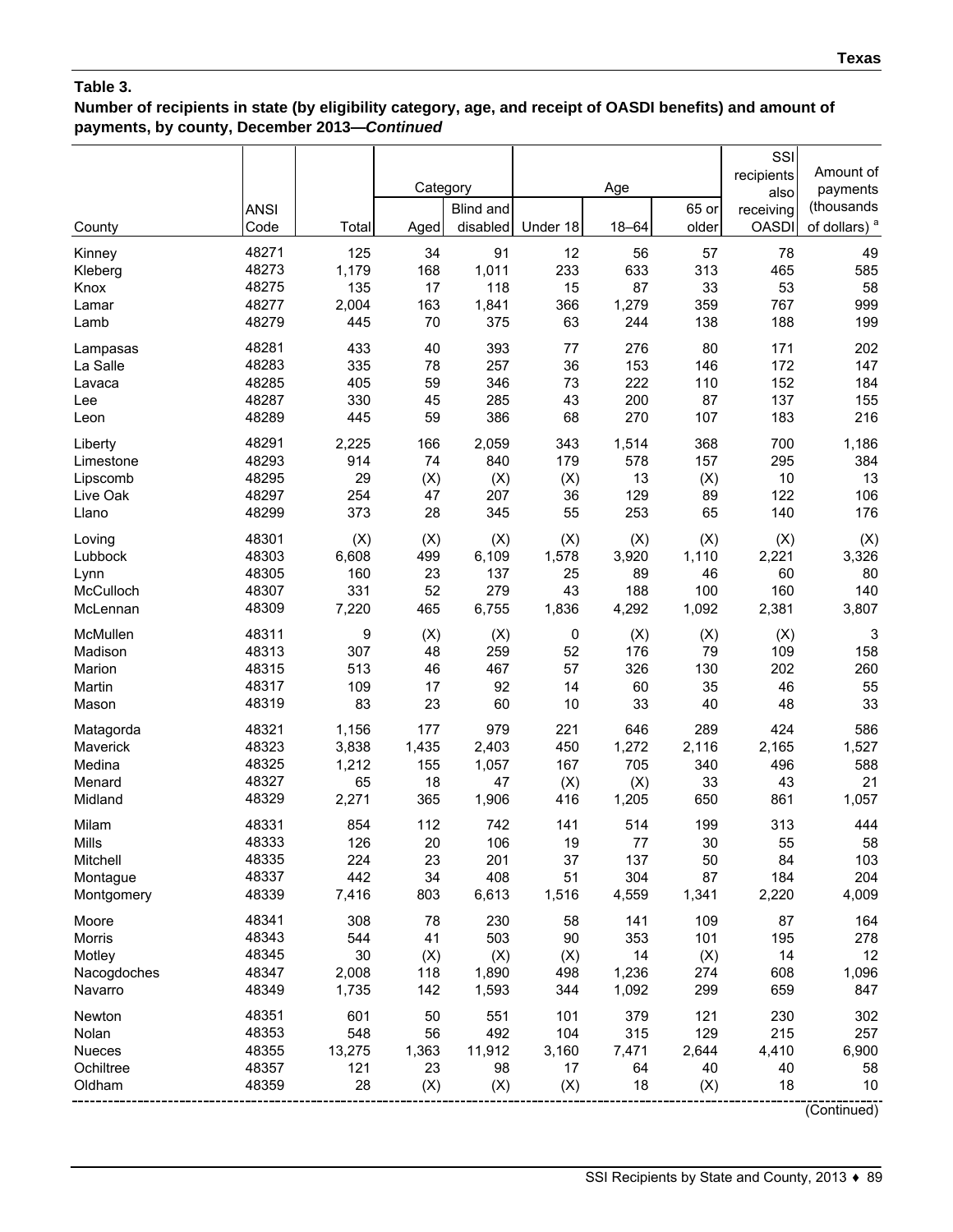**Table 3.**
**Number of recipients in state (by eligibility category, age, and receipt of OASDI benefits) and amount of payments, by county, December 2013—*Continued***

| County | ANSI Code | Total | Category | | Age | | | SSI recipients also receiving OASDI | Amount of payments (thousands of dollars) [a] |
|---|---|---|---|---|---|---|---|---|---|
| | | | Aged | Blind and disabled | Under 18 | 18–64 | 65 or older | | |
| Kinney | 48271 | 125 | 34 | 91 | 12 | 56 | 57 | 78 | 49 |
| Kleberg | 48273 | 1,179 | 168 | 1,011 | 233 | 633 | 313 | 465 | 585 |
| Knox | 48275 | 135 | 17 | 118 | 15 | 87 | 33 | 53 | 58 |
| Lamar | 48277 | 2,004 | 163 | 1,841 | 366 | 1,279 | 359 | 767 | 999 |
| Lamb | 48279 | 445 | 70 | 375 | 63 | 244 | 138 | 188 | 199 |
| Lampasas | 48281 | 433 | 40 | 393 | 77 | 276 | 80 | 171 | 202 |
| La Salle | 48283 | 335 | 78 | 257 | 36 | 153 | 146 | 172 | 147 |
| Lavaca | 48285 | 405 | 59 | 346 | 73 | 222 | 110 | 152 | 184 |
| Lee | 48287 | 330 | 45 | 285 | 43 | 200 | 87 | 137 | 155 |
| Leon | 48289 | 445 | 59 | 386 | 68 | 270 | 107 | 183 | 216 |
| Liberty | 48291 | 2,225 | 166 | 2,059 | 343 | 1,514 | 368 | 700 | 1,186 |
| Limestone | 48293 | 914 | 74 | 840 | 179 | 578 | 157 | 295 | 384 |
| Lipscomb | 48295 | 29 | (X) | (X) | (X) | 13 | (X) | 10 | 13 |
| Live Oak | 48297 | 254 | 47 | 207 | 36 | 129 | 89 | 122 | 106 |
| Llano | 48299 | 373 | 28 | 345 | 55 | 253 | 65 | 140 | 176 |
| Loving | 48301 | (X) | (X) | (X) | (X) | (X) | (X) | (X) | (X) |
| Lubbock | 48303 | 6,608 | 499 | 6,109 | 1,578 | 3,920 | 1,110 | 2,221 | 3,326 |
| Lynn | 48305 | 160 | 23 | 137 | 25 | 89 | 46 | 60 | 80 |
| McCulloch | 48307 | 331 | 52 | 279 | 43 | 188 | 100 | 160 | 140 |
| McLennan | 48309 | 7,220 | 465 | 6,755 | 1,836 | 4,292 | 1,092 | 2,381 | 3,807 |
| McMullen | 48311 | 9 | (X) | (X) | 0 | (X) | (X) | (X) | 3 |
| Madison | 48313 | 307 | 48 | 259 | 52 | 176 | 79 | 109 | 158 |
| Marion | 48315 | 513 | 46 | 467 | 57 | 326 | 130 | 202 | 260 |
| Martin | 48317 | 109 | 17 | 92 | 14 | 60 | 35 | 46 | 55 |
| Mason | 48319 | 83 | 23 | 60 | 10 | 33 | 40 | 48 | 33 |
| Matagorda | 48321 | 1,156 | 177 | 979 | 221 | 646 | 289 | 424 | 586 |
| Maverick | 48323 | 3,838 | 1,435 | 2,403 | 450 | 1,272 | 2,116 | 2,165 | 1,527 |
| Medina | 48325 | 1,212 | 155 | 1,057 | 167 | 705 | 340 | 496 | 588 |
| Menard | 48327 | 65 | 18 | 47 | (X) | (X) | 33 | 43 | 21 |
| Midland | 48329 | 2,271 | 365 | 1,906 | 416 | 1,205 | 650 | 861 | 1,057 |
| Milam | 48331 | 854 | 112 | 742 | 141 | 514 | 199 | 313 | 444 |
| Mills | 48333 | 126 | 20 | 106 | 19 | 77 | 30 | 55 | 58 |
| Mitchell | 48335 | 224 | 23 | 201 | 37 | 137 | 50 | 84 | 103 |
| Montague | 48337 | 442 | 34 | 408 | 51 | 304 | 87 | 184 | 204 |
| Montgomery | 48339 | 7,416 | 803 | 6,613 | 1,516 | 4,559 | 1,341 | 2,220 | 4,009 |
| Moore | 48341 | 308 | 78 | 230 | 58 | 141 | 109 | 87 | 164 |
| Morris | 48343 | 544 | 41 | 503 | 90 | 353 | 101 | 195 | 278 |
| Motley | 48345 | 30 | (X) | (X) | (X) | 14 | (X) | 14 | 12 |
| Nacogdoches | 48347 | 2,008 | 118 | 1,890 | 498 | 1,236 | 274 | 608 | 1,096 |
| Navarro | 48349 | 1,735 | 142 | 1,593 | 344 | 1,092 | 299 | 659 | 847 |
| Newton | 48351 | 601 | 50 | 551 | 101 | 379 | 121 | 230 | 302 |
| Nolan | 48353 | 548 | 56 | 492 | 104 | 315 | 129 | 215 | 257 |
| Nueces | 48355 | 13,275 | 1,363 | 11,912 | 3,160 | 7,471 | 2,644 | 4,410 | 6,900 |
| Ochiltree | 48357 | 121 | 23 | 98 | 17 | 64 | 40 | 40 | 58 |
| Oldham | 48359 | 28 | (X) | (X) | (X) | 18 | (X) | 18 | 10 |

(Continued)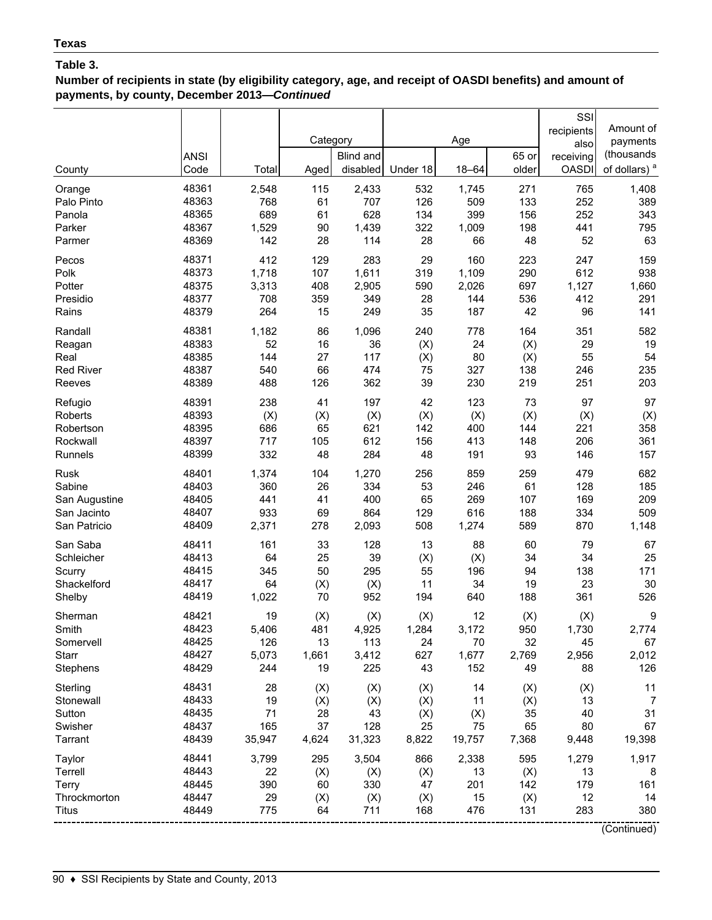**Texas**

**Table 3.**

**Number of recipients in state (by eligibility category, age, and receipt of OASDI benefits) and amount of payments, by county, December 2013—*Continued***

| County | ANSI Code | Total | Category | | Age | | | SSI recipients also receiving OASDI | Amount of payments (thousands of dollars) [a] |
|---|---|---|---|---|---|---|---|---|---|
| | | | Aged | Blind and disabled | Under 18 | 18–64 | 65 or older | | |
| Orange | 48361 | 2,548 | 115 | 2,433 | 532 | 1,745 | 271 | 765 | 1,408 |
| Palo Pinto | 48363 | 768 | 61 | 707 | 126 | 509 | 133 | 252 | 389 |
| Panola | 48365 | 689 | 61 | 628 | 134 | 399 | 156 | 252 | 343 |
| Parker | 48367 | 1,529 | 90 | 1,439 | 322 | 1,009 | 198 | 441 | 795 |
| Parmer | 48369 | 142 | 28 | 114 | 28 | 66 | 48 | 52 | 63 |
| Pecos | 48371 | 412 | 129 | 283 | 29 | 160 | 223 | 247 | 159 |
| Polk | 48373 | 1,718 | 107 | 1,611 | 319 | 1,109 | 290 | 612 | 938 |
| Potter | 48375 | 3,313 | 408 | 2,905 | 590 | 2,026 | 697 | 1,127 | 1,660 |
| Presidio | 48377 | 708 | 359 | 349 | 28 | 144 | 536 | 412 | 291 |
| Rains | 48379 | 264 | 15 | 249 | 35 | 187 | 42 | 96 | 141 |
| Randall | 48381 | 1,182 | 86 | 1,096 | 240 | 778 | 164 | 351 | 582 |
| Reagan | 48383 | 52 | 16 | 36 | (X) | 24 | (X) | 29 | 19 |
| Real | 48385 | 144 | 27 | 117 | (X) | 80 | (X) | 55 | 54 |
| Red River | 48387 | 540 | 66 | 474 | 75 | 327 | 138 | 246 | 235 |
| Reeves | 48389 | 488 | 126 | 362 | 39 | 230 | 219 | 251 | 203 |
| Refugio | 48391 | 238 | 41 | 197 | 42 | 123 | 73 | 97 | 97 |
| Roberts | 48393 | (X) | (X) | (X) | (X) | (X) | (X) | (X) | (X) |
| Robertson | 48395 | 686 | 65 | 621 | 142 | 400 | 144 | 221 | 358 |
| Rockwall | 48397 | 717 | 105 | 612 | 156 | 413 | 148 | 206 | 361 |
| Runnels | 48399 | 332 | 48 | 284 | 48 | 191 | 93 | 146 | 157 |
| Rusk | 48401 | 1,374 | 104 | 1,270 | 256 | 859 | 259 | 479 | 682 |
| Sabine | 48403 | 360 | 26 | 334 | 53 | 246 | 61 | 128 | 185 |
| San Augustine | 48405 | 441 | 41 | 400 | 65 | 269 | 107 | 169 | 209 |
| San Jacinto | 48407 | 933 | 69 | 864 | 129 | 616 | 188 | 334 | 509 |
| San Patricio | 48409 | 2,371 | 278 | 2,093 | 508 | 1,274 | 589 | 870 | 1,148 |
| San Saba | 48411 | 161 | 33 | 128 | 13 | 88 | 60 | 79 | 67 |
| Schleicher | 48413 | 64 | 25 | 39 | (X) | (X) | 34 | 34 | 25 |
| Scurry | 48415 | 345 | 50 | 295 | 55 | 196 | 94 | 138 | 171 |
| Shackelford | 48417 | 64 | (X) | (X) | 11 | 34 | 19 | 23 | 30 |
| Shelby | 48419 | 1,022 | 70 | 952 | 194 | 640 | 188 | 361 | 526 |
| Sherman | 48421 | 19 | (X) | (X) | (X) | 12 | (X) | (X) | 9 |
| Smith | 48423 | 5,406 | 481 | 4,925 | 1,284 | 3,172 | 950 | 1,730 | 2,774 |
| Somervell | 48425 | 126 | 13 | 113 | 24 | 70 | 32 | 45 | 67 |
| Starr | 48427 | 5,073 | 1,661 | 3,412 | 627 | 1,677 | 2,769 | 2,956 | 2,012 |
| Stephens | 48429 | 244 | 19 | 225 | 43 | 152 | 49 | 88 | 126 |
| Sterling | 48431 | 28 | (X) | (X) | (X) | 14 | (X) | (X) | 11 |
| Stonewall | 48433 | 19 | (X) | (X) | (X) | 11 | (X) | 13 | 7 |
| Sutton | 48435 | 71 | 28 | 43 | (X) | (X) | 35 | 40 | 31 |
| Swisher | 48437 | 165 | 37 | 128 | 25 | 75 | 65 | 80 | 67 |
| Tarrant | 48439 | 35,947 | 4,624 | 31,323 | 8,822 | 19,757 | 7,368 | 9,448 | 19,398 |
| Taylor | 48441 | 3,799 | 295 | 3,504 | 866 | 2,338 | 595 | 1,279 | 1,917 |
| Terrell | 48443 | 22 | (X) | (X) | (X) | 13 | (X) | 13 | 8 |
| Terry | 48445 | 390 | 60 | 330 | 47 | 201 | 142 | 179 | 161 |
| Throckmorton | 48447 | 29 | (X) | (X) | (X) | 15 | (X) | 12 | 14 |
| Titus | 48449 | 775 | 64 | 711 | 168 | 476 | 131 | 283 | 380 |

(Continued)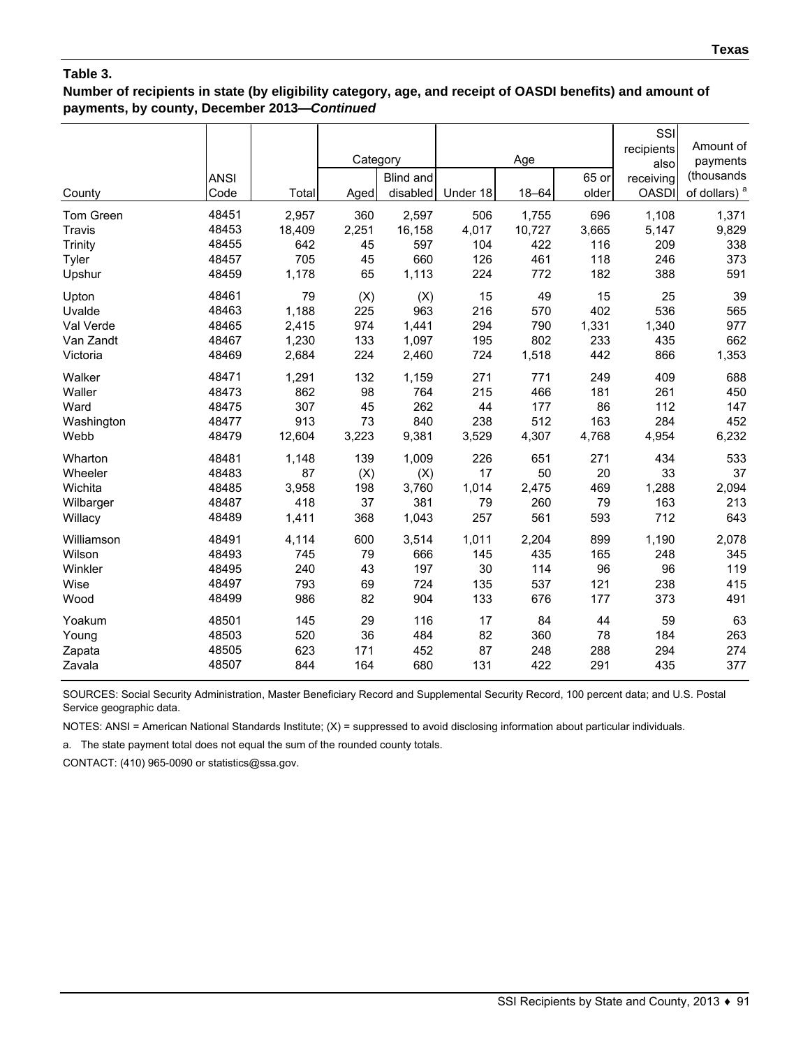**Table 3.**
**Number of recipients in state (by eligibility category, age, and receipt of OASDI benefits) and amount of payments, by county, December 2013—*Continued***

| County | ANSI Code | Total | Category | | Age | | | SSI recipients also receiving OASDI | Amount of payments (thousands of dollars) [a] |
|---|---|---|---|---|---|---|---|---|---|
| | | | Aged | Blind and disabled | Under 18 | 18–64 | 65 or older | | |
| Tom Green | 48451 | 2,957 | 360 | 2,597 | 506 | 1,755 | 696 | 1,108 | 1,371 |
| Travis | 48453 | 18,409 | 2,251 | 16,158 | 4,017 | 10,727 | 3,665 | 5,147 | 9,829 |
| Trinity | 48455 | 642 | 45 | 597 | 104 | 422 | 116 | 209 | 338 |
| Tyler | 48457 | 705 | 45 | 660 | 126 | 461 | 118 | 246 | 373 |
| Upshur | 48459 | 1,178 | 65 | 1,113 | 224 | 772 | 182 | 388 | 591 |
| Upton | 48461 | 79 | (X) | (X) | 15 | 49 | 15 | 25 | 39 |
| Uvalde | 48463 | 1,188 | 225 | 963 | 216 | 570 | 402 | 536 | 565 |
| Val Verde | 48465 | 2,415 | 974 | 1,441 | 294 | 790 | 1,331 | 1,340 | 977 |
| Van Zandt | 48467 | 1,230 | 133 | 1,097 | 195 | 802 | 233 | 435 | 662 |
| Victoria | 48469 | 2,684 | 224 | 2,460 | 724 | 1,518 | 442 | 866 | 1,353 |
| Walker | 48471 | 1,291 | 132 | 1,159 | 271 | 771 | 249 | 409 | 688 |
| Waller | 48473 | 862 | 98 | 764 | 215 | 466 | 181 | 261 | 450 |
| Ward | 48475 | 307 | 45 | 262 | 44 | 177 | 86 | 112 | 147 |
| Washington | 48477 | 913 | 73 | 840 | 238 | 512 | 163 | 284 | 452 |
| Webb | 48479 | 12,604 | 3,223 | 9,381 | 3,529 | 4,307 | 4,768 | 4,954 | 6,232 |
| Wharton | 48481 | 1,148 | 139 | 1,009 | 226 | 651 | 271 | 434 | 533 |
| Wheeler | 48483 | 87 | (X) | (X) | 17 | 50 | 20 | 33 | 37 |
| Wichita | 48485 | 3,958 | 198 | 3,760 | 1,014 | 2,475 | 469 | 1,288 | 2,094 |
| Wilbarger | 48487 | 418 | 37 | 381 | 79 | 260 | 79 | 163 | 213 |
| Willacy | 48489 | 1,411 | 368 | 1,043 | 257 | 561 | 593 | 712 | 643 |
| Williamson | 48491 | 4,114 | 600 | 3,514 | 1,011 | 2,204 | 899 | 1,190 | 2,078 |
| Wilson | 48493 | 745 | 79 | 666 | 145 | 435 | 165 | 248 | 345 |
| Winkler | 48495 | 240 | 43 | 197 | 30 | 114 | 96 | 96 | 119 |
| Wise | 48497 | 793 | 69 | 724 | 135 | 537 | 121 | 238 | 415 |
| Wood | 48499 | 986 | 82 | 904 | 133 | 676 | 177 | 373 | 491 |
| Yoakum | 48501 | 145 | 29 | 116 | 17 | 84 | 44 | 59 | 63 |
| Young | 48503 | 520 | 36 | 484 | 82 | 360 | 78 | 184 | 263 |
| Zapata | 48505 | 623 | 171 | 452 | 87 | 248 | 288 | 294 | 274 |
| Zavala | 48507 | 844 | 164 | 680 | 131 | 422 | 291 | 435 | 377 |

SOURCES: Social Security Administration, Master Beneficiary Record and Supplemental Security Record, 100 percent data; and U.S. Postal Service geographic data.

NOTES: ANSI = American National Standards Institute; (X) = suppressed to avoid disclosing information about particular individuals.

a. The state payment total does not equal the sum of the rounded county totals.

CONTACT: (410) 965-0090 or statistics@ssa.gov.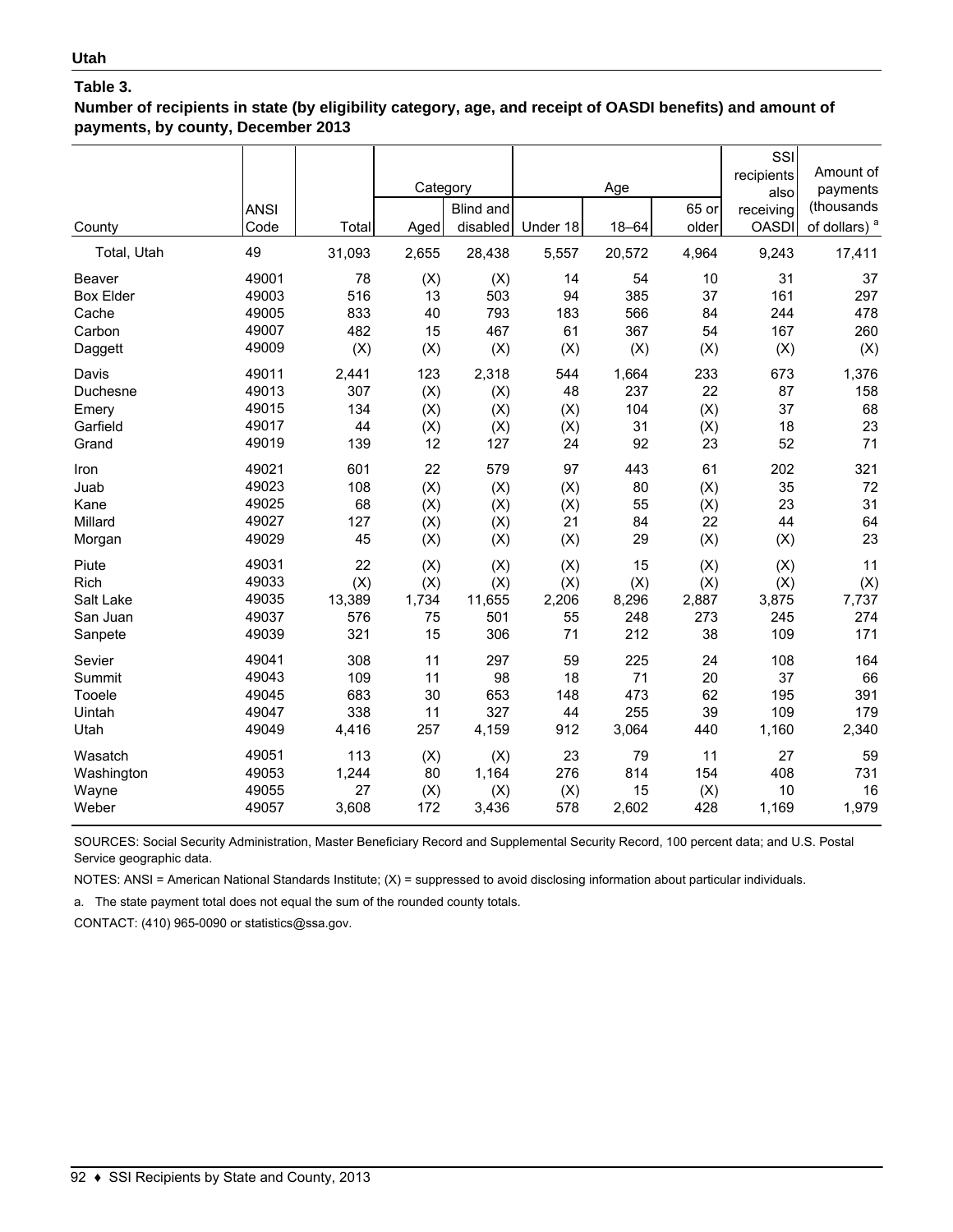**Utah**

**Table 3.**

**Number of recipients in state (by eligibility category, age, and receipt of OASDI benefits) and amount of payments, by county, December 2013**

| County | ANSI Code | Total | Category | | Age | | | SSI recipients also receiving OASDI | Amount of payments (thousands of dollars) [a] |
|---|---|---|---|---|---|---|---|---|---|
| | | | Aged | Blind and disabled | Under 18 | 18–64 | 65 or older | | |
| Total, Utah | 49 | 31,093 | 2,655 | 28,438 | 5,557 | 20,572 | 4,964 | 9,243 | 17,411 |
| Beaver | 49001 | 78 | (X) | (X) | 14 | 54 | 10 | 31 | 37 |
| Box Elder | 49003 | 516 | 13 | 503 | 94 | 385 | 37 | 161 | 297 |
| Cache | 49005 | 833 | 40 | 793 | 183 | 566 | 84 | 244 | 478 |
| Carbon | 49007 | 482 | 15 | 467 | 61 | 367 | 54 | 167 | 260 |
| Daggett | 49009 | (X) | (X) | (X) | (X) | (X) | (X) | (X) | (X) |
| Davis | 49011 | 2,441 | 123 | 2,318 | 544 | 1,664 | 233 | 673 | 1,376 |
| Duchesne | 49013 | 307 | (X) | (X) | 48 | 237 | 22 | 87 | 158 |
| Emery | 49015 | 134 | (X) | (X) | (X) | 104 | (X) | 37 | 68 |
| Garfield | 49017 | 44 | (X) | (X) | (X) | 31 | (X) | 18 | 23 |
| Grand | 49019 | 139 | 12 | 127 | 24 | 92 | 23 | 52 | 71 |
| Iron | 49021 | 601 | 22 | 579 | 97 | 443 | 61 | 202 | 321 |
| Juab | 49023 | 108 | (X) | (X) | (X) | 80 | (X) | 35 | 72 |
| Kane | 49025 | 68 | (X) | (X) | (X) | 55 | (X) | 23 | 31 |
| Millard | 49027 | 127 | (X) | (X) | 21 | 84 | 22 | 44 | 64 |
| Morgan | 49029 | 45 | (X) | (X) | (X) | 29 | (X) | (X) | 23 |
| Piute | 49031 | 22 | (X) | (X) | (X) | 15 | (X) | (X) | 11 |
| Rich | 49033 | (X) | (X) | (X) | (X) | (X) | (X) | (X) | (X) |
| Salt Lake | 49035 | 13,389 | 1,734 | 11,655 | 2,206 | 8,296 | 2,887 | 3,875 | 7,737 |
| San Juan | 49037 | 576 | 75 | 501 | 55 | 248 | 273 | 245 | 274 |
| Sanpete | 49039 | 321 | 15 | 306 | 71 | 212 | 38 | 109 | 171 |
| Sevier | 49041 | 308 | 11 | 297 | 59 | 225 | 24 | 108 | 164 |
| Summit | 49043 | 109 | 11 | 98 | 18 | 71 | 20 | 37 | 66 |
| Tooele | 49045 | 683 | 30 | 653 | 148 | 473 | 62 | 195 | 391 |
| Uintah | 49047 | 338 | 11 | 327 | 44 | 255 | 39 | 109 | 179 |
| Utah | 49049 | 4,416 | 257 | 4,159 | 912 | 3,064 | 440 | 1,160 | 2,340 |
| Wasatch | 49051 | 113 | (X) | (X) | 23 | 79 | 11 | 27 | 59 |
| Washington | 49053 | 1,244 | 80 | 1,164 | 276 | 814 | 154 | 408 | 731 |
| Wayne | 49055 | 27 | (X) | (X) | (X) | 15 | (X) | 10 | 16 |
| Weber | 49057 | 3,608 | 172 | 3,436 | 578 | 2,602 | 428 | 1,169 | 1,979 |

SOURCES: Social Security Administration, Master Beneficiary Record and Supplemental Security Record, 100 percent data; and U.S. Postal Service geographic data.

NOTES: ANSI = American National Standards Institute; (X) = suppressed to avoid disclosing information about particular individuals.

a. The state payment total does not equal the sum of the rounded county totals.

CONTACT: (410) 965-0090 or statistics@ssa.gov.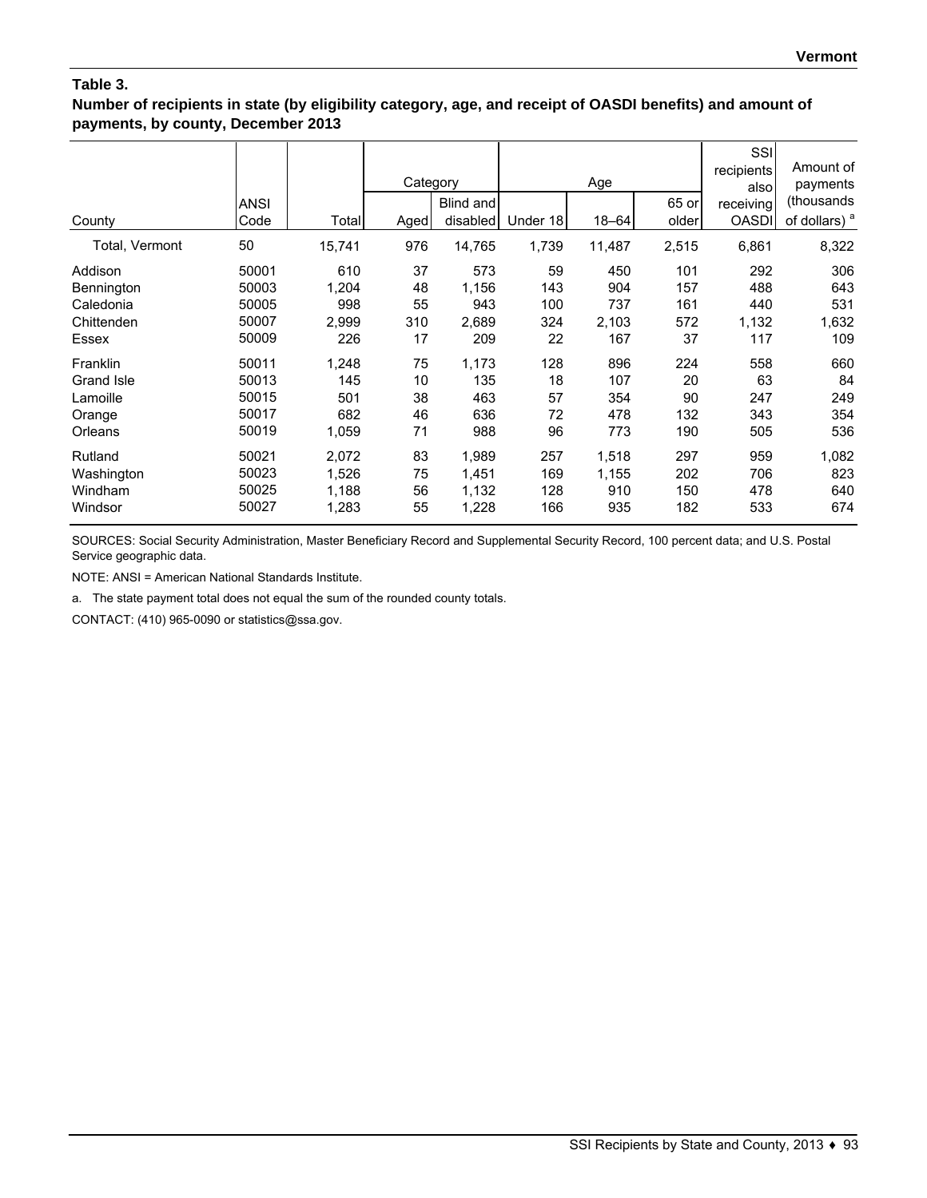**Vermont**

**Table 3.**
**Number of recipients in state (by eligibility category, age, and receipt of OASDI benefits) and amount of payments, by county, December 2013**

| County | ANSI Code | Total | Category | | Age | | | SSI recipients also receiving OASDI | Amount of payments (thousands of dollars) [a] |
|---|---|---|---|---|---|---|---|---|---|
| | | | Aged | Blind and disabled | Under 18 | 18–64 | 65 or older | | |
| Total, Vermont | 50 | 15,741 | 976 | 14,765 | 1,739 | 11,487 | 2,515 | 6,861 | 8,322 |
| Addison | 50001 | 610 | 37 | 573 | 59 | 450 | 101 | 292 | 306 |
| Bennington | 50003 | 1,204 | 48 | 1,156 | 143 | 904 | 157 | 488 | 643 |
| Caledonia | 50005 | 998 | 55 | 943 | 100 | 737 | 161 | 440 | 531 |
| Chittenden | 50007 | 2,999 | 310 | 2,689 | 324 | 2,103 | 572 | 1,132 | 1,632 |
| Essex | 50009 | 226 | 17 | 209 | 22 | 167 | 37 | 117 | 109 |
| Franklin | 50011 | 1,248 | 75 | 1,173 | 128 | 896 | 224 | 558 | 660 |
| Grand Isle | 50013 | 145 | 10 | 135 | 18 | 107 | 20 | 63 | 84 |
| Lamoille | 50015 | 501 | 38 | 463 | 57 | 354 | 90 | 247 | 249 |
| Orange | 50017 | 682 | 46 | 636 | 72 | 478 | 132 | 343 | 354 |
| Orleans | 50019 | 1,059 | 71 | 988 | 96 | 773 | 190 | 505 | 536 |
| Rutland | 50021 | 2,072 | 83 | 1,989 | 257 | 1,518 | 297 | 959 | 1,082 |
| Washington | 50023 | 1,526 | 75 | 1,451 | 169 | 1,155 | 202 | 706 | 823 |
| Windham | 50025 | 1,188 | 56 | 1,132 | 128 | 910 | 150 | 478 | 640 |
| Windsor | 50027 | 1,283 | 55 | 1,228 | 166 | 935 | 182 | 533 | 674 |

SOURCES: Social Security Administration, Master Beneficiary Record and Supplemental Security Record, 100 percent data; and U.S. Postal Service geographic data.

NOTE: ANSI = American National Standards Institute.

a. The state payment total does not equal the sum of the rounded county totals.

CONTACT: (410) 965-0090 or statistics@ssa.gov.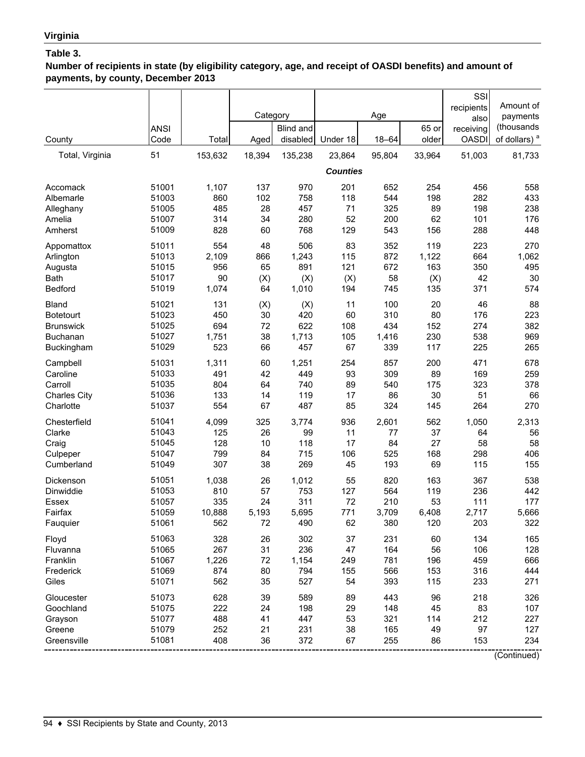**Virginia**

**Table 3.**

**Number of recipients in state (by eligibility category, age, and receipt of OASDI benefits) and amount of payments, by county, December 2013**

| County | ANSI Code | Total | Category | | Age | | | SSI recipients also receiving OASDI | Amount of payments (thousands of dollars) [a] |
|---|---|---|---|---|---|---|---|---|---|
| | | | Aged | Blind and disabled | Under 18 | 18–64 | 65 or older | | |
| Total, Virginia | 51 | 153,632 | 18,394 | 135,238 | 23,864 | 95,804 | 33,964 | 51,003 | 81,733 |
| ***Counties*** | | | | | | | | | |
| Accomack | 51001 | 1,107 | 137 | 970 | 201 | 652 | 254 | 456 | 558 |
| Albemarle | 51003 | 860 | 102 | 758 | 118 | 544 | 198 | 282 | 433 |
| Alleghany | 51005 | 485 | 28 | 457 | 71 | 325 | 89 | 198 | 238 |
| Amelia | 51007 | 314 | 34 | 280 | 52 | 200 | 62 | 101 | 176 |
| Amherst | 51009 | 828 | 60 | 768 | 129 | 543 | 156 | 288 | 448 |
| Appomattox | 51011 | 554 | 48 | 506 | 83 | 352 | 119 | 223 | 270 |
| Arlington | 51013 | 2,109 | 866 | 1,243 | 115 | 872 | 1,122 | 664 | 1,062 |
| Augusta | 51015 | 956 | 65 | 891 | 121 | 672 | 163 | 350 | 495 |
| Bath | 51017 | 90 | (X) | (X) | (X) | 58 | (X) | 42 | 30 |
| Bedford | 51019 | 1,074 | 64 | 1,010 | 194 | 745 | 135 | 371 | 574 |
| Bland | 51021 | 131 | (X) | (X) | 11 | 100 | 20 | 46 | 88 |
| Botetourt | 51023 | 450 | 30 | 420 | 60 | 310 | 80 | 176 | 223 |
| Brunswick | 51025 | 694 | 72 | 622 | 108 | 434 | 152 | 274 | 382 |
| Buchanan | 51027 | 1,751 | 38 | 1,713 | 105 | 1,416 | 230 | 538 | 969 |
| Buckingham | 51029 | 523 | 66 | 457 | 67 | 339 | 117 | 225 | 265 |
| Campbell | 51031 | 1,311 | 60 | 1,251 | 254 | 857 | 200 | 471 | 678 |
| Caroline | 51033 | 491 | 42 | 449 | 93 | 309 | 89 | 169 | 259 |
| Carroll | 51035 | 804 | 64 | 740 | 89 | 540 | 175 | 323 | 378 |
| Charles City | 51036 | 133 | 14 | 119 | 17 | 86 | 30 | 51 | 66 |
| Charlotte | 51037 | 554 | 67 | 487 | 85 | 324 | 145 | 264 | 270 |
| Chesterfield | 51041 | 4,099 | 325 | 3,774 | 936 | 2,601 | 562 | 1,050 | 2,313 |
| Clarke | 51043 | 125 | 26 | 99 | 11 | 77 | 37 | 64 | 56 |
| Craig | 51045 | 128 | 10 | 118 | 17 | 84 | 27 | 58 | 58 |
| Culpeper | 51047 | 799 | 84 | 715 | 106 | 525 | 168 | 298 | 406 |
| Cumberland | 51049 | 307 | 38 | 269 | 45 | 193 | 69 | 115 | 155 |
| Dickenson | 51051 | 1,038 | 26 | 1,012 | 55 | 820 | 163 | 367 | 538 |
| Dinwiddie | 51053 | 810 | 57 | 753 | 127 | 564 | 119 | 236 | 442 |
| Essex | 51057 | 335 | 24 | 311 | 72 | 210 | 53 | 111 | 177 |
| Fairfax | 51059 | 10,888 | 5,193 | 5,695 | 771 | 3,709 | 6,408 | 2,717 | 5,666 |
| Fauquier | 51061 | 562 | 72 | 490 | 62 | 380 | 120 | 203 | 322 |
| Floyd | 51063 | 328 | 26 | 302 | 37 | 231 | 60 | 134 | 165 |
| Fluvanna | 51065 | 267 | 31 | 236 | 47 | 164 | 56 | 106 | 128 |
| Franklin | 51067 | 1,226 | 72 | 1,154 | 249 | 781 | 196 | 459 | 666 |
| Frederick | 51069 | 874 | 80 | 794 | 155 | 566 | 153 | 316 | 444 |
| Giles | 51071 | 562 | 35 | 527 | 54 | 393 | 115 | 233 | 271 |
| Gloucester | 51073 | 628 | 39 | 589 | 89 | 443 | 96 | 218 | 326 |
| Goochland | 51075 | 222 | 24 | 198 | 29 | 148 | 45 | 83 | 107 |
| Grayson | 51077 | 488 | 41 | 447 | 53 | 321 | 114 | 212 | 227 |
| Greene | 51079 | 252 | 21 | 231 | 38 | 165 | 49 | 97 | 127 |
| Greensville | 51081 | 408 | 36 | 372 | 67 | 255 | 86 | 153 | 234 |

(Continued)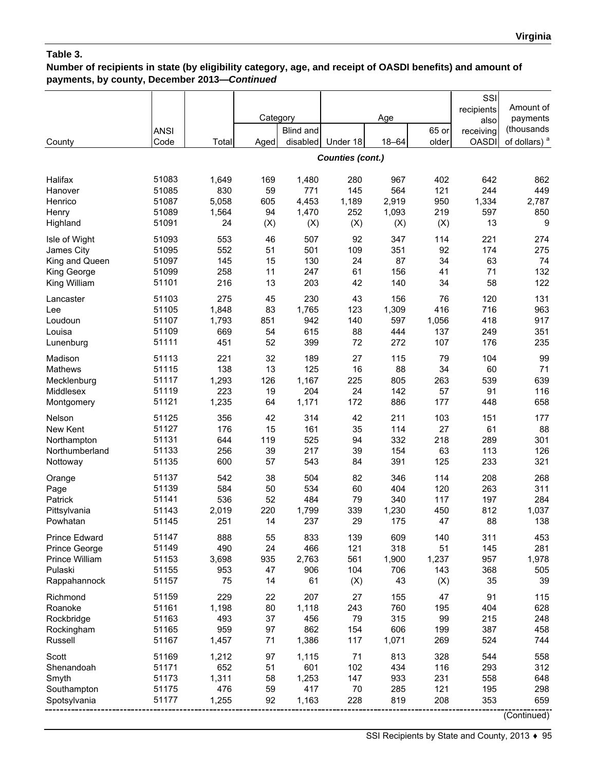**Table 3.**
**Number of recipients in state (by eligibility category, age, and receipt of OASDI benefits) and amount of payments, by county, December 2013—*Continued***

| County | ANSI Code | Total | Category | | Age | | | SSI recipients also receiving OASDI | Amount of payments (thousands of dollars) [a] |
|---|---|---|---|---|---|---|---|---|---|
| | | | Aged | Blind and disabled | Under 18 | 18–64 | 65 or older | | |
| ***Counties (cont.)*** | | | | | | | | | |
| Halifax | 51083 | 1,649 | 169 | 1,480 | 280 | 967 | 402 | 642 | 862 |
| Hanover | 51085 | 830 | 59 | 771 | 145 | 564 | 121 | 244 | 449 |
| Henrico | 51087 | 5,058 | 605 | 4,453 | 1,189 | 2,919 | 950 | 1,334 | 2,787 |
| Henry | 51089 | 1,564 | 94 | 1,470 | 252 | 1,093 | 219 | 597 | 850 |
| Highland | 51091 | 24 | (X) | (X) | (X) | (X) | (X) | 13 | 9 |
| Isle of Wight | 51093 | 553 | 46 | 507 | 92 | 347 | 114 | 221 | 274 |
| James City | 51095 | 552 | 51 | 501 | 109 | 351 | 92 | 174 | 275 |
| King and Queen | 51097 | 145 | 15 | 130 | 24 | 87 | 34 | 63 | 74 |
| King George | 51099 | 258 | 11 | 247 | 61 | 156 | 41 | 71 | 132 |
| King William | 51101 | 216 | 13 | 203 | 42 | 140 | 34 | 58 | 122 |
| Lancaster | 51103 | 275 | 45 | 230 | 43 | 156 | 76 | 120 | 131 |
| Lee | 51105 | 1,848 | 83 | 1,765 | 123 | 1,309 | 416 | 716 | 963 |
| Loudoun | 51107 | 1,793 | 851 | 942 | 140 | 597 | 1,056 | 418 | 917 |
| Louisa | 51109 | 669 | 54 | 615 | 88 | 444 | 137 | 249 | 351 |
| Lunenburg | 51111 | 451 | 52 | 399 | 72 | 272 | 107 | 176 | 235 |
| Madison | 51113 | 221 | 32 | 189 | 27 | 115 | 79 | 104 | 99 |
| Mathews | 51115 | 138 | 13 | 125 | 16 | 88 | 34 | 60 | 71 |
| Mecklenburg | 51117 | 1,293 | 126 | 1,167 | 225 | 805 | 263 | 539 | 639 |
| Middlesex | 51119 | 223 | 19 | 204 | 24 | 142 | 57 | 91 | 116 |
| Montgomery | 51121 | 1,235 | 64 | 1,171 | 172 | 886 | 177 | 448 | 658 |
| Nelson | 51125 | 356 | 42 | 314 | 42 | 211 | 103 | 151 | 177 |
| New Kent | 51127 | 176 | 15 | 161 | 35 | 114 | 27 | 61 | 88 |
| Northampton | 51131 | 644 | 119 | 525 | 94 | 332 | 218 | 289 | 301 |
| Northumberland | 51133 | 256 | 39 | 217 | 39 | 154 | 63 | 113 | 126 |
| Nottoway | 51135 | 600 | 57 | 543 | 84 | 391 | 125 | 233 | 321 |
| Orange | 51137 | 542 | 38 | 504 | 82 | 346 | 114 | 208 | 268 |
| Page | 51139 | 584 | 50 | 534 | 60 | 404 | 120 | 263 | 311 |
| Patrick | 51141 | 536 | 52 | 484 | 79 | 340 | 117 | 197 | 284 |
| Pittsylvania | 51143 | 2,019 | 220 | 1,799 | 339 | 1,230 | 450 | 812 | 1,037 |
| Powhatan | 51145 | 251 | 14 | 237 | 29 | 175 | 47 | 88 | 138 |
| Prince Edward | 51147 | 888 | 55 | 833 | 139 | 609 | 140 | 311 | 453 |
| Prince George | 51149 | 490 | 24 | 466 | 121 | 318 | 51 | 145 | 281 |
| Prince William | 51153 | 3,698 | 935 | 2,763 | 561 | 1,900 | 1,237 | 957 | 1,978 |
| Pulaski | 51155 | 953 | 47 | 906 | 104 | 706 | 143 | 368 | 505 |
| Rappahannock | 51157 | 75 | 14 | 61 | (X) | 43 | (X) | 35 | 39 |
| Richmond | 51159 | 229 | 22 | 207 | 27 | 155 | 47 | 91 | 115 |
| Roanoke | 51161 | 1,198 | 80 | 1,118 | 243 | 760 | 195 | 404 | 628 |
| Rockbridge | 51163 | 493 | 37 | 456 | 79 | 315 | 99 | 215 | 248 |
| Rockingham | 51165 | 959 | 97 | 862 | 154 | 606 | 199 | 387 | 458 |
| Russell | 51167 | 1,457 | 71 | 1,386 | 117 | 1,071 | 269 | 524 | 744 |
| Scott | 51169 | 1,212 | 97 | 1,115 | 71 | 813 | 328 | 544 | 558 |
| Shenandoah | 51171 | 652 | 51 | 601 | 102 | 434 | 116 | 293 | 312 |
| Smyth | 51173 | 1,311 | 58 | 1,253 | 147 | 933 | 231 | 558 | 648 |
| Southampton | 51175 | 476 | 59 | 417 | 70 | 285 | 121 | 195 | 298 |
| Spotsylvania | 51177 | 1,255 | 92 | 1,163 | 228 | 819 | 208 | 353 | 659 |

(Continued)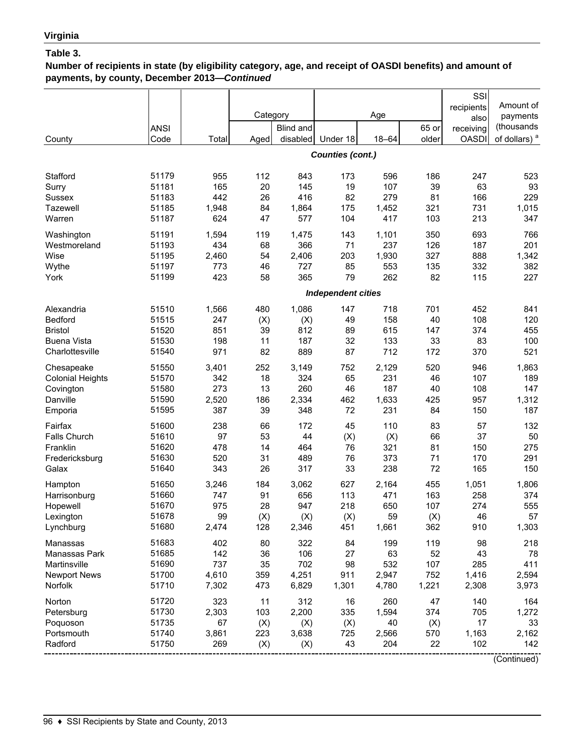## Virginia

### Table 3.

**Number of recipients in state (by eligibility category, age, and receipt of OASDI benefits) and amount of payments, by county, December 2013—*Continued***

| County | ANSI Code | Total | Category | | Age | | | SSI recipients also receiving OASDI | Amount of payments (thousands of dollars) [a] |
|---|---|---|---|---|---|---|---|---|---|
| | | | Aged | Blind and disabled | Under 18 | 18–64 | 65 or older | | |
| ***Counties (cont.)*** | | | | | | | | | |
| Stafford | 51179 | 955 | 112 | 843 | 173 | 596 | 186 | 247 | 523 |
| Surry | 51181 | 165 | 20 | 145 | 19 | 107 | 39 | 63 | 93 |
| Sussex | 51183 | 442 | 26 | 416 | 82 | 279 | 81 | 166 | 229 |
| Tazewell | 51185 | 1,948 | 84 | 1,864 | 175 | 1,452 | 321 | 731 | 1,015 |
| Warren | 51187 | 624 | 47 | 577 | 104 | 417 | 103 | 213 | 347 |
| Washington | 51191 | 1,594 | 119 | 1,475 | 143 | 1,101 | 350 | 693 | 766 |
| Westmoreland | 51193 | 434 | 68 | 366 | 71 | 237 | 126 | 187 | 201 |
| Wise | 51195 | 2,460 | 54 | 2,406 | 203 | 1,930 | 327 | 888 | 1,342 |
| Wythe | 51197 | 773 | 46 | 727 | 85 | 553 | 135 | 332 | 382 |
| York | 51199 | 423 | 58 | 365 | 79 | 262 | 82 | 115 | 227 |
| ***Independent cities*** | | | | | | | | | |
| Alexandria | 51510 | 1,566 | 480 | 1,086 | 147 | 718 | 701 | 452 | 841 |
| Bedford | 51515 | 247 | (X) | (X) | 49 | 158 | 40 | 108 | 120 |
| Bristol | 51520 | 851 | 39 | 812 | 89 | 615 | 147 | 374 | 455 |
| Buena Vista | 51530 | 198 | 11 | 187 | 32 | 133 | 33 | 83 | 100 |
| Charlottesville | 51540 | 971 | 82 | 889 | 87 | 712 | 172 | 370 | 521 |
| Chesapeake | 51550 | 3,401 | 252 | 3,149 | 752 | 2,129 | 520 | 946 | 1,863 |
| Colonial Heights | 51570 | 342 | 18 | 324 | 65 | 231 | 46 | 107 | 189 |
| Covington | 51580 | 273 | 13 | 260 | 46 | 187 | 40 | 108 | 147 |
| Danville | 51590 | 2,520 | 186 | 2,334 | 462 | 1,633 | 425 | 957 | 1,312 |
| Emporia | 51595 | 387 | 39 | 348 | 72 | 231 | 84 | 150 | 187 |
| Fairfax | 51600 | 238 | 66 | 172 | 45 | 110 | 83 | 57 | 132 |
| Falls Church | 51610 | 97 | 53 | 44 | (X) | (X) | 66 | 37 | 50 |
| Franklin | 51620 | 478 | 14 | 464 | 76 | 321 | 81 | 150 | 275 |
| Fredericksburg | 51630 | 520 | 31 | 489 | 76 | 373 | 71 | 170 | 291 |
| Galax | 51640 | 343 | 26 | 317 | 33 | 238 | 72 | 165 | 150 |
| Hampton | 51650 | 3,246 | 184 | 3,062 | 627 | 2,164 | 455 | 1,051 | 1,806 |
| Harrisonburg | 51660 | 747 | 91 | 656 | 113 | 471 | 163 | 258 | 374 |
| Hopewell | 51670 | 975 | 28 | 947 | 218 | 650 | 107 | 274 | 555 |
| Lexington | 51678 | 99 | (X) | (X) | (X) | 59 | (X) | 46 | 57 |
| Lynchburg | 51680 | 2,474 | 128 | 2,346 | 451 | 1,661 | 362 | 910 | 1,303 |
| Manassas | 51683 | 402 | 80 | 322 | 84 | 199 | 119 | 98 | 218 |
| Manassas Park | 51685 | 142 | 36 | 106 | 27 | 63 | 52 | 43 | 78 |
| Martinsville | 51690 | 737 | 35 | 702 | 98 | 532 | 107 | 285 | 411 |
| Newport News | 51700 | 4,610 | 359 | 4,251 | 911 | 2,947 | 752 | 1,416 | 2,594 |
| Norfolk | 51710 | 7,302 | 473 | 6,829 | 1,301 | 4,780 | 1,221 | 2,308 | 3,973 |
| Norton | 51720 | 323 | 11 | 312 | 16 | 260 | 47 | 140 | 164 |
| Petersburg | 51730 | 2,303 | 103 | 2,200 | 335 | 1,594 | 374 | 705 | 1,272 |
| Poquoson | 51735 | 67 | (X) | (X) | (X) | 40 | (X) | 17 | 33 |
| Portsmouth | 51740 | 3,861 | 223 | 3,638 | 725 | 2,566 | 570 | 1,163 | 2,162 |
| Radford | 51750 | 269 | (X) | (X) | 43 | 204 | 22 | 102 | 142 |

(Continued)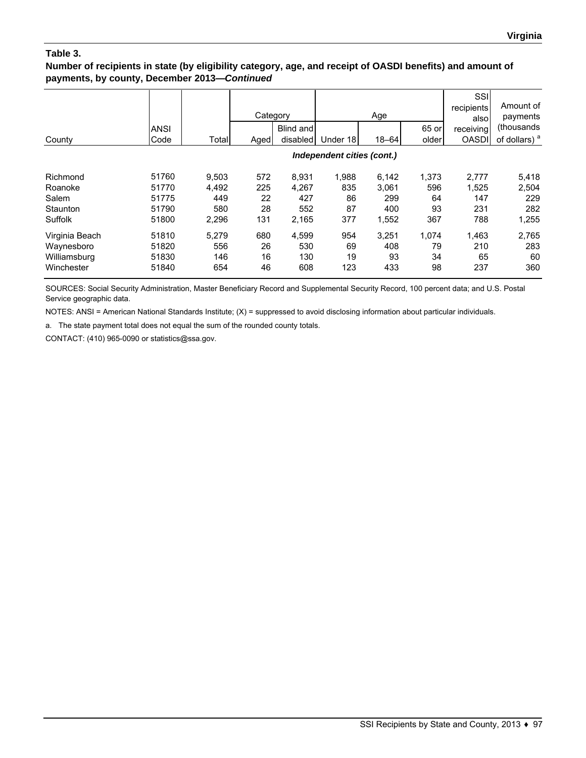**Table 3.**
**Number of recipients in state (by eligibility category, age, and receipt of OASDI benefits) and amount of payments, by county, December 2013—*Continued***

| County | ANSI Code | Total | Category | | Age | | | SSI recipients also receiving OASDI | Amount of payments (thousands of dollars) [a] |
|---|---|---|---|---|---|---|---|---|---|
| | | | Aged | Blind and disabled | Under 18 | 18–64 | 65 or older | | |
| | | | | | ***Independent cities (cont.)*** | | | | |
| Richmond | 51760 | 9,503 | 572 | 8,931 | 1,988 | 6,142 | 1,373 | 2,777 | 5,418 |
| Roanoke | 51770 | 4,492 | 225 | 4,267 | 835 | 3,061 | 596 | 1,525 | 2,504 |
| Salem | 51775 | 449 | 22 | 427 | 86 | 299 | 64 | 147 | 229 |
| Staunton | 51790 | 580 | 28 | 552 | 87 | 400 | 93 | 231 | 282 |
| Suffolk | 51800 | 2,296 | 131 | 2,165 | 377 | 1,552 | 367 | 788 | 1,255 |
| Virginia Beach | 51810 | 5,279 | 680 | 4,599 | 954 | 3,251 | 1,074 | 1,463 | 2,765 |
| Waynesboro | 51820 | 556 | 26 | 530 | 69 | 408 | 79 | 210 | 283 |
| Williamsburg | 51830 | 146 | 16 | 130 | 19 | 93 | 34 | 65 | 60 |
| Winchester | 51840 | 654 | 46 | 608 | 123 | 433 | 98 | 237 | 360 |

SOURCES: Social Security Administration, Master Beneficiary Record and Supplemental Security Record, 100 percent data; and U.S. Postal Service geographic data.

NOTES: ANSI = American National Standards Institute; (X) = suppressed to avoid disclosing information about particular individuals.

a. The state payment total does not equal the sum of the rounded county totals.

CONTACT: (410) 965-0090 or statistics@ssa.gov.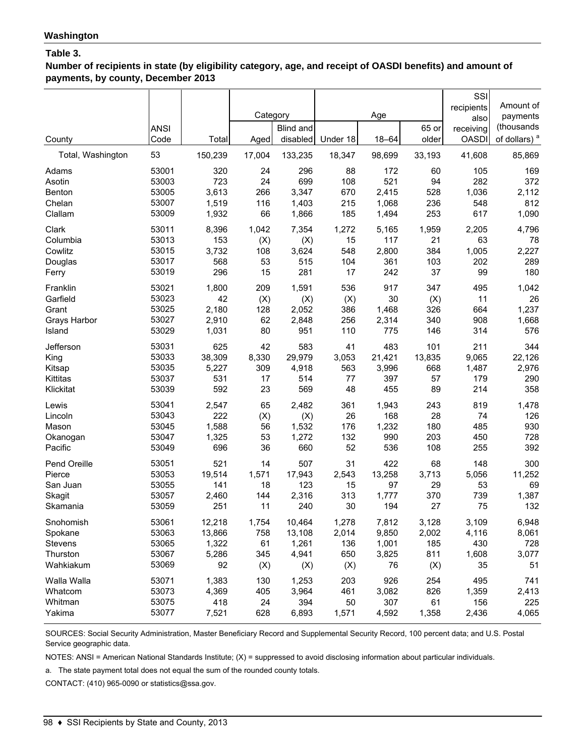**Washington**

**Table 3.**

**Number of recipients in state (by eligibility category, age, and receipt of OASDI benefits) and amount of payments, by county, December 2013**

| County | ANSI Code | Total | Category | | Age | | | SSI recipients also receiving OASDI | Amount of payments (thousands of dollars) [a] |
|---|---|---|---|---|---|---|---|---|---|
| | | | Aged | Blind and disabled | Under 18 | 18–64 | 65 or older | | |
| Total, Washington | 53 | 150,239 | 17,004 | 133,235 | 18,347 | 98,699 | 33,193 | 41,608 | 85,869 |
| Adams | 53001 | 320 | 24 | 296 | 88 | 172 | 60 | 105 | 169 |
| Asotin | 53003 | 723 | 24 | 699 | 108 | 521 | 94 | 282 | 372 |
| Benton | 53005 | 3,613 | 266 | 3,347 | 670 | 2,415 | 528 | 1,036 | 2,112 |
| Chelan | 53007 | 1,519 | 116 | 1,403 | 215 | 1,068 | 236 | 548 | 812 |
| Clallam | 53009 | 1,932 | 66 | 1,866 | 185 | 1,494 | 253 | 617 | 1,090 |
| Clark | 53011 | 8,396 | 1,042 | 7,354 | 1,272 | 5,165 | 1,959 | 2,205 | 4,796 |
| Columbia | 53013 | 153 | (X) | (X) | 15 | 117 | 21 | 63 | 78 |
| Cowlitz | 53015 | 3,732 | 108 | 3,624 | 548 | 2,800 | 384 | 1,005 | 2,227 |
| Douglas | 53017 | 568 | 53 | 515 | 104 | 361 | 103 | 202 | 289 |
| Ferry | 53019 | 296 | 15 | 281 | 17 | 242 | 37 | 99 | 180 |
| Franklin | 53021 | 1,800 | 209 | 1,591 | 536 | 917 | 347 | 495 | 1,042 |
| Garfield | 53023 | 42 | (X) | (X) | (X) | 30 | (X) | 11 | 26 |
| Grant | 53025 | 2,180 | 128 | 2,052 | 386 | 1,468 | 326 | 664 | 1,237 |
| Grays Harbor | 53027 | 2,910 | 62 | 2,848 | 256 | 2,314 | 340 | 908 | 1,668 |
| Island | 53029 | 1,031 | 80 | 951 | 110 | 775 | 146 | 314 | 576 |
| Jefferson | 53031 | 625 | 42 | 583 | 41 | 483 | 101 | 211 | 344 |
| King | 53033 | 38,309 | 8,330 | 29,979 | 3,053 | 21,421 | 13,835 | 9,065 | 22,126 |
| Kitsap | 53035 | 5,227 | 309 | 4,918 | 563 | 3,996 | 668 | 1,487 | 2,976 |
| Kittitas | 53037 | 531 | 17 | 514 | 77 | 397 | 57 | 179 | 290 |
| Klickitat | 53039 | 592 | 23 | 569 | 48 | 455 | 89 | 214 | 358 |
| Lewis | 53041 | 2,547 | 65 | 2,482 | 361 | 1,943 | 243 | 819 | 1,478 |
| Lincoln | 53043 | 222 | (X) | (X) | 26 | 168 | 28 | 74 | 126 |
| Mason | 53045 | 1,588 | 56 | 1,532 | 176 | 1,232 | 180 | 485 | 930 |
| Okanogan | 53047 | 1,325 | 53 | 1,272 | 132 | 990 | 203 | 450 | 728 |
| Pacific | 53049 | 696 | 36 | 660 | 52 | 536 | 108 | 255 | 392 |
| Pend Oreille | 53051 | 521 | 14 | 507 | 31 | 422 | 68 | 148 | 300 |
| Pierce | 53053 | 19,514 | 1,571 | 17,943 | 2,543 | 13,258 | 3,713 | 5,056 | 11,252 |
| San Juan | 53055 | 141 | 18 | 123 | 15 | 97 | 29 | 53 | 69 |
| Skagit | 53057 | 2,460 | 144 | 2,316 | 313 | 1,777 | 370 | 739 | 1,387 |
| Skamania | 53059 | 251 | 11 | 240 | 30 | 194 | 27 | 75 | 132 |
| Snohomish | 53061 | 12,218 | 1,754 | 10,464 | 1,278 | 7,812 | 3,128 | 3,109 | 6,948 |
| Spokane | 53063 | 13,866 | 758 | 13,108 | 2,014 | 9,850 | 2,002 | 4,116 | 8,061 |
| Stevens | 53065 | 1,322 | 61 | 1,261 | 136 | 1,001 | 185 | 430 | 728 |
| Thurston | 53067 | 5,286 | 345 | 4,941 | 650 | 3,825 | 811 | 1,608 | 3,077 |
| Wahkiakum | 53069 | 92 | (X) | (X) | (X) | 76 | (X) | 35 | 51 |
| Walla Walla | 53071 | 1,383 | 130 | 1,253 | 203 | 926 | 254 | 495 | 741 |
| Whatcom | 53073 | 4,369 | 405 | 3,964 | 461 | 3,082 | 826 | 1,359 | 2,413 |
| Whitman | 53075 | 418 | 24 | 394 | 50 | 307 | 61 | 156 | 225 |
| Yakima | 53077 | 7,521 | 628 | 6,893 | 1,571 | 4,592 | 1,358 | 2,436 | 4,065 |

SOURCES: Social Security Administration, Master Beneficiary Record and Supplemental Security Record, 100 percent data; and U.S. Postal Service geographic data.

NOTES: ANSI = American National Standards Institute; (X) = suppressed to avoid disclosing information about particular individuals.

a. The state payment total does not equal the sum of the rounded county totals.

CONTACT: (410) 965-0090 or statistics@ssa.gov.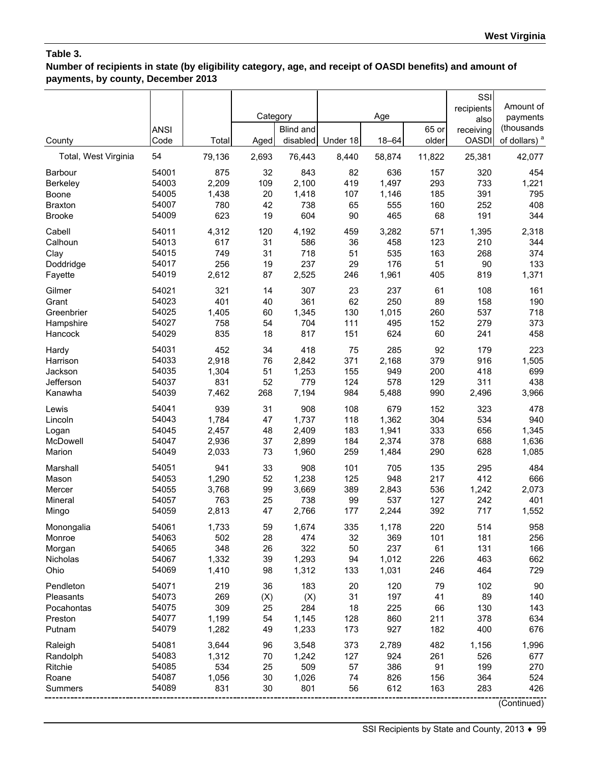## Table 3.

**Number of recipients in state (by eligibility category, age, and receipt of OASDI benefits) and amount of payments, by county, December 2013**

| County | ANSI Code | Total | Category | | Age | | | SSI recipients also receiving OASDI | Amount of payments (thousands of dollars) [a] |
|---|---|---|---|---|---|---|---|---|---|
| | | | Aged | Blind and disabled | Under 18 | 18–64 | 65 or older | | |
| Total, West Virginia | 54 | 79,136 | 2,693 | 76,443 | 8,440 | 58,874 | 11,822 | 25,381 | 42,077 |
| Barbour | 54001 | 875 | 32 | 843 | 82 | 636 | 157 | 320 | 454 |
| Berkeley | 54003 | 2,209 | 109 | 2,100 | 419 | 1,497 | 293 | 733 | 1,221 |
| Boone | 54005 | 1,438 | 20 | 1,418 | 107 | 1,146 | 185 | 391 | 795 |
| Braxton | 54007 | 780 | 42 | 738 | 65 | 555 | 160 | 252 | 408 |
| Brooke | 54009 | 623 | 19 | 604 | 90 | 465 | 68 | 191 | 344 |
| Cabell | 54011 | 4,312 | 120 | 4,192 | 459 | 3,282 | 571 | 1,395 | 2,318 |
| Calhoun | 54013 | 617 | 31 | 586 | 36 | 458 | 123 | 210 | 344 |
| Clay | 54015 | 749 | 31 | 718 | 51 | 535 | 163 | 268 | 374 |
| Doddridge | 54017 | 256 | 19 | 237 | 29 | 176 | 51 | 90 | 133 |
| Fayette | 54019 | 2,612 | 87 | 2,525 | 246 | 1,961 | 405 | 819 | 1,371 |
| Gilmer | 54021 | 321 | 14 | 307 | 23 | 237 | 61 | 108 | 161 |
| Grant | 54023 | 401 | 40 | 361 | 62 | 250 | 89 | 158 | 190 |
| Greenbrier | 54025 | 1,405 | 60 | 1,345 | 130 | 1,015 | 260 | 537 | 718 |
| Hampshire | 54027 | 758 | 54 | 704 | 111 | 495 | 152 | 279 | 373 |
| Hancock | 54029 | 835 | 18 | 817 | 151 | 624 | 60 | 241 | 458 |
| Hardy | 54031 | 452 | 34 | 418 | 75 | 285 | 92 | 179 | 223 |
| Harrison | 54033 | 2,918 | 76 | 2,842 | 371 | 2,168 | 379 | 916 | 1,505 |
| Jackson | 54035 | 1,304 | 51 | 1,253 | 155 | 949 | 200 | 418 | 699 |
| Jefferson | 54037 | 831 | 52 | 779 | 124 | 578 | 129 | 311 | 438 |
| Kanawha | 54039 | 7,462 | 268 | 7,194 | 984 | 5,488 | 990 | 2,496 | 3,966 |
| Lewis | 54041 | 939 | 31 | 908 | 108 | 679 | 152 | 323 | 478 |
| Lincoln | 54043 | 1,784 | 47 | 1,737 | 118 | 1,362 | 304 | 534 | 940 |
| Logan | 54045 | 2,457 | 48 | 2,409 | 183 | 1,941 | 333 | 656 | 1,345 |
| McDowell | 54047 | 2,936 | 37 | 2,899 | 184 | 2,374 | 378 | 688 | 1,636 |
| Marion | 54049 | 2,033 | 73 | 1,960 | 259 | 1,484 | 290 | 628 | 1,085 |
| Marshall | 54051 | 941 | 33 | 908 | 101 | 705 | 135 | 295 | 484 |
| Mason | 54053 | 1,290 | 52 | 1,238 | 125 | 948 | 217 | 412 | 666 |
| Mercer | 54055 | 3,768 | 99 | 3,669 | 389 | 2,843 | 536 | 1,242 | 2,073 |
| Mineral | 54057 | 763 | 25 | 738 | 99 | 537 | 127 | 242 | 401 |
| Mingo | 54059 | 2,813 | 47 | 2,766 | 177 | 2,244 | 392 | 717 | 1,552 |
| Monongalia | 54061 | 1,733 | 59 | 1,674 | 335 | 1,178 | 220 | 514 | 958 |
| Monroe | 54063 | 502 | 28 | 474 | 32 | 369 | 101 | 181 | 256 |
| Morgan | 54065 | 348 | 26 | 322 | 50 | 237 | 61 | 131 | 166 |
| Nicholas | 54067 | 1,332 | 39 | 1,293 | 94 | 1,012 | 226 | 463 | 662 |
| Ohio | 54069 | 1,410 | 98 | 1,312 | 133 | 1,031 | 246 | 464 | 729 |
| Pendleton | 54071 | 219 | 36 | 183 | 20 | 120 | 79 | 102 | 90 |
| Pleasants | 54073 | 269 | (X) | (X) | 31 | 197 | 41 | 89 | 140 |
| Pocahontas | 54075 | 309 | 25 | 284 | 18 | 225 | 66 | 130 | 143 |
| Preston | 54077 | 1,199 | 54 | 1,145 | 128 | 860 | 211 | 378 | 634 |
| Putnam | 54079 | 1,282 | 49 | 1,233 | 173 | 927 | 182 | 400 | 676 |
| Raleigh | 54081 | 3,644 | 96 | 3,548 | 373 | 2,789 | 482 | 1,156 | 1,996 |
| Randolph | 54083 | 1,312 | 70 | 1,242 | 127 | 924 | 261 | 526 | 677 |
| Ritchie | 54085 | 534 | 25 | 509 | 57 | 386 | 91 | 199 | 270 |
| Roane | 54087 | 1,056 | 30 | 1,026 | 74 | 826 | 156 | 364 | 524 |
| Summers | 54089 | 831 | 30 | 801 | 56 | 612 | 163 | 283 | 426 |

(Continued)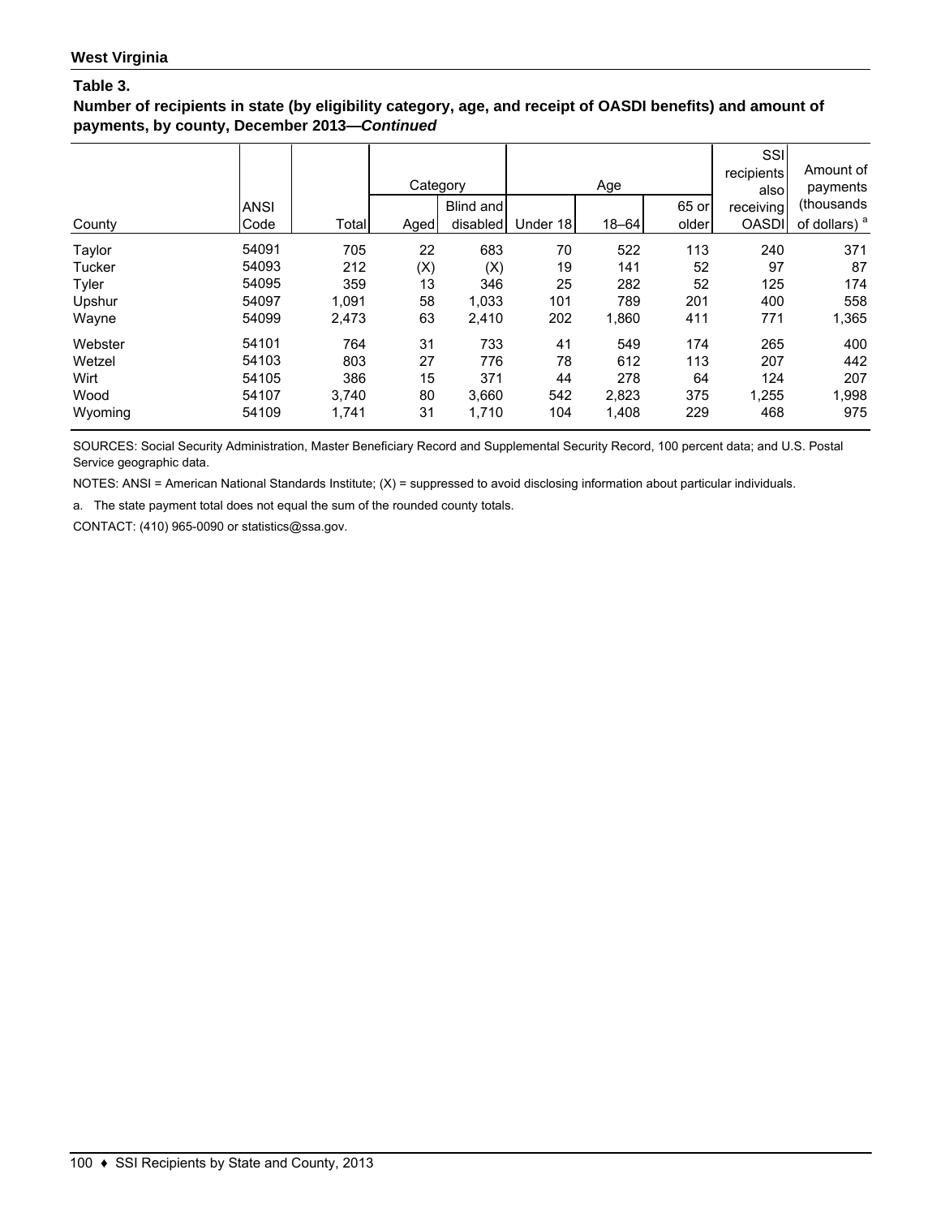**West Virginia**

**Table 3.**

**Number of recipients in state (by eligibility category, age, and receipt of OASDI benefits) and amount of payments, by county, December 2013—*Continued***

| County | ANSI Code | Total | Category | | Age | | | SSI recipients also receiving OASDI | Amount of payments (thousands of dollars) [a] |
|---|---|---|---|---|---|---|---|---|---|
| | | | Aged | Blind and disabled | Under 18 | 18–64 | 65 or older | | |
| Taylor | 54091 | 705 | 22 | 683 | 70 | 522 | 113 | 240 | 371 |
| Tucker | 54093 | 212 | (X) | (X) | 19 | 141 | 52 | 97 | 87 |
| Tyler | 54095 | 359 | 13 | 346 | 25 | 282 | 52 | 125 | 174 |
| Upshur | 54097 | 1,091 | 58 | 1,033 | 101 | 789 | 201 | 400 | 558 |
| Wayne | 54099 | 2,473 | 63 | 2,410 | 202 | 1,860 | 411 | 771 | 1,365 |
| Webster | 54101 | 764 | 31 | 733 | 41 | 549 | 174 | 265 | 400 |
| Wetzel | 54103 | 803 | 27 | 776 | 78 | 612 | 113 | 207 | 442 |
| Wirt | 54105 | 386 | 15 | 371 | 44 | 278 | 64 | 124 | 207 |
| Wood | 54107 | 3,740 | 80 | 3,660 | 542 | 2,823 | 375 | 1,255 | 1,998 |
| Wyoming | 54109 | 1,741 | 31 | 1,710 | 104 | 1,408 | 229 | 468 | 975 |

SOURCES: Social Security Administration, Master Beneficiary Record and Supplemental Security Record, 100 percent data; and U.S. Postal Service geographic data.

NOTES: ANSI = American National Standards Institute; (X) = suppressed to avoid disclosing information about particular individuals.

a. The state payment total does not equal the sum of the rounded county totals.

CONTACT: (410) 965-0090 or statistics@ssa.gov.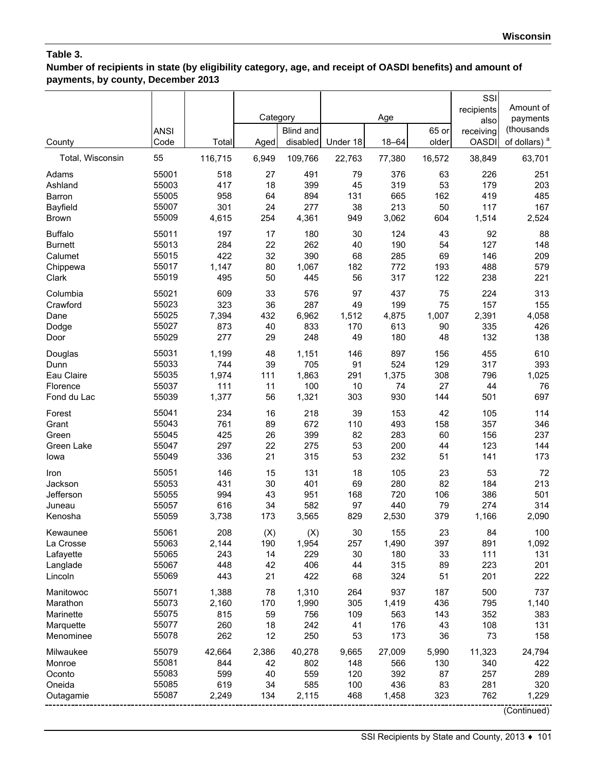## Table 3.

**Number of recipients in state (by eligibility category, age, and receipt of OASDI benefits) and amount of payments, by county, December 2013**

| County | ANSI Code | Total | Category | | Age | | | SSI recipients also receiving OASDI | Amount of payments (thousands of dollars) [a] |
|---|---|---|---|---|---|---|---|---|---|
| | | | Aged | Blind and disabled | Under 18 | 18–64 | 65 or older | | |
| Total, Wisconsin | 55 | 116,715 | 6,949 | 109,766 | 22,763 | 77,380 | 16,572 | 38,849 | 63,701 |
| Adams | 55001 | 518 | 27 | 491 | 79 | 376 | 63 | 226 | 251 |
| Ashland | 55003 | 417 | 18 | 399 | 45 | 319 | 53 | 179 | 203 |
| Barron | 55005 | 958 | 64 | 894 | 131 | 665 | 162 | 419 | 485 |
| Bayfield | 55007 | 301 | 24 | 277 | 38 | 213 | 50 | 117 | 167 |
| Brown | 55009 | 4,615 | 254 | 4,361 | 949 | 3,062 | 604 | 1,514 | 2,524 |
| Buffalo | 55011 | 197 | 17 | 180 | 30 | 124 | 43 | 92 | 88 |
| Burnett | 55013 | 284 | 22 | 262 | 40 | 190 | 54 | 127 | 148 |
| Calumet | 55015 | 422 | 32 | 390 | 68 | 285 | 69 | 146 | 209 |
| Chippewa | 55017 | 1,147 | 80 | 1,067 | 182 | 772 | 193 | 488 | 579 |
| Clark | 55019 | 495 | 50 | 445 | 56 | 317 | 122 | 238 | 221 |
| Columbia | 55021 | 609 | 33 | 576 | 97 | 437 | 75 | 224 | 313 |
| Crawford | 55023 | 323 | 36 | 287 | 49 | 199 | 75 | 157 | 155 |
| Dane | 55025 | 7,394 | 432 | 6,962 | 1,512 | 4,875 | 1,007 | 2,391 | 4,058 |
| Dodge | 55027 | 873 | 40 | 833 | 170 | 613 | 90 | 335 | 426 |
| Door | 55029 | 277 | 29 | 248 | 49 | 180 | 48 | 132 | 138 |
| Douglas | 55031 | 1,199 | 48 | 1,151 | 146 | 897 | 156 | 455 | 610 |
| Dunn | 55033 | 744 | 39 | 705 | 91 | 524 | 129 | 317 | 393 |
| Eau Claire | 55035 | 1,974 | 111 | 1,863 | 291 | 1,375 | 308 | 796 | 1,025 |
| Florence | 55037 | 111 | 11 | 100 | 10 | 74 | 27 | 44 | 76 |
| Fond du Lac | 55039 | 1,377 | 56 | 1,321 | 303 | 930 | 144 | 501 | 697 |
| Forest | 55041 | 234 | 16 | 218 | 39 | 153 | 42 | 105 | 114 |
| Grant | 55043 | 761 | 89 | 672 | 110 | 493 | 158 | 357 | 346 |
| Green | 55045 | 425 | 26 | 399 | 82 | 283 | 60 | 156 | 237 |
| Green Lake | 55047 | 297 | 22 | 275 | 53 | 200 | 44 | 123 | 144 |
| Iowa | 55049 | 336 | 21 | 315 | 53 | 232 | 51 | 141 | 173 |
| Iron | 55051 | 146 | 15 | 131 | 18 | 105 | 23 | 53 | 72 |
| Jackson | 55053 | 431 | 30 | 401 | 69 | 280 | 82 | 184 | 213 |
| Jefferson | 55055 | 994 | 43 | 951 | 168 | 720 | 106 | 386 | 501 |
| Juneau | 55057 | 616 | 34 | 582 | 97 | 440 | 79 | 274 | 314 |
| Kenosha | 55059 | 3,738 | 173 | 3,565 | 829 | 2,530 | 379 | 1,166 | 2,090 |
| Kewaunee | 55061 | 208 | (X) | (X) | 30 | 155 | 23 | 84 | 100 |
| La Crosse | 55063 | 2,144 | 190 | 1,954 | 257 | 1,490 | 397 | 891 | 1,092 |
| Lafayette | 55065 | 243 | 14 | 229 | 30 | 180 | 33 | 111 | 131 |
| Langlade | 55067 | 448 | 42 | 406 | 44 | 315 | 89 | 223 | 201 |
| Lincoln | 55069 | 443 | 21 | 422 | 68 | 324 | 51 | 201 | 222 |
| Manitowoc | 55071 | 1,388 | 78 | 1,310 | 264 | 937 | 187 | 500 | 737 |
| Marathon | 55073 | 2,160 | 170 | 1,990 | 305 | 1,419 | 436 | 795 | 1,140 |
| Marinette | 55075 | 815 | 59 | 756 | 109 | 563 | 143 | 352 | 383 |
| Marquette | 55077 | 260 | 18 | 242 | 41 | 176 | 43 | 108 | 131 |
| Menominee | 55078 | 262 | 12 | 250 | 53 | 173 | 36 | 73 | 158 |
| Milwaukee | 55079 | 42,664 | 2,386 | 40,278 | 9,665 | 27,009 | 5,990 | 11,323 | 24,794 |
| Monroe | 55081 | 844 | 42 | 802 | 148 | 566 | 130 | 340 | 422 |
| Oconto | 55083 | 599 | 40 | 559 | 120 | 392 | 87 | 257 | 289 |
| Oneida | 55085 | 619 | 34 | 585 | 100 | 436 | 83 | 281 | 320 |
| Outagamie | 55087 | 2,249 | 134 | 2,115 | 468 | 1,458 | 323 | 762 | 1,229 |

(Continued)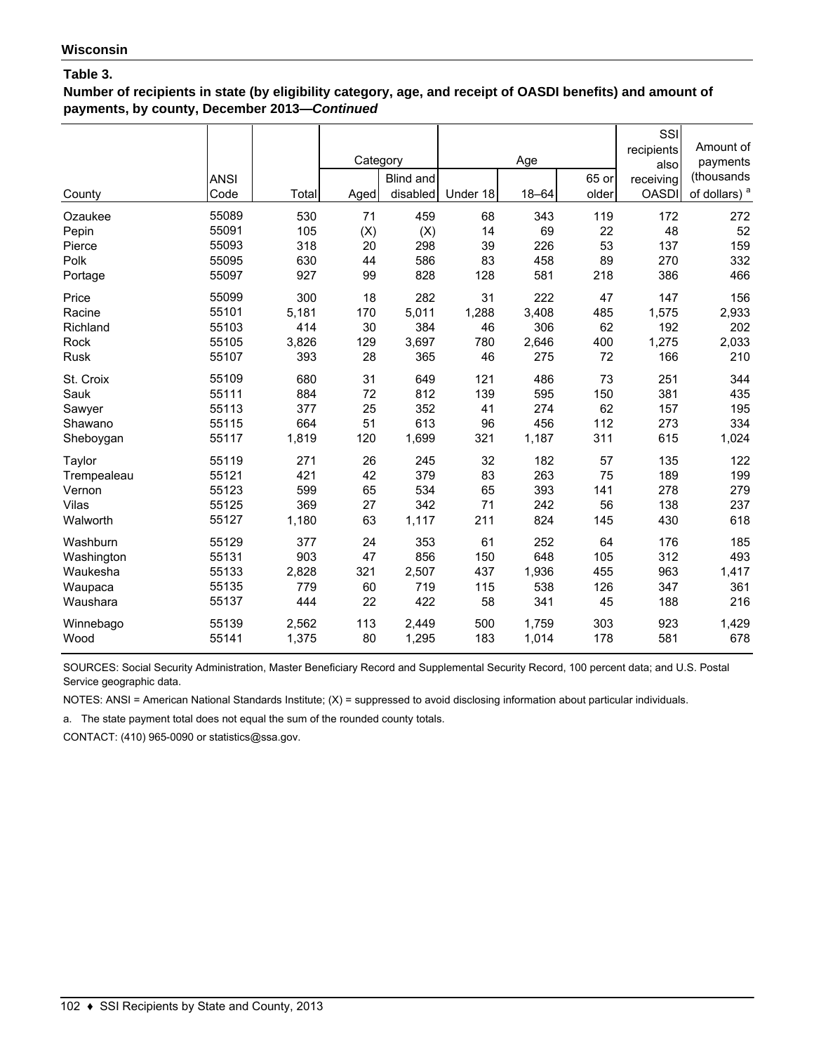**Wisconsin**

**Table 3.**

**Number of recipients in state (by eligibility category, age, and receipt of OASDI benefits) and amount of payments, by county, December 2013—*Continued***

| County | ANSI Code | Total | Category | | Age | | | SSI recipients also receiving OASDI | Amount of payments (thousands of dollars) [a] |
|---|---|---|---|---|---|---|---|---|---|
| | | | Aged | Blind and disabled | Under 18 | 18–64 | 65 or older | | |
| Ozaukee | 55089 | 530 | 71 | 459 | 68 | 343 | 119 | 172 | 272 |
| Pepin | 55091 | 105 | (X) | (X) | 14 | 69 | 22 | 48 | 52 |
| Pierce | 55093 | 318 | 20 | 298 | 39 | 226 | 53 | 137 | 159 |
| Polk | 55095 | 630 | 44 | 586 | 83 | 458 | 89 | 270 | 332 |
| Portage | 55097 | 927 | 99 | 828 | 128 | 581 | 218 | 386 | 466 |
| Price | 55099 | 300 | 18 | 282 | 31 | 222 | 47 | 147 | 156 |
| Racine | 55101 | 5,181 | 170 | 5,011 | 1,288 | 3,408 | 485 | 1,575 | 2,933 |
| Richland | 55103 | 414 | 30 | 384 | 46 | 306 | 62 | 192 | 202 |
| Rock | 55105 | 3,826 | 129 | 3,697 | 780 | 2,646 | 400 | 1,275 | 2,033 |
| Rusk | 55107 | 393 | 28 | 365 | 46 | 275 | 72 | 166 | 210 |
| St. Croix | 55109 | 680 | 31 | 649 | 121 | 486 | 73 | 251 | 344 |
| Sauk | 55111 | 884 | 72 | 812 | 139 | 595 | 150 | 381 | 435 |
| Sawyer | 55113 | 377 | 25 | 352 | 41 | 274 | 62 | 157 | 195 |
| Shawano | 55115 | 664 | 51 | 613 | 96 | 456 | 112 | 273 | 334 |
| Sheboygan | 55117 | 1,819 | 120 | 1,699 | 321 | 1,187 | 311 | 615 | 1,024 |
| Taylor | 55119 | 271 | 26 | 245 | 32 | 182 | 57 | 135 | 122 |
| Trempealeau | 55121 | 421 | 42 | 379 | 83 | 263 | 75 | 189 | 199 |
| Vernon | 55123 | 599 | 65 | 534 | 65 | 393 | 141 | 278 | 279 |
| Vilas | 55125 | 369 | 27 | 342 | 71 | 242 | 56 | 138 | 237 |
| Walworth | 55127 | 1,180 | 63 | 1,117 | 211 | 824 | 145 | 430 | 618 |
| Washburn | 55129 | 377 | 24 | 353 | 61 | 252 | 64 | 176 | 185 |
| Washington | 55131 | 903 | 47 | 856 | 150 | 648 | 105 | 312 | 493 |
| Waukesha | 55133 | 2,828 | 321 | 2,507 | 437 | 1,936 | 455 | 963 | 1,417 |
| Waupaca | 55135 | 779 | 60 | 719 | 115 | 538 | 126 | 347 | 361 |
| Waushara | 55137 | 444 | 22 | 422 | 58 | 341 | 45 | 188 | 216 |
| Winnebago | 55139 | 2,562 | 113 | 2,449 | 500 | 1,759 | 303 | 923 | 1,429 |
| Wood | 55141 | 1,375 | 80 | 1,295 | 183 | 1,014 | 178 | 581 | 678 |

SOURCES: Social Security Administration, Master Beneficiary Record and Supplemental Security Record, 100 percent data; and U.S. Postal Service geographic data.

NOTES: ANSI = American National Standards Institute; (X) = suppressed to avoid disclosing information about particular individuals.

a. The state payment total does not equal the sum of the rounded county totals.

CONTACT: (410) 965-0090 or statistics@ssa.gov.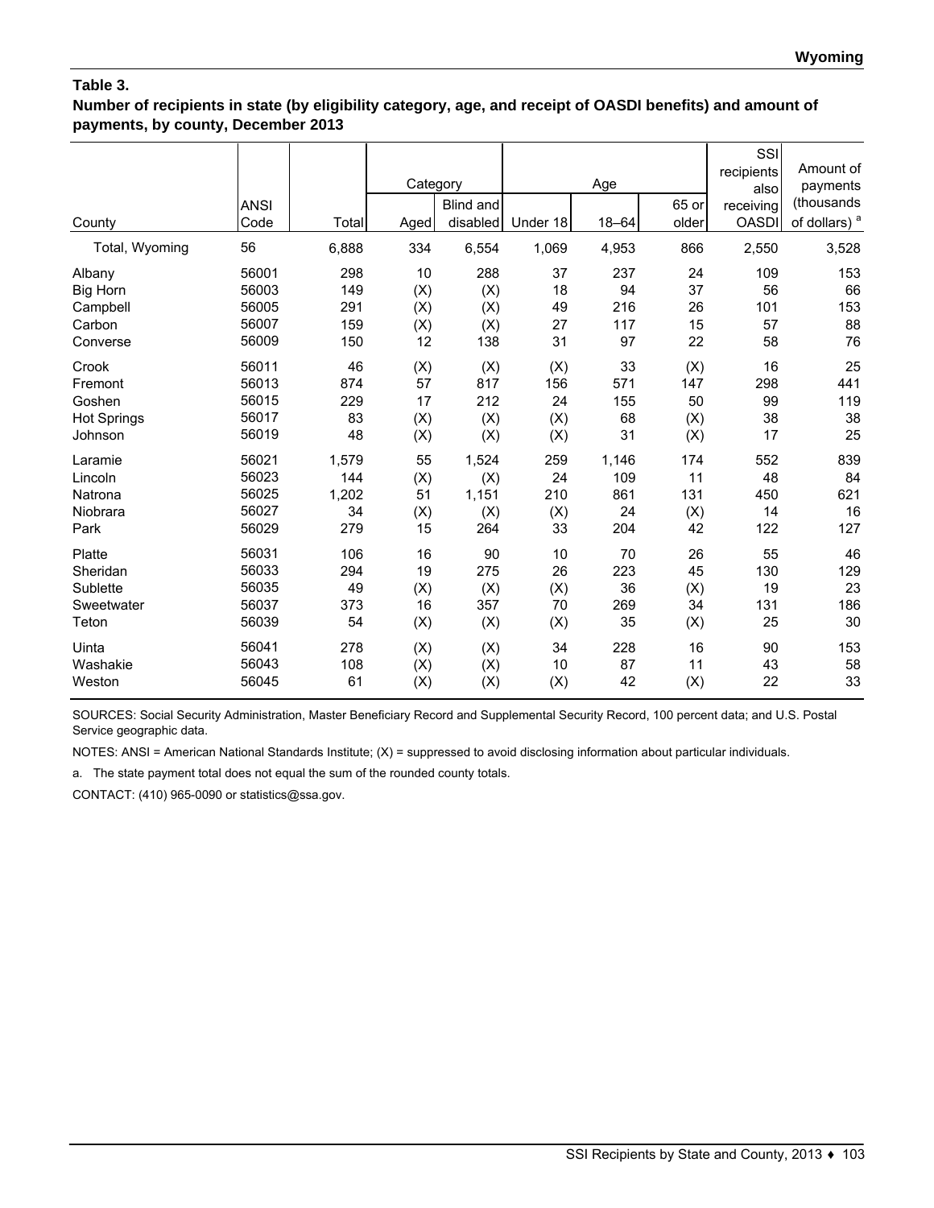**Table 3.**

**Number of recipients in state (by eligibility category, age, and receipt of OASDI benefits) and amount of payments, by county, December 2013**

| County | ANSI Code | Total | Category | | Age | | | SSI recipients also receiving OASDI | Amount of payments (thousands of dollars) [a] |
|---|---|---|---|---|---|---|---|---|---|
| | | | Aged | Blind and disabled | Under 18 | 18–64 | 65 or older | | |
| Total, Wyoming | 56 | 6,888 | 334 | 6,554 | 1,069 | 4,953 | 866 | 2,550 | 3,528 |
| Albany | 56001 | 298 | 10 | 288 | 37 | 237 | 24 | 109 | 153 |
| Big Horn | 56003 | 149 | (X) | (X) | 18 | 94 | 37 | 56 | 66 |
| Campbell | 56005 | 291 | (X) | (X) | 49 | 216 | 26 | 101 | 153 |
| Carbon | 56007 | 159 | (X) | (X) | 27 | 117 | 15 | 57 | 88 |
| Converse | 56009 | 150 | 12 | 138 | 31 | 97 | 22 | 58 | 76 |
| Crook | 56011 | 46 | (X) | (X) | (X) | 33 | (X) | 16 | 25 |
| Fremont | 56013 | 874 | 57 | 817 | 156 | 571 | 147 | 298 | 441 |
| Goshen | 56015 | 229 | 17 | 212 | 24 | 155 | 50 | 99 | 119 |
| Hot Springs | 56017 | 83 | (X) | (X) | (X) | 68 | (X) | 38 | 38 |
| Johnson | 56019 | 48 | (X) | (X) | (X) | 31 | (X) | 17 | 25 |
| Laramie | 56021 | 1,579 | 55 | 1,524 | 259 | 1,146 | 174 | 552 | 839 |
| Lincoln | 56023 | 144 | (X) | (X) | 24 | 109 | 11 | 48 | 84 |
| Natrona | 56025 | 1,202 | 51 | 1,151 | 210 | 861 | 131 | 450 | 621 |
| Niobrara | 56027 | 34 | (X) | (X) | (X) | 24 | (X) | 14 | 16 |
| Park | 56029 | 279 | 15 | 264 | 33 | 204 | 42 | 122 | 127 |
| Platte | 56031 | 106 | 16 | 90 | 10 | 70 | 26 | 55 | 46 |
| Sheridan | 56033 | 294 | 19 | 275 | 26 | 223 | 45 | 130 | 129 |
| Sublette | 56035 | 49 | (X) | (X) | (X) | 36 | (X) | 19 | 23 |
| Sweetwater | 56037 | 373 | 16 | 357 | 70 | 269 | 34 | 131 | 186 |
| Teton | 56039 | 54 | (X) | (X) | (X) | 35 | (X) | 25 | 30 |
| Uinta | 56041 | 278 | (X) | (X) | 34 | 228 | 16 | 90 | 153 |
| Washakie | 56043 | 108 | (X) | (X) | 10 | 87 | 11 | 43 | 58 |
| Weston | 56045 | 61 | (X) | (X) | (X) | 42 | (X) | 22 | 33 |

SOURCES: Social Security Administration, Master Beneficiary Record and Supplemental Security Record, 100 percent data; and U.S. Postal Service geographic data.

NOTES: ANSI = American National Standards Institute; (X) = suppressed to avoid disclosing information about particular individuals.

a. The state payment total does not equal the sum of the rounded county totals.

CONTACT: (410) 965-0090 or statistics@ssa.gov.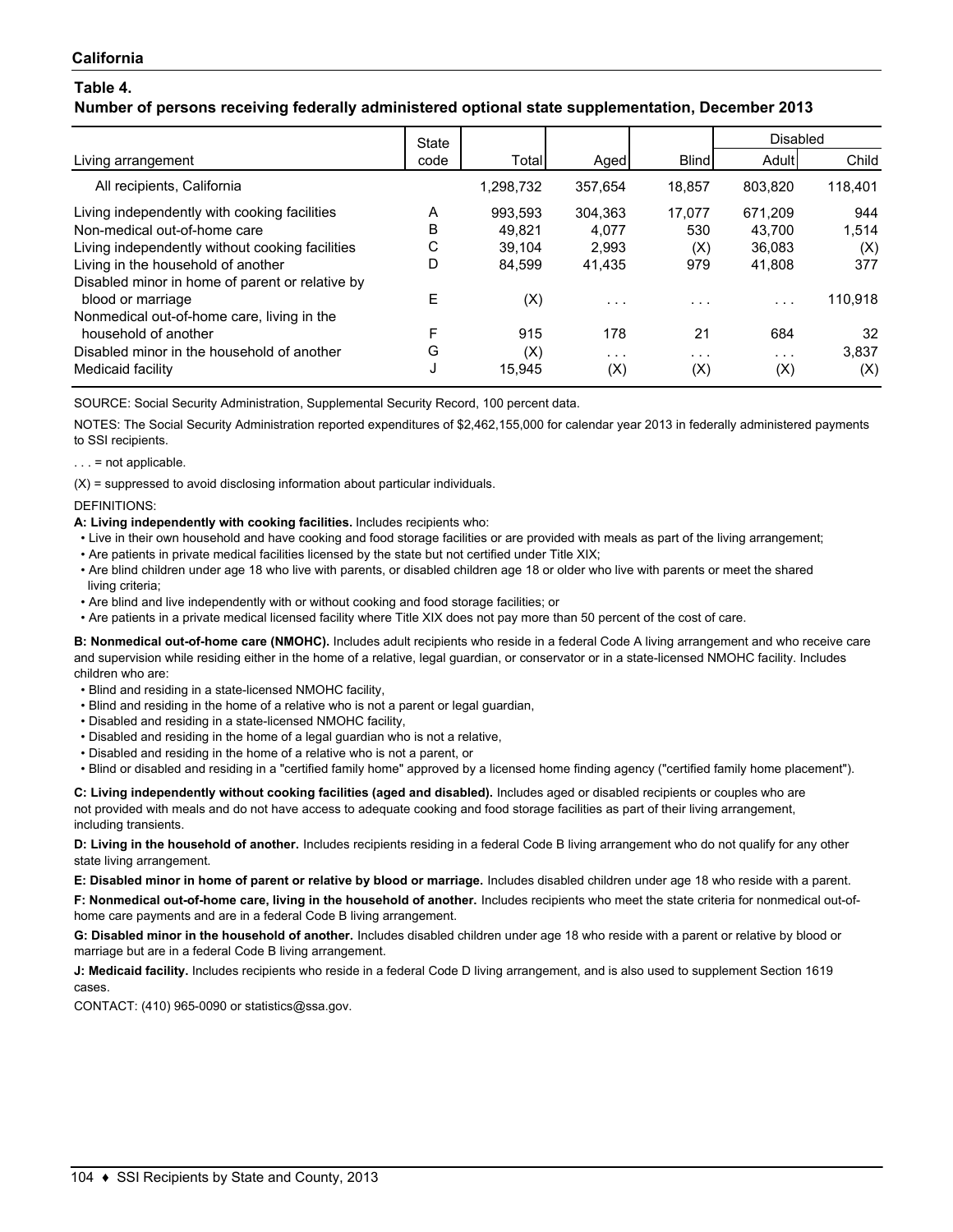**California**

### Table 4.

### Number of persons receiving federally administered optional state supplementation, December 2013

| Living arrangement | State code | Total | Aged | Blind | Disabled | |
|---|---|---|---|---|---|---|
| | | | | | Adult | Child |
| All recipients, California | | 1,298,732 | 357,654 | 18,857 | 803,820 | 118,401 |
| Living independently with cooking facilities | A | 993,593 | 304,363 | 17,077 | 671,209 | 944 |
| Non-medical out-of-home care | B | 49,821 | 4,077 | 530 | 43,700 | 1,514 |
| Living independently without cooking facilities | C | 39,104 | 2,993 | (X) | 36,083 | (X) |
| Living in the household of another | D | 84,599 | 41,435 | 979 | 41,808 | 377 |
| Disabled minor in home of parent or relative by blood or marriage | E | (X) | . . . | . . . | . . . | 110,918 |
| Nonmedical out-of-home care, living in the household of another | F | 915 | 178 | 21 | 684 | 32 |
| Disabled minor in the household of another | G | (X) | . . . | . . . | . . . | 3,837 |
| Medicaid facility | J | 15,945 | (X) | (X) | (X) | (X) |

SOURCE: Social Security Administration, Supplemental Security Record, 100 percent data.

NOTES: The Social Security Administration reported expenditures of $2,462,155,000 for calendar year 2013 in federally administered payments to SSI recipients.

. . . = not applicable.

(X) = suppressed to avoid disclosing information about particular individuals.

DEFINITIONS:

**A: Living independently with cooking facilities.** Includes recipients who:

- Live in their own household and have cooking and food storage facilities or are provided with meals as part of the living arrangement;
- Are patients in private medical facilities licensed by the state but not certified under Title XIX;
- Are blind children under age 18 who live with parents, or disabled children age 18 or older who live with parents or meet the shared living criteria;
- Are blind and live independently with or without cooking and food storage facilities; or
- Are patients in a private medical licensed facility where Title XIX does not pay more than 50 percent of the cost of care.

**B: Nonmedical out-of-home care (NMOHC).** Includes adult recipients who reside in a federal Code A living arrangement and who receive care and supervision while residing either in the home of a relative, legal guardian, or conservator or in a state-licensed NMOHC facility. Includes children who are:

- Blind and residing in a state-licensed NMOHC facility,
- Blind and residing in the home of a relative who is not a parent or legal guardian,
- Disabled and residing in a state-licensed NMOHC facility,
- Disabled and residing in the home of a legal guardian who is not a relative,
- Disabled and residing in the home of a relative who is not a parent, or
- Blind or disabled and residing in a "certified family home" approved by a licensed home finding agency ("certified family home placement").

**C: Living independently without cooking facilities (aged and disabled).** Includes aged or disabled recipients or couples who are not provided with meals and do not have access to adequate cooking and food storage facilities as part of their living arrangement, including transients.

**D: Living in the household of another.** Includes recipients residing in a federal Code B living arrangement who do not qualify for any other state living arrangement.

**E: Disabled minor in home of parent or relative by blood or marriage.** Includes disabled children under age 18 who reside with a parent.

**F: Nonmedical out-of-home care, living in the household of another.** Includes recipients who meet the state criteria for nonmedical out-of-home care payments and are in a federal Code B living arrangement.

**G: Disabled minor in the household of another.** Includes disabled children under age 18 who reside with a parent or relative by blood or marriage but are in a federal Code B living arrangement.

**J: Medicaid facility.** Includes recipients who reside in a federal Code D living arrangement, and is also used to supplement Section 1619 cases.

CONTACT: (410) 965-0090 or statistics@ssa.gov.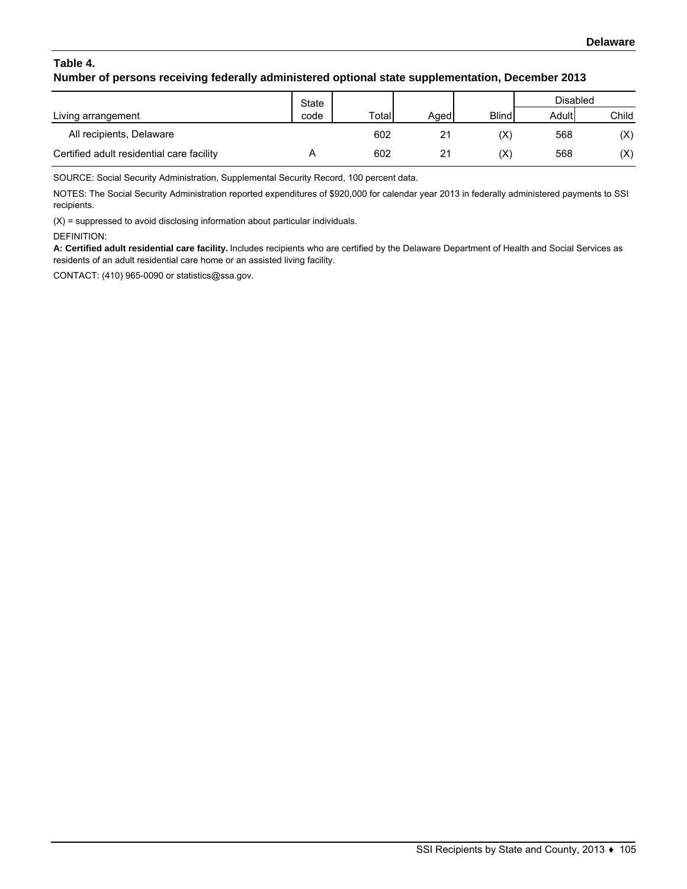**Delaware**

## Table 4.
## Number of persons receiving federally administered optional state supplementation, December 2013

| Living arrangement | State code | Total | Aged | Blind | Disabled | |
|---|---|---|---|---|---|---|
| | | | | | Adult | Child |
| All recipients, Delaware | | 602 | 21 | (X) | 568 | (X) |
| Certified adult residential care facility | A | 602 | 21 | (X) | 568 | (X) |

SOURCE: Social Security Administration, Supplemental Security Record, 100 percent data.

NOTES: The Social Security Administration reported expenditures of $920,000 for calendar year 2013 in federally administered payments to SSI recipients.

(X) = suppressed to avoid disclosing information about particular individuals.

DEFINITION:

**A: Certified adult residential care facility.** Includes recipients who are certified by the Delaware Department of Health and Social Services as residents of an adult residential care home or an assisted living facility.

CONTACT: (410) 965-0090 or statistics@ssa.gov.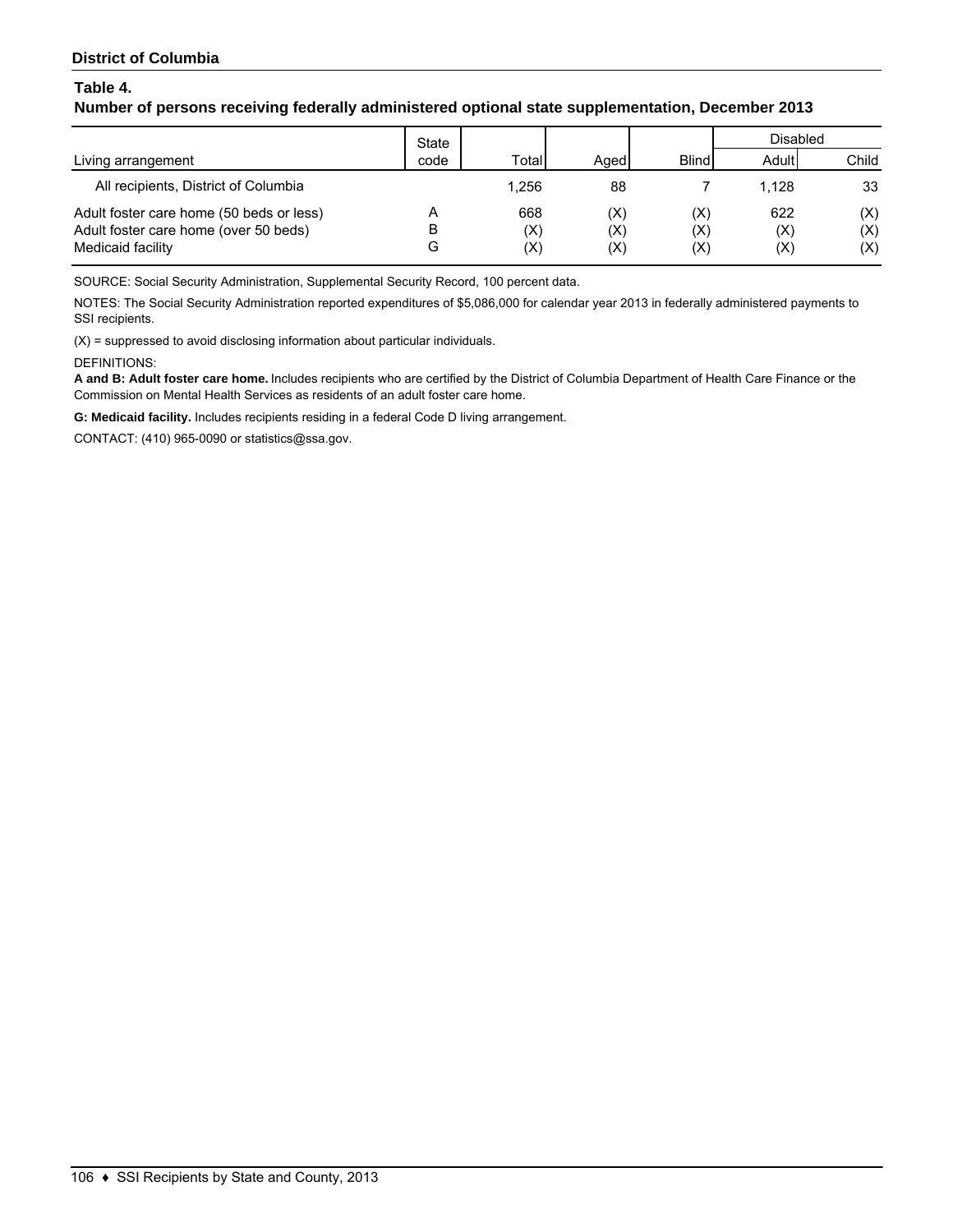**District of Columbia**

**Table 4.**
**Number of persons receiving federally administered optional state supplementation, December 2013**

| Living arrangement | State code | Total | Aged | Blind | Disabled | |
|---|---|---|---|---|---|---|
| | | | | | Adult | Child |
| All recipients, District of Columbia | | 1,256 | 88 | 7 | 1,128 | 33 |
| Adult foster care home (50 beds or less) | A | 668 | (X) | (X) | 622 | (X) |
| Adult foster care home (over 50 beds) | B | (X) | (X) | (X) | (X) | (X) |
| Medicaid facility | G | (X) | (X) | (X) | (X) | (X) |

SOURCE: Social Security Administration, Supplemental Security Record, 100 percent data.

NOTES: The Social Security Administration reported expenditures of $5,086,000 for calendar year 2013 in federally administered payments to SSI recipients.

(X) = suppressed to avoid disclosing information about particular individuals.

DEFINITIONS:

**A and B: Adult foster care home.** Includes recipients who are certified by the District of Columbia Department of Health Care Finance or the Commission on Mental Health Services as residents of an adult foster care home.

**G: Medicaid facility.** Includes recipients residing in a federal Code D living arrangement.

CONTACT: (410) 965-0090 or statistics@ssa.gov.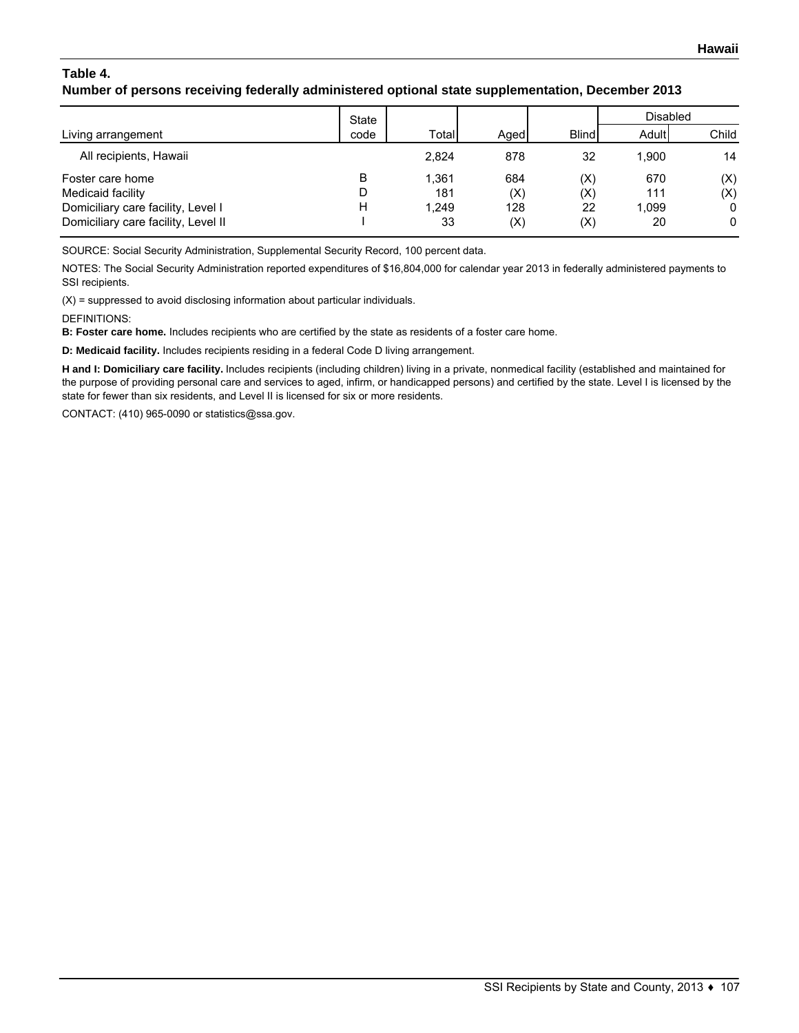## Table 4.

### Number of persons receiving federally administered optional state supplementation, December 2013

| Living arrangement | State code | Total | Aged | Blind | Disabled | |
|---|---|---|---|---|---|---|
| | | | | | Adult | Child |
| All recipients, Hawaii | | 2,824 | 878 | 32 | 1,900 | 14 |
| Foster care home | B | 1,361 | 684 | (X) | 670 | (X) |
| Medicaid facility | D | 181 | (X) | (X) | 111 | (X) |
| Domiciliary care facility, Level I | H | 1,249 | 128 | 22 | 1,099 | 0 |
| Domiciliary care facility, Level II | I | 33 | (X) | (X) | 20 | 0 |

SOURCE: Social Security Administration, Supplemental Security Record, 100 percent data.

NOTES: The Social Security Administration reported expenditures of $16,804,000 for calendar year 2013 in federally administered payments to SSI recipients.

(X) = suppressed to avoid disclosing information about particular individuals.

DEFINITIONS:

**B: Foster care home.** Includes recipients who are certified by the state as residents of a foster care home.

**D: Medicaid facility.** Includes recipients residing in a federal Code D living arrangement.

**H and I: Domiciliary care facility.** Includes recipients (including children) living in a private, nonmedical facility (established and maintained for the purpose of providing personal care and services to aged, infirm, or handicapped persons) and certified by the state. Level I is licensed by the state for fewer than six residents, and Level II is licensed for six or more residents.

CONTACT: (410) 965-0090 or statistics@ssa.gov.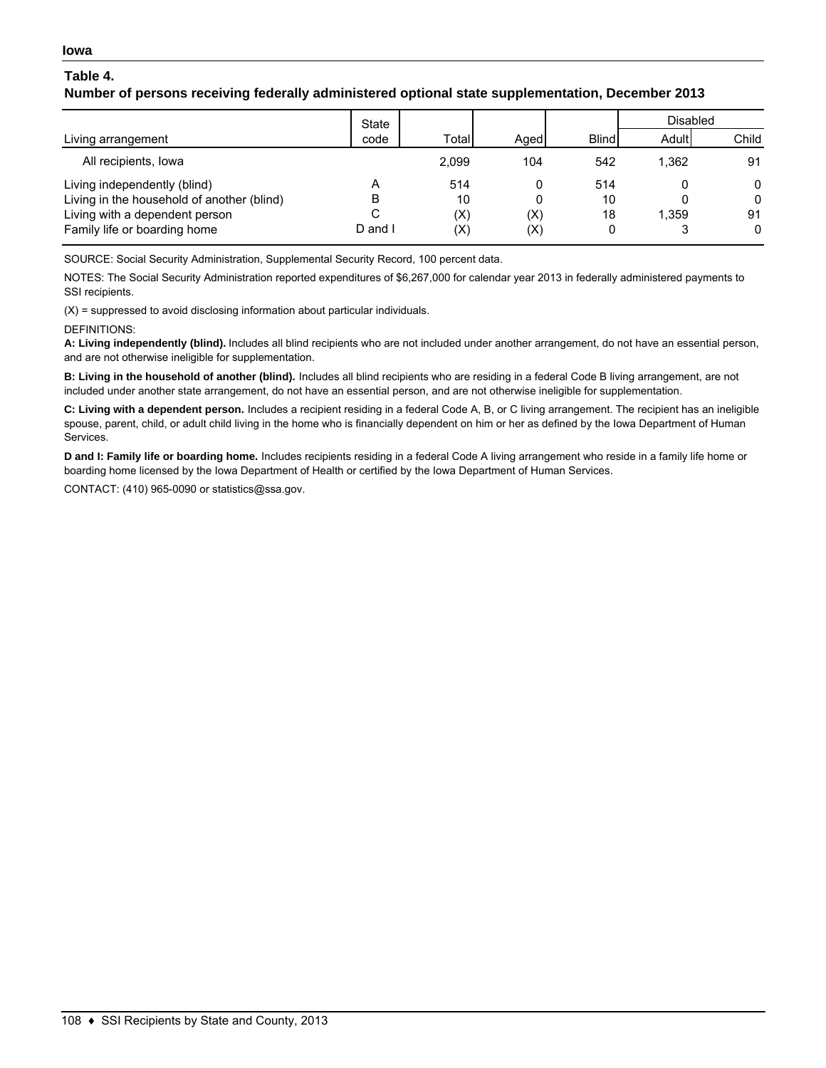**Iowa**

**Table 4.**
**Number of persons receiving federally administered optional state supplementation, December 2013**

| Living arrangement | State code | Total | Aged | Blind | Disabled | |
|---|---|---|---|---|---|---|
| | | | | | Adult | Child |
| All recipients, Iowa | | 2,099 | 104 | 542 | 1,362 | 91 |
| Living independently (blind) | A | 514 | 0 | 514 | 0 | 0 |
| Living in the household of another (blind) | B | 10 | 0 | 10 | 0 | 0 |
| Living with a dependent person | C | (X) | (X) | 18 | 1,359 | 91 |
| Family life or boarding home | D and I | (X) | (X) | 0 | 3 | 0 |

SOURCE: Social Security Administration, Supplemental Security Record, 100 percent data.

NOTES: The Social Security Administration reported expenditures of $6,267,000 for calendar year 2013 in federally administered payments to SSI recipients.

(X) = suppressed to avoid disclosing information about particular individuals.

DEFINITIONS:

**A: Living independently (blind).** Includes all blind recipients who are not included under another arrangement, do not have an essential person, and are not otherwise ineligible for supplementation.

**B: Living in the household of another (blind).** Includes all blind recipients who are residing in a federal Code B living arrangement, are not included under another state arrangement, do not have an essential person, and are not otherwise ineligible for supplementation.

**C: Living with a dependent person.** Includes a recipient residing in a federal Code A, B, or C living arrangement. The recipient has an ineligible spouse, parent, child, or adult child living in the home who is financially dependent on him or her as defined by the Iowa Department of Human Services.

**D and I: Family life or boarding home.** Includes recipients residing in a federal Code A living arrangement who reside in a family life home or boarding home licensed by the Iowa Department of Health or certified by the Iowa Department of Human Services.

CONTACT: (410) 965-0090 or statistics@ssa.gov.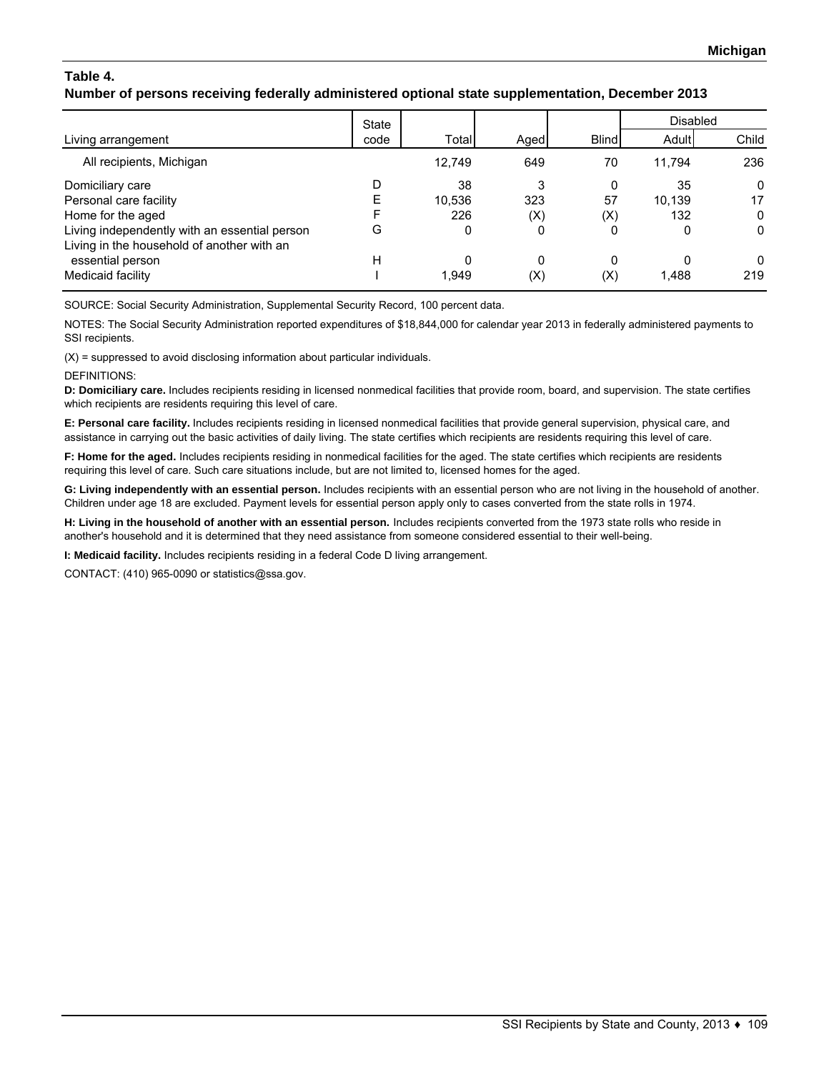## Table 4.
**Number of persons receiving federally administered optional state supplementation, December 2013**

| Living arrangement | State code | Total | Aged | Blind | Disabled | |
|---|---|---|---|---|---|---|
| | | | | | Adult | Child |
| All recipients, Michigan | | 12,749 | 649 | 70 | 11,794 | 236 |
| Domiciliary care | D | 38 | 3 | 0 | 35 | 0 |
| Personal care facility | E | 10,536 | 323 | 57 | 10,139 | 17 |
| Home for the aged | F | 226 | (X) | (X) | 132 | 0 |
| Living independently with an essential person | G | 0 | 0 | 0 | 0 | 0 |
| Living in the household of another with an essential person | H | 0 | 0 | 0 | 0 | 0 |
| Medicaid facility | I | 1,949 | (X) | (X) | 1,488 | 219 |

SOURCE: Social Security Administration, Supplemental Security Record, 100 percent data.

NOTES: The Social Security Administration reported expenditures of $18,844,000 for calendar year 2013 in federally administered payments to SSI recipients.

(X) = suppressed to avoid disclosing information about particular individuals.

DEFINITIONS:

**D: Domiciliary care.** Includes recipients residing in licensed nonmedical facilities that provide room, board, and supervision. The state certifies which recipients are residents requiring this level of care.

**E: Personal care facility.** Includes recipients residing in licensed nonmedical facilities that provide general supervision, physical care, and assistance in carrying out the basic activities of daily living. The state certifies which recipients are residents requiring this level of care.

**F: Home for the aged.** Includes recipients residing in nonmedical facilities for the aged. The state certifies which recipients are residents requiring this level of care. Such care situations include, but are not limited to, licensed homes for the aged.

**G: Living independently with an essential person.** Includes recipients with an essential person who are not living in the household of another. Children under age 18 are excluded. Payment levels for essential person apply only to cases converted from the state rolls in 1974.

**H: Living in the household of another with an essential person.** Includes recipients converted from the 1973 state rolls who reside in another's household and it is determined that they need assistance from someone considered essential to their well-being.

**I: Medicaid facility.** Includes recipients residing in a federal Code D living arrangement.

CONTACT: (410) 965-0090 or statistics@ssa.gov.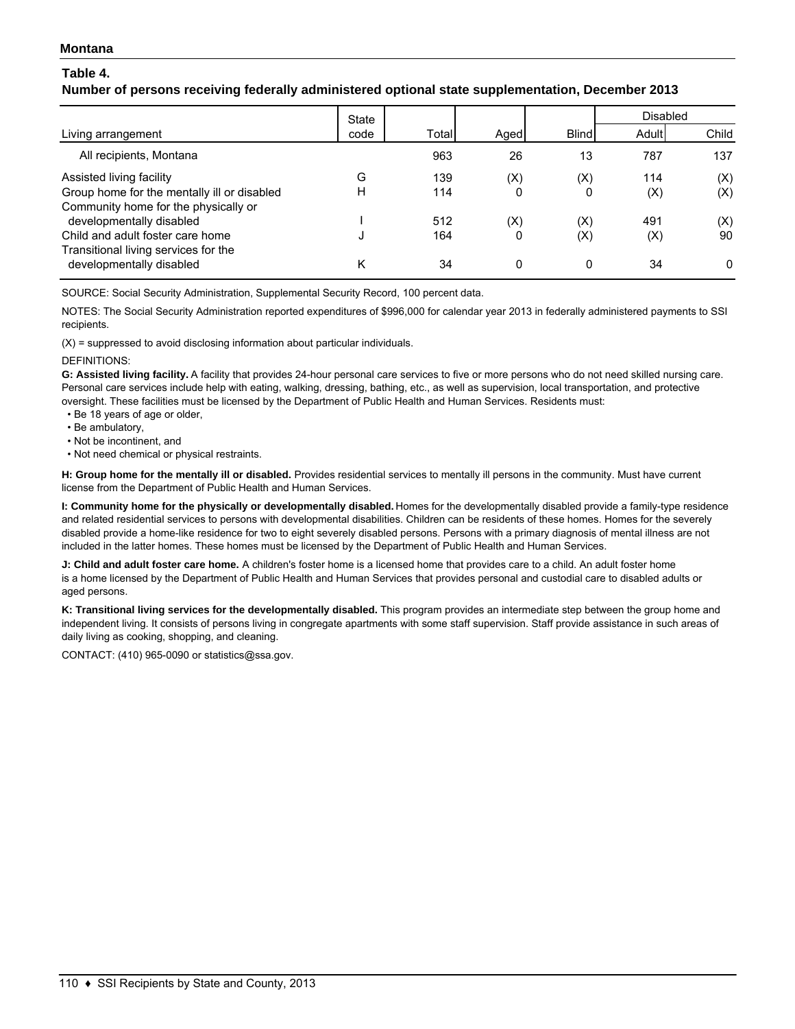**Montana**

## Table 4.

### Number of persons receiving federally administered optional state supplementation, December 2013

| Living arrangement | State code | Total | Aged | Blind | Disabled | |
|---|---|---|---|---|---|---|
| | | | | | Adult | Child |
| All recipients, Montana | | 963 | 26 | 13 | 787 | 137 |
| Assisted living facility | G | 139 | (X) | (X) | 114 | (X) |
| Group home for the mentally ill or disabled | H | 114 | 0 | 0 | (X) | (X) |
| Community home for the physically or developmentally disabled | I | 512 | (X) | (X) | 491 | (X) |
| Child and adult foster care home | J | 164 | 0 | (X) | (X) | 90 |
| Transitional living services for the developmentally disabled | K | 34 | 0 | 0 | 34 | 0 |

SOURCE: Social Security Administration, Supplemental Security Record, 100 percent data.

NOTES: The Social Security Administration reported expenditures of $996,000 for calendar year 2013 in federally administered payments to SSI recipients.

(X) = suppressed to avoid disclosing information about particular individuals.

DEFINITIONS:

**G: Assisted living facility.** A facility that provides 24-hour personal care services to five or more persons who do not need skilled nursing care. Personal care services include help with eating, walking, dressing, bathing, etc., as well as supervision, local transportation, and protective oversight. These facilities must be licensed by the Department of Public Health and Human Services. Residents must:

- Be 18 years of age or older,
- Be ambulatory,
- Not be incontinent, and
- Not need chemical or physical restraints.

**H: Group home for the mentally ill or disabled.** Provides residential services to mentally ill persons in the community. Must have current license from the Department of Public Health and Human Services.

**I: Community home for the physically or developmentally disabled.** Homes for the developmentally disabled provide a family-type residence and related residential services to persons with developmental disabilities. Children can be residents of these homes. Homes for the severely disabled provide a home-like residence for two to eight severely disabled persons. Persons with a primary diagnosis of mental illness are not included in the latter homes. These homes must be licensed by the Department of Public Health and Human Services.

**J: Child and adult foster care home.** A children's foster home is a licensed home that provides care to a child. An adult foster home is a home licensed by the Department of Public Health and Human Services that provides personal and custodial care to disabled adults or aged persons.

**K: Transitional living services for the developmentally disabled.** This program provides an intermediate step between the group home and independent living. It consists of persons living in congregate apartments with some staff supervision. Staff provide assistance in such areas of daily living as cooking, shopping, and cleaning.

CONTACT: (410) 965-0090 or statistics@ssa.gov.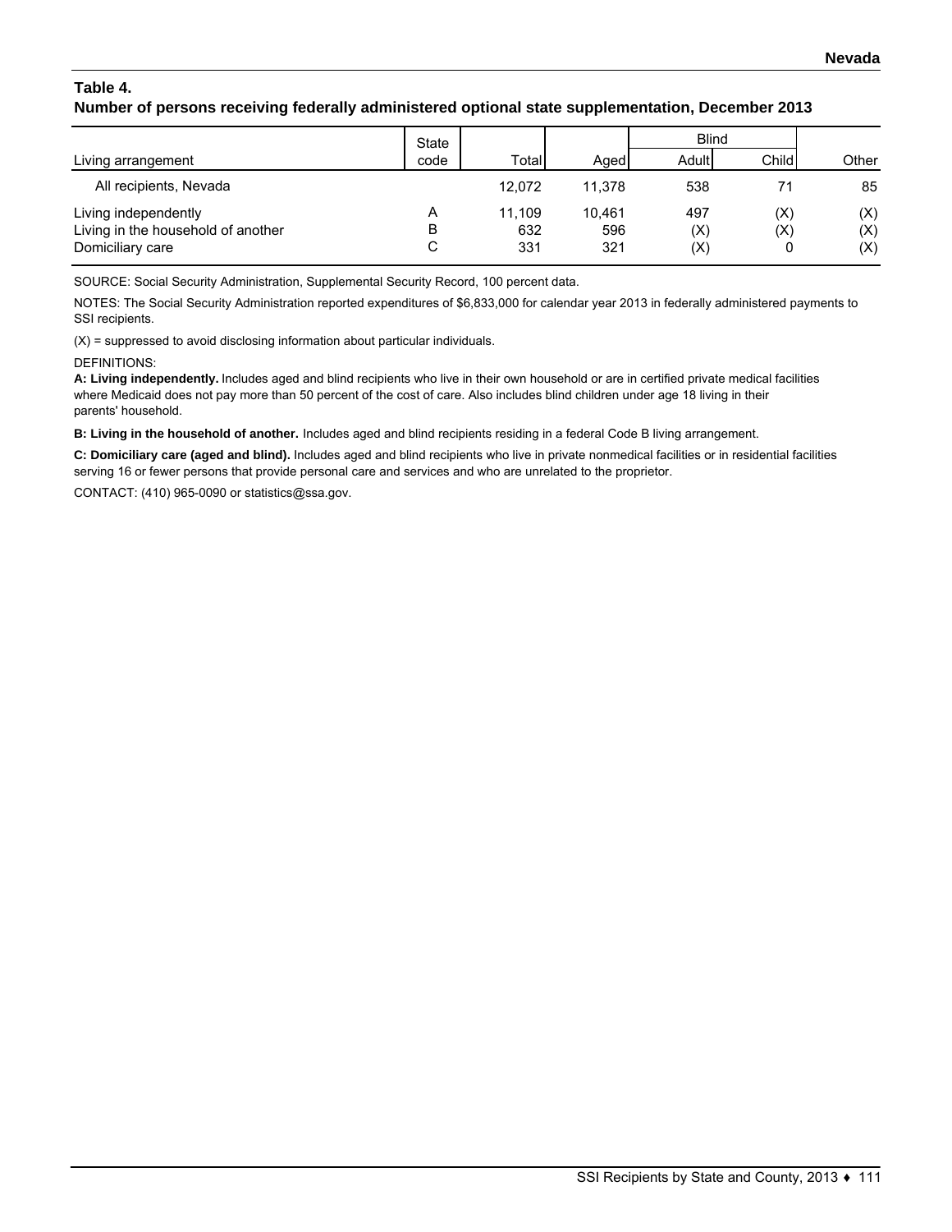## Table 4.
### Number of persons receiving federally administered optional state supplementation, December 2013

| Living arrangement | State code | Total | Aged | Blind | | Other |
|---|---|---|---|---|---|---|
| | | | | Adult | Child | |
| All recipients, Nevada | | 12,072 | 11,378 | 538 | 71 | 85 |
| Living independently | A | 11,109 | 10,461 | 497 | (X) | (X) |
| Living in the household of another | B | 632 | 596 | (X) | (X) | (X) |
| Domiciliary care | C | 331 | 321 | (X) | 0 | (X) |

SOURCE: Social Security Administration, Supplemental Security Record, 100 percent data.

NOTES: The Social Security Administration reported expenditures of $6,833,000 for calendar year 2013 in federally administered payments to SSI recipients.

(X) = suppressed to avoid disclosing information about particular individuals.

DEFINITIONS:

**A: Living independently.** Includes aged and blind recipients who live in their own household or are in certified private medical facilities where Medicaid does not pay more than 50 percent of the cost of care. Also includes blind children under age 18 living in their parents' household.

**B: Living in the household of another.** Includes aged and blind recipients residing in a federal Code B living arrangement.

**C: Domiciliary care (aged and blind).** Includes aged and blind recipients who live in private nonmedical facilities or in residential facilities serving 16 or fewer persons that provide personal care and services and who are unrelated to the proprietor.

CONTACT: (410) 965-0090 or statistics@ssa.gov.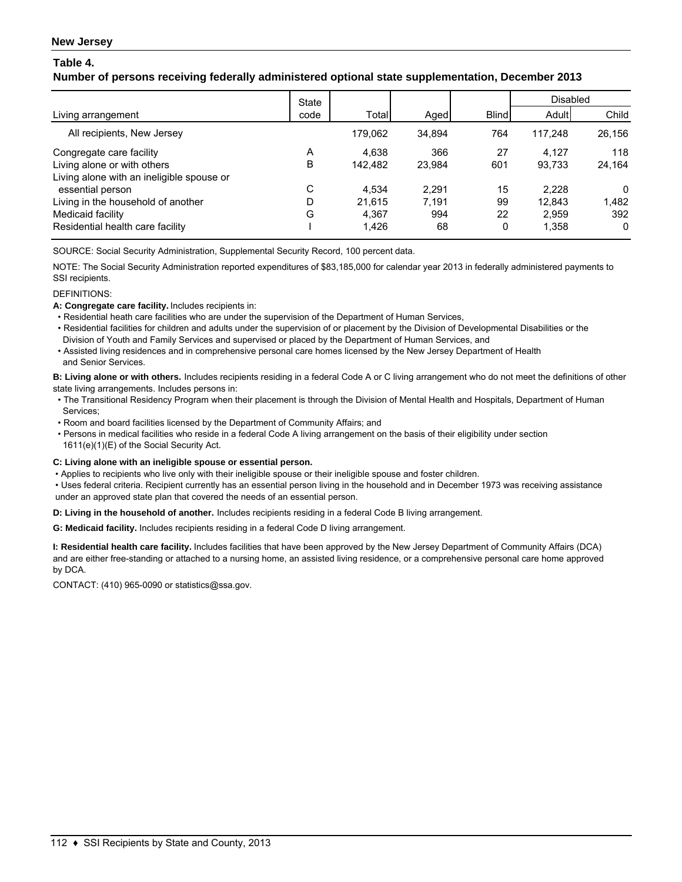**New Jersey**

## Table 4.
## Number of persons receiving federally administered optional state supplementation, December 2013

| Living arrangement | State code | Total | Aged | Blind | Disabled | |
|---|---|---|---|---|---|---|
| | | | | | Adult | Child |
| All recipients, New Jersey | | 179,062 | 34,894 | 764 | 117,248 | 26,156 |
| Congregate care facility | A | 4,638 | 366 | 27 | 4,127 | 118 |
| Living alone or with others | B | 142,482 | 23,984 | 601 | 93,733 | 24,164 |
| Living alone with an ineligible spouse or essential person | C | 4,534 | 2,291 | 15 | 2,228 | 0 |
| Living in the household of another | D | 21,615 | 7,191 | 99 | 12,843 | 1,482 |
| Medicaid facility | G | 4,367 | 994 | 22 | 2,959 | 392 |
| Residential health care facility | I | 1,426 | 68 | 0 | 1,358 | 0 |

SOURCE: Social Security Administration, Supplemental Security Record, 100 percent data.

NOTE: The Social Security Administration reported expenditures of $83,185,000 for calendar year 2013 in federally administered payments to SSI recipients.

DEFINITIONS:

**A: Congregate care facility.** Includes recipients in:

- Residential heath care facilities who are under the supervision of the Department of Human Services,
- Residential facilities for children and adults under the supervision of or placement by the Division of Developmental Disabilities or the Division of Youth and Family Services and supervised or placed by the Department of Human Services, and
- Assisted living residences and in comprehensive personal care homes licensed by the New Jersey Department of Health and Senior Services.

**B: Living alone or with others.** Includes recipients residing in a federal Code A or C living arrangement who do not meet the definitions of other state living arrangements. Includes persons in:

- The Transitional Residency Program when their placement is through the Division of Mental Health and Hospitals, Department of Human Services;
- Room and board facilities licensed by the Department of Community Affairs; and
- Persons in medical facilities who reside in a federal Code A living arrangement on the basis of their eligibility under section 1611(e)(1)(E) of the Social Security Act.

**C: Living alone with an ineligible spouse or essential person.**

- Applies to recipients who live only with their ineligible spouse or their ineligible spouse and foster children.
- Uses federal criteria. Recipient currently has an essential person living in the household and in December 1973 was receiving assistance under an approved state plan that covered the needs of an essential person.

**D: Living in the household of another.** Includes recipients residing in a federal Code B living arrangement.

**G: Medicaid facility.** Includes recipients residing in a federal Code D living arrangement.

**I: Residential health care facility.** Includes facilities that have been approved by the New Jersey Department of Community Affairs (DCA) and are either free-standing or attached to a nursing home, an assisted living residence, or a comprehensive personal care home approved by DCA.

CONTACT: (410) 965-0090 or statistics@ssa.gov.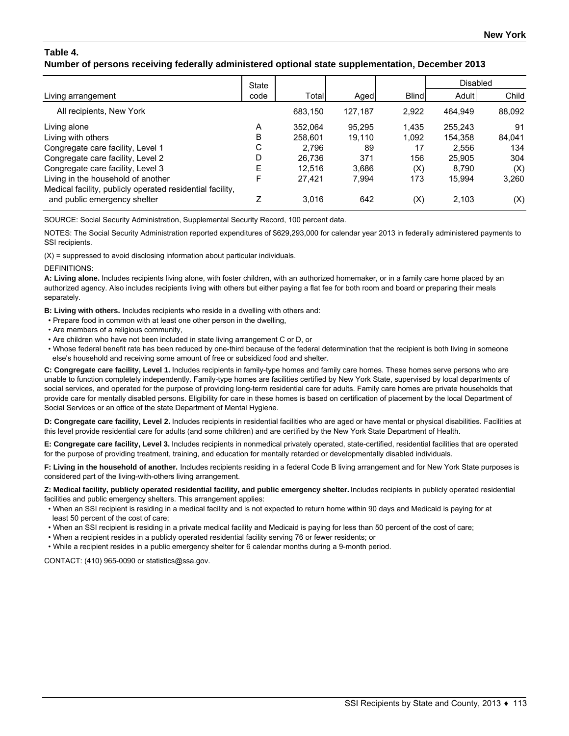## Table 4.

### Number of persons receiving federally administered optional state supplementation, December 2013

| Living arrangement | State code | Total | Aged | Blind | Disabled | |
|---|---|---|---|---|---|---|
| | | | | | Adult | Child |
| All recipients, New York | | 683,150 | 127,187 | 2,922 | 464,949 | 88,092 |
| Living alone | A | 352,064 | 95,295 | 1,435 | 255,243 | 91 |
| Living with others | B | 258,601 | 19,110 | 1,092 | 154,358 | 84,041 |
| Congregate care facility, Level 1 | C | 2,796 | 89 | 17 | 2,556 | 134 |
| Congregate care facility, Level 2 | D | 26,736 | 371 | 156 | 25,905 | 304 |
| Congregate care facility, Level 3 | E | 12,516 | 3,686 | (X) | 8,790 | (X) |
| Living in the household of another | F | 27,421 | 7,994 | 173 | 15,994 | 3,260 |
| Medical facility, publicly operated residential facility, and public emergency shelter | Z | 3,016 | 642 | (X) | 2,103 | (X) |

SOURCE: Social Security Administration, Supplemental Security Record, 100 percent data.

NOTES: The Social Security Administration reported expenditures of $629,293,000 for calendar year 2013 in federally administered payments to SSI recipients.

(X) = suppressed to avoid disclosing information about particular individuals.

DEFINITIONS:

**A: Living alone.** Includes recipients living alone, with foster children, with an authorized homemaker, or in a family care home placed by an authorized agency. Also includes recipients living with others but either paying a flat fee for both room and board or preparing their meals separately.

**B: Living with others.** Includes recipients who reside in a dwelling with others and:

- Prepare food in common with at least one other person in the dwelling,
- Are members of a religious community,
- Are children who have not been included in state living arrangement C or D, or
- Whose federal benefit rate has been reduced by one-third because of the federal determination that the recipient is both living in someone else's household and receiving some amount of free or subsidized food and shelter.

**C: Congregate care facility, Level 1.** Includes recipients in family-type homes and family care homes. These homes serve persons who are unable to function completely independently. Family-type homes are facilities certified by New York State, supervised by local departments of social services, and operated for the purpose of providing long-term residential care for adults. Family care homes are private households that provide care for mentally disabled persons. Eligibility for care in these homes is based on certification of placement by the local Department of Social Services or an office of the state Department of Mental Hygiene.

**D: Congregate care facility, Level 2.** Includes recipients in residential facilities who are aged or have mental or physical disabilities. Facilities at this level provide residential care for adults (and some children) and are certified by the New York State Department of Health.

**E: Congregate care facility, Level 3.** Includes recipients in nonmedical privately operated, state-certified, residential facilities that are operated for the purpose of providing treatment, training, and education for mentally retarded or developmentally disabled individuals.

**F: Living in the household of another.** Includes recipients residing in a federal Code B living arrangement and for New York State purposes is considered part of the living-with-others living arrangement.

**Z: Medical facility, publicly operated residential facility, and public emergency shelter.** Includes recipients in publicly operated residential facilities and public emergency shelters. This arrangement applies:

- When an SSI recipient is residing in a medical facility and is not expected to return home within 90 days and Medicaid is paying for at least 50 percent of the cost of care;
- When an SSI recipient is residing in a private medical facility and Medicaid is paying for less than 50 percent of the cost of care;
- When a recipient resides in a publicly operated residential facility serving 76 or fewer residents; or
- While a recipient resides in a public emergency shelter for 6 calendar months during a 9-month period.

CONTACT: (410) 965-0090 or statistics@ssa.gov.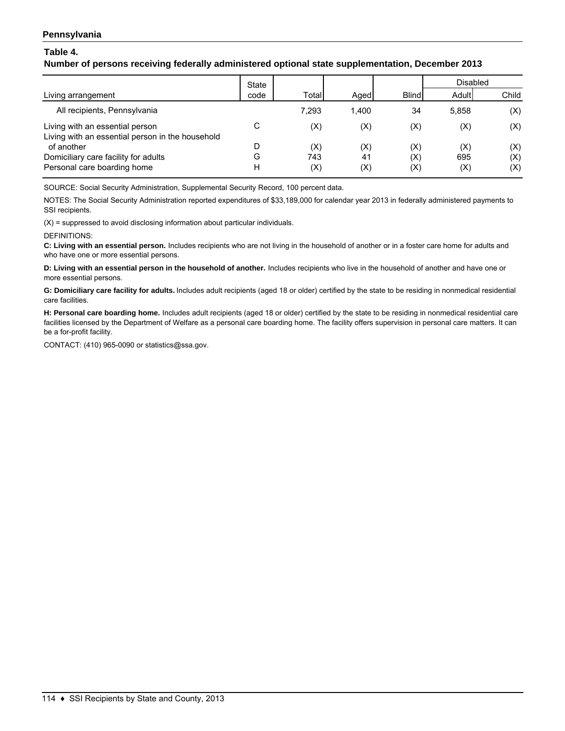**Pennsylvania**

## Table 4.

### Number of persons receiving federally administered optional state supplementation, December 2013

| Living arrangement | State code | Total | Aged | Blind | Disabled | |
|---|---|---|---|---|---|---|
| | | | | | Adult | Child |
| All recipients, Pennsylvania | | 7,293 | 1,400 | 34 | 5,858 | (X) |
| Living with an essential person | C | (X) | (X) | (X) | (X) | (X) |
| Living with an essential person in the household of another | D | (X) | (X) | (X) | (X) | (X) |
| Domiciliary care facility for adults | G | 743 | 41 | (X) | 695 | (X) |
| Personal care boarding home | H | (X) | (X) | (X) | (X) | (X) |

SOURCE: Social Security Administration, Supplemental Security Record, 100 percent data.

NOTES: The Social Security Administration reported expenditures of $33,189,000 for calendar year 2013 in federally administered payments to SSI recipients.

(X) = suppressed to avoid disclosing information about particular individuals.

DEFINITIONS:

**C: Living with an essential person.** Includes recipients who are not living in the household of another or in a foster care home for adults and who have one or more essential persons.

**D: Living with an essential person in the household of another.** Includes recipients who live in the household of another and have one or more essential persons.

**G: Domiciliary care facility for adults.** Includes adult recipients (aged 18 or older) certified by the state to be residing in nonmedical residential care facilities.

**H: Personal care boarding home.** Includes adult recipients (aged 18 or older) certified by the state to be residing in nonmedical residential care facilities licensed by the Department of Welfare as a personal care boarding home. The facility offers supervision in personal care matters. It can be a for-profit facility.

CONTACT: (410) 965-0090 or statistics@ssa.gov.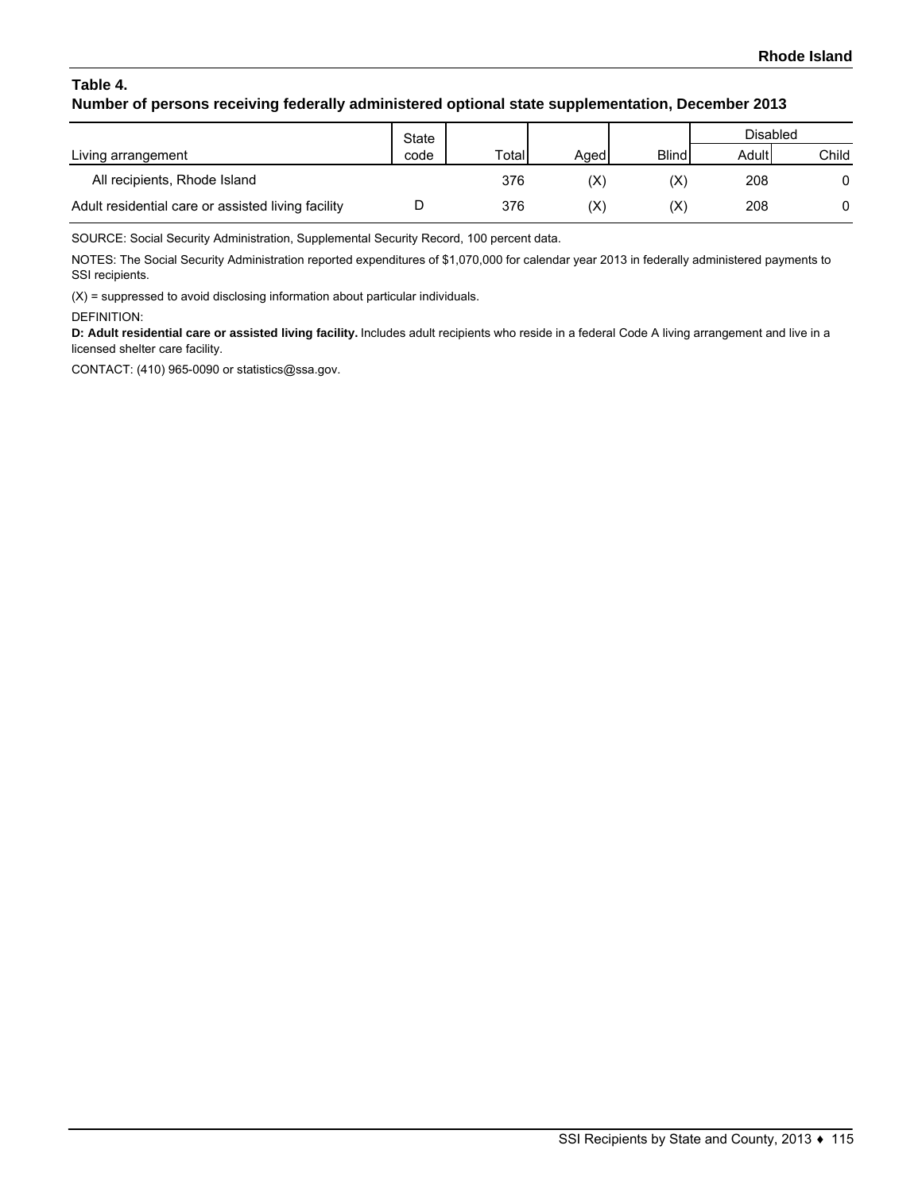# Rhode Island

**Table 4.**
**Number of persons receiving federally administered optional state supplementation, December 2013**

| Living arrangement | State code | Total | Aged | Blind | Disabled | |
|---|---|---|---|---|---|---|
| | | | | | Adult | Child |
| All recipients, Rhode Island | | 376 | (X) | (X) | 208 | 0 |
| Adult residential care or assisted living facility | D | 376 | (X) | (X) | 208 | 0 |

SOURCE: Social Security Administration, Supplemental Security Record, 100 percent data.

NOTES: The Social Security Administration reported expenditures of $1,070,000 for calendar year 2013 in federally administered payments to SSI recipients.

(X) = suppressed to avoid disclosing information about particular individuals.

DEFINITION:

**D: Adult residential care or assisted living facility.** Includes adult recipients who reside in a federal Code A living arrangement and live in a licensed shelter care facility.

CONTACT: (410) 965-0090 or statistics@ssa.gov.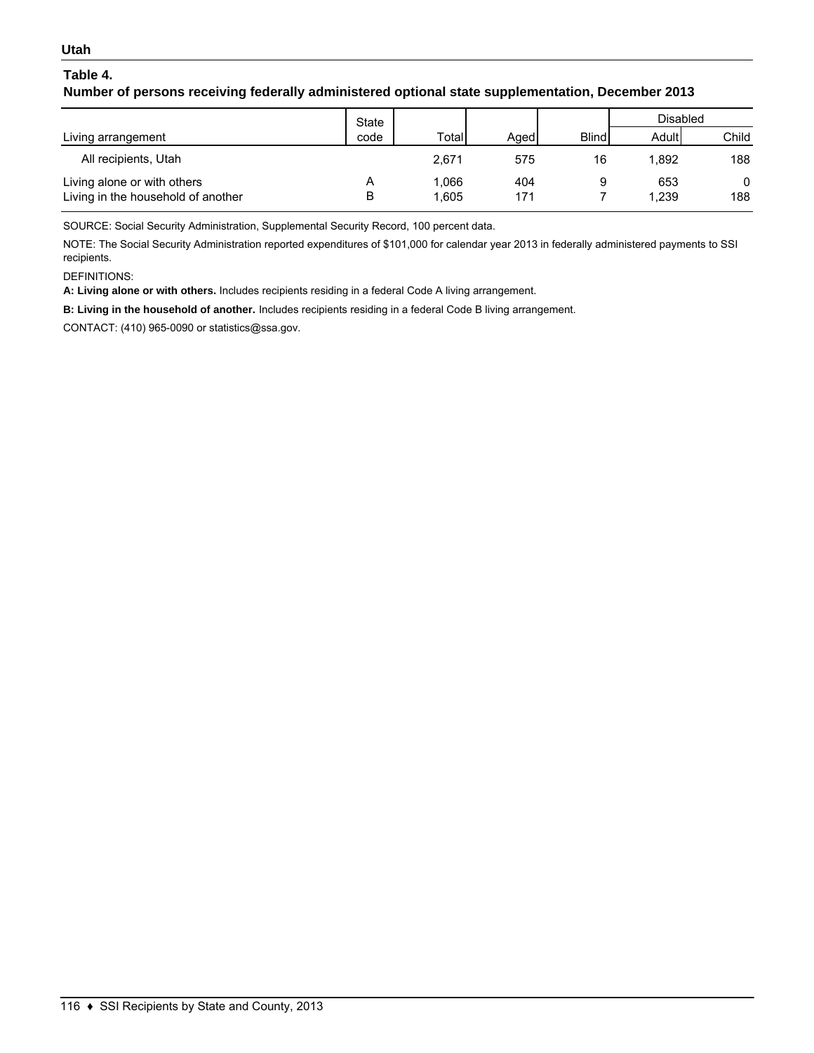**Utah**

## Table 4.
### Number of persons receiving federally administered optional state supplementation, December 2013

| Living arrangement | State code | Total | Aged | Blind | Disabled | |
|---|---|---|---|---|---|---|
| | | | | | Adult | Child |
| All recipients, Utah | | 2,671 | 575 | 16 | 1,892 | 188 |
| Living alone or with others | A | 1,066 | 404 | 9 | 653 | 0 |
| Living in the household of another | B | 1,605 | 171 | 7 | 1,239 | 188 |

SOURCE: Social Security Administration, Supplemental Security Record, 100 percent data.

NOTE: The Social Security Administration reported expenditures of $101,000 for calendar year 2013 in federally administered payments to SSI recipients.

DEFINITIONS:

**A: Living alone or with others.** Includes recipients residing in a federal Code A living arrangement.

**B: Living in the household of another.** Includes recipients residing in a federal Code B living arrangement.

CONTACT: (410) 965-0090 or statistics@ssa.gov.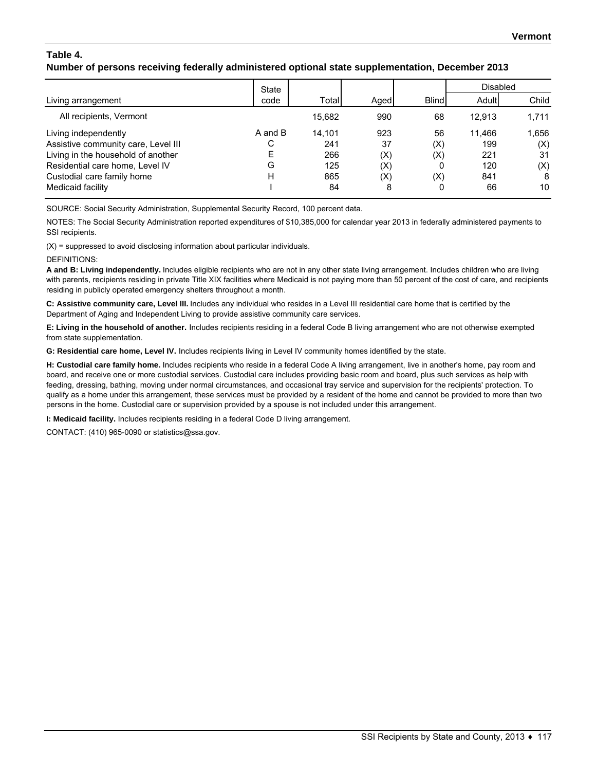## Table 4.
## Number of persons receiving federally administered optional state supplementation, December 2013

| Living arrangement | State code | Total | Aged | Blind | Disabled | |
|---|---|---|---|---|---|---|
| | | | | | Adult | Child |
| All recipients, Vermont | | 15,682 | 990 | 68 | 12,913 | 1,711 |
| Living independently | A and B | 14,101 | 923 | 56 | 11,466 | 1,656 |
| Assistive community care, Level III | C | 241 | 37 | (X) | 199 | (X) |
| Living in the household of another | E | 266 | (X) | (X) | 221 | 31 |
| Residential care home, Level IV | G | 125 | (X) | 0 | 120 | (X) |
| Custodial care family home | H | 865 | (X) | (X) | 841 | 8 |
| Medicaid facility | I | 84 | 8 | 0 | 66 | 10 |

SOURCE: Social Security Administration, Supplemental Security Record, 100 percent data.

NOTES: The Social Security Administration reported expenditures of $10,385,000 for calendar year 2013 in federally administered payments to SSI recipients.

(X) = suppressed to avoid disclosing information about particular individuals.

DEFINITIONS:

**A and B: Living independently.** Includes eligible recipients who are not in any other state living arrangement. Includes children who are living with parents, recipients residing in private Title XIX facilities where Medicaid is not paying more than 50 percent of the cost of care, and recipients residing in publicly operated emergency shelters throughout a month.

**C: Assistive community care, Level III.** Includes any individual who resides in a Level III residential care home that is certified by the Department of Aging and Independent Living to provide assistive community care services.

**E: Living in the household of another.** Includes recipients residing in a federal Code B living arrangement who are not otherwise exempted from state supplementation.

**G: Residential care home, Level IV.** Includes recipients living in Level IV community homes identified by the state.

**H: Custodial care family home.** Includes recipients who reside in a federal Code A living arrangement, live in another's home, pay room and board, and receive one or more custodial services. Custodial care includes providing basic room and board, plus such services as help with feeding, dressing, bathing, moving under normal circumstances, and occasional tray service and supervision for the recipients' protection. To qualify as a home under this arrangement, these services must be provided by a resident of the home and cannot be provided to more than two persons in the home. Custodial care or supervision provided by a spouse is not included under this arrangement.

**I: Medicaid facility.** Includes recipients residing in a federal Code D living arrangement.

CONTACT: (410) 965-0090 or statistics@ssa.gov.